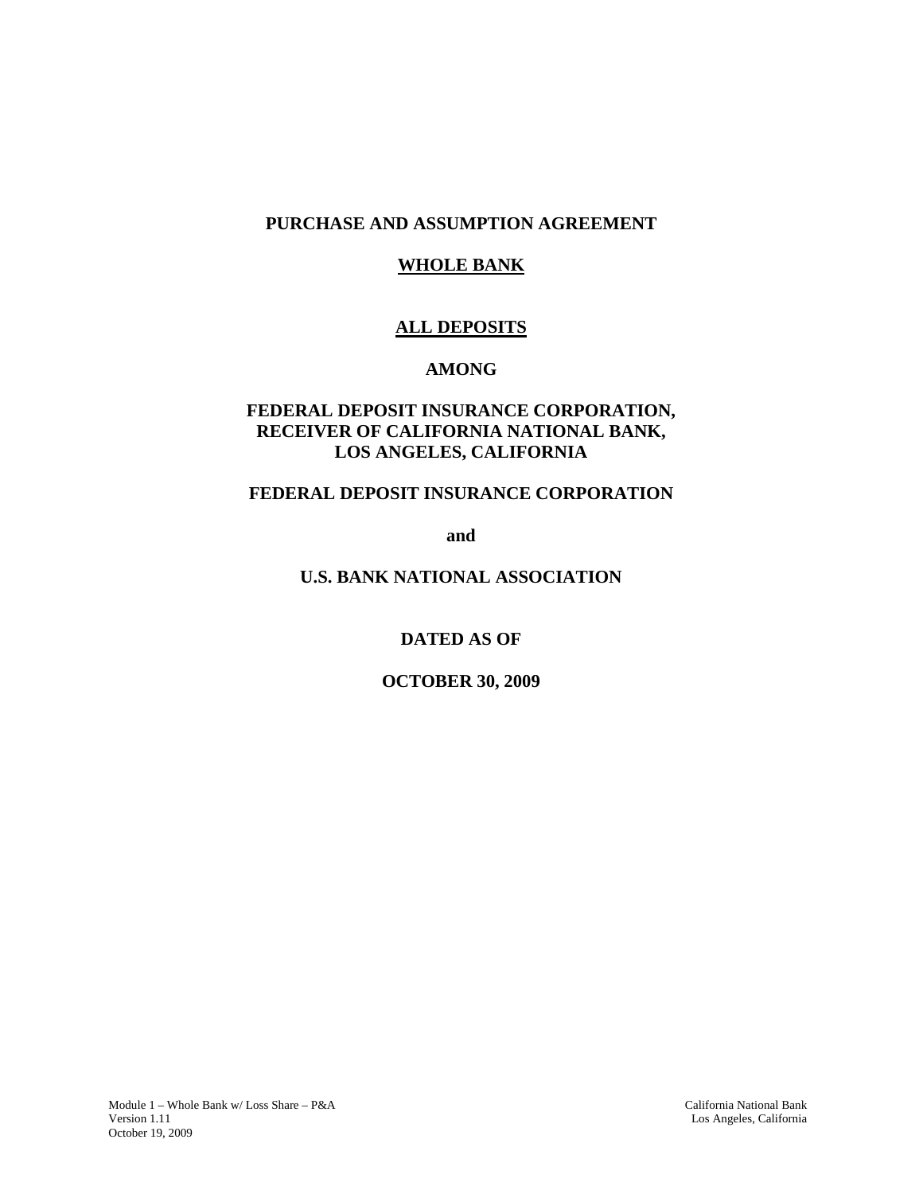**PURCHASE AND ASSUMPTION AGREEMENT**

**WHOLE BANK**

**ALL DEPOSITS**

**AMONG**

**FEDERAL DEPOSIT INSURANCE CORPORATION,**
**RECEIVER OF CALIFORNIA NATIONAL BANK,**
**LOS ANGELES, CALIFORNIA**

**FEDERAL DEPOSIT INSURANCE CORPORATION**

**and**

**U.S. BANK NATIONAL ASSOCIATION**

**DATED AS OF**

**OCTOBER 30, 2009**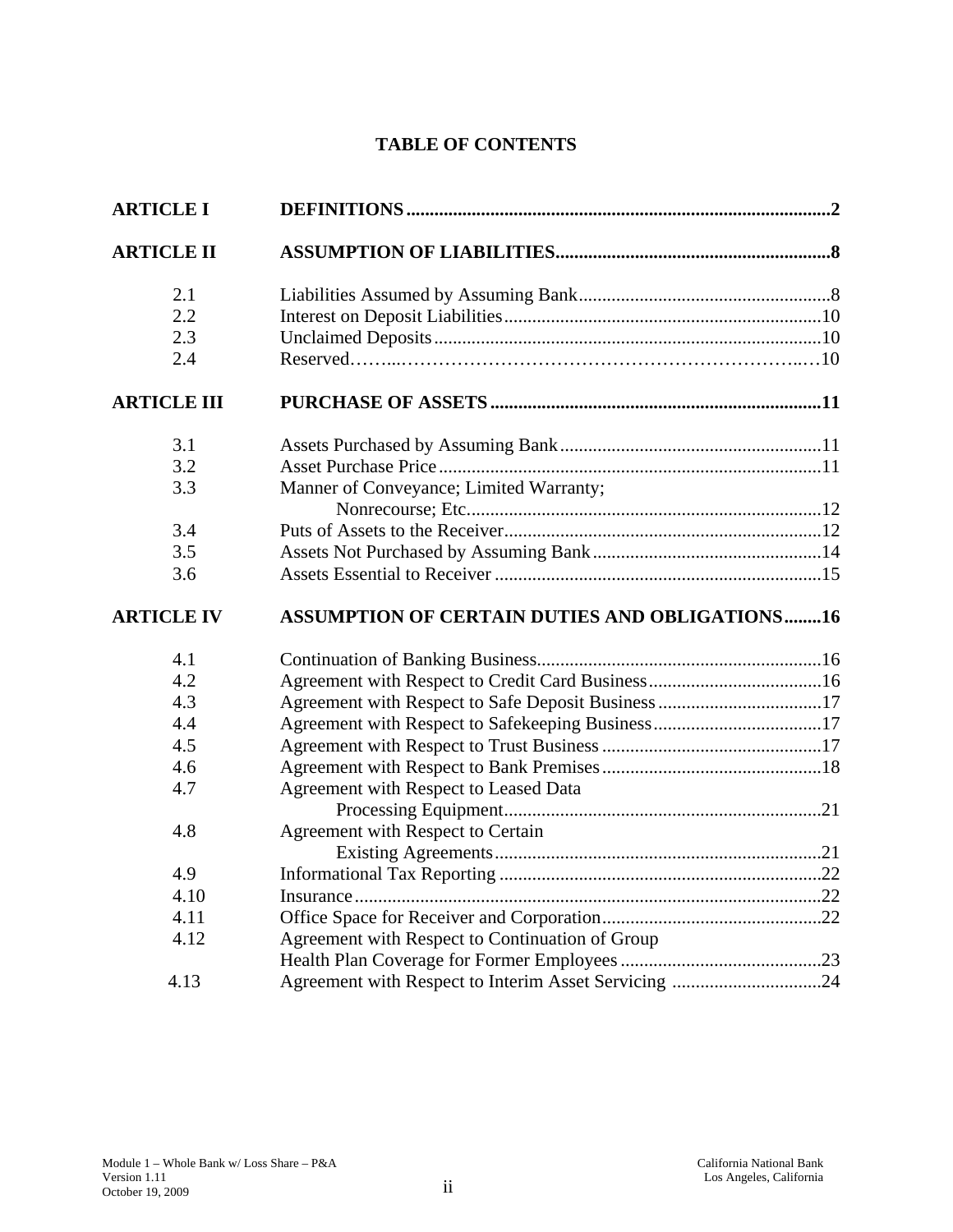# TABLE OF CONTENTS

| | | |
|---|---|---|
| **ARTICLE I** | **DEFINITIONS** | **2** |
| **ARTICLE II** | **ASSUMPTION OF LIABILITIES** | **8** |
| 2.1 | Liabilities Assumed by Assuming Bank | 8 |
| 2.2 | Interest on Deposit Liabilities | 10 |
| 2.3 | Unclaimed Deposits | 10 |
| 2.4 | Reserved | 10 |
| **ARTICLE III** | **PURCHASE OF ASSETS** | **11** |
| 3.1 | Assets Purchased by Assuming Bank | 11 |
| 3.2 | Asset Purchase Price | 11 |
| 3.3 | Manner of Conveyance; Limited Warranty; Nonrecourse; Etc. | 12 |
| 3.4 | Puts of Assets to the Receiver | 12 |
| 3.5 | Assets Not Purchased by Assuming Bank | 14 |
| 3.6 | Assets Essential to Receiver | 15 |
| **ARTICLE IV** | **ASSUMPTION OF CERTAIN DUTIES AND OBLIGATIONS** | **16** |
| 4.1 | Continuation of Banking Business | 16 |
| 4.2 | Agreement with Respect to Credit Card Business | 16 |
| 4.3 | Agreement with Respect to Safe Deposit Business | 17 |
| 4.4 | Agreement with Respect to Safekeeping Business | 17 |
| 4.5 | Agreement with Respect to Trust Business | 17 |
| 4.6 | Agreement with Respect to Bank Premises | 18 |
| 4.7 | Agreement with Respect to Leased Data Processing Equipment | 21 |
| 4.8 | Agreement with Respect to Certain Existing Agreements | 21 |
| 4.9 | Informational Tax Reporting | 22 |
| 4.10 | Insurance | 22 |
| 4.11 | Office Space for Receiver and Corporation | 22 |
| 4.12 | Agreement with Respect to Continuation of Group Health Plan Coverage for Former Employees | 23 |
| 4.13 | Agreement with Respect to Interim Asset Servicing | 24 |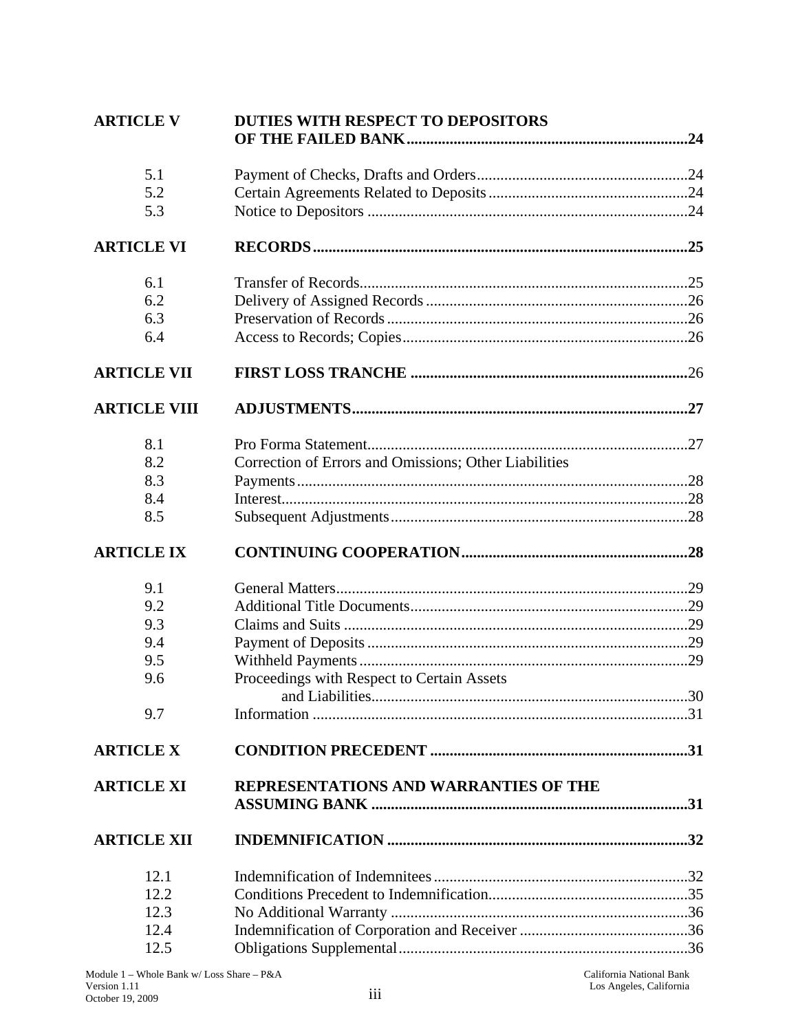| | | |
|---|---|---|
| **ARTICLE V** | **DUTIES WITH RESPECT TO DEPOSITORS OF THE FAILED BANK** | **24** |
| 5.1 | Payment of Checks, Drafts and Orders | 24 |
| 5.2 | Certain Agreements Related to Deposits | 24 |
| 5.3 | Notice to Depositors | 24 |
| **ARTICLE VI** | **RECORDS** | **25** |
| 6.1 | Transfer of Records | 25 |
| 6.2 | Delivery of Assigned Records | 26 |
| 6.3 | Preservation of Records | 26 |
| 6.4 | Access to Records; Copies | 26 |
| **ARTICLE VII** | **FIRST LOSS TRANCHE** | 26 |
| **ARTICLE VIII** | **ADJUSTMENTS** | **27** |
| 8.1 | Pro Forma Statement | 27 |
| 8.2 | Correction of Errors and Omissions; Other Liabilities | |
| 8.3 | Payments | 28 |
| 8.4 | Interest | 28 |
| 8.5 | Subsequent Adjustments | 28 |
| **ARTICLE IX** | **CONTINUING COOPERATION** | **28** |
| 9.1 | General Matters | 29 |
| 9.2 | Additional Title Documents | 29 |
| 9.3 | Claims and Suits | 29 |
| 9.4 | Payment of Deposits | 29 |
| 9.5 | Withheld Payments | 29 |
| 9.6 | Proceedings with Respect to Certain Assets and Liabilities | 30 |
| 9.7 | Information | 31 |
| **ARTICLE X** | **CONDITION PRECEDENT** | **31** |
| **ARTICLE XI** | **REPRESENTATIONS AND WARRANTIES OF THE ASSUMING BANK** | **31** |
| **ARTICLE XII** | **INDEMNIFICATION** | **32** |
| 12.1 | Indemnification of Indemnitees | 32 |
| 12.2 | Conditions Precedent to Indemnification | 35 |
| 12.3 | No Additional Warranty | 36 |
| 12.4 | Indemnification of Corporation and Receiver | 36 |
| 12.5 | Obligations Supplemental | 36 |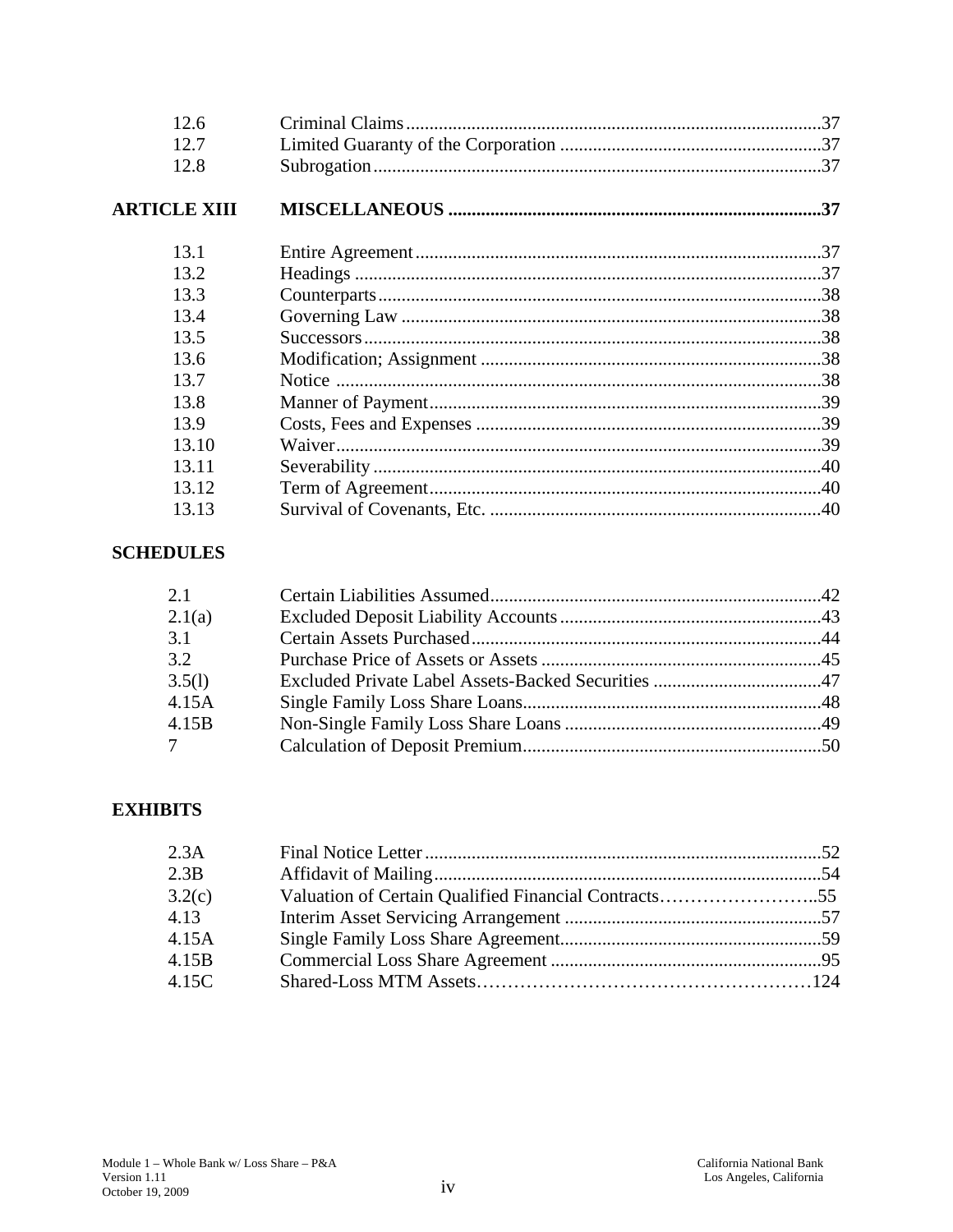| | | |
|---|---|---|
| 12.6 | Criminal Claims | 37 |
| 12.7 | Limited Guaranty of the Corporation | 37 |
| 12.8 | Subrogation | 37 |
| **ARTICLE XIII** | **MISCELLANEOUS** | **37** |
| 13.1 | Entire Agreement | 37 |
| 13.2 | Headings | 37 |
| 13.3 | Counterparts | 38 |
| 13.4 | Governing Law | 38 |
| 13.5 | Successors | 38 |
| 13.6 | Modification; Assignment | 38 |
| 13.7 | Notice | 38 |
| 13.8 | Manner of Payment | 39 |
| 13.9 | Costs, Fees and Expenses | 39 |
| 13.10 | Waiver | 39 |
| 13.11 | Severability | 40 |
| 13.12 | Term of Agreement | 40 |
| 13.13 | Survival of Covenants, Etc. | 40 |

**SCHEDULES**

| | | |
|---|---|---|
| 2.1 | Certain Liabilities Assumed | 42 |
| 2.1(a) | Excluded Deposit Liability Accounts | 43 |
| 3.1 | Certain Assets Purchased | 44 |
| 3.2 | Purchase Price of Assets or Assets | 45 |
| 3.5(l) | Excluded Private Label Assets-Backed Securities | 47 |
| 4.15A | Single Family Loss Share Loans | 48 |
| 4.15B | Non-Single Family Loss Share Loans | 49 |
| 7 | Calculation of Deposit Premium | 50 |

**EXHIBITS**

| | | |
|---|---|---|
| 2.3A | Final Notice Letter | 52 |
| 2.3B | Affidavit of Mailing | 54 |
| 3.2(c) | Valuation of Certain Qualified Financial Contracts | 55 |
| 4.13 | Interim Asset Servicing Arrangement | 57 |
| 4.15A | Single Family Loss Share Agreement | 59 |
| 4.15B | Commercial Loss Share Agreement | 95 |
| 4.15C | Shared-Loss MTM Assets | 124 |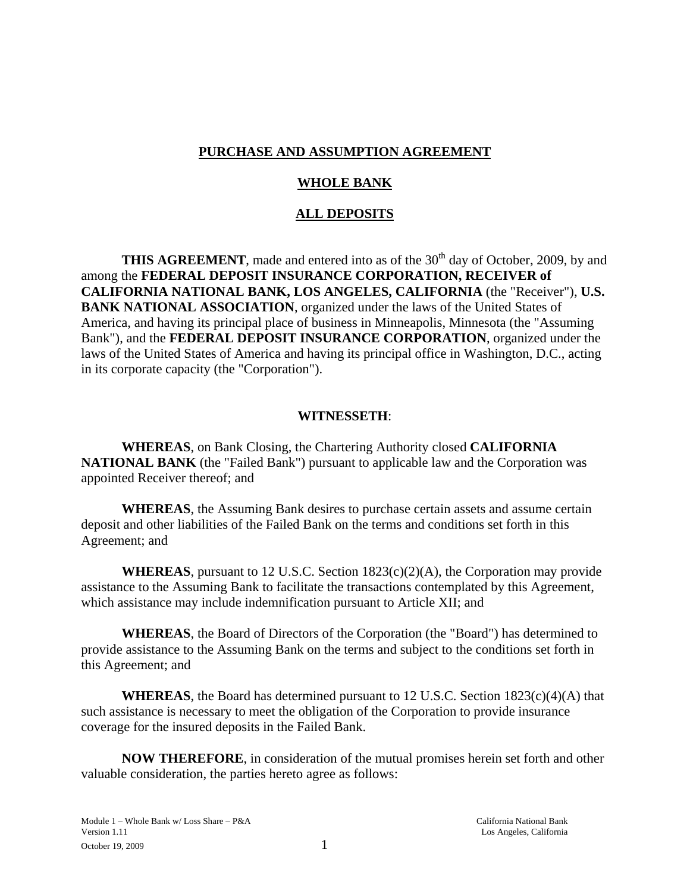# PURCHASE AND ASSUMPTION AGREEMENT

# WHOLE BANK

# ALL DEPOSITS

**THIS AGREEMENT**, made and entered into as of the 30th day of October, 2009, by and among the **FEDERAL DEPOSIT INSURANCE CORPORATION, RECEIVER of CALIFORNIA NATIONAL BANK, LOS ANGELES, CALIFORNIA** (the "Receiver"), **U.S. BANK NATIONAL ASSOCIATION**, organized under the laws of the United States of America, and having its principal place of business in Minneapolis, Minnesota (the "Assuming Bank"), and the **FEDERAL DEPOSIT INSURANCE CORPORATION**, organized under the laws of the United States of America and having its principal office in Washington, D.C., acting in its corporate capacity (the "Corporation").

**WITNESSETH**:

**WHEREAS**, on Bank Closing, the Chartering Authority closed **CALIFORNIA NATIONAL BANK** (the "Failed Bank") pursuant to applicable law and the Corporation was appointed Receiver thereof; and

**WHEREAS**, the Assuming Bank desires to purchase certain assets and assume certain deposit and other liabilities of the Failed Bank on the terms and conditions set forth in this Agreement; and

**WHEREAS**, pursuant to 12 U.S.C. Section 1823(c)(2)(A), the Corporation may provide assistance to the Assuming Bank to facilitate the transactions contemplated by this Agreement, which assistance may include indemnification pursuant to Article XII; and

**WHEREAS**, the Board of Directors of the Corporation (the "Board") has determined to provide assistance to the Assuming Bank on the terms and subject to the conditions set forth in this Agreement; and

**WHEREAS**, the Board has determined pursuant to 12 U.S.C. Section 1823(c)(4)(A) that such assistance is necessary to meet the obligation of the Corporation to provide insurance coverage for the insured deposits in the Failed Bank.

**NOW THEREFORE**, in consideration of the mutual promises herein set forth and other valuable consideration, the parties hereto agree as follows: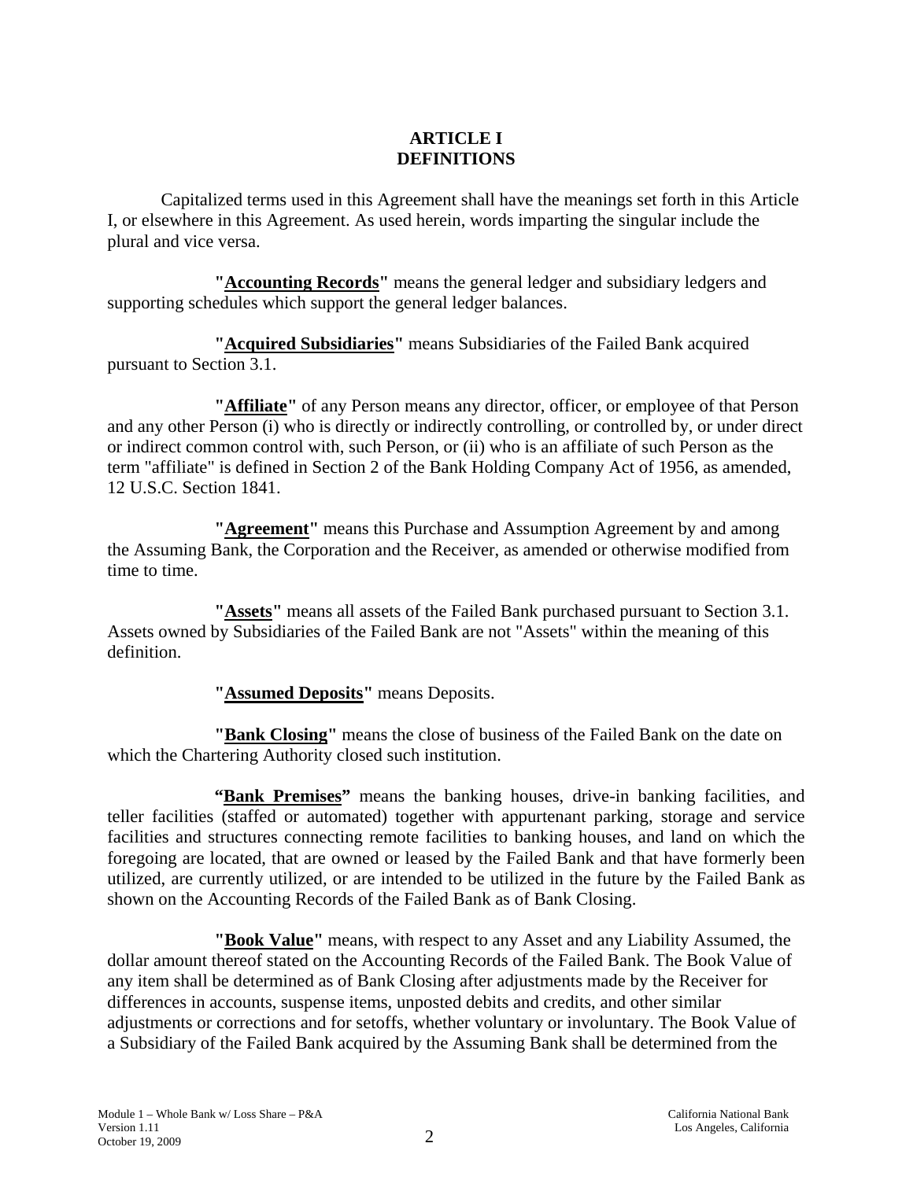# ARTICLE I
# DEFINITIONS

Capitalized terms used in this Agreement shall have the meanings set forth in this Article I, or elsewhere in this Agreement. As used herein, words imparting the singular include the plural and vice versa.

**"Accounting Records"** means the general ledger and subsidiary ledgers and supporting schedules which support the general ledger balances.

**"Acquired Subsidiaries"** means Subsidiaries of the Failed Bank acquired pursuant to Section 3.1.

**"Affiliate"** of any Person means any director, officer, or employee of that Person and any other Person (i) who is directly or indirectly controlling, or controlled by, or under direct or indirect common control with, such Person, or (ii) who is an affiliate of such Person as the term "affiliate" is defined in Section 2 of the Bank Holding Company Act of 1956, as amended, 12 U.S.C. Section 1841.

**"Agreement"** means this Purchase and Assumption Agreement by and among the Assuming Bank, the Corporation and the Receiver, as amended or otherwise modified from time to time.

**"Assets"** means all assets of the Failed Bank purchased pursuant to Section 3.1. Assets owned by Subsidiaries of the Failed Bank are not "Assets" within the meaning of this definition.

**"Assumed Deposits"** means Deposits.

**"Bank Closing"** means the close of business of the Failed Bank on the date on which the Chartering Authority closed such institution.

**"Bank Premises"** means the banking houses, drive-in banking facilities, and teller facilities (staffed or automated) together with appurtenant parking, storage and service facilities and structures connecting remote facilities to banking houses, and land on which the foregoing are located, that are owned or leased by the Failed Bank and that have formerly been utilized, are currently utilized, or are intended to be utilized in the future by the Failed Bank as shown on the Accounting Records of the Failed Bank as of Bank Closing.

**"Book Value"** means, with respect to any Asset and any Liability Assumed, the dollar amount thereof stated on the Accounting Records of the Failed Bank. The Book Value of any item shall be determined as of Bank Closing after adjustments made by the Receiver for differences in accounts, suspense items, unposted debits and credits, and other similar adjustments or corrections and for setoffs, whether voluntary or involuntary. The Book Value of a Subsidiary of the Failed Bank acquired by the Assuming Bank shall be determined from the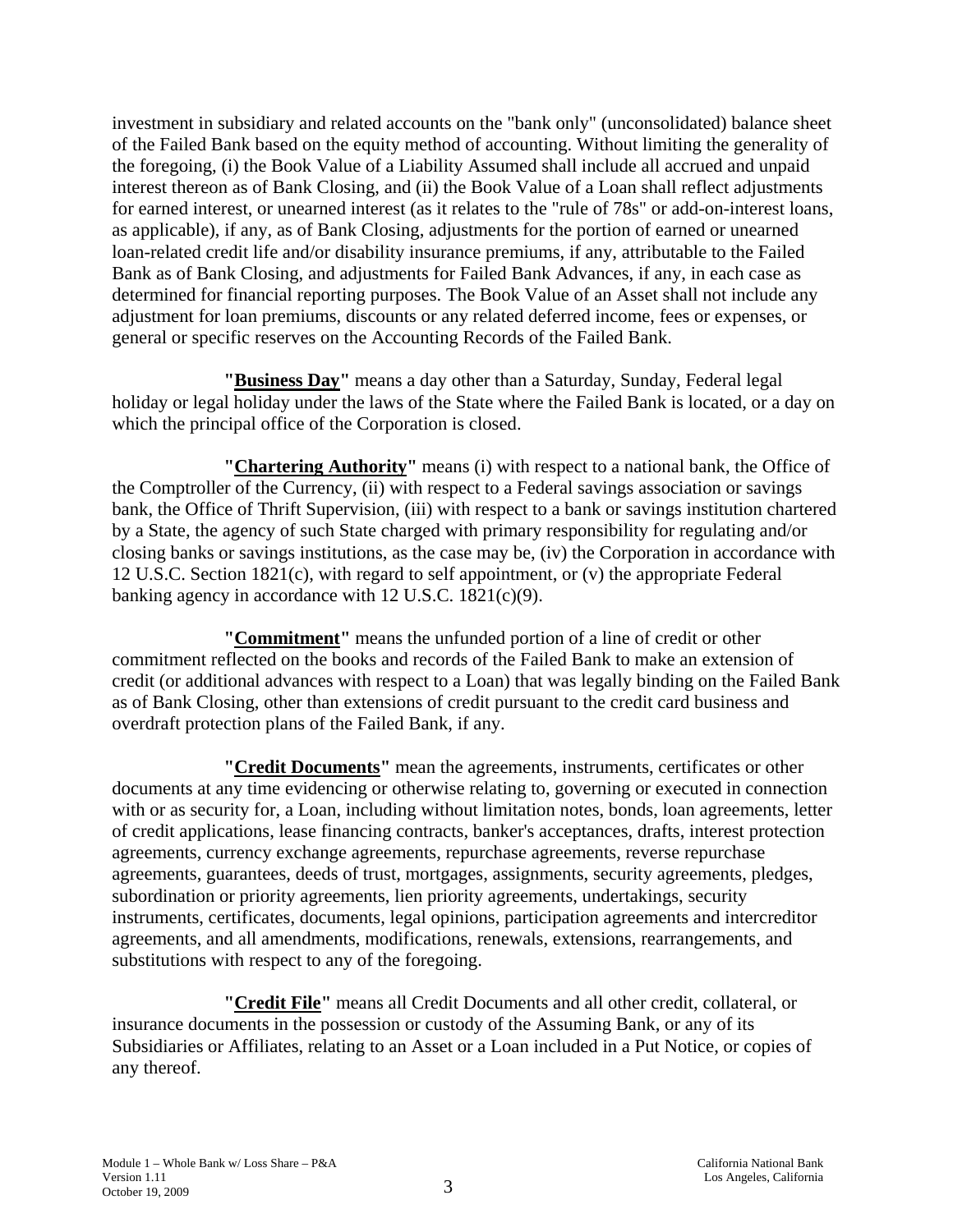investment in subsidiary and related accounts on the "bank only" (unconsolidated) balance sheet of the Failed Bank based on the equity method of accounting. Without limiting the generality of the foregoing, (i) the Book Value of a Liability Assumed shall include all accrued and unpaid interest thereon as of Bank Closing, and (ii) the Book Value of a Loan shall reflect adjustments for earned interest, or unearned interest (as it relates to the "rule of 78s" or add-on-interest loans, as applicable), if any, as of Bank Closing, adjustments for the portion of earned or unearned loan-related credit life and/or disability insurance premiums, if any, attributable to the Failed Bank as of Bank Closing, and adjustments for Failed Bank Advances, if any, in each case as determined for financial reporting purposes. The Book Value of an Asset shall not include any adjustment for loan premiums, discounts or any related deferred income, fees or expenses, or general or specific reserves on the Accounting Records of the Failed Bank.

**"Business Day"** means a day other than a Saturday, Sunday, Federal legal holiday or legal holiday under the laws of the State where the Failed Bank is located, or a day on which the principal office of the Corporation is closed.

**"Chartering Authority"** means (i) with respect to a national bank, the Office of the Comptroller of the Currency, (ii) with respect to a Federal savings association or savings bank, the Office of Thrift Supervision, (iii) with respect to a bank or savings institution chartered by a State, the agency of such State charged with primary responsibility for regulating and/or closing banks or savings institutions, as the case may be, (iv) the Corporation in accordance with 12 U.S.C. Section 1821(c), with regard to self appointment, or (v) the appropriate Federal banking agency in accordance with 12 U.S.C. 1821(c)(9).

**"Commitment"** means the unfunded portion of a line of credit or other commitment reflected on the books and records of the Failed Bank to make an extension of credit (or additional advances with respect to a Loan) that was legally binding on the Failed Bank as of Bank Closing, other than extensions of credit pursuant to the credit card business and overdraft protection plans of the Failed Bank, if any.

**"Credit Documents"** mean the agreements, instruments, certificates or other documents at any time evidencing or otherwise relating to, governing or executed in connection with or as security for, a Loan, including without limitation notes, bonds, loan agreements, letter of credit applications, lease financing contracts, banker's acceptances, drafts, interest protection agreements, currency exchange agreements, repurchase agreements, reverse repurchase agreements, guarantees, deeds of trust, mortgages, assignments, security agreements, pledges, subordination or priority agreements, lien priority agreements, undertakings, security instruments, certificates, documents, legal opinions, participation agreements and intercreditor agreements, and all amendments, modifications, renewals, extensions, rearrangements, and substitutions with respect to any of the foregoing.

**"Credit File"** means all Credit Documents and all other credit, collateral, or insurance documents in the possession or custody of the Assuming Bank, or any of its Subsidiaries or Affiliates, relating to an Asset or a Loan included in a Put Notice, or copies of any thereof.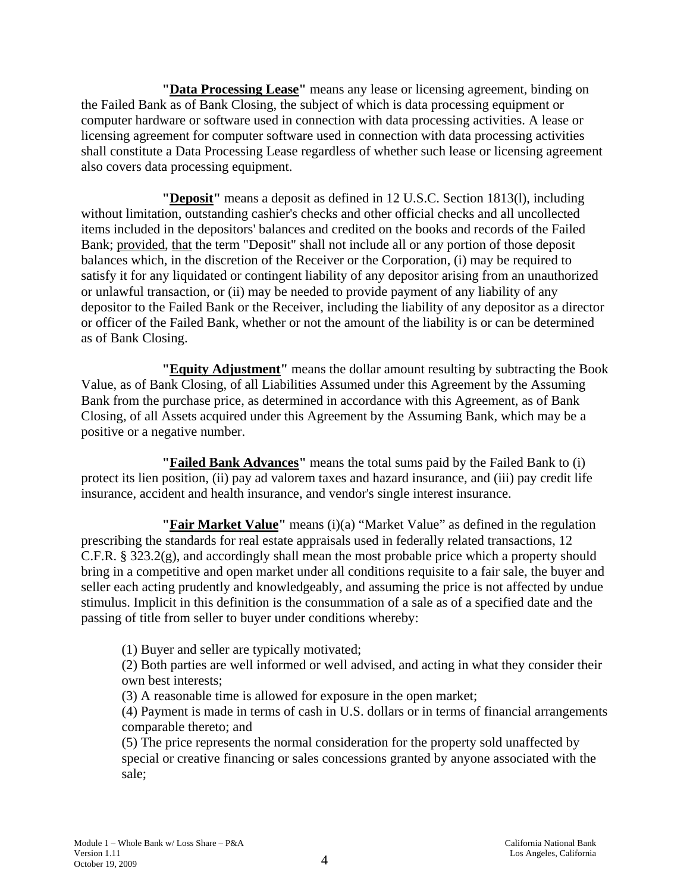**"<u>Data Processing Lease</u>"** means any lease or licensing agreement, binding on the Failed Bank as of Bank Closing, the subject of which is data processing equipment or computer hardware or software used in connection with data processing activities. A lease or licensing agreement for computer software used in connection with data processing activities shall constitute a Data Processing Lease regardless of whether such lease or licensing agreement also covers data processing equipment.

**"<u>Deposit</u>"** means a deposit as defined in 12 U.S.C. Section 1813(l), including without limitation, outstanding cashier's checks and other official checks and all uncollected items included in the depositors' balances and credited on the books and records of the Failed Bank; <u>provided</u>, <u>that</u> the term "Deposit" shall not include all or any portion of those deposit balances which, in the discretion of the Receiver or the Corporation, (i) may be required to satisfy it for any liquidated or contingent liability of any depositor arising from an unauthorized or unlawful transaction, or (ii) may be needed to provide payment of any liability of any depositor to the Failed Bank or the Receiver, including the liability of any depositor as a director or officer of the Failed Bank, whether or not the amount of the liability is or can be determined as of Bank Closing.

**"<u>Equity Adjustment</u>"** means the dollar amount resulting by subtracting the Book Value, as of Bank Closing, of all Liabilities Assumed under this Agreement by the Assuming Bank from the purchase price, as determined in accordance with this Agreement, as of Bank Closing, of all Assets acquired under this Agreement by the Assuming Bank, which may be a positive or a negative number.

**"<u>Failed Bank Advances</u>"** means the total sums paid by the Failed Bank to (i) protect its lien position, (ii) pay ad valorem taxes and hazard insurance, and (iii) pay credit life insurance, accident and health insurance, and vendor's single interest insurance.

**"<u>Fair Market Value</u>"** means (i)(a) "Market Value" as defined in the regulation prescribing the standards for real estate appraisals used in federally related transactions, 12 C.F.R. § 323.2(g), and accordingly shall mean the most probable price which a property should bring in a competitive and open market under all conditions requisite to a fair sale, the buyer and seller each acting prudently and knowledgeably, and assuming the price is not affected by undue stimulus. Implicit in this definition is the consummation of a sale as of a specified date and the passing of title from seller to buyer under conditions whereby:

(1) Buyer and seller are typically motivated;
(2) Both parties are well informed or well advised, and acting in what they consider their own best interests;
(3) A reasonable time is allowed for exposure in the open market;
(4) Payment is made in terms of cash in U.S. dollars or in terms of financial arrangements comparable thereto; and
(5) The price represents the normal consideration for the property sold unaffected by special or creative financing or sales concessions granted by anyone associated with the sale;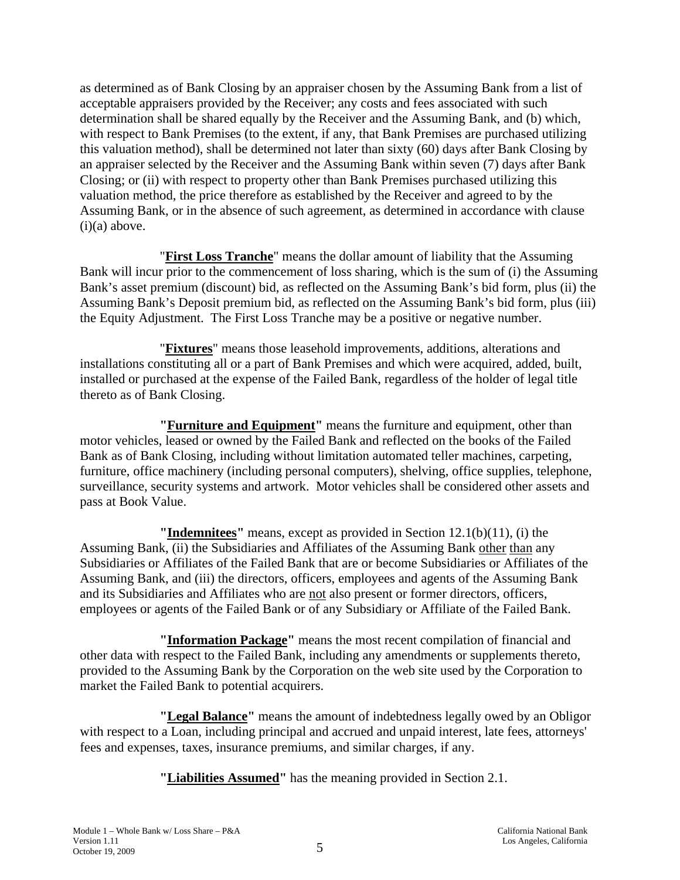as determined as of Bank Closing by an appraiser chosen by the Assuming Bank from a list of acceptable appraisers provided by the Receiver; any costs and fees associated with such determination shall be shared equally by the Receiver and the Assuming Bank, and (b) which, with respect to Bank Premises (to the extent, if any, that Bank Premises are purchased utilizing this valuation method), shall be determined not later than sixty (60) days after Bank Closing by an appraiser selected by the Receiver and the Assuming Bank within seven (7) days after Bank Closing; or (ii) with respect to property other than Bank Premises purchased utilizing this valuation method, the price therefore as established by the Receiver and agreed to by the Assuming Bank, or in the absence of such agreement, as determined in accordance with clause (i)(a) above.

"**First Loss Tranche**" means the dollar amount of liability that the Assuming Bank will incur prior to the commencement of loss sharing, which is the sum of (i) the Assuming Bank's asset premium (discount) bid, as reflected on the Assuming Bank's bid form, plus (ii) the Assuming Bank's Deposit premium bid, as reflected on the Assuming Bank's bid form, plus (iii) the Equity Adjustment. The First Loss Tranche may be a positive or negative number.

"**Fixtures**" means those leasehold improvements, additions, alterations and installations constituting all or a part of Bank Premises and which were acquired, added, built, installed or purchased at the expense of the Failed Bank, regardless of the holder of legal title thereto as of Bank Closing.

**"Furniture and Equipment"** means the furniture and equipment, other than motor vehicles, leased or owned by the Failed Bank and reflected on the books of the Failed Bank as of Bank Closing, including without limitation automated teller machines, carpeting, furniture, office machinery (including personal computers), shelving, office supplies, telephone, surveillance, security systems and artwork. Motor vehicles shall be considered other assets and pass at Book Value.

**"Indemnitees"** means, except as provided in Section 12.1(b)(11), (i) the Assuming Bank, (ii) the Subsidiaries and Affiliates of the Assuming Bank other than any Subsidiaries or Affiliates of the Failed Bank that are or become Subsidiaries or Affiliates of the Assuming Bank, and (iii) the directors, officers, employees and agents of the Assuming Bank and its Subsidiaries and Affiliates who are not also present or former directors, officers, employees or agents of the Failed Bank or of any Subsidiary or Affiliate of the Failed Bank.

**"Information Package"** means the most recent compilation of financial and other data with respect to the Failed Bank, including any amendments or supplements thereto, provided to the Assuming Bank by the Corporation on the web site used by the Corporation to market the Failed Bank to potential acquirers.

**"Legal Balance"** means the amount of indebtedness legally owed by an Obligor with respect to a Loan, including principal and accrued and unpaid interest, late fees, attorneys' fees and expenses, taxes, insurance premiums, and similar charges, if any.

**"Liabilities Assumed"** has the meaning provided in Section 2.1.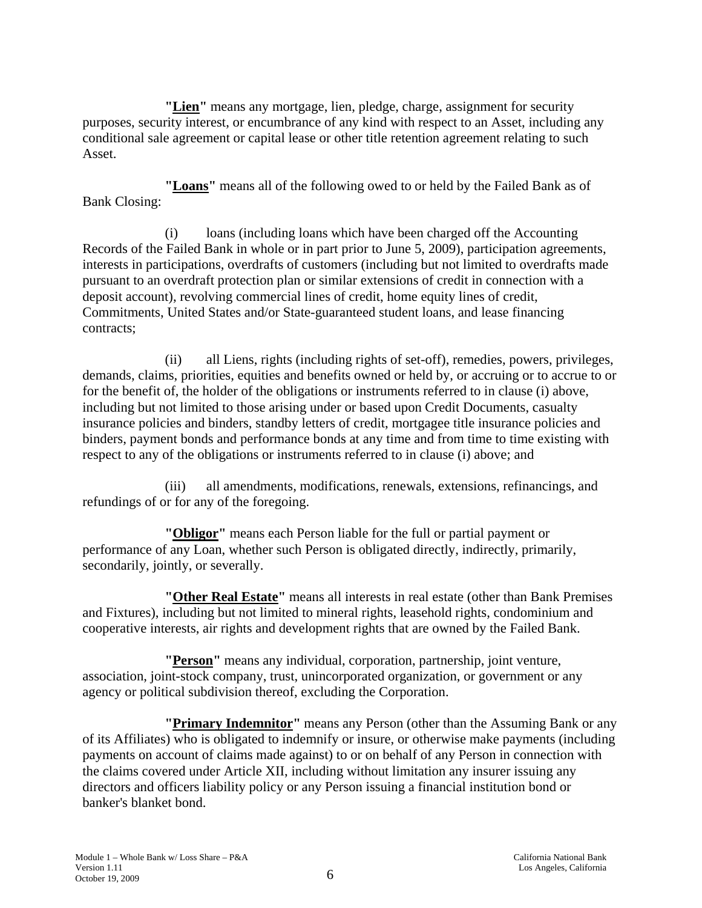**"<u>Lien</u>"** means any mortgage, lien, pledge, charge, assignment for security purposes, security interest, or encumbrance of any kind with respect to an Asset, including any conditional sale agreement or capital lease or other title retention agreement relating to such Asset.

**"<u>Loans</u>"** means all of the following owed to or held by the Failed Bank as of Bank Closing:

(i) loans (including loans which have been charged off the Accounting Records of the Failed Bank in whole or in part prior to June 5, 2009), participation agreements, interests in participations, overdrafts of customers (including but not limited to overdrafts made pursuant to an overdraft protection plan or similar extensions of credit in connection with a deposit account), revolving commercial lines of credit, home equity lines of credit, Commitments, United States and/or State-guaranteed student loans, and lease financing contracts;

(ii) all Liens, rights (including rights of set-off), remedies, powers, privileges, demands, claims, priorities, equities and benefits owned or held by, or accruing or to accrue to or for the benefit of, the holder of the obligations or instruments referred to in clause (i) above, including but not limited to those arising under or based upon Credit Documents, casualty insurance policies and binders, standby letters of credit, mortgagee title insurance policies and binders, payment bonds and performance bonds at any time and from time to time existing with respect to any of the obligations or instruments referred to in clause (i) above; and

(iii) all amendments, modifications, renewals, extensions, refinancings, and refundings of or for any of the foregoing.

**"<u>Obligor</u>"** means each Person liable for the full or partial payment or performance of any Loan, whether such Person is obligated directly, indirectly, primarily, secondarily, jointly, or severally.

**"<u>Other Real Estate</u>"** means all interests in real estate (other than Bank Premises and Fixtures), including but not limited to mineral rights, leasehold rights, condominium and cooperative interests, air rights and development rights that are owned by the Failed Bank.

**"<u>Person</u>"** means any individual, corporation, partnership, joint venture, association, joint-stock company, trust, unincorporated organization, or government or any agency or political subdivision thereof, excluding the Corporation.

**"<u>Primary Indemnitor</u>"** means any Person (other than the Assuming Bank or any of its Affiliates) who is obligated to indemnify or insure, or otherwise make payments (including payments on account of claims made against) to or on behalf of any Person in connection with the claims covered under Article XII, including without limitation any insurer issuing any directors and officers liability policy or any Person issuing a financial institution bond or banker's blanket bond.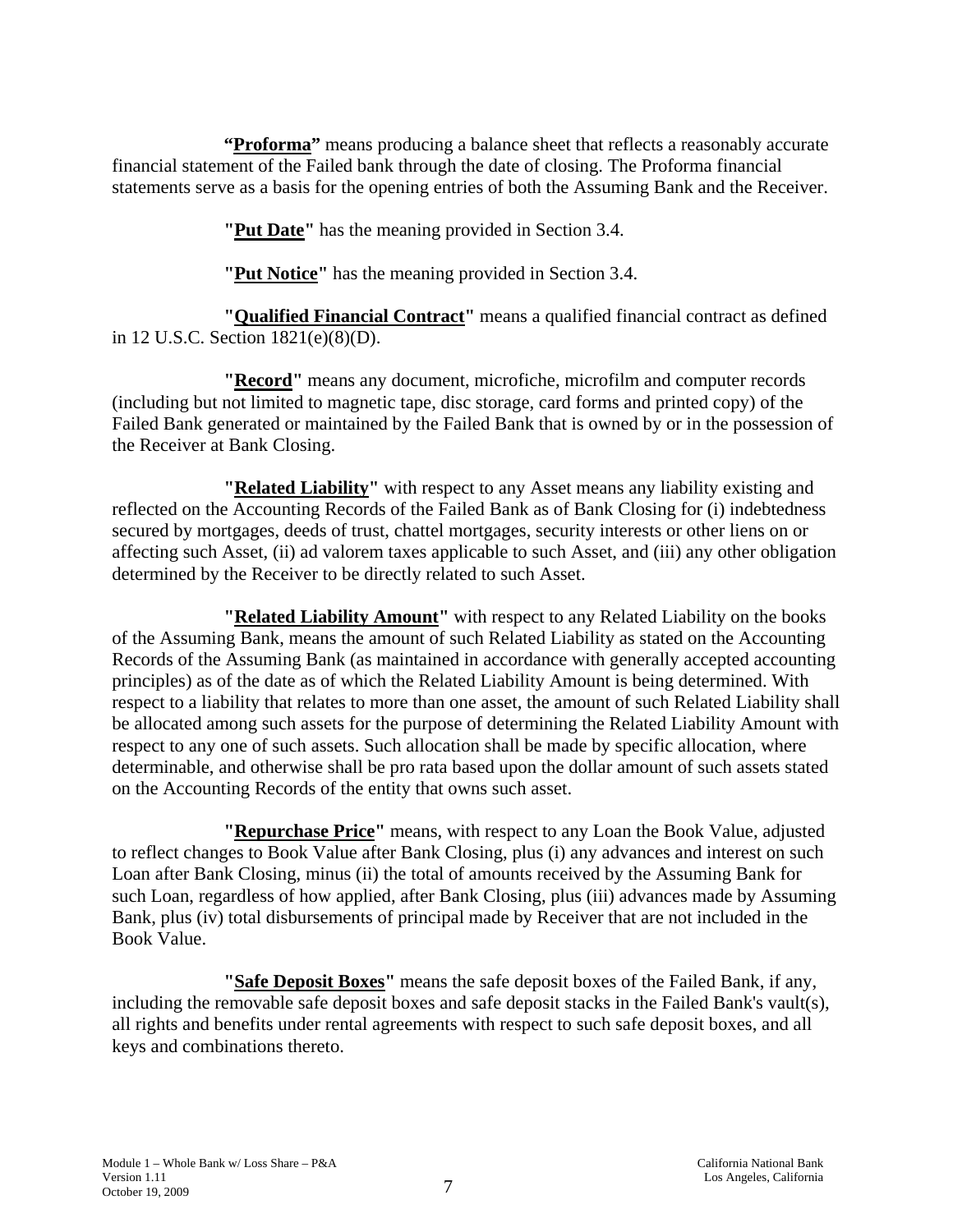**"Proforma"** means producing a balance sheet that reflects a reasonably accurate financial statement of the Failed bank through the date of closing. The Proforma financial statements serve as a basis for the opening entries of both the Assuming Bank and the Receiver.

**"Put Date"** has the meaning provided in Section 3.4.

**"Put Notice"** has the meaning provided in Section 3.4.

**"Qualified Financial Contract"** means a qualified financial contract as defined in 12 U.S.C. Section 1821(e)(8)(D).

**"Record"** means any document, microfiche, microfilm and computer records (including but not limited to magnetic tape, disc storage, card forms and printed copy) of the Failed Bank generated or maintained by the Failed Bank that is owned by or in the possession of the Receiver at Bank Closing.

**"Related Liability"** with respect to any Asset means any liability existing and reflected on the Accounting Records of the Failed Bank as of Bank Closing for (i) indebtedness secured by mortgages, deeds of trust, chattel mortgages, security interests or other liens on or affecting such Asset, (ii) ad valorem taxes applicable to such Asset, and (iii) any other obligation determined by the Receiver to be directly related to such Asset.

**"Related Liability Amount"** with respect to any Related Liability on the books of the Assuming Bank, means the amount of such Related Liability as stated on the Accounting Records of the Assuming Bank (as maintained in accordance with generally accepted accounting principles) as of the date as of which the Related Liability Amount is being determined. With respect to a liability that relates to more than one asset, the amount of such Related Liability shall be allocated among such assets for the purpose of determining the Related Liability Amount with respect to any one of such assets. Such allocation shall be made by specific allocation, where determinable, and otherwise shall be pro rata based upon the dollar amount of such assets stated on the Accounting Records of the entity that owns such asset.

**"Repurchase Price"** means, with respect to any Loan the Book Value, adjusted to reflect changes to Book Value after Bank Closing, plus (i) any advances and interest on such Loan after Bank Closing, minus (ii) the total of amounts received by the Assuming Bank for such Loan, regardless of how applied, after Bank Closing, plus (iii) advances made by Assuming Bank, plus (iv) total disbursements of principal made by Receiver that are not included in the Book Value.

**"Safe Deposit Boxes"** means the safe deposit boxes of the Failed Bank, if any, including the removable safe deposit boxes and safe deposit stacks in the Failed Bank's vault(s), all rights and benefits under rental agreements with respect to such safe deposit boxes, and all keys and combinations thereto.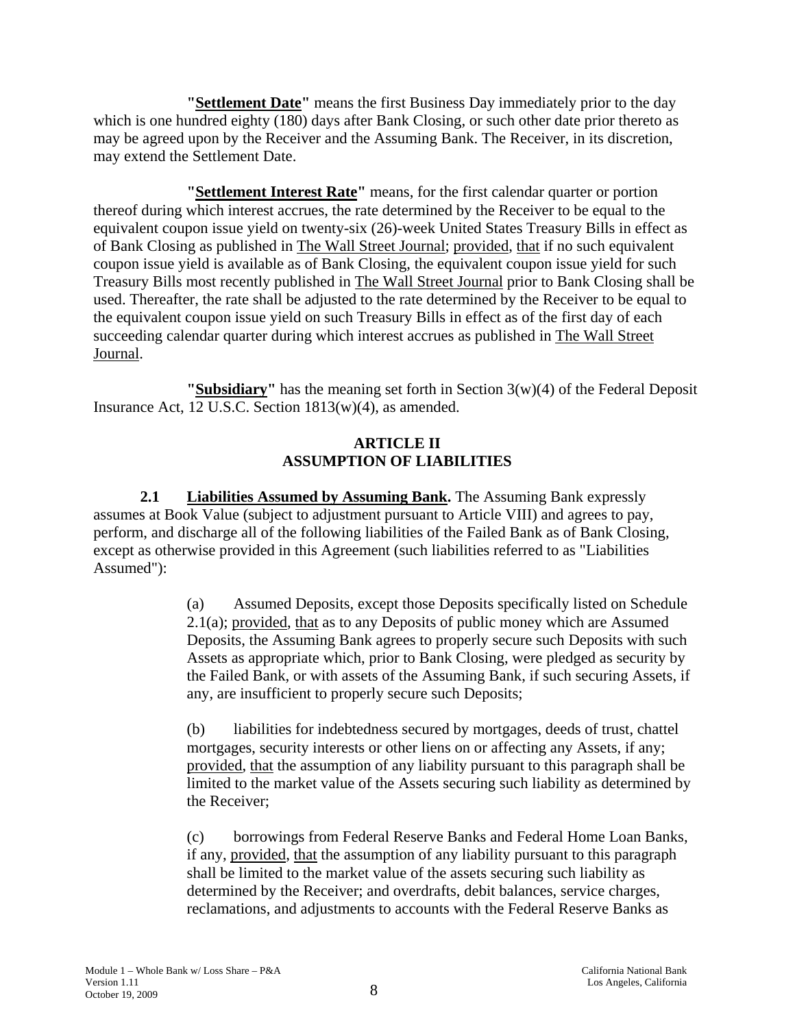**"Settlement Date"** means the first Business Day immediately prior to the day which is one hundred eighty (180) days after Bank Closing, or such other date prior thereto as may be agreed upon by the Receiver and the Assuming Bank. The Receiver, in its discretion, may extend the Settlement Date.

**"Settlement Interest Rate"** means, for the first calendar quarter or portion thereof during which interest accrues, the rate determined by the Receiver to be equal to the equivalent coupon issue yield on twenty-six (26)-week United States Treasury Bills in effect as of Bank Closing as published in The Wall Street Journal; provided, that if no such equivalent coupon issue yield is available as of Bank Closing, the equivalent coupon issue yield for such Treasury Bills most recently published in The Wall Street Journal prior to Bank Closing shall be used. Thereafter, the rate shall be adjusted to the rate determined by the Receiver to be equal to the equivalent coupon issue yield on such Treasury Bills in effect as of the first day of each succeeding calendar quarter during which interest accrues as published in The Wall Street Journal.

**"Subsidiary"** has the meaning set forth in Section 3(w)(4) of the Federal Deposit Insurance Act, 12 U.S.C. Section 1813(w)(4), as amended.

## ARTICLE II
## ASSUMPTION OF LIABILITIES

**2.1 Liabilities Assumed by Assuming Bank.** The Assuming Bank expressly assumes at Book Value (subject to adjustment pursuant to Article VIII) and agrees to pay, perform, and discharge all of the following liabilities of the Failed Bank as of Bank Closing, except as otherwise provided in this Agreement (such liabilities referred to as "Liabilities Assumed"):

(a) Assumed Deposits, except those Deposits specifically listed on Schedule 2.1(a); provided, that as to any Deposits of public money which are Assumed Deposits, the Assuming Bank agrees to properly secure such Deposits with such Assets as appropriate which, prior to Bank Closing, were pledged as security by the Failed Bank, or with assets of the Assuming Bank, if such securing Assets, if any, are insufficient to properly secure such Deposits;

(b) liabilities for indebtedness secured by mortgages, deeds of trust, chattel mortgages, security interests or other liens on or affecting any Assets, if any; provided, that the assumption of any liability pursuant to this paragraph shall be limited to the market value of the Assets securing such liability as determined by the Receiver;

(c) borrowings from Federal Reserve Banks and Federal Home Loan Banks, if any, provided, that the assumption of any liability pursuant to this paragraph shall be limited to the market value of the assets securing such liability as determined by the Receiver; and overdrafts, debit balances, service charges, reclamations, and adjustments to accounts with the Federal Reserve Banks as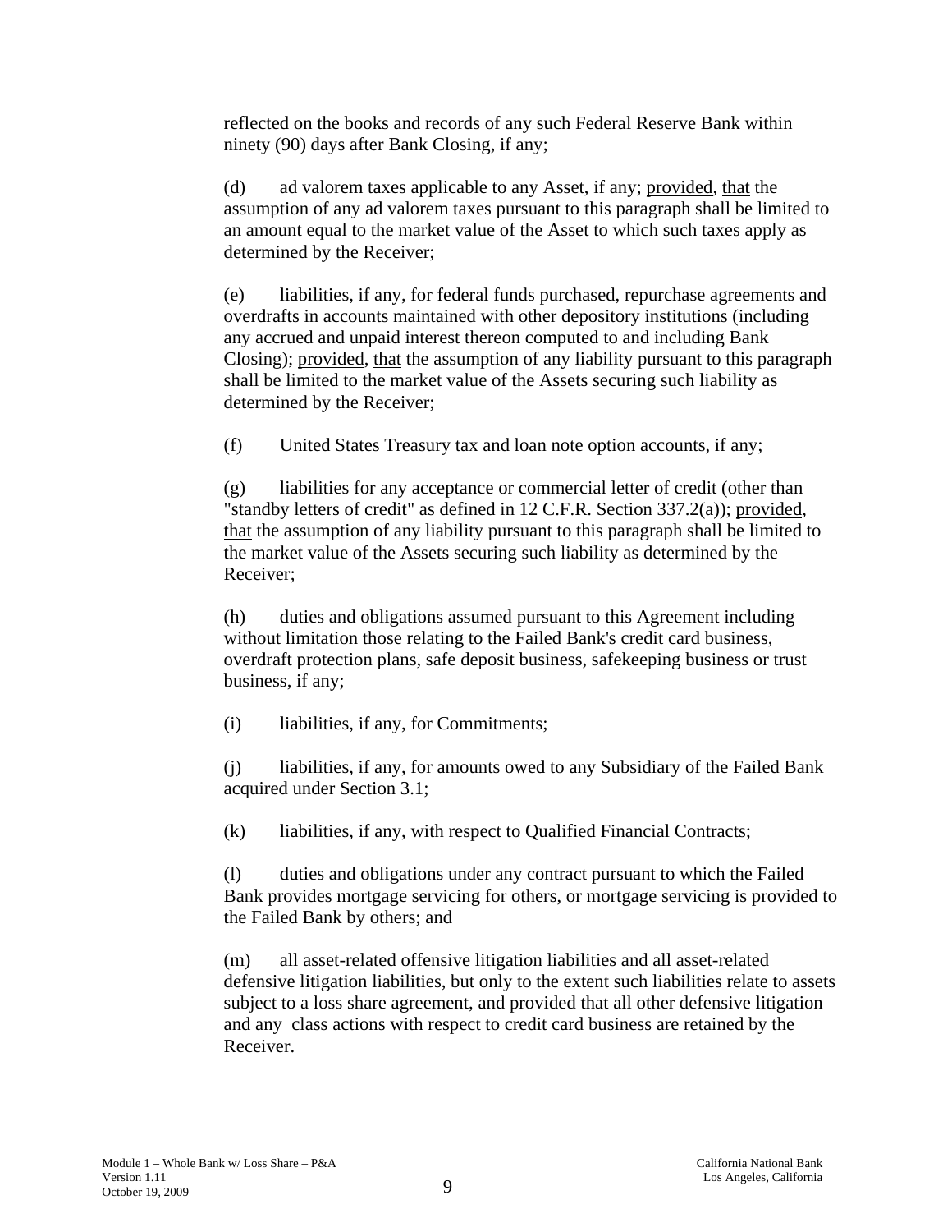reflected on the books and records of any such Federal Reserve Bank within ninety (90) days after Bank Closing, if any;

(d) ad valorem taxes applicable to any Asset, if any; provided, that the assumption of any ad valorem taxes pursuant to this paragraph shall be limited to an amount equal to the market value of the Asset to which such taxes apply as determined by the Receiver;

(e) liabilities, if any, for federal funds purchased, repurchase agreements and overdrafts in accounts maintained with other depository institutions (including any accrued and unpaid interest thereon computed to and including Bank Closing); provided, that the assumption of any liability pursuant to this paragraph shall be limited to the market value of the Assets securing such liability as determined by the Receiver;

(f) United States Treasury tax and loan note option accounts, if any;

(g) liabilities for any acceptance or commercial letter of credit (other than "standby letters of credit" as defined in 12 C.F.R. Section 337.2(a)); provided, that the assumption of any liability pursuant to this paragraph shall be limited to the market value of the Assets securing such liability as determined by the Receiver;

(h) duties and obligations assumed pursuant to this Agreement including without limitation those relating to the Failed Bank's credit card business, overdraft protection plans, safe deposit business, safekeeping business or trust business, if any;

(i) liabilities, if any, for Commitments;

(j) liabilities, if any, for amounts owed to any Subsidiary of the Failed Bank acquired under Section 3.1;

(k) liabilities, if any, with respect to Qualified Financial Contracts;

(l) duties and obligations under any contract pursuant to which the Failed Bank provides mortgage servicing for others, or mortgage servicing is provided to the Failed Bank by others; and

(m) all asset-related offensive litigation liabilities and all asset-related defensive litigation liabilities, but only to the extent such liabilities relate to assets subject to a loss share agreement, and provided that all other defensive litigation and any class actions with respect to credit card business are retained by the Receiver.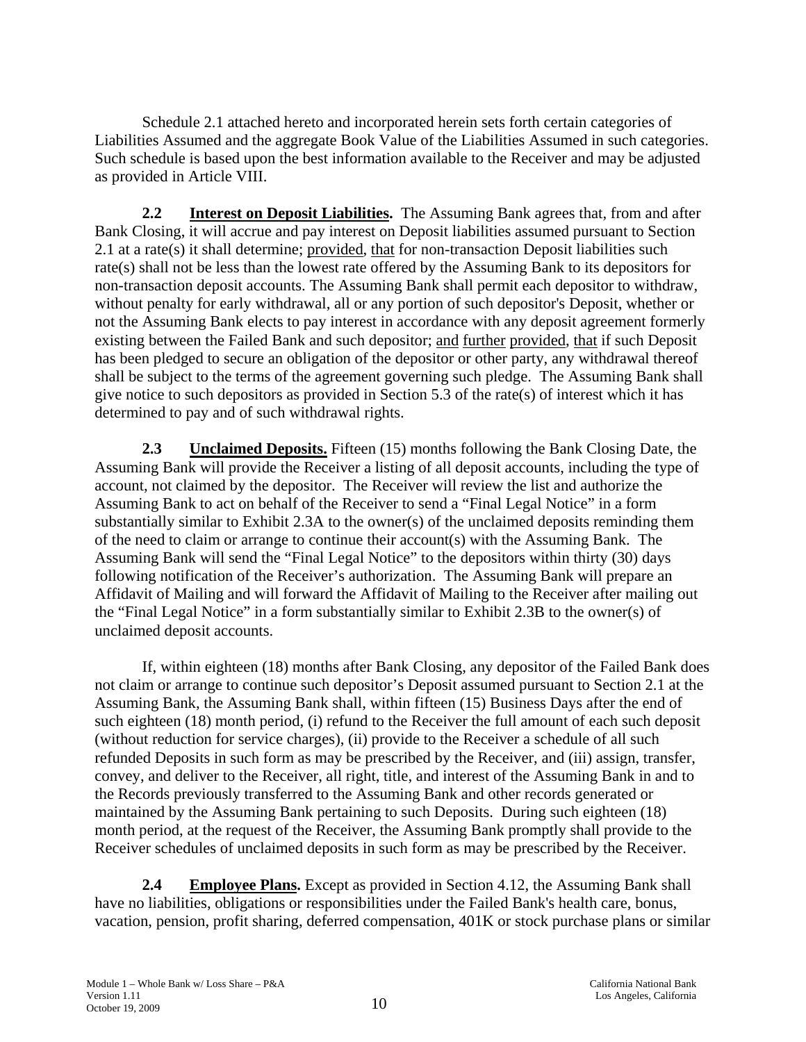Schedule 2.1 attached hereto and incorporated herein sets forth certain categories of Liabilities Assumed and the aggregate Book Value of the Liabilities Assumed in such categories. Such schedule is based upon the best information available to the Receiver and may be adjusted as provided in Article VIII.

**2.2 Interest on Deposit Liabilities.** The Assuming Bank agrees that, from and after Bank Closing, it will accrue and pay interest on Deposit liabilities assumed pursuant to Section 2.1 at a rate(s) it shall determine; provided, that for non-transaction Deposit liabilities such rate(s) shall not be less than the lowest rate offered by the Assuming Bank to its depositors for non-transaction deposit accounts. The Assuming Bank shall permit each depositor to withdraw, without penalty for early withdrawal, all or any portion of such depositor's Deposit, whether or not the Assuming Bank elects to pay interest in accordance with any deposit agreement formerly existing between the Failed Bank and such depositor; and further provided, that if such Deposit has been pledged to secure an obligation of the depositor or other party, any withdrawal thereof shall be subject to the terms of the agreement governing such pledge. The Assuming Bank shall give notice to such depositors as provided in Section 5.3 of the rate(s) of interest which it has determined to pay and of such withdrawal rights.

**2.3 Unclaimed Deposits.** Fifteen (15) months following the Bank Closing Date, the Assuming Bank will provide the Receiver a listing of all deposit accounts, including the type of account, not claimed by the depositor. The Receiver will review the list and authorize the Assuming Bank to act on behalf of the Receiver to send a "Final Legal Notice" in a form substantially similar to Exhibit 2.3A to the owner(s) of the unclaimed deposits reminding them of the need to claim or arrange to continue their account(s) with the Assuming Bank. The Assuming Bank will send the "Final Legal Notice" to the depositors within thirty (30) days following notification of the Receiver's authorization. The Assuming Bank will prepare an Affidavit of Mailing and will forward the Affidavit of Mailing to the Receiver after mailing out the "Final Legal Notice" in a form substantially similar to Exhibit 2.3B to the owner(s) of unclaimed deposit accounts.

If, within eighteen (18) months after Bank Closing, any depositor of the Failed Bank does not claim or arrange to continue such depositor's Deposit assumed pursuant to Section 2.1 at the Assuming Bank, the Assuming Bank shall, within fifteen (15) Business Days after the end of such eighteen (18) month period, (i) refund to the Receiver the full amount of each such deposit (without reduction for service charges), (ii) provide to the Receiver a schedule of all such refunded Deposits in such form as may be prescribed by the Receiver, and (iii) assign, transfer, convey, and deliver to the Receiver, all right, title, and interest of the Assuming Bank in and to the Records previously transferred to the Assuming Bank and other records generated or maintained by the Assuming Bank pertaining to such Deposits. During such eighteen (18) month period, at the request of the Receiver, the Assuming Bank promptly shall provide to the Receiver schedules of unclaimed deposits in such form as may be prescribed by the Receiver.

**2.4 Employee Plans.** Except as provided in Section 4.12, the Assuming Bank shall have no liabilities, obligations or responsibilities under the Failed Bank's health care, bonus, vacation, pension, profit sharing, deferred compensation, 401K or stock purchase plans or similar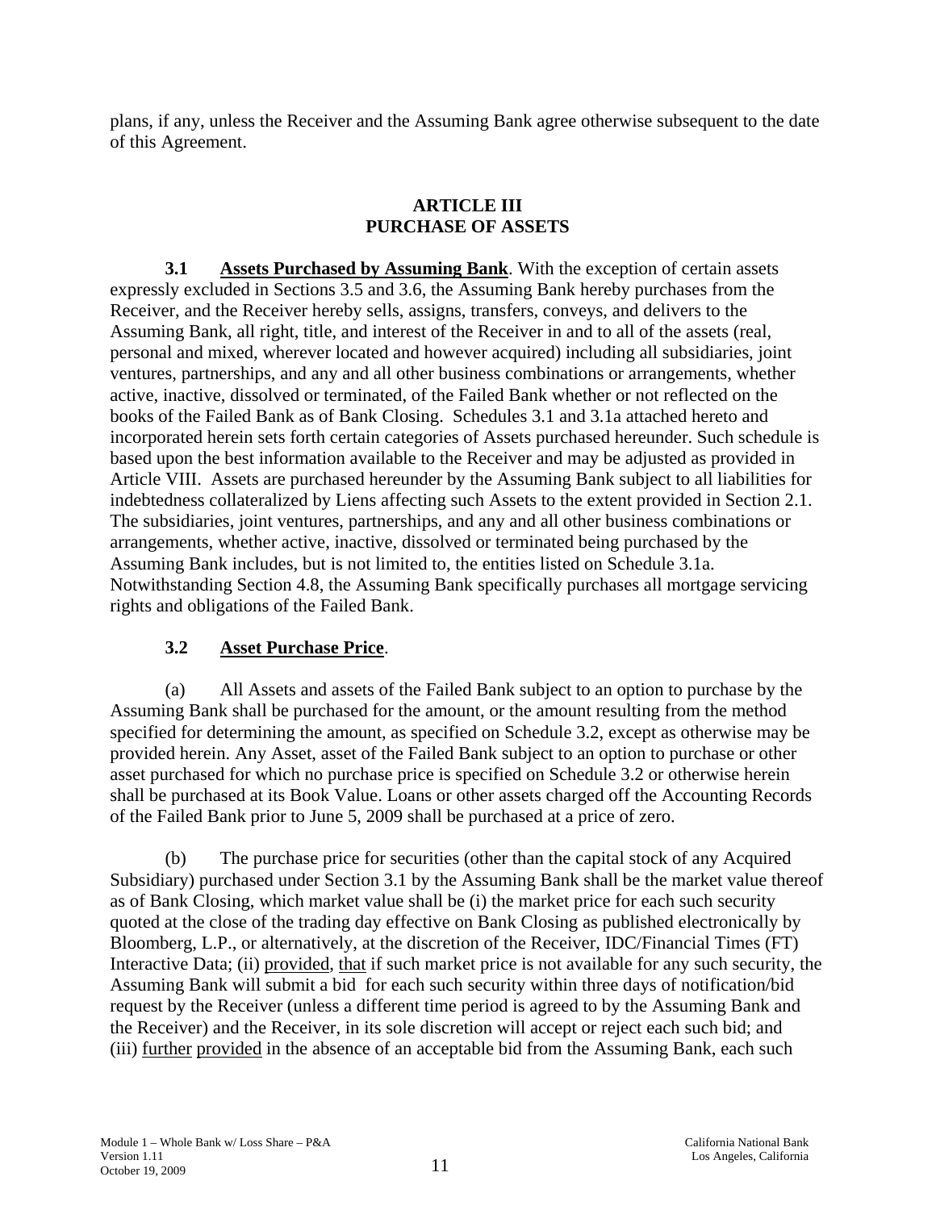plans, if any, unless the Receiver and the Assuming Bank agree otherwise subsequent to the date of this Agreement.

## ARTICLE III
## PURCHASE OF ASSETS

**3.1 Assets Purchased by Assuming Bank**. With the exception of certain assets expressly excluded in Sections 3.5 and 3.6, the Assuming Bank hereby purchases from the Receiver, and the Receiver hereby sells, assigns, transfers, conveys, and delivers to the Assuming Bank, all right, title, and interest of the Receiver in and to all of the assets (real, personal and mixed, wherever located and however acquired) including all subsidiaries, joint ventures, partnerships, and any and all other business combinations or arrangements, whether active, inactive, dissolved or terminated, of the Failed Bank whether or not reflected on the books of the Failed Bank as of Bank Closing. Schedules 3.1 and 3.1a attached hereto and incorporated herein sets forth certain categories of Assets purchased hereunder. Such schedule is based upon the best information available to the Receiver and may be adjusted as provided in Article VIII. Assets are purchased hereunder by the Assuming Bank subject to all liabilities for indebtedness collateralized by Liens affecting such Assets to the extent provided in Section 2.1. The subsidiaries, joint ventures, partnerships, and any and all other business combinations or arrangements, whether active, inactive, dissolved or terminated being purchased by the Assuming Bank includes, but is not limited to, the entities listed on Schedule 3.1a. Notwithstanding Section 4.8, the Assuming Bank specifically purchases all mortgage servicing rights and obligations of the Failed Bank.

**3.2 Asset Purchase Price**.

(a) All Assets and assets of the Failed Bank subject to an option to purchase by the Assuming Bank shall be purchased for the amount, or the amount resulting from the method specified for determining the amount, as specified on Schedule 3.2, except as otherwise may be provided herein. Any Asset, asset of the Failed Bank subject to an option to purchase or other asset purchased for which no purchase price is specified on Schedule 3.2 or otherwise herein shall be purchased at its Book Value. Loans or other assets charged off the Accounting Records of the Failed Bank prior to June 5, 2009 shall be purchased at a price of zero.

(b) The purchase price for securities (other than the capital stock of any Acquired Subsidiary) purchased under Section 3.1 by the Assuming Bank shall be the market value thereof as of Bank Closing, which market value shall be (i) the market price for each such security quoted at the close of the trading day effective on Bank Closing as published electronically by Bloomberg, L.P., or alternatively, at the discretion of the Receiver, IDC/Financial Times (FT) Interactive Data; (ii) provided, that if such market price is not available for any such security, the Assuming Bank will submit a bid for each such security within three days of notification/bid request by the Receiver (unless a different time period is agreed to by the Assuming Bank and the Receiver) and the Receiver, in its sole discretion will accept or reject each such bid; and (iii) further provided in the absence of an acceptable bid from the Assuming Bank, each such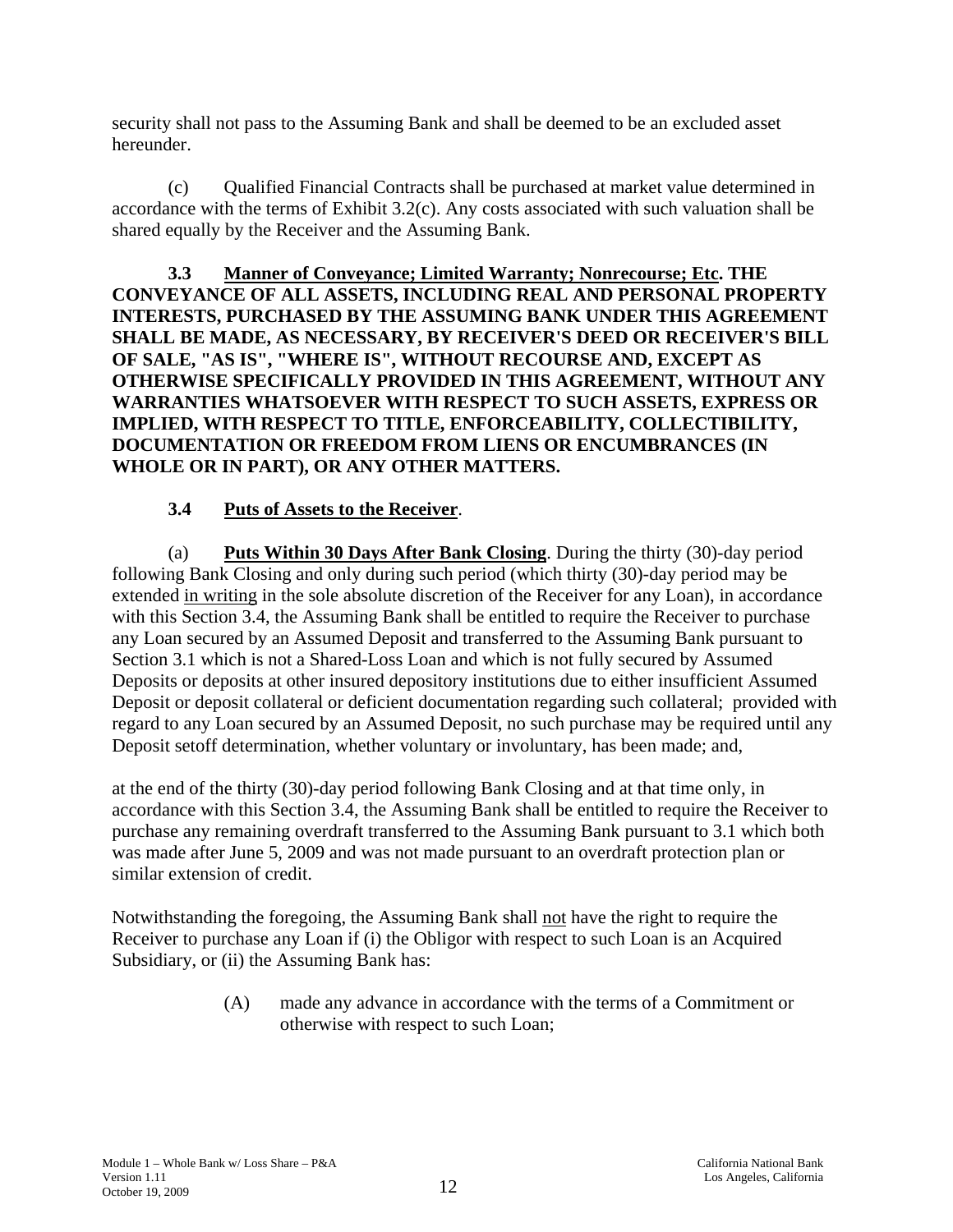security shall not pass to the Assuming Bank and shall be deemed to be an excluded asset hereunder.

(c) Qualified Financial Contracts shall be purchased at market value determined in accordance with the terms of Exhibit 3.2(c). Any costs associated with such valuation shall be shared equally by the Receiver and the Assuming Bank.

**3.3 Manner of Conveyance; Limited Warranty; Nonrecourse; Etc. THE CONVEYANCE OF ALL ASSETS, INCLUDING REAL AND PERSONAL PROPERTY INTERESTS, PURCHASED BY THE ASSUMING BANK UNDER THIS AGREEMENT SHALL BE MADE, AS NECESSARY, BY RECEIVER'S DEED OR RECEIVER'S BILL OF SALE, "AS IS", "WHERE IS", WITHOUT RECOURSE AND, EXCEPT AS OTHERWISE SPECIFICALLY PROVIDED IN THIS AGREEMENT, WITHOUT ANY WARRANTIES WHATSOEVER WITH RESPECT TO SUCH ASSETS, EXPRESS OR IMPLIED, WITH RESPECT TO TITLE, ENFORCEABILITY, COLLECTIBILITY, DOCUMENTATION OR FREEDOM FROM LIENS OR ENCUMBRANCES (IN WHOLE OR IN PART), OR ANY OTHER MATTERS.**

**3.4 Puts of Assets to the Receiver**.

(a) **Puts Within 30 Days After Bank Closing**. During the thirty (30)-day period following Bank Closing and only during such period (which thirty (30)-day period may be extended in writing in the sole absolute discretion of the Receiver for any Loan), in accordance with this Section 3.4, the Assuming Bank shall be entitled to require the Receiver to purchase any Loan secured by an Assumed Deposit and transferred to the Assuming Bank pursuant to Section 3.1 which is not a Shared-Loss Loan and which is not fully secured by Assumed Deposits or deposits at other insured depository institutions due to either insufficient Assumed Deposit or deposit collateral or deficient documentation regarding such collateral; provided with regard to any Loan secured by an Assumed Deposit, no such purchase may be required until any Deposit setoff determination, whether voluntary or involuntary, has been made; and,

at the end of the thirty (30)-day period following Bank Closing and at that time only, in accordance with this Section 3.4, the Assuming Bank shall be entitled to require the Receiver to purchase any remaining overdraft transferred to the Assuming Bank pursuant to 3.1 which both was made after June 5, 2009 and was not made pursuant to an overdraft protection plan or similar extension of credit.

Notwithstanding the foregoing, the Assuming Bank shall not have the right to require the Receiver to purchase any Loan if (i) the Obligor with respect to such Loan is an Acquired Subsidiary, or (ii) the Assuming Bank has:

(A) made any advance in accordance with the terms of a Commitment or otherwise with respect to such Loan;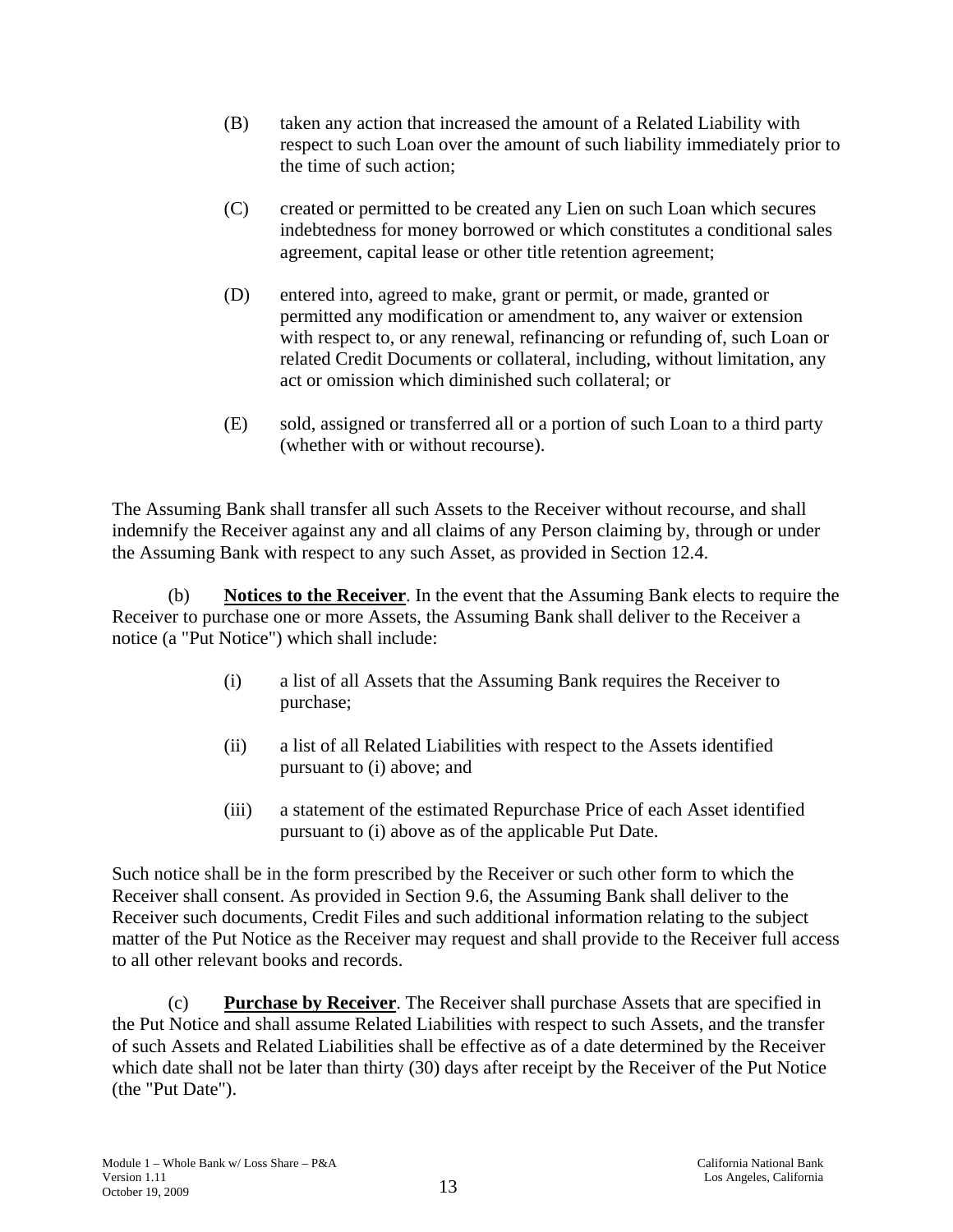(B) taken any action that increased the amount of a Related Liability with respect to such Loan over the amount of such liability immediately prior to the time of such action;

(C) created or permitted to be created any Lien on such Loan which secures indebtedness for money borrowed or which constitutes a conditional sales agreement, capital lease or other title retention agreement;

(D) entered into, agreed to make, grant or permit, or made, granted or permitted any modification or amendment to, any waiver or extension with respect to, or any renewal, refinancing or refunding of, such Loan or related Credit Documents or collateral, including, without limitation, any act or omission which diminished such collateral; or

(E) sold, assigned or transferred all or a portion of such Loan to a third party (whether with or without recourse).

The Assuming Bank shall transfer all such Assets to the Receiver without recourse, and shall indemnify the Receiver against any and all claims of any Person claiming by, through or under the Assuming Bank with respect to any such Asset, as provided in Section 12.4.

(b) **Notices to the Receiver**. In the event that the Assuming Bank elects to require the Receiver to purchase one or more Assets, the Assuming Bank shall deliver to the Receiver a notice (a "Put Notice") which shall include:

(i) a list of all Assets that the Assuming Bank requires the Receiver to purchase;

(ii) a list of all Related Liabilities with respect to the Assets identified pursuant to (i) above; and

(iii) a statement of the estimated Repurchase Price of each Asset identified pursuant to (i) above as of the applicable Put Date.

Such notice shall be in the form prescribed by the Receiver or such other form to which the Receiver shall consent. As provided in Section 9.6, the Assuming Bank shall deliver to the Receiver such documents, Credit Files and such additional information relating to the subject matter of the Put Notice as the Receiver may request and shall provide to the Receiver full access to all other relevant books and records.

(c) **Purchase by Receiver**. The Receiver shall purchase Assets that are specified in the Put Notice and shall assume Related Liabilities with respect to such Assets, and the transfer of such Assets and Related Liabilities shall be effective as of a date determined by the Receiver which date shall not be later than thirty (30) days after receipt by the Receiver of the Put Notice (the "Put Date").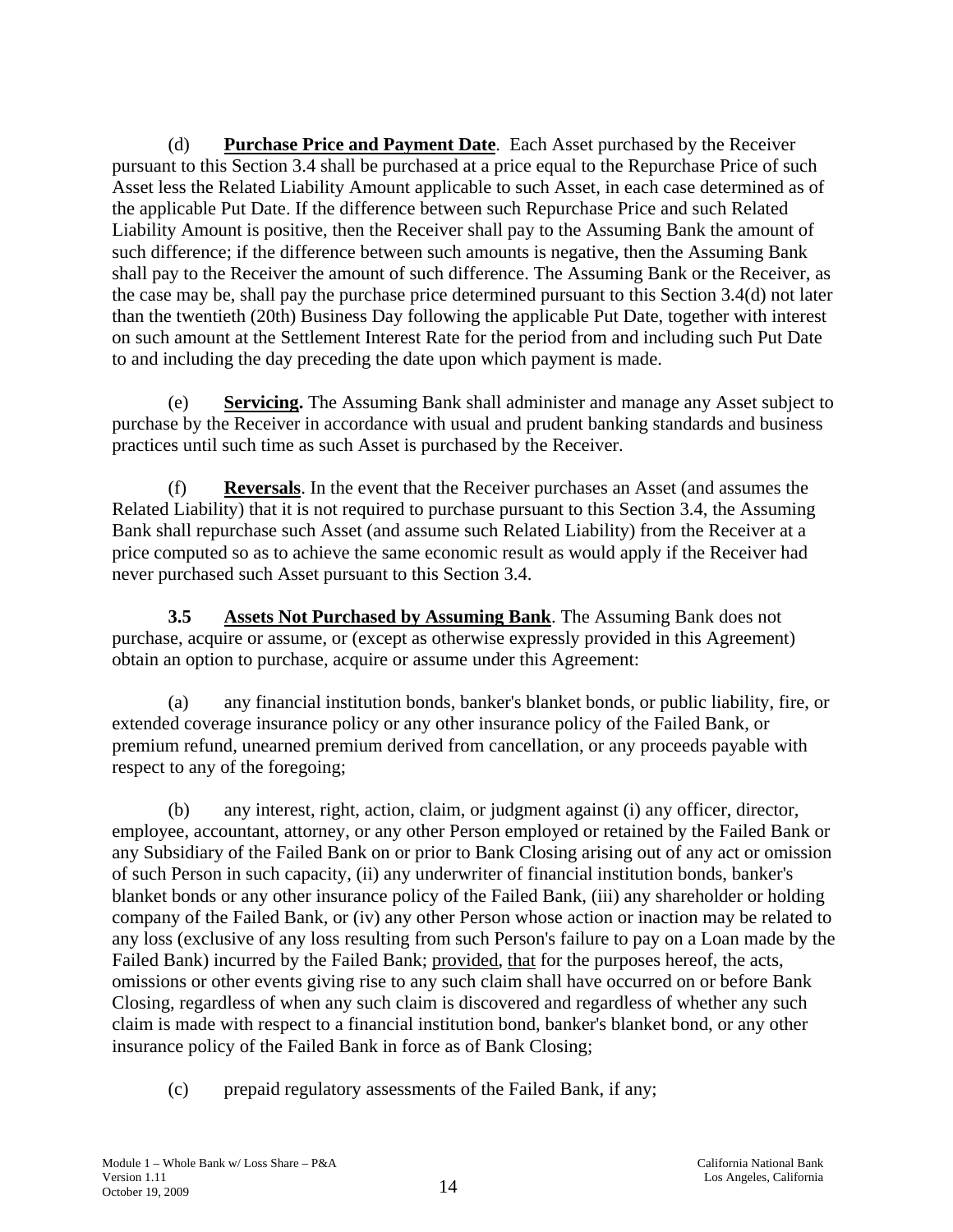(d) **Purchase Price and Payment Date**. Each Asset purchased by the Receiver pursuant to this Section 3.4 shall be purchased at a price equal to the Repurchase Price of such Asset less the Related Liability Amount applicable to such Asset, in each case determined as of the applicable Put Date. If the difference between such Repurchase Price and such Related Liability Amount is positive, then the Receiver shall pay to the Assuming Bank the amount of such difference; if the difference between such amounts is negative, then the Assuming Bank shall pay to the Receiver the amount of such difference. The Assuming Bank or the Receiver, as the case may be, shall pay the purchase price determined pursuant to this Section 3.4(d) not later than the twentieth (20th) Business Day following the applicable Put Date, together with interest on such amount at the Settlement Interest Rate for the period from and including such Put Date to and including the day preceding the date upon which payment is made.

(e) **Servicing.** The Assuming Bank shall administer and manage any Asset subject to purchase by the Receiver in accordance with usual and prudent banking standards and business practices until such time as such Asset is purchased by the Receiver.

(f) **Reversals**. In the event that the Receiver purchases an Asset (and assumes the Related Liability) that it is not required to purchase pursuant to this Section 3.4, the Assuming Bank shall repurchase such Asset (and assume such Related Liability) from the Receiver at a price computed so as to achieve the same economic result as would apply if the Receiver had never purchased such Asset pursuant to this Section 3.4.

**3.5 Assets Not Purchased by Assuming Bank**. The Assuming Bank does not purchase, acquire or assume, or (except as otherwise expressly provided in this Agreement) obtain an option to purchase, acquire or assume under this Agreement:

(a) any financial institution bonds, banker's blanket bonds, or public liability, fire, or extended coverage insurance policy or any other insurance policy of the Failed Bank, or premium refund, unearned premium derived from cancellation, or any proceeds payable with respect to any of the foregoing;

(b) any interest, right, action, claim, or judgment against (i) any officer, director, employee, accountant, attorney, or any other Person employed or retained by the Failed Bank or any Subsidiary of the Failed Bank on or prior to Bank Closing arising out of any act or omission of such Person in such capacity, (ii) any underwriter of financial institution bonds, banker's blanket bonds or any other insurance policy of the Failed Bank, (iii) any shareholder or holding company of the Failed Bank, or (iv) any other Person whose action or inaction may be related to any loss (exclusive of any loss resulting from such Person's failure to pay on a Loan made by the Failed Bank) incurred by the Failed Bank; provided, that for the purposes hereof, the acts, omissions or other events giving rise to any such claim shall have occurred on or before Bank Closing, regardless of when any such claim is discovered and regardless of whether any such claim is made with respect to a financial institution bond, banker's blanket bond, or any other insurance policy of the Failed Bank in force as of Bank Closing;

(c) prepaid regulatory assessments of the Failed Bank, if any;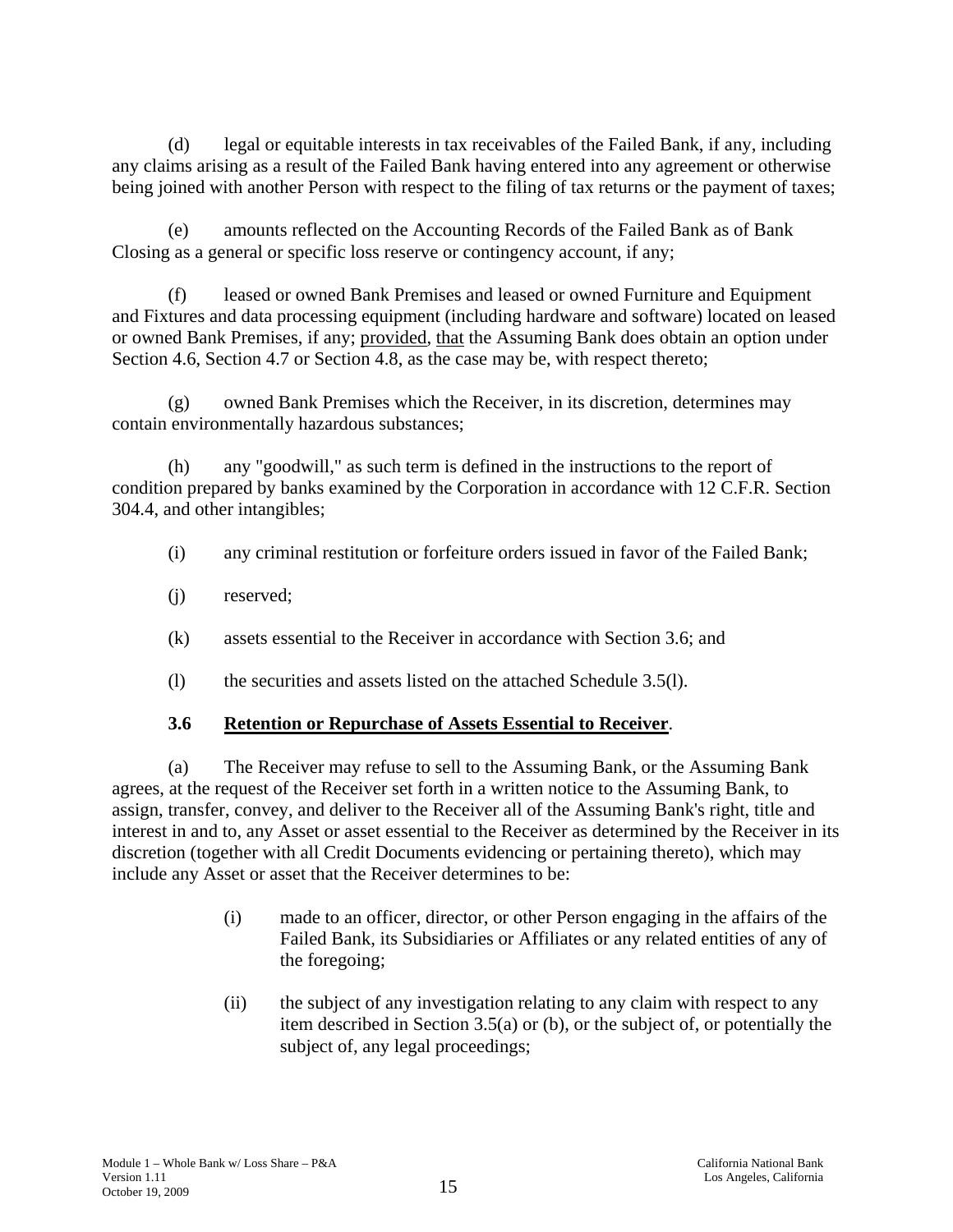(d) legal or equitable interests in tax receivables of the Failed Bank, if any, including any claims arising as a result of the Failed Bank having entered into any agreement or otherwise being joined with another Person with respect to the filing of tax returns or the payment of taxes;

(e) amounts reflected on the Accounting Records of the Failed Bank as of Bank Closing as a general or specific loss reserve or contingency account, if any;

(f) leased or owned Bank Premises and leased or owned Furniture and Equipment and Fixtures and data processing equipment (including hardware and software) located on leased or owned Bank Premises, if any; provided, that the Assuming Bank does obtain an option under Section 4.6, Section 4.7 or Section 4.8, as the case may be, with respect thereto;

(g) owned Bank Premises which the Receiver, in its discretion, determines may contain environmentally hazardous substances;

(h) any "goodwill," as such term is defined in the instructions to the report of condition prepared by banks examined by the Corporation in accordance with 12 C.F.R. Section 304.4, and other intangibles;

(i) any criminal restitution or forfeiture orders issued in favor of the Failed Bank;

(j) reserved;

(k) assets essential to the Receiver in accordance with Section 3.6; and

(l) the securities and assets listed on the attached Schedule 3.5(l).

**3.6 Retention or Repurchase of Assets Essential to Receiver**.

(a) The Receiver may refuse to sell to the Assuming Bank, or the Assuming Bank agrees, at the request of the Receiver set forth in a written notice to the Assuming Bank, to assign, transfer, convey, and deliver to the Receiver all of the Assuming Bank's right, title and interest in and to, any Asset or asset essential to the Receiver as determined by the Receiver in its discretion (together with all Credit Documents evidencing or pertaining thereto), which may include any Asset or asset that the Receiver determines to be:

(i) made to an officer, director, or other Person engaging in the affairs of the Failed Bank, its Subsidiaries or Affiliates or any related entities of any of the foregoing;

(ii) the subject of any investigation relating to any claim with respect to any item described in Section 3.5(a) or (b), or the subject of, or potentially the subject of, any legal proceedings;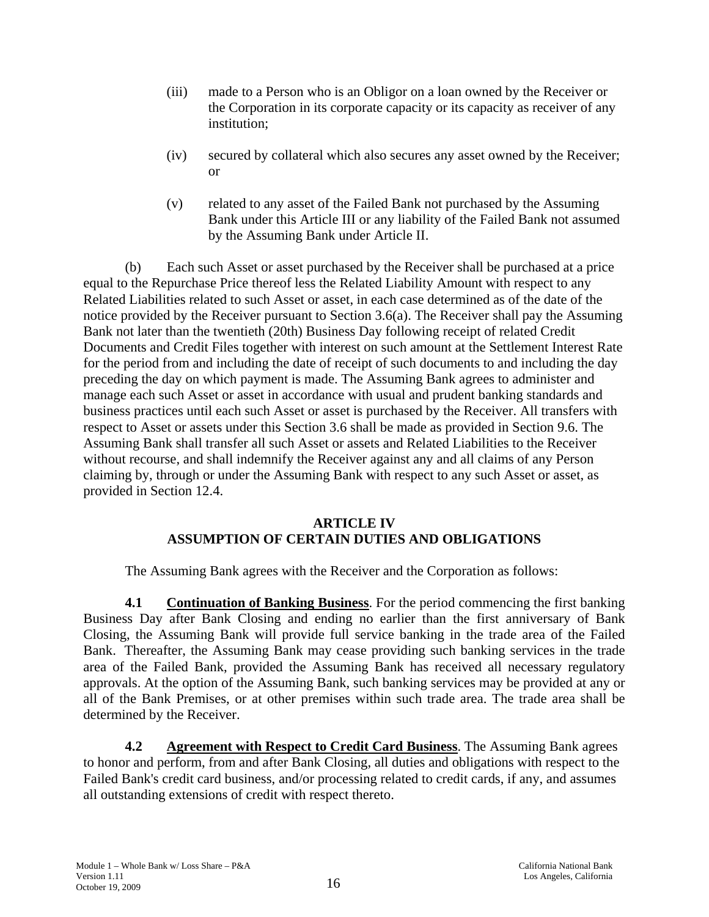(iii) made to a Person who is an Obligor on a loan owned by the Receiver or the Corporation in its corporate capacity or its capacity as receiver of any institution;

(iv) secured by collateral which also secures any asset owned by the Receiver; or

(v) related to any asset of the Failed Bank not purchased by the Assuming Bank under this Article III or any liability of the Failed Bank not assumed by the Assuming Bank under Article II.

(b) Each such Asset or asset purchased by the Receiver shall be purchased at a price equal to the Repurchase Price thereof less the Related Liability Amount with respect to any Related Liabilities related to such Asset or asset, in each case determined as of the date of the notice provided by the Receiver pursuant to Section 3.6(a). The Receiver shall pay the Assuming Bank not later than the twentieth (20th) Business Day following receipt of related Credit Documents and Credit Files together with interest on such amount at the Settlement Interest Rate for the period from and including the date of receipt of such documents to and including the day preceding the day on which payment is made. The Assuming Bank agrees to administer and manage each such Asset or asset in accordance with usual and prudent banking standards and business practices until each such Asset or asset is purchased by the Receiver. All transfers with respect to Asset or assets under this Section 3.6 shall be made as provided in Section 9.6. The Assuming Bank shall transfer all such Asset or assets and Related Liabilities to the Receiver without recourse, and shall indemnify the Receiver against any and all claims of any Person claiming by, through or under the Assuming Bank with respect to any such Asset or asset, as provided in Section 12.4.

## ARTICLE IV
## ASSUMPTION OF CERTAIN DUTIES AND OBLIGATIONS

The Assuming Bank agrees with the Receiver and the Corporation as follows:

**4.1 Continuation of Banking Business**. For the period commencing the first banking Business Day after Bank Closing and ending no earlier than the first anniversary of Bank Closing, the Assuming Bank will provide full service banking in the trade area of the Failed Bank. Thereafter, the Assuming Bank may cease providing such banking services in the trade area of the Failed Bank, provided the Assuming Bank has received all necessary regulatory approvals. At the option of the Assuming Bank, such banking services may be provided at any or all of the Bank Premises, or at other premises within such trade area. The trade area shall be determined by the Receiver.

**4.2 Agreement with Respect to Credit Card Business**. The Assuming Bank agrees to honor and perform, from and after Bank Closing, all duties and obligations with respect to the Failed Bank's credit card business, and/or processing related to credit cards, if any, and assumes all outstanding extensions of credit with respect thereto.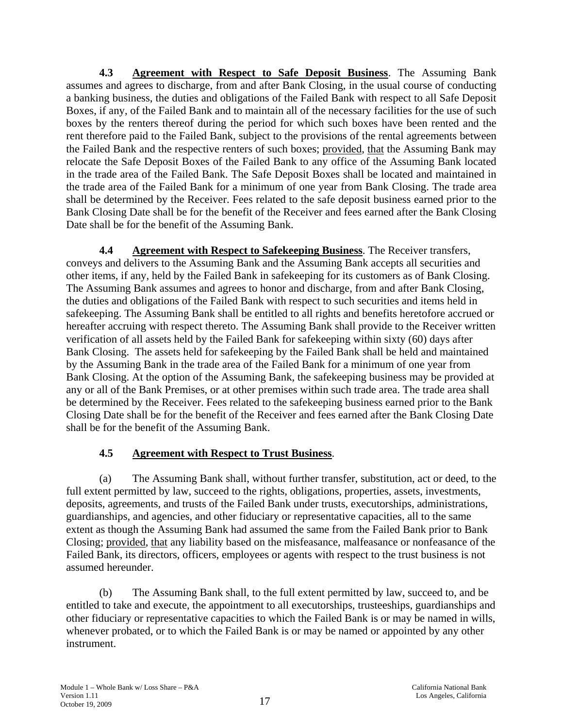**4.3 Agreement with Respect to Safe Deposit Business**. The Assuming Bank assumes and agrees to discharge, from and after Bank Closing, in the usual course of conducting a banking business, the duties and obligations of the Failed Bank with respect to all Safe Deposit Boxes, if any, of the Failed Bank and to maintain all of the necessary facilities for the use of such boxes by the renters thereof during the period for which such boxes have been rented and the rent therefore paid to the Failed Bank, subject to the provisions of the rental agreements between the Failed Bank and the respective renters of such boxes; provided, that the Assuming Bank may relocate the Safe Deposit Boxes of the Failed Bank to any office of the Assuming Bank located in the trade area of the Failed Bank. The Safe Deposit Boxes shall be located and maintained in the trade area of the Failed Bank for a minimum of one year from Bank Closing. The trade area shall be determined by the Receiver. Fees related to the safe deposit business earned prior to the Bank Closing Date shall be for the benefit of the Receiver and fees earned after the Bank Closing Date shall be for the benefit of the Assuming Bank.

**4.4 Agreement with Respect to Safekeeping Business**. The Receiver transfers, conveys and delivers to the Assuming Bank and the Assuming Bank accepts all securities and other items, if any, held by the Failed Bank in safekeeping for its customers as of Bank Closing. The Assuming Bank assumes and agrees to honor and discharge, from and after Bank Closing, the duties and obligations of the Failed Bank with respect to such securities and items held in safekeeping. The Assuming Bank shall be entitled to all rights and benefits heretofore accrued or hereafter accruing with respect thereto. The Assuming Bank shall provide to the Receiver written verification of all assets held by the Failed Bank for safekeeping within sixty (60) days after Bank Closing. The assets held for safekeeping by the Failed Bank shall be held and maintained by the Assuming Bank in the trade area of the Failed Bank for a minimum of one year from Bank Closing. At the option of the Assuming Bank, the safekeeping business may be provided at any or all of the Bank Premises, or at other premises within such trade area. The trade area shall be determined by the Receiver. Fees related to the safekeeping business earned prior to the Bank Closing Date shall be for the benefit of the Receiver and fees earned after the Bank Closing Date shall be for the benefit of the Assuming Bank.

**4.5 Agreement with Respect to Trust Business**.

(a) The Assuming Bank shall, without further transfer, substitution, act or deed, to the full extent permitted by law, succeed to the rights, obligations, properties, assets, investments, deposits, agreements, and trusts of the Failed Bank under trusts, executorships, administrations, guardianships, and agencies, and other fiduciary or representative capacities, all to the same extent as though the Assuming Bank had assumed the same from the Failed Bank prior to Bank Closing; provided, that any liability based on the misfeasance, malfeasance or nonfeasance of the Failed Bank, its directors, officers, employees or agents with respect to the trust business is not assumed hereunder.

(b) The Assuming Bank shall, to the full extent permitted by law, succeed to, and be entitled to take and execute, the appointment to all executorships, trusteeships, guardianships and other fiduciary or representative capacities to which the Failed Bank is or may be named in wills, whenever probated, or to which the Failed Bank is or may be named or appointed by any other instrument.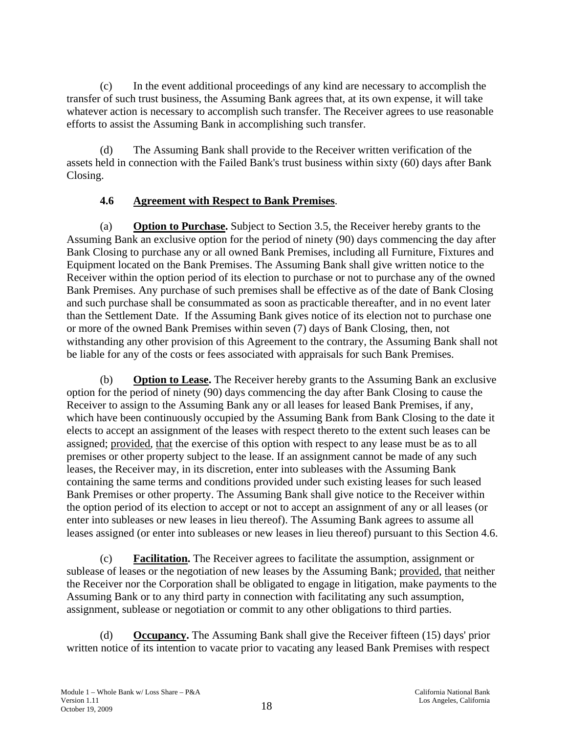(c) In the event additional proceedings of any kind are necessary to accomplish the transfer of such trust business, the Assuming Bank agrees that, at its own expense, it will take whatever action is necessary to accomplish such transfer. The Receiver agrees to use reasonable efforts to assist the Assuming Bank in accomplishing such transfer.

(d) The Assuming Bank shall provide to the Receiver written verification of the assets held in connection with the Failed Bank's trust business within sixty (60) days after Bank Closing.

**4.6 <u>Agreement with Respect to Bank Premises</u>**.

(a) **<u>Option to Purchase</u>.** Subject to Section 3.5, the Receiver hereby grants to the Assuming Bank an exclusive option for the period of ninety (90) days commencing the day after Bank Closing to purchase any or all owned Bank Premises, including all Furniture, Fixtures and Equipment located on the Bank Premises. The Assuming Bank shall give written notice to the Receiver within the option period of its election to purchase or not to purchase any of the owned Bank Premises. Any purchase of such premises shall be effective as of the date of Bank Closing and such purchase shall be consummated as soon as practicable thereafter, and in no event later than the Settlement Date. If the Assuming Bank gives notice of its election not to purchase one or more of the owned Bank Premises within seven (7) days of Bank Closing, then, not withstanding any other provision of this Agreement to the contrary, the Assuming Bank shall not be liable for any of the costs or fees associated with appraisals for such Bank Premises.

(b) **<u>Option to Lease</u>.** The Receiver hereby grants to the Assuming Bank an exclusive option for the period of ninety (90) days commencing the day after Bank Closing to cause the Receiver to assign to the Assuming Bank any or all leases for leased Bank Premises, if any, which have been continuously occupied by the Assuming Bank from Bank Closing to the date it elects to accept an assignment of the leases with respect thereto to the extent such leases can be assigned; <u>provided</u>, <u>that</u> the exercise of this option with respect to any lease must be as to all premises or other property subject to the lease. If an assignment cannot be made of any such leases, the Receiver may, in its discretion, enter into subleases with the Assuming Bank containing the same terms and conditions provided under such existing leases for such leased Bank Premises or other property. The Assuming Bank shall give notice to the Receiver within the option period of its election to accept or not to accept an assignment of any or all leases (or enter into subleases or new leases in lieu thereof). The Assuming Bank agrees to assume all leases assigned (or enter into subleases or new leases in lieu thereof) pursuant to this Section 4.6.

(c) **<u>Facilitation</u>.** The Receiver agrees to facilitate the assumption, assignment or sublease of leases or the negotiation of new leases by the Assuming Bank; <u>provided</u>, <u>that</u> neither the Receiver nor the Corporation shall be obligated to engage in litigation, make payments to the Assuming Bank or to any third party in connection with facilitating any such assumption, assignment, sublease or negotiation or commit to any other obligations to third parties.

(d) **<u>Occupancy</u>.** The Assuming Bank shall give the Receiver fifteen (15) days' prior written notice of its intention to vacate prior to vacating any leased Bank Premises with respect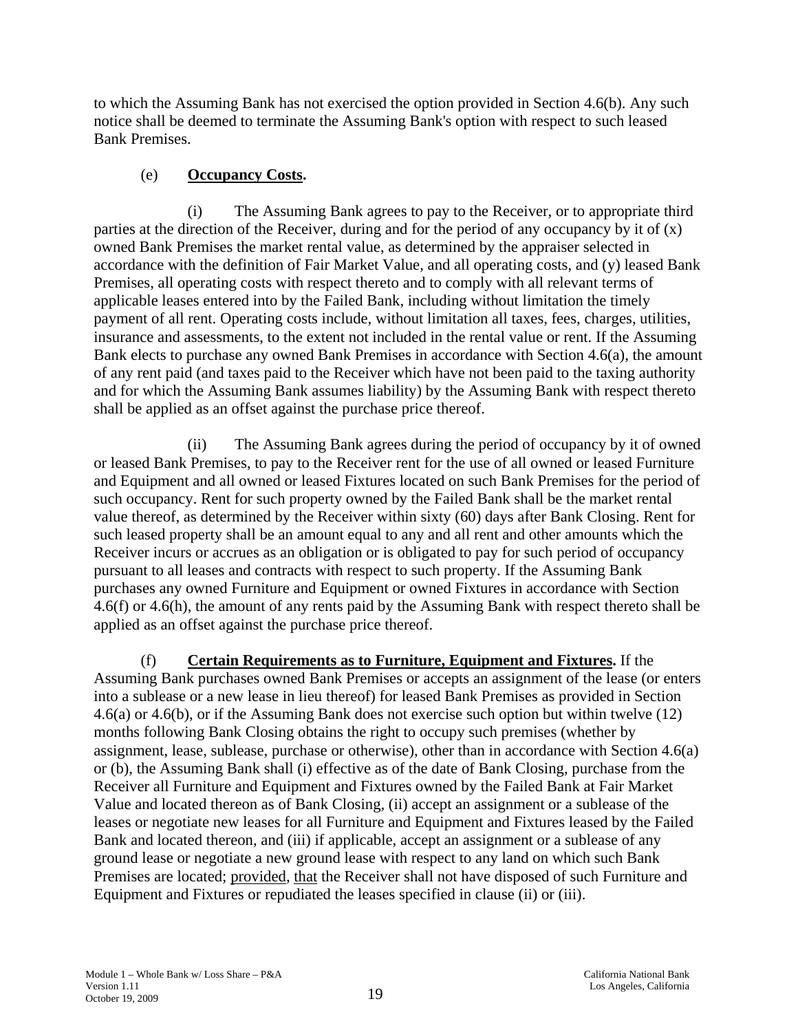to which the Assuming Bank has not exercised the option provided in Section 4.6(b). Any such notice shall be deemed to terminate the Assuming Bank's option with respect to such leased Bank Premises.

(e) **Occupancy Costs.**

(i) The Assuming Bank agrees to pay to the Receiver, or to appropriate third parties at the direction of the Receiver, during and for the period of any occupancy by it of (x) owned Bank Premises the market rental value, as determined by the appraiser selected in accordance with the definition of Fair Market Value, and all operating costs, and (y) leased Bank Premises, all operating costs with respect thereto and to comply with all relevant terms of applicable leases entered into by the Failed Bank, including without limitation the timely payment of all rent. Operating costs include, without limitation all taxes, fees, charges, utilities, insurance and assessments, to the extent not included in the rental value or rent. If the Assuming Bank elects to purchase any owned Bank Premises in accordance with Section 4.6(a), the amount of any rent paid (and taxes paid to the Receiver which have not been paid to the taxing authority and for which the Assuming Bank assumes liability) by the Assuming Bank with respect thereto shall be applied as an offset against the purchase price thereof.

(ii) The Assuming Bank agrees during the period of occupancy by it of owned or leased Bank Premises, to pay to the Receiver rent for the use of all owned or leased Furniture and Equipment and all owned or leased Fixtures located on such Bank Premises for the period of such occupancy. Rent for such property owned by the Failed Bank shall be the market rental value thereof, as determined by the Receiver within sixty (60) days after Bank Closing. Rent for such leased property shall be an amount equal to any and all rent and other amounts which the Receiver incurs or accrues as an obligation or is obligated to pay for such period of occupancy pursuant to all leases and contracts with respect to such property. If the Assuming Bank purchases any owned Furniture and Equipment or owned Fixtures in accordance with Section 4.6(f) or 4.6(h), the amount of any rents paid by the Assuming Bank with respect thereto shall be applied as an offset against the purchase price thereof.

(f) **Certain Requirements as to Furniture, Equipment and Fixtures.** If the Assuming Bank purchases owned Bank Premises or accepts an assignment of the lease (or enters into a sublease or a new lease in lieu thereof) for leased Bank Premises as provided in Section 4.6(a) or 4.6(b), or if the Assuming Bank does not exercise such option but within twelve (12) months following Bank Closing obtains the right to occupy such premises (whether by assignment, lease, sublease, purchase or otherwise), other than in accordance with Section 4.6(a) or (b), the Assuming Bank shall (i) effective as of the date of Bank Closing, purchase from the Receiver all Furniture and Equipment and Fixtures owned by the Failed Bank at Fair Market Value and located thereon as of Bank Closing, (ii) accept an assignment or a sublease of the leases or negotiate new leases for all Furniture and Equipment and Fixtures leased by the Failed Bank and located thereon, and (iii) if applicable, accept an assignment or a sublease of any ground lease or negotiate a new ground lease with respect to any land on which such Bank Premises are located; provided, that the Receiver shall not have disposed of such Furniture and Equipment and Fixtures or repudiated the leases specified in clause (ii) or (iii).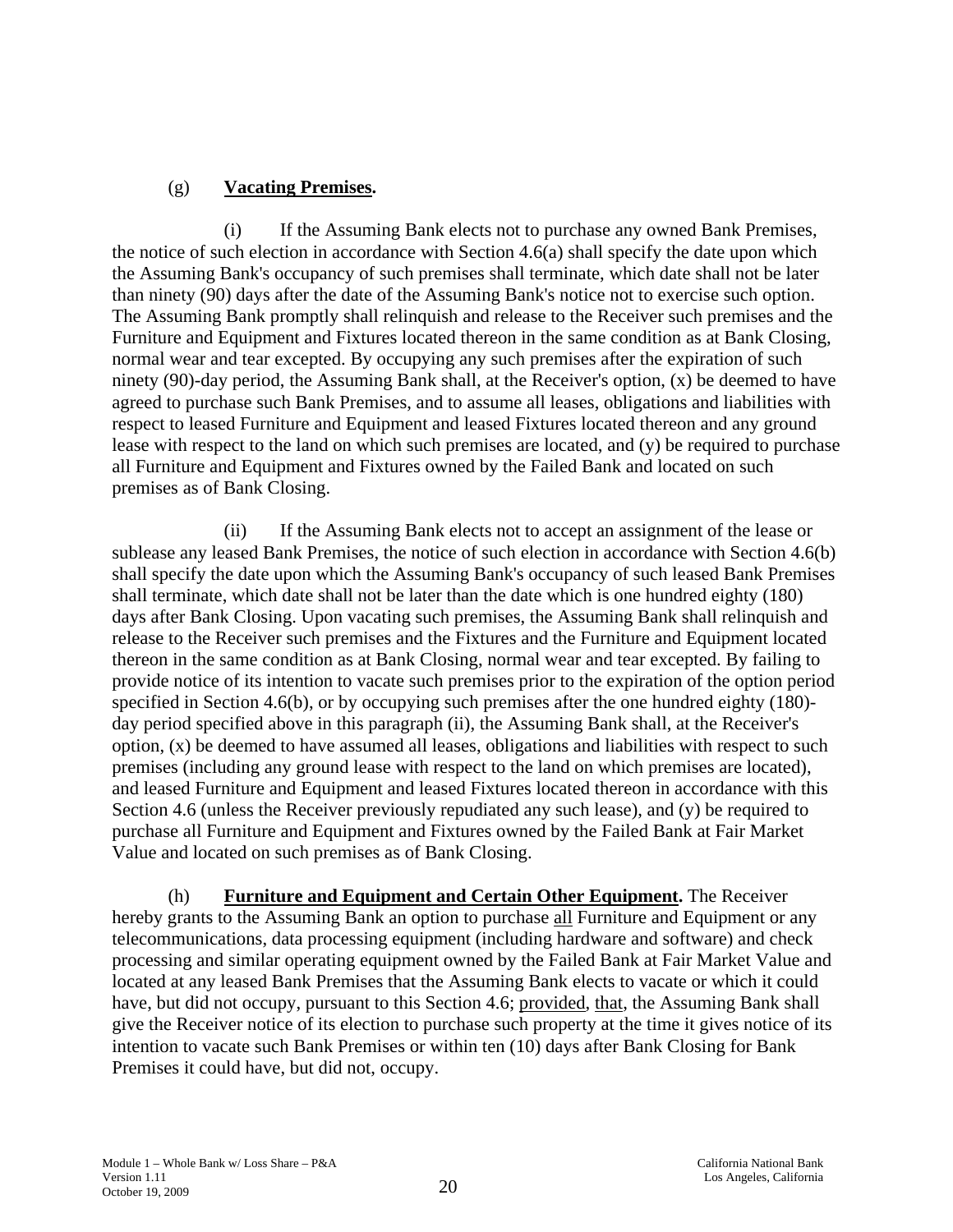(g) **Vacating Premises.**

(i) If the Assuming Bank elects not to purchase any owned Bank Premises, the notice of such election in accordance with Section 4.6(a) shall specify the date upon which the Assuming Bank's occupancy of such premises shall terminate, which date shall not be later than ninety (90) days after the date of the Assuming Bank's notice not to exercise such option. The Assuming Bank promptly shall relinquish and release to the Receiver such premises and the Furniture and Equipment and Fixtures located thereon in the same condition as at Bank Closing, normal wear and tear excepted. By occupying any such premises after the expiration of such ninety (90)-day period, the Assuming Bank shall, at the Receiver's option, (x) be deemed to have agreed to purchase such Bank Premises, and to assume all leases, obligations and liabilities with respect to leased Furniture and Equipment and leased Fixtures located thereon and any ground lease with respect to the land on which such premises are located, and (y) be required to purchase all Furniture and Equipment and Fixtures owned by the Failed Bank and located on such premises as of Bank Closing.

(ii) If the Assuming Bank elects not to accept an assignment of the lease or sublease any leased Bank Premises, the notice of such election in accordance with Section 4.6(b) shall specify the date upon which the Assuming Bank's occupancy of such leased Bank Premises shall terminate, which date shall not be later than the date which is one hundred eighty (180) days after Bank Closing. Upon vacating such premises, the Assuming Bank shall relinquish and release to the Receiver such premises and the Fixtures and the Furniture and Equipment located thereon in the same condition as at Bank Closing, normal wear and tear excepted. By failing to provide notice of its intention to vacate such premises prior to the expiration of the option period specified in Section 4.6(b), or by occupying such premises after the one hundred eighty (180)-day period specified above in this paragraph (ii), the Assuming Bank shall, at the Receiver's option, (x) be deemed to have assumed all leases, obligations and liabilities with respect to such premises (including any ground lease with respect to the land on which premises are located), and leased Furniture and Equipment and leased Fixtures located thereon in accordance with this Section 4.6 (unless the Receiver previously repudiated any such lease), and (y) be required to purchase all Furniture and Equipment and Fixtures owned by the Failed Bank at Fair Market Value and located on such premises as of Bank Closing.

(h) **Furniture and Equipment and Certain Other Equipment.** The Receiver hereby grants to the Assuming Bank an option to purchase all Furniture and Equipment or any telecommunications, data processing equipment (including hardware and software) and check processing and similar operating equipment owned by the Failed Bank at Fair Market Value and located at any leased Bank Premises that the Assuming Bank elects to vacate or which it could have, but did not occupy, pursuant to this Section 4.6; provided, that, the Assuming Bank shall give the Receiver notice of its election to purchase such property at the time it gives notice of its intention to vacate such Bank Premises or within ten (10) days after Bank Closing for Bank Premises it could have, but did not, occupy.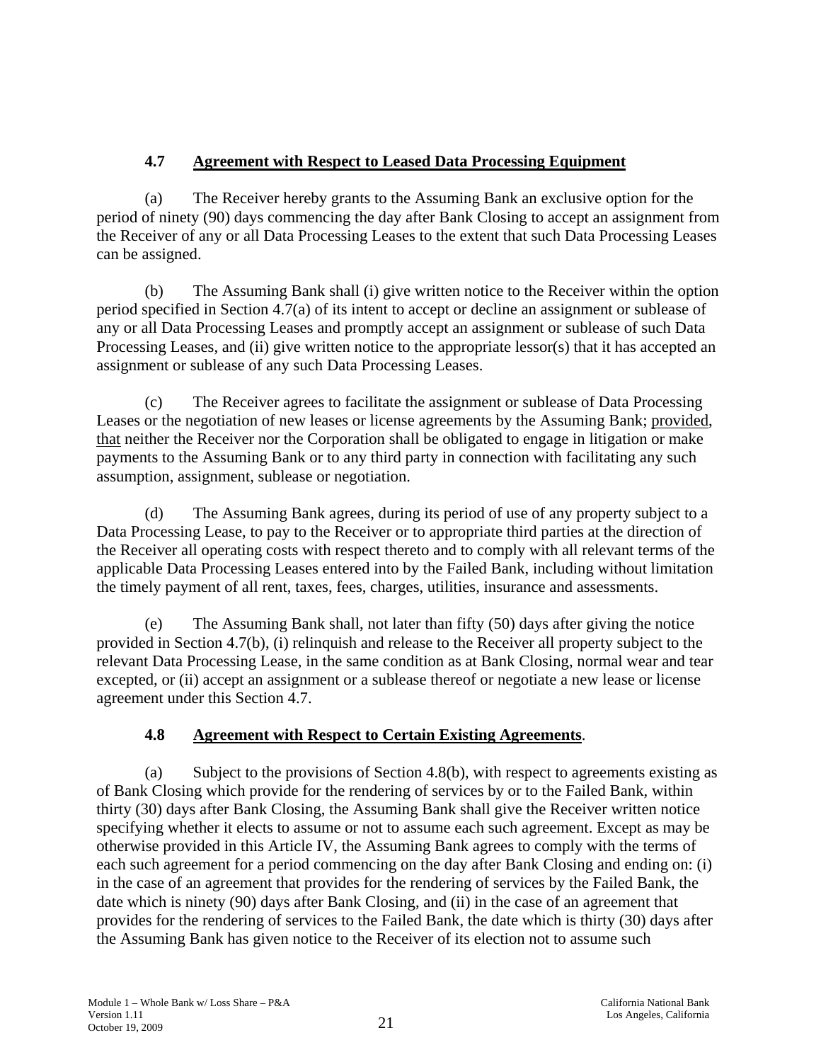### 4.7 <u>Agreement with Respect to Leased Data Processing Equipment</u>

(a) The Receiver hereby grants to the Assuming Bank an exclusive option for the period of ninety (90) days commencing the day after Bank Closing to accept an assignment from the Receiver of any or all Data Processing Leases to the extent that such Data Processing Leases can be assigned.

(b) The Assuming Bank shall (i) give written notice to the Receiver within the option period specified in Section 4.7(a) of its intent to accept or decline an assignment or sublease of any or all Data Processing Leases and promptly accept an assignment or sublease of such Data Processing Leases, and (ii) give written notice to the appropriate lessor(s) that it has accepted an assignment or sublease of any such Data Processing Leases.

(c) The Receiver agrees to facilitate the assignment or sublease of Data Processing Leases or the negotiation of new leases or license agreements by the Assuming Bank; <u>provided</u>, <u>that</u> neither the Receiver nor the Corporation shall be obligated to engage in litigation or make payments to the Assuming Bank or to any third party in connection with facilitating any such assumption, assignment, sublease or negotiation.

(d) The Assuming Bank agrees, during its period of use of any property subject to a Data Processing Lease, to pay to the Receiver or to appropriate third parties at the direction of the Receiver all operating costs with respect thereto and to comply with all relevant terms of the applicable Data Processing Leases entered into by the Failed Bank, including without limitation the timely payment of all rent, taxes, fees, charges, utilities, insurance and assessments.

(e) The Assuming Bank shall, not later than fifty (50) days after giving the notice provided in Section 4.7(b), (i) relinquish and release to the Receiver all property subject to the relevant Data Processing Lease, in the same condition as at Bank Closing, normal wear and tear excepted, or (ii) accept an assignment or a sublease thereof or negotiate a new lease or license agreement under this Section 4.7.

### 4.8 <u>Agreement with Respect to Certain Existing Agreements</u>.

(a) Subject to the provisions of Section 4.8(b), with respect to agreements existing as of Bank Closing which provide for the rendering of services by or to the Failed Bank, within thirty (30) days after Bank Closing, the Assuming Bank shall give the Receiver written notice specifying whether it elects to assume or not to assume each such agreement. Except as may be otherwise provided in this Article IV, the Assuming Bank agrees to comply with the terms of each such agreement for a period commencing on the day after Bank Closing and ending on: (i) in the case of an agreement that provides for the rendering of services by the Failed Bank, the date which is ninety (90) days after Bank Closing, and (ii) in the case of an agreement that provides for the rendering of services to the Failed Bank, the date which is thirty (30) days after the Assuming Bank has given notice to the Receiver of its election not to assume such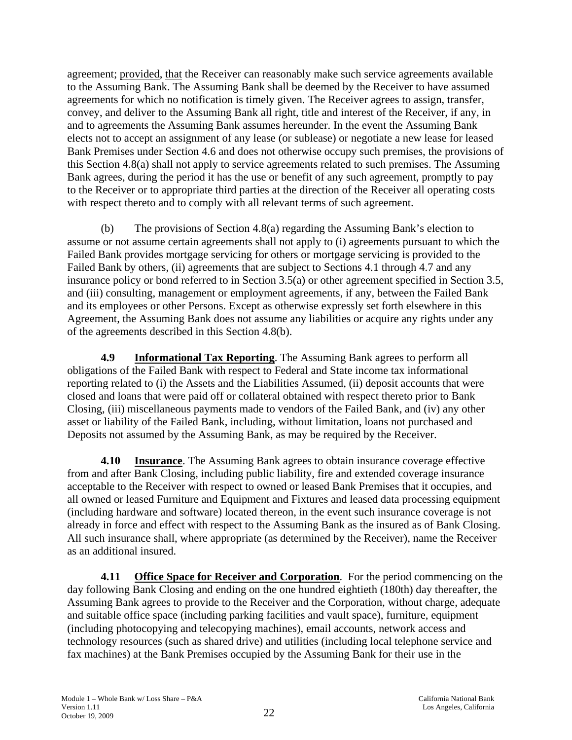agreement; provided, that the Receiver can reasonably make such service agreements available to the Assuming Bank. The Assuming Bank shall be deemed by the Receiver to have assumed agreements for which no notification is timely given. The Receiver agrees to assign, transfer, convey, and deliver to the Assuming Bank all right, title and interest of the Receiver, if any, in and to agreements the Assuming Bank assumes hereunder. In the event the Assuming Bank elects not to accept an assignment of any lease (or sublease) or negotiate a new lease for leased Bank Premises under Section 4.6 and does not otherwise occupy such premises, the provisions of this Section 4.8(a) shall not apply to service agreements related to such premises. The Assuming Bank agrees, during the period it has the use or benefit of any such agreement, promptly to pay to the Receiver or to appropriate third parties at the direction of the Receiver all operating costs with respect thereto and to comply with all relevant terms of such agreement.

(b) The provisions of Section 4.8(a) regarding the Assuming Bank's election to assume or not assume certain agreements shall not apply to (i) agreements pursuant to which the Failed Bank provides mortgage servicing for others or mortgage servicing is provided to the Failed Bank by others, (ii) agreements that are subject to Sections 4.1 through 4.7 and any insurance policy or bond referred to in Section 3.5(a) or other agreement specified in Section 3.5, and (iii) consulting, management or employment agreements, if any, between the Failed Bank and its employees or other Persons. Except as otherwise expressly set forth elsewhere in this Agreement, the Assuming Bank does not assume any liabilities or acquire any rights under any of the agreements described in this Section 4.8(b).

**4.9 Informational Tax Reporting**. The Assuming Bank agrees to perform all obligations of the Failed Bank with respect to Federal and State income tax informational reporting related to (i) the Assets and the Liabilities Assumed, (ii) deposit accounts that were closed and loans that were paid off or collateral obtained with respect thereto prior to Bank Closing, (iii) miscellaneous payments made to vendors of the Failed Bank, and (iv) any other asset or liability of the Failed Bank, including, without limitation, loans not purchased and Deposits not assumed by the Assuming Bank, as may be required by the Receiver.

**4.10 Insurance**. The Assuming Bank agrees to obtain insurance coverage effective from and after Bank Closing, including public liability, fire and extended coverage insurance acceptable to the Receiver with respect to owned or leased Bank Premises that it occupies, and all owned or leased Furniture and Equipment and Fixtures and leased data processing equipment (including hardware and software) located thereon, in the event such insurance coverage is not already in force and effect with respect to the Assuming Bank as the insured as of Bank Closing. All such insurance shall, where appropriate (as determined by the Receiver), name the Receiver as an additional insured.

**4.11 Office Space for Receiver and Corporation**. For the period commencing on the day following Bank Closing and ending on the one hundred eightieth (180th) day thereafter, the Assuming Bank agrees to provide to the Receiver and the Corporation, without charge, adequate and suitable office space (including parking facilities and vault space), furniture, equipment (including photocopying and telecopying machines), email accounts, network access and technology resources (such as shared drive) and utilities (including local telephone service and fax machines) at the Bank Premises occupied by the Assuming Bank for their use in the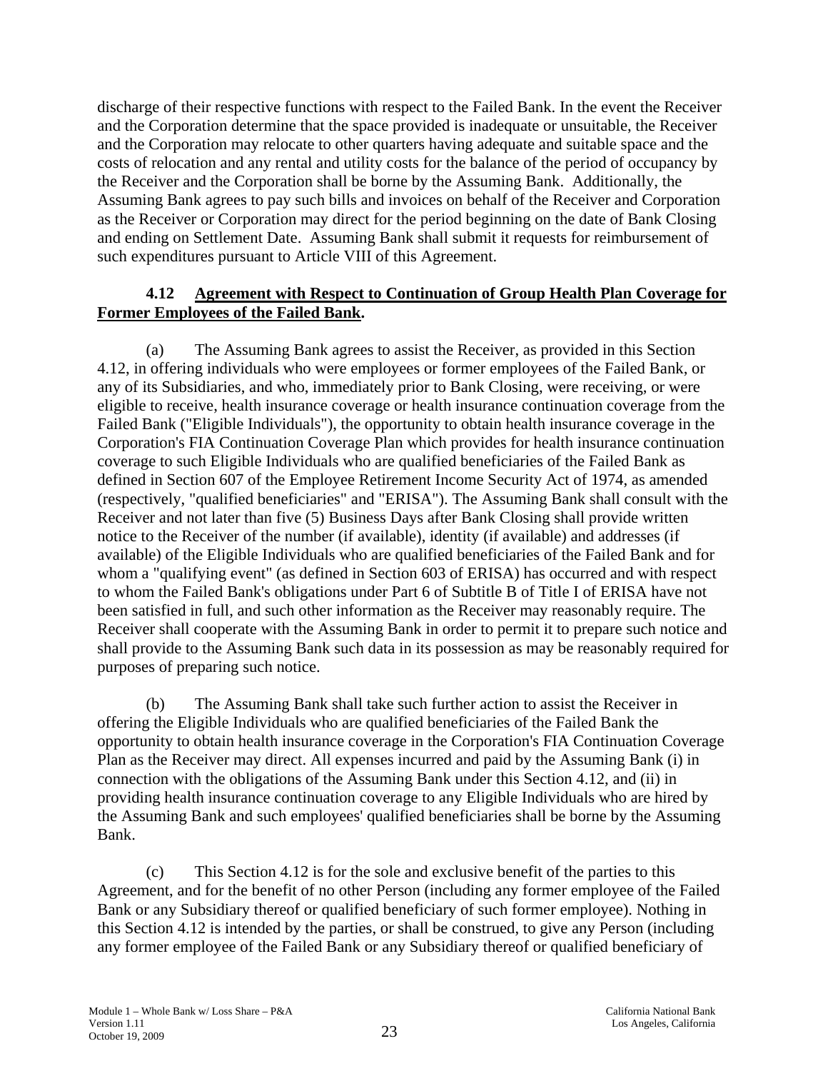discharge of their respective functions with respect to the Failed Bank. In the event the Receiver and the Corporation determine that the space provided is inadequate or unsuitable, the Receiver and the Corporation may relocate to other quarters having adequate and suitable space and the costs of relocation and any rental and utility costs for the balance of the period of occupancy by the Receiver and the Corporation shall be borne by the Assuming Bank. Additionally, the Assuming Bank agrees to pay such bills and invoices on behalf of the Receiver and Corporation as the Receiver or Corporation may direct for the period beginning on the date of Bank Closing and ending on Settlement Date. Assuming Bank shall submit it requests for reimbursement of such expenditures pursuant to Article VIII of this Agreement.

**4.12 Agreement with Respect to Continuation of Group Health Plan Coverage for Former Employees of the Failed Bank.**

(a) The Assuming Bank agrees to assist the Receiver, as provided in this Section 4.12, in offering individuals who were employees or former employees of the Failed Bank, or any of its Subsidiaries, and who, immediately prior to Bank Closing, were receiving, or were eligible to receive, health insurance coverage or health insurance continuation coverage from the Failed Bank ("Eligible Individuals"), the opportunity to obtain health insurance coverage in the Corporation's FIA Continuation Coverage Plan which provides for health insurance continuation coverage to such Eligible Individuals who are qualified beneficiaries of the Failed Bank as defined in Section 607 of the Employee Retirement Income Security Act of 1974, as amended (respectively, "qualified beneficiaries" and "ERISA"). The Assuming Bank shall consult with the Receiver and not later than five (5) Business Days after Bank Closing shall provide written notice to the Receiver of the number (if available), identity (if available) and addresses (if available) of the Eligible Individuals who are qualified beneficiaries of the Failed Bank and for whom a "qualifying event" (as defined in Section 603 of ERISA) has occurred and with respect to whom the Failed Bank's obligations under Part 6 of Subtitle B of Title I of ERISA have not been satisfied in full, and such other information as the Receiver may reasonably require. The Receiver shall cooperate with the Assuming Bank in order to permit it to prepare such notice and shall provide to the Assuming Bank such data in its possession as may be reasonably required for purposes of preparing such notice.

(b) The Assuming Bank shall take such further action to assist the Receiver in offering the Eligible Individuals who are qualified beneficiaries of the Failed Bank the opportunity to obtain health insurance coverage in the Corporation's FIA Continuation Coverage Plan as the Receiver may direct. All expenses incurred and paid by the Assuming Bank (i) in connection with the obligations of the Assuming Bank under this Section 4.12, and (ii) in providing health insurance continuation coverage to any Eligible Individuals who are hired by the Assuming Bank and such employees' qualified beneficiaries shall be borne by the Assuming Bank.

(c) This Section 4.12 is for the sole and exclusive benefit of the parties to this Agreement, and for the benefit of no other Person (including any former employee of the Failed Bank or any Subsidiary thereof or qualified beneficiary of such former employee). Nothing in this Section 4.12 is intended by the parties, or shall be construed, to give any Person (including any former employee of the Failed Bank or any Subsidiary thereof or qualified beneficiary of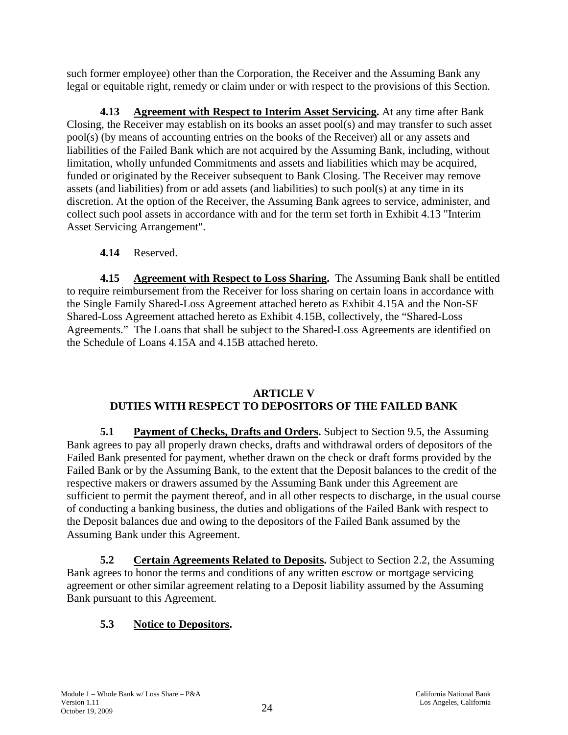such former employee) other than the Corporation, the Receiver and the Assuming Bank any legal or equitable right, remedy or claim under or with respect to the provisions of this Section.

**4.13 Agreement with Respect to Interim Asset Servicing.** At any time after Bank Closing, the Receiver may establish on its books an asset pool(s) and may transfer to such asset pool(s) (by means of accounting entries on the books of the Receiver) all or any assets and liabilities of the Failed Bank which are not acquired by the Assuming Bank, including, without limitation, wholly unfunded Commitments and assets and liabilities which may be acquired, funded or originated by the Receiver subsequent to Bank Closing. The Receiver may remove assets (and liabilities) from or add assets (and liabilities) to such pool(s) at any time in its discretion. At the option of the Receiver, the Assuming Bank agrees to service, administer, and collect such pool assets in accordance with and for the term set forth in Exhibit 4.13 "Interim Asset Servicing Arrangement".

**4.14** Reserved.

**4.15 Agreement with Respect to Loss Sharing.** The Assuming Bank shall be entitled to require reimbursement from the Receiver for loss sharing on certain loans in accordance with the Single Family Shared-Loss Agreement attached hereto as Exhibit 4.15A and the Non-SF Shared-Loss Agreement attached hereto as Exhibit 4.15B, collectively, the "Shared-Loss Agreements." The Loans that shall be subject to the Shared-Loss Agreements are identified on the Schedule of Loans 4.15A and 4.15B attached hereto.

## ARTICLE V
## DUTIES WITH RESPECT TO DEPOSITORS OF THE FAILED BANK

**5.1 Payment of Checks, Drafts and Orders.** Subject to Section 9.5, the Assuming Bank agrees to pay all properly drawn checks, drafts and withdrawal orders of depositors of the Failed Bank presented for payment, whether drawn on the check or draft forms provided by the Failed Bank or by the Assuming Bank, to the extent that the Deposit balances to the credit of the respective makers or drawers assumed by the Assuming Bank under this Agreement are sufficient to permit the payment thereof, and in all other respects to discharge, in the usual course of conducting a banking business, the duties and obligations of the Failed Bank with respect to the Deposit balances due and owing to the depositors of the Failed Bank assumed by the Assuming Bank under this Agreement.

**5.2 Certain Agreements Related to Deposits.** Subject to Section 2.2, the Assuming Bank agrees to honor the terms and conditions of any written escrow or mortgage servicing agreement or other similar agreement relating to a Deposit liability assumed by the Assuming Bank pursuant to this Agreement.

**5.3 Notice to Depositors.**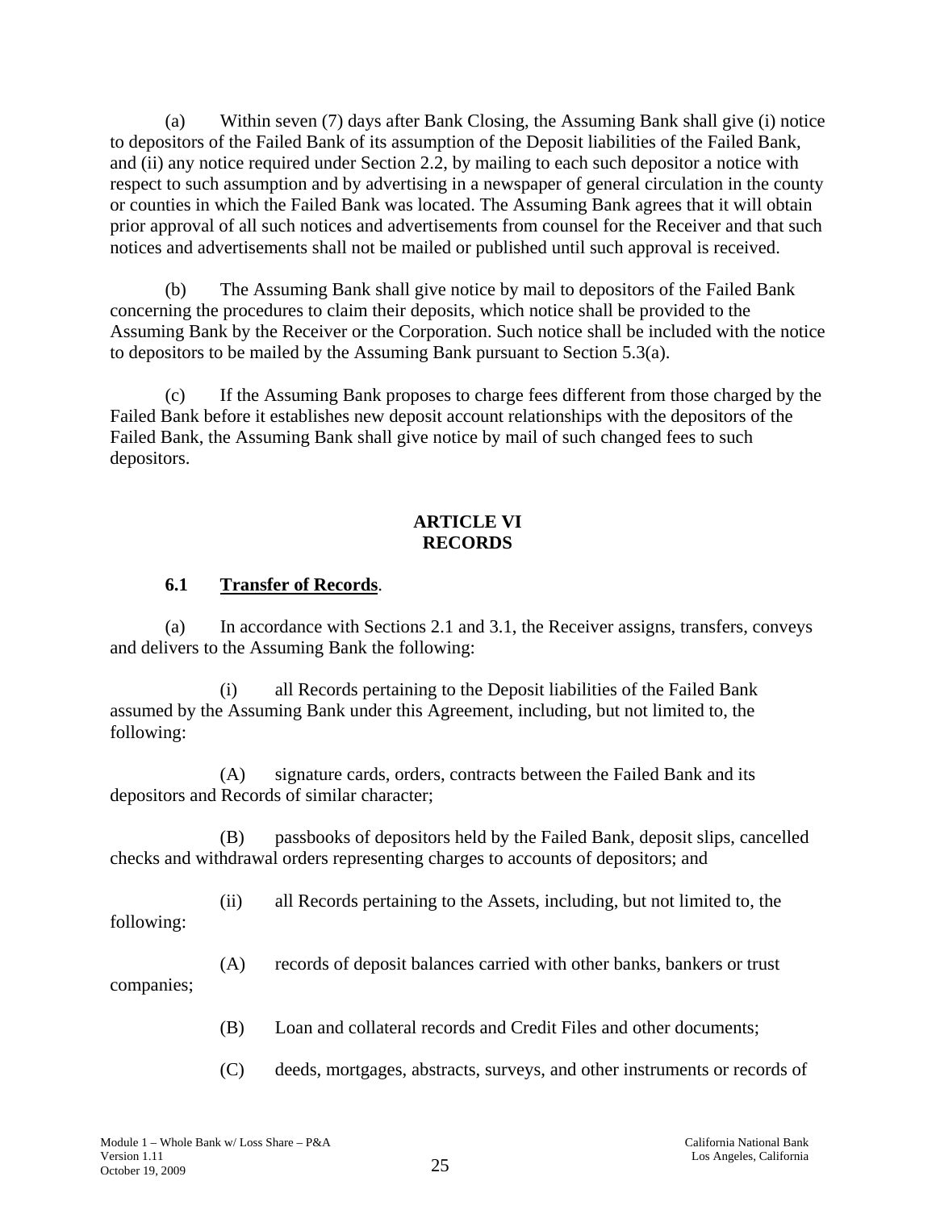(a) Within seven (7) days after Bank Closing, the Assuming Bank shall give (i) notice to depositors of the Failed Bank of its assumption of the Deposit liabilities of the Failed Bank, and (ii) any notice required under Section 2.2, by mailing to each such depositor a notice with respect to such assumption and by advertising in a newspaper of general circulation in the county or counties in which the Failed Bank was located. The Assuming Bank agrees that it will obtain prior approval of all such notices and advertisements from counsel for the Receiver and that such notices and advertisements shall not be mailed or published until such approval is received.

(b) The Assuming Bank shall give notice by mail to depositors of the Failed Bank concerning the procedures to claim their deposits, which notice shall be provided to the Assuming Bank by the Receiver or the Corporation. Such notice shall be included with the notice to depositors to be mailed by the Assuming Bank pursuant to Section 5.3(a).

(c) If the Assuming Bank proposes to charge fees different from those charged by the Failed Bank before it establishes new deposit account relationships with the depositors of the Failed Bank, the Assuming Bank shall give notice by mail of such changed fees to such depositors.

## ARTICLE VI
## RECORDS

### 6.1 Transfer of Records.

(a) In accordance with Sections 2.1 and 3.1, the Receiver assigns, transfers, conveys and delivers to the Assuming Bank the following:

(i) all Records pertaining to the Deposit liabilities of the Failed Bank assumed by the Assuming Bank under this Agreement, including, but not limited to, the following:

(A) signature cards, orders, contracts between the Failed Bank and its depositors and Records of similar character;

(B) passbooks of depositors held by the Failed Bank, deposit slips, cancelled checks and withdrawal orders representing charges to accounts of depositors; and

(ii) all Records pertaining to the Assets, including, but not limited to, the following:

(A) records of deposit balances carried with other banks, bankers or trust companies;

(B) Loan and collateral records and Credit Files and other documents;

(C) deeds, mortgages, abstracts, surveys, and other instruments or records of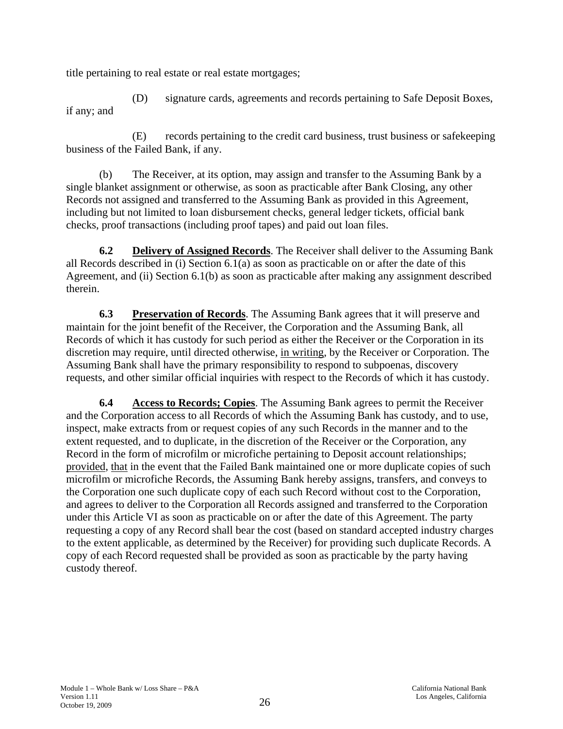title pertaining to real estate or real estate mortgages;

(D) signature cards, agreements and records pertaining to Safe Deposit Boxes, if any; and

(E) records pertaining to the credit card business, trust business or safekeeping business of the Failed Bank, if any.

(b) The Receiver, at its option, may assign and transfer to the Assuming Bank by a single blanket assignment or otherwise, as soon as practicable after Bank Closing, any other Records not assigned and transferred to the Assuming Bank as provided in this Agreement, including but not limited to loan disbursement checks, general ledger tickets, official bank checks, proof transactions (including proof tapes) and paid out loan files.

**6.2 Delivery of Assigned Records**. The Receiver shall deliver to the Assuming Bank all Records described in (i) Section 6.1(a) as soon as practicable on or after the date of this Agreement, and (ii) Section 6.1(b) as soon as practicable after making any assignment described therein.

**6.3 Preservation of Records**. The Assuming Bank agrees that it will preserve and maintain for the joint benefit of the Receiver, the Corporation and the Assuming Bank, all Records of which it has custody for such period as either the Receiver or the Corporation in its discretion may require, until directed otherwise, in writing, by the Receiver or Corporation. The Assuming Bank shall have the primary responsibility to respond to subpoenas, discovery requests, and other similar official inquiries with respect to the Records of which it has custody.

**6.4 Access to Records; Copies**. The Assuming Bank agrees to permit the Receiver and the Corporation access to all Records of which the Assuming Bank has custody, and to use, inspect, make extracts from or request copies of any such Records in the manner and to the extent requested, and to duplicate, in the discretion of the Receiver or the Corporation, any Record in the form of microfilm or microfiche pertaining to Deposit account relationships; provided, that in the event that the Failed Bank maintained one or more duplicate copies of such microfilm or microfiche Records, the Assuming Bank hereby assigns, transfers, and conveys to the Corporation one such duplicate copy of each such Record without cost to the Corporation, and agrees to deliver to the Corporation all Records assigned and transferred to the Corporation under this Article VI as soon as practicable on or after the date of this Agreement. The party requesting a copy of any Record shall bear the cost (based on standard accepted industry charges to the extent applicable, as determined by the Receiver) for providing such duplicate Records. A copy of each Record requested shall be provided as soon as practicable by the party having custody thereof.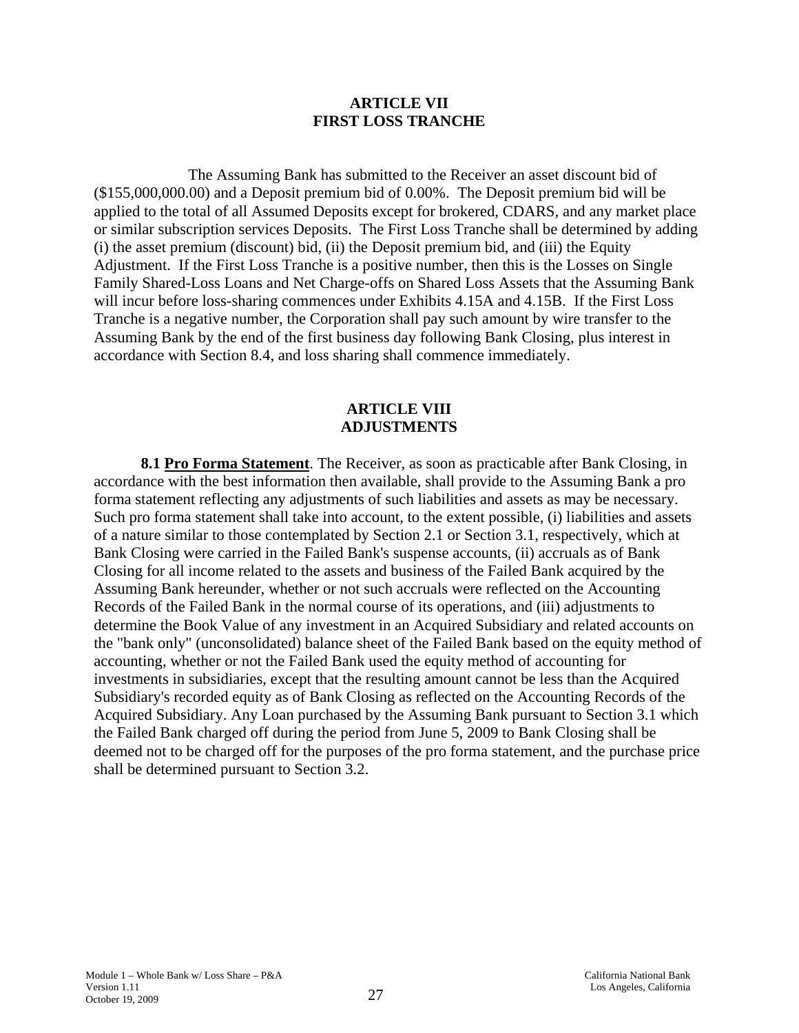# ARTICLE VII
# FIRST LOSS TRANCHE

The Assuming Bank has submitted to the Receiver an asset discount bid of ($155,000,000.00) and a Deposit premium bid of 0.00%. The Deposit premium bid will be applied to the total of all Assumed Deposits except for brokered, CDARS, and any market place or similar subscription services Deposits. The First Loss Tranche shall be determined by adding (i) the asset premium (discount) bid, (ii) the Deposit premium bid, and (iii) the Equity Adjustment. If the First Loss Tranche is a positive number, then this is the Losses on Single Family Shared-Loss Loans and Net Charge-offs on Shared Loss Assets that the Assuming Bank will incur before loss-sharing commences under Exhibits 4.15A and 4.15B. If the First Loss Tranche is a negative number, the Corporation shall pay such amount by wire transfer to the Assuming Bank by the end of the first business day following Bank Closing, plus interest in accordance with Section 8.4, and loss sharing shall commence immediately.

# ARTICLE VIII
# ADJUSTMENTS

**8.1 Pro Forma Statement**. The Receiver, as soon as practicable after Bank Closing, in accordance with the best information then available, shall provide to the Assuming Bank a pro forma statement reflecting any adjustments of such liabilities and assets as may be necessary. Such pro forma statement shall take into account, to the extent possible, (i) liabilities and assets of a nature similar to those contemplated by Section 2.1 or Section 3.1, respectively, which at Bank Closing were carried in the Failed Bank's suspense accounts, (ii) accruals as of Bank Closing for all income related to the assets and business of the Failed Bank acquired by the Assuming Bank hereunder, whether or not such accruals were reflected on the Accounting Records of the Failed Bank in the normal course of its operations, and (iii) adjustments to determine the Book Value of any investment in an Acquired Subsidiary and related accounts on the "bank only" (unconsolidated) balance sheet of the Failed Bank based on the equity method of accounting, whether or not the Failed Bank used the equity method of accounting for investments in subsidiaries, except that the resulting amount cannot be less than the Acquired Subsidiary's recorded equity as of Bank Closing as reflected on the Accounting Records of the Acquired Subsidiary. Any Loan purchased by the Assuming Bank pursuant to Section 3.1 which the Failed Bank charged off during the period from June 5, 2009 to Bank Closing shall be deemed not to be charged off for the purposes of the pro forma statement, and the purchase price shall be determined pursuant to Section 3.2.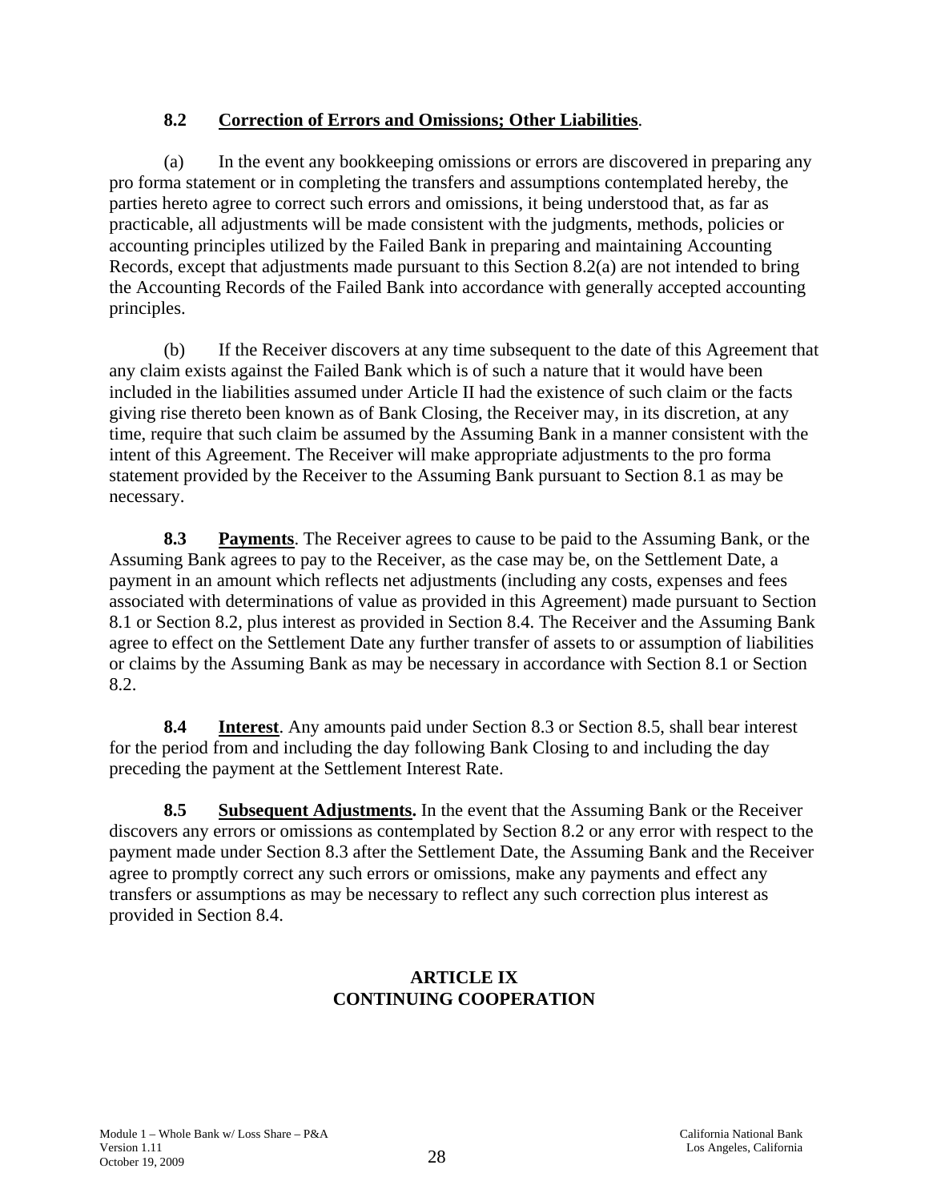**8.2 Correction of Errors and Omissions; Other Liabilities**.

(a) In the event any bookkeeping omissions or errors are discovered in preparing any pro forma statement or in completing the transfers and assumptions contemplated hereby, the parties hereto agree to correct such errors and omissions, it being understood that, as far as practicable, all adjustments will be made consistent with the judgments, methods, policies or accounting principles utilized by the Failed Bank in preparing and maintaining Accounting Records, except that adjustments made pursuant to this Section 8.2(a) are not intended to bring the Accounting Records of the Failed Bank into accordance with generally accepted accounting principles.

(b) If the Receiver discovers at any time subsequent to the date of this Agreement that any claim exists against the Failed Bank which is of such a nature that it would have been included in the liabilities assumed under Article II had the existence of such claim or the facts giving rise thereto been known as of Bank Closing, the Receiver may, in its discretion, at any time, require that such claim be assumed by the Assuming Bank in a manner consistent with the intent of this Agreement. The Receiver will make appropriate adjustments to the pro forma statement provided by the Receiver to the Assuming Bank pursuant to Section 8.1 as may be necessary.

**8.3 Payments**. The Receiver agrees to cause to be paid to the Assuming Bank, or the Assuming Bank agrees to pay to the Receiver, as the case may be, on the Settlement Date, a payment in an amount which reflects net adjustments (including any costs, expenses and fees associated with determinations of value as provided in this Agreement) made pursuant to Section 8.1 or Section 8.2, plus interest as provided in Section 8.4. The Receiver and the Assuming Bank agree to effect on the Settlement Date any further transfer of assets to or assumption of liabilities or claims by the Assuming Bank as may be necessary in accordance with Section 8.1 or Section 8.2.

**8.4 Interest**. Any amounts paid under Section 8.3 or Section 8.5, shall bear interest for the period from and including the day following Bank Closing to and including the day preceding the payment at the Settlement Interest Rate.

**8.5 Subsequent Adjustments.** In the event that the Assuming Bank or the Receiver discovers any errors or omissions as contemplated by Section 8.2 or any error with respect to the payment made under Section 8.3 after the Settlement Date, the Assuming Bank and the Receiver agree to promptly correct any such errors or omissions, make any payments and effect any transfers or assumptions as may be necessary to reflect any such correction plus interest as provided in Section 8.4.

## ARTICLE IX
## CONTINUING COOPERATION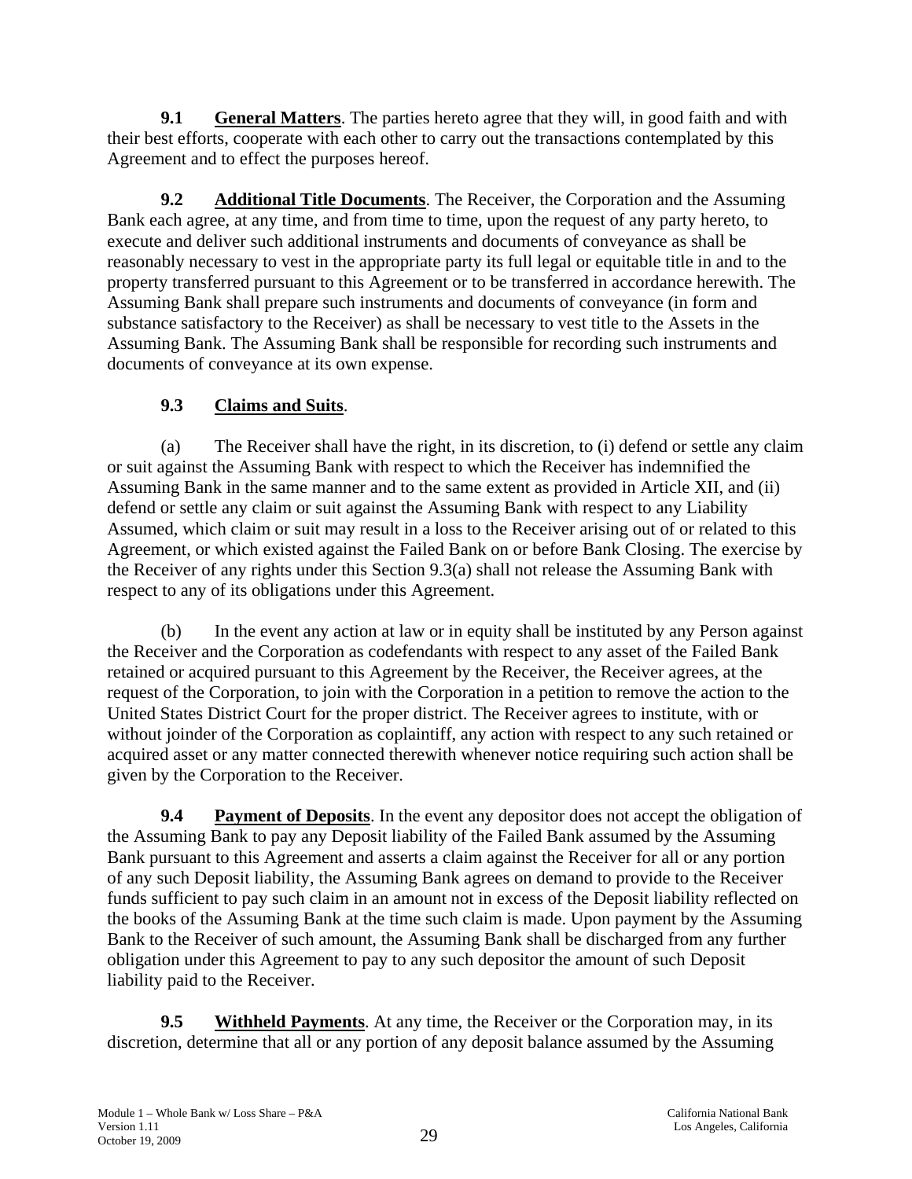**9.1 General Matters**. The parties hereto agree that they will, in good faith and with their best efforts, cooperate with each other to carry out the transactions contemplated by this Agreement and to effect the purposes hereof.

**9.2 Additional Title Documents**. The Receiver, the Corporation and the Assuming Bank each agree, at any time, and from time to time, upon the request of any party hereto, to execute and deliver such additional instruments and documents of conveyance as shall be reasonably necessary to vest in the appropriate party its full legal or equitable title in and to the property transferred pursuant to this Agreement or to be transferred in accordance herewith. The Assuming Bank shall prepare such instruments and documents of conveyance (in form and substance satisfactory to the Receiver) as shall be necessary to vest title to the Assets in the Assuming Bank. The Assuming Bank shall be responsible for recording such instruments and documents of conveyance at its own expense.

**9.3 Claims and Suits**.

(a) The Receiver shall have the right, in its discretion, to (i) defend or settle any claim or suit against the Assuming Bank with respect to which the Receiver has indemnified the Assuming Bank in the same manner and to the same extent as provided in Article XII, and (ii) defend or settle any claim or suit against the Assuming Bank with respect to any Liability Assumed, which claim or suit may result in a loss to the Receiver arising out of or related to this Agreement, or which existed against the Failed Bank on or before Bank Closing. The exercise by the Receiver of any rights under this Section 9.3(a) shall not release the Assuming Bank with respect to any of its obligations under this Agreement.

(b) In the event any action at law or in equity shall be instituted by any Person against the Receiver and the Corporation as codefendants with respect to any asset of the Failed Bank retained or acquired pursuant to this Agreement by the Receiver, the Receiver agrees, at the request of the Corporation, to join with the Corporation in a petition to remove the action to the United States District Court for the proper district. The Receiver agrees to institute, with or without joinder of the Corporation as coplaintiff, any action with respect to any such retained or acquired asset or any matter connected therewith whenever notice requiring such action shall be given by the Corporation to the Receiver.

**9.4 Payment of Deposits**. In the event any depositor does not accept the obligation of the Assuming Bank to pay any Deposit liability of the Failed Bank assumed by the Assuming Bank pursuant to this Agreement and asserts a claim against the Receiver for all or any portion of any such Deposit liability, the Assuming Bank agrees on demand to provide to the Receiver funds sufficient to pay such claim in an amount not in excess of the Deposit liability reflected on the books of the Assuming Bank at the time such claim is made. Upon payment by the Assuming Bank to the Receiver of such amount, the Assuming Bank shall be discharged from any further obligation under this Agreement to pay to any such depositor the amount of such Deposit liability paid to the Receiver.

**9.5 Withheld Payments**. At any time, the Receiver or the Corporation may, in its discretion, determine that all or any portion of any deposit balance assumed by the Assuming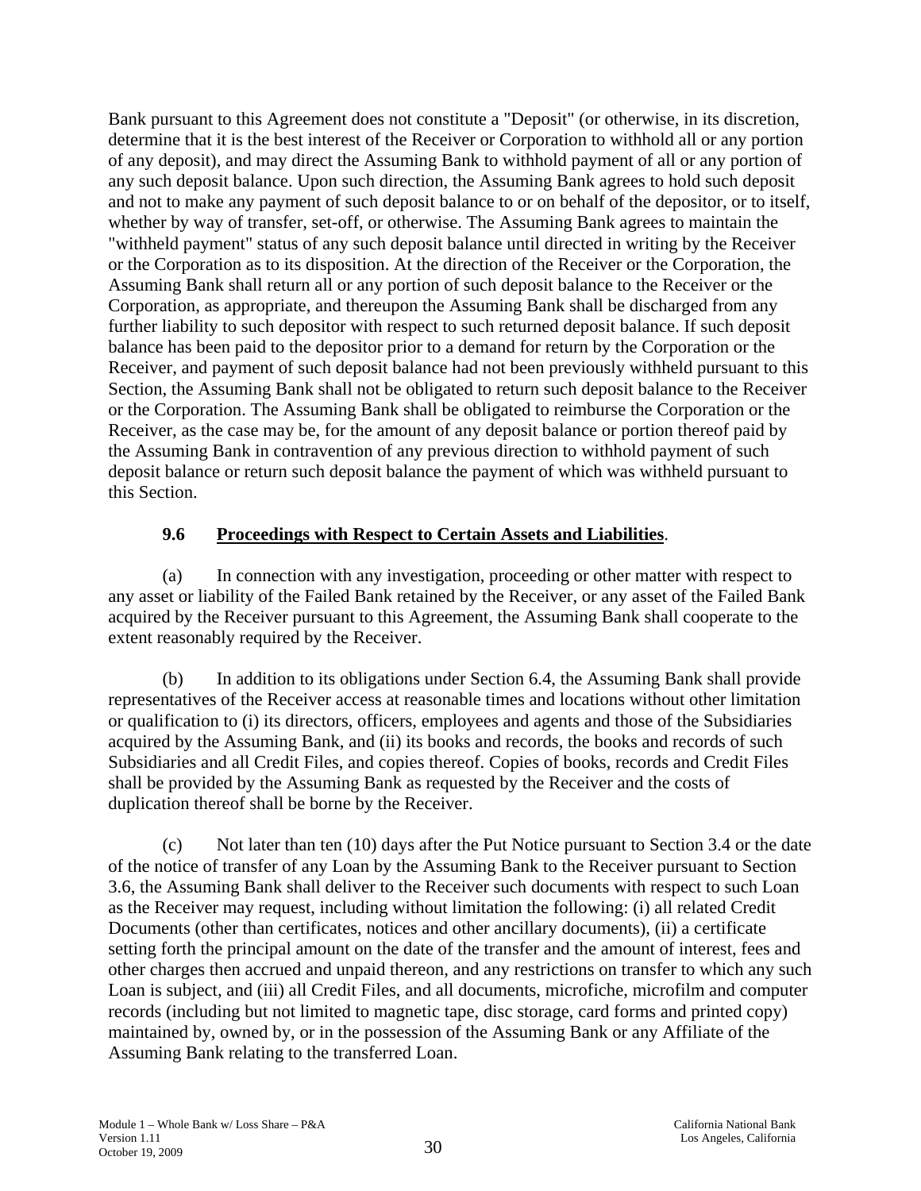Bank pursuant to this Agreement does not constitute a "Deposit" (or otherwise, in its discretion, determine that it is the best interest of the Receiver or Corporation to withhold all or any portion of any deposit), and may direct the Assuming Bank to withhold payment of all or any portion of any such deposit balance. Upon such direction, the Assuming Bank agrees to hold such deposit and not to make any payment of such deposit balance to or on behalf of the depositor, or to itself, whether by way of transfer, set-off, or otherwise. The Assuming Bank agrees to maintain the "withheld payment" status of any such deposit balance until directed in writing by the Receiver or the Corporation as to its disposition. At the direction of the Receiver or the Corporation, the Assuming Bank shall return all or any portion of such deposit balance to the Receiver or the Corporation, as appropriate, and thereupon the Assuming Bank shall be discharged from any further liability to such depositor with respect to such returned deposit balance. If such deposit balance has been paid to the depositor prior to a demand for return by the Corporation or the Receiver, and payment of such deposit balance had not been previously withheld pursuant to this Section, the Assuming Bank shall not be obligated to return such deposit balance to the Receiver or the Corporation. The Assuming Bank shall be obligated to reimburse the Corporation or the Receiver, as the case may be, for the amount of any deposit balance or portion thereof paid by the Assuming Bank in contravention of any previous direction to withhold payment of such deposit balance or return such deposit balance the payment of which was withheld pursuant to this Section.

**9.6 Proceedings with Respect to Certain Assets and Liabilities**.

(a) In connection with any investigation, proceeding or other matter with respect to any asset or liability of the Failed Bank retained by the Receiver, or any asset of the Failed Bank acquired by the Receiver pursuant to this Agreement, the Assuming Bank shall cooperate to the extent reasonably required by the Receiver.

(b) In addition to its obligations under Section 6.4, the Assuming Bank shall provide representatives of the Receiver access at reasonable times and locations without other limitation or qualification to (i) its directors, officers, employees and agents and those of the Subsidiaries acquired by the Assuming Bank, and (ii) its books and records, the books and records of such Subsidiaries and all Credit Files, and copies thereof. Copies of books, records and Credit Files shall be provided by the Assuming Bank as requested by the Receiver and the costs of duplication thereof shall be borne by the Receiver.

(c) Not later than ten (10) days after the Put Notice pursuant to Section 3.4 or the date of the notice of transfer of any Loan by the Assuming Bank to the Receiver pursuant to Section 3.6, the Assuming Bank shall deliver to the Receiver such documents with respect to such Loan as the Receiver may request, including without limitation the following: (i) all related Credit Documents (other than certificates, notices and other ancillary documents), (ii) a certificate setting forth the principal amount on the date of the transfer and the amount of interest, fees and other charges then accrued and unpaid thereon, and any restrictions on transfer to which any such Loan is subject, and (iii) all Credit Files, and all documents, microfiche, microfilm and computer records (including but not limited to magnetic tape, disc storage, card forms and printed copy) maintained by, owned by, or in the possession of the Assuming Bank or any Affiliate of the Assuming Bank relating to the transferred Loan.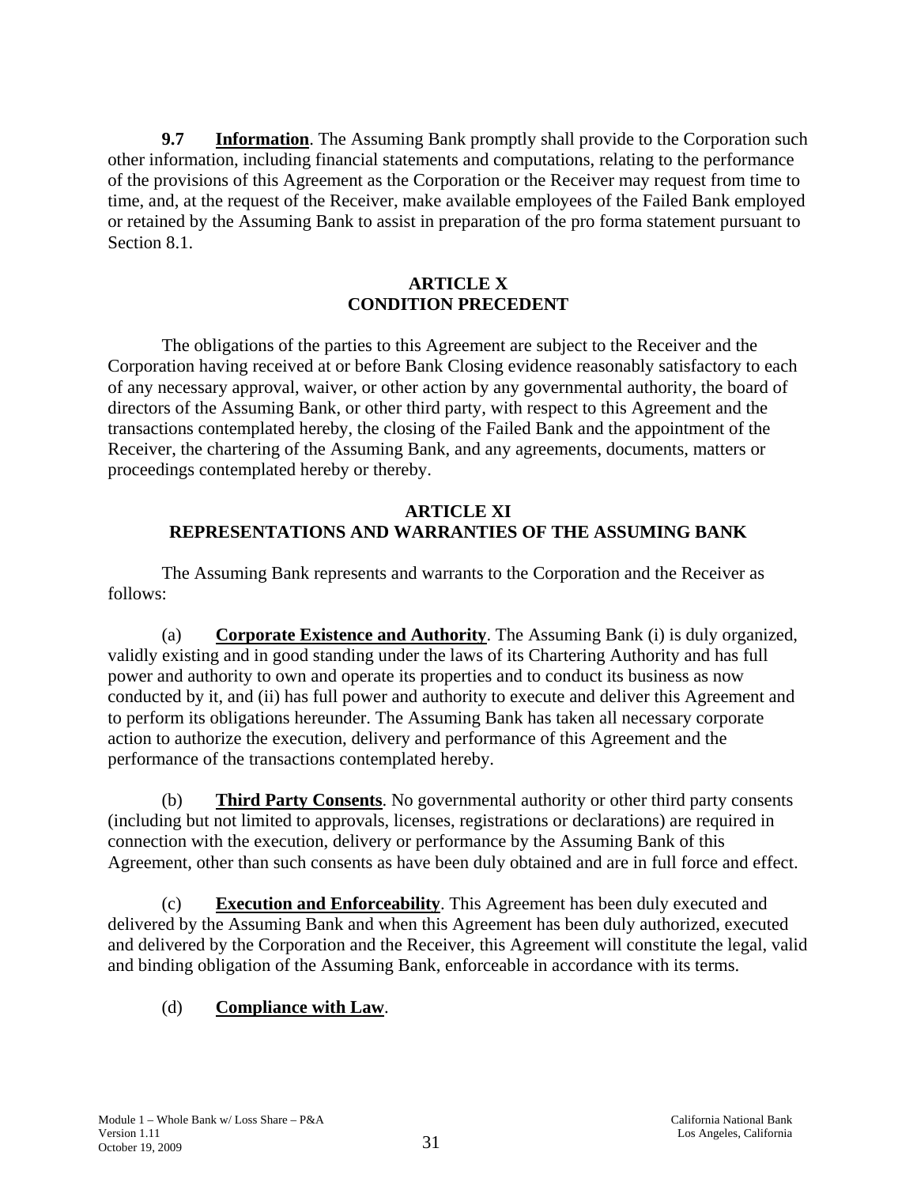**9.7 Information**. The Assuming Bank promptly shall provide to the Corporation such other information, including financial statements and computations, relating to the performance of the provisions of this Agreement as the Corporation or the Receiver may request from time to time, and, at the request of the Receiver, make available employees of the Failed Bank employed or retained by the Assuming Bank to assist in preparation of the pro forma statement pursuant to Section 8.1.

## ARTICLE X
## CONDITION PRECEDENT

The obligations of the parties to this Agreement are subject to the Receiver and the Corporation having received at or before Bank Closing evidence reasonably satisfactory to each of any necessary approval, waiver, or other action by any governmental authority, the board of directors of the Assuming Bank, or other third party, with respect to this Agreement and the transactions contemplated hereby, the closing of the Failed Bank and the appointment of the Receiver, the chartering of the Assuming Bank, and any agreements, documents, matters or proceedings contemplated hereby or thereby.

## ARTICLE XI
## REPRESENTATIONS AND WARRANTIES OF THE ASSUMING BANK

The Assuming Bank represents and warrants to the Corporation and the Receiver as follows:

(a) **Corporate Existence and Authority**. The Assuming Bank (i) is duly organized, validly existing and in good standing under the laws of its Chartering Authority and has full power and authority to own and operate its properties and to conduct its business as now conducted by it, and (ii) has full power and authority to execute and deliver this Agreement and to perform its obligations hereunder. The Assuming Bank has taken all necessary corporate action to authorize the execution, delivery and performance of this Agreement and the performance of the transactions contemplated hereby.

(b) **Third Party Consents**. No governmental authority or other third party consents (including but not limited to approvals, licenses, registrations or declarations) are required in connection with the execution, delivery or performance by the Assuming Bank of this Agreement, other than such consents as have been duly obtained and are in full force and effect.

(c) **Execution and Enforceability**. This Agreement has been duly executed and delivered by the Assuming Bank and when this Agreement has been duly authorized, executed and delivered by the Corporation and the Receiver, this Agreement will constitute the legal, valid and binding obligation of the Assuming Bank, enforceable in accordance with its terms.

(d) **Compliance with Law**.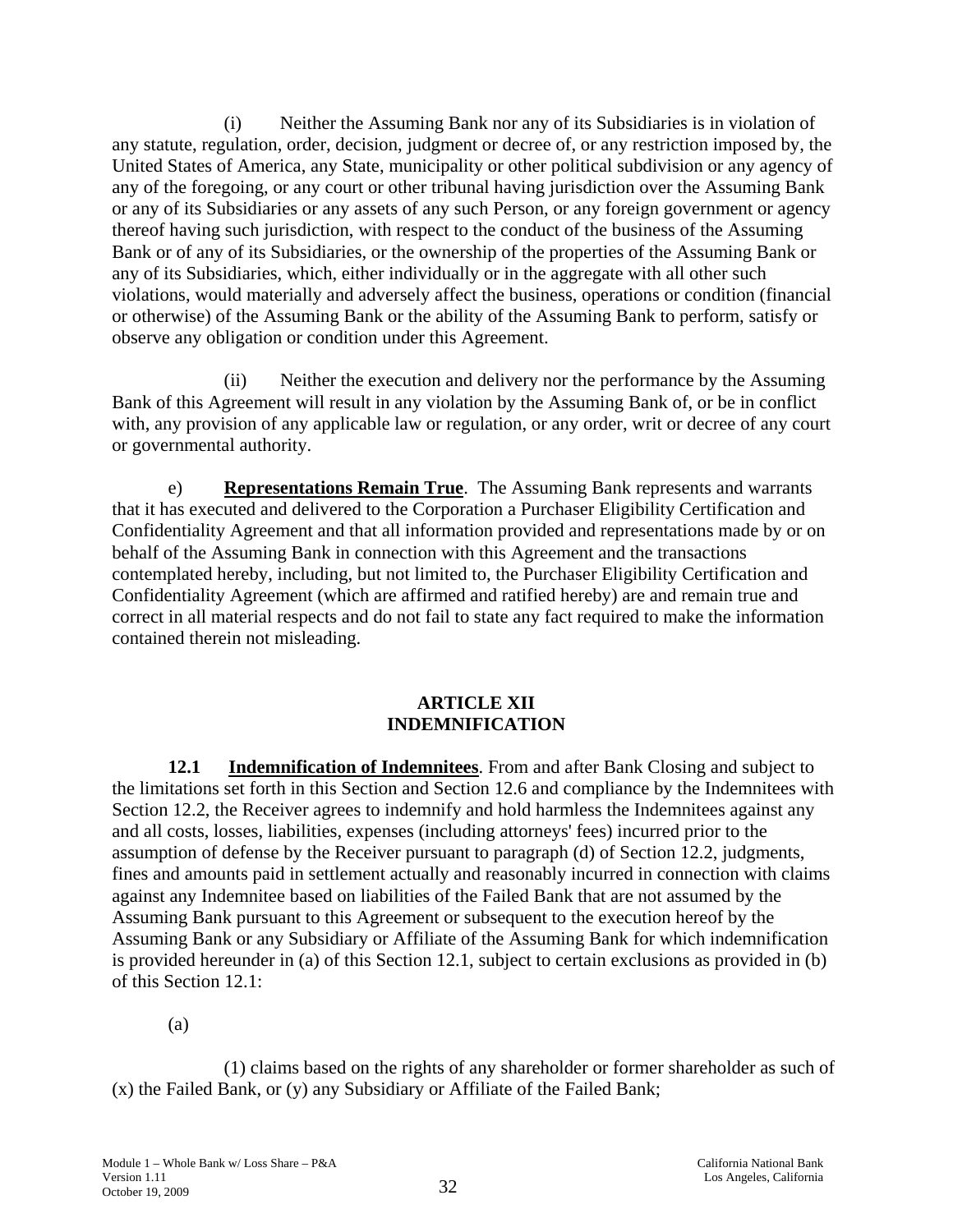(i) Neither the Assuming Bank nor any of its Subsidiaries is in violation of any statute, regulation, order, decision, judgment or decree of, or any restriction imposed by, the United States of America, any State, municipality or other political subdivision or any agency of any of the foregoing, or any court or other tribunal having jurisdiction over the Assuming Bank or any of its Subsidiaries or any assets of any such Person, or any foreign government or agency thereof having such jurisdiction, with respect to the conduct of the business of the Assuming Bank or of any of its Subsidiaries, or the ownership of the properties of the Assuming Bank or any of its Subsidiaries, which, either individually or in the aggregate with all other such violations, would materially and adversely affect the business, operations or condition (financial or otherwise) of the Assuming Bank or the ability of the Assuming Bank to perform, satisfy or observe any obligation or condition under this Agreement.

(ii) Neither the execution and delivery nor the performance by the Assuming Bank of this Agreement will result in any violation by the Assuming Bank of, or be in conflict with, any provision of any applicable law or regulation, or any order, writ or decree of any court or governmental authority.

e) **Representations Remain True**. The Assuming Bank represents and warrants that it has executed and delivered to the Corporation a Purchaser Eligibility Certification and Confidentiality Agreement and that all information provided and representations made by or on behalf of the Assuming Bank in connection with this Agreement and the transactions contemplated hereby, including, but not limited to, the Purchaser Eligibility Certification and Confidentiality Agreement (which are affirmed and ratified hereby) are and remain true and correct in all material respects and do not fail to state any fact required to make the information contained therein not misleading.

## ARTICLE XII
## INDEMNIFICATION

**12.1 Indemnification of Indemnitees**. From and after Bank Closing and subject to the limitations set forth in this Section and Section 12.6 and compliance by the Indemnitees with Section 12.2, the Receiver agrees to indemnify and hold harmless the Indemnitees against any and all costs, losses, liabilities, expenses (including attorneys' fees) incurred prior to the assumption of defense by the Receiver pursuant to paragraph (d) of Section 12.2, judgments, fines and amounts paid in settlement actually and reasonably incurred in connection with claims against any Indemnitee based on liabilities of the Failed Bank that are not assumed by the Assuming Bank pursuant to this Agreement or subsequent to the execution hereof by the Assuming Bank or any Subsidiary or Affiliate of the Assuming Bank for which indemnification is provided hereunder in (a) of this Section 12.1, subject to certain exclusions as provided in (b) of this Section 12.1:

(a)

(1) claims based on the rights of any shareholder or former shareholder as such of (x) the Failed Bank, or (y) any Subsidiary or Affiliate of the Failed Bank;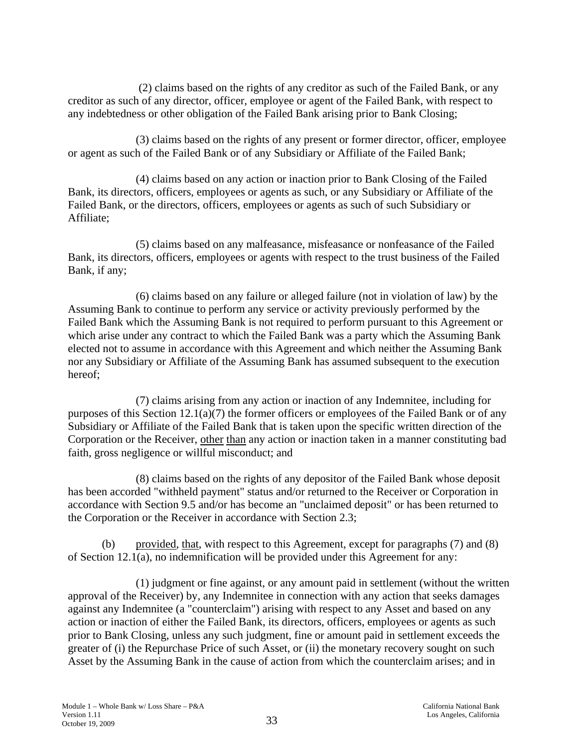(2) claims based on the rights of any creditor as such of the Failed Bank, or any creditor as such of any director, officer, employee or agent of the Failed Bank, with respect to any indebtedness or other obligation of the Failed Bank arising prior to Bank Closing;

(3) claims based on the rights of any present or former director, officer, employee or agent as such of the Failed Bank or of any Subsidiary or Affiliate of the Failed Bank;

(4) claims based on any action or inaction prior to Bank Closing of the Failed Bank, its directors, officers, employees or agents as such, or any Subsidiary or Affiliate of the Failed Bank, or the directors, officers, employees or agents as such of such Subsidiary or Affiliate;

(5) claims based on any malfeasance, misfeasance or nonfeasance of the Failed Bank, its directors, officers, employees or agents with respect to the trust business of the Failed Bank, if any;

(6) claims based on any failure or alleged failure (not in violation of law) by the Assuming Bank to continue to perform any service or activity previously performed by the Failed Bank which the Assuming Bank is not required to perform pursuant to this Agreement or which arise under any contract to which the Failed Bank was a party which the Assuming Bank elected not to assume in accordance with this Agreement and which neither the Assuming Bank nor any Subsidiary or Affiliate of the Assuming Bank has assumed subsequent to the execution hereof;

(7) claims arising from any action or inaction of any Indemnitee, including for purposes of this Section 12.1(a)(7) the former officers or employees of the Failed Bank or of any Subsidiary or Affiliate of the Failed Bank that is taken upon the specific written direction of the Corporation or the Receiver, other than any action or inaction taken in a manner constituting bad faith, gross negligence or willful misconduct; and

(8) claims based on the rights of any depositor of the Failed Bank whose deposit has been accorded "withheld payment" status and/or returned to the Receiver or Corporation in accordance with Section 9.5 and/or has become an "unclaimed deposit" or has been returned to the Corporation or the Receiver in accordance with Section 2.3;

(b) provided, that, with respect to this Agreement, except for paragraphs (7) and (8) of Section 12.1(a), no indemnification will be provided under this Agreement for any:

(1) judgment or fine against, or any amount paid in settlement (without the written approval of the Receiver) by, any Indemnitee in connection with any action that seeks damages against any Indemnitee (a "counterclaim") arising with respect to any Asset and based on any action or inaction of either the Failed Bank, its directors, officers, employees or agents as such prior to Bank Closing, unless any such judgment, fine or amount paid in settlement exceeds the greater of (i) the Repurchase Price of such Asset, or (ii) the monetary recovery sought on such Asset by the Assuming Bank in the cause of action from which the counterclaim arises; and in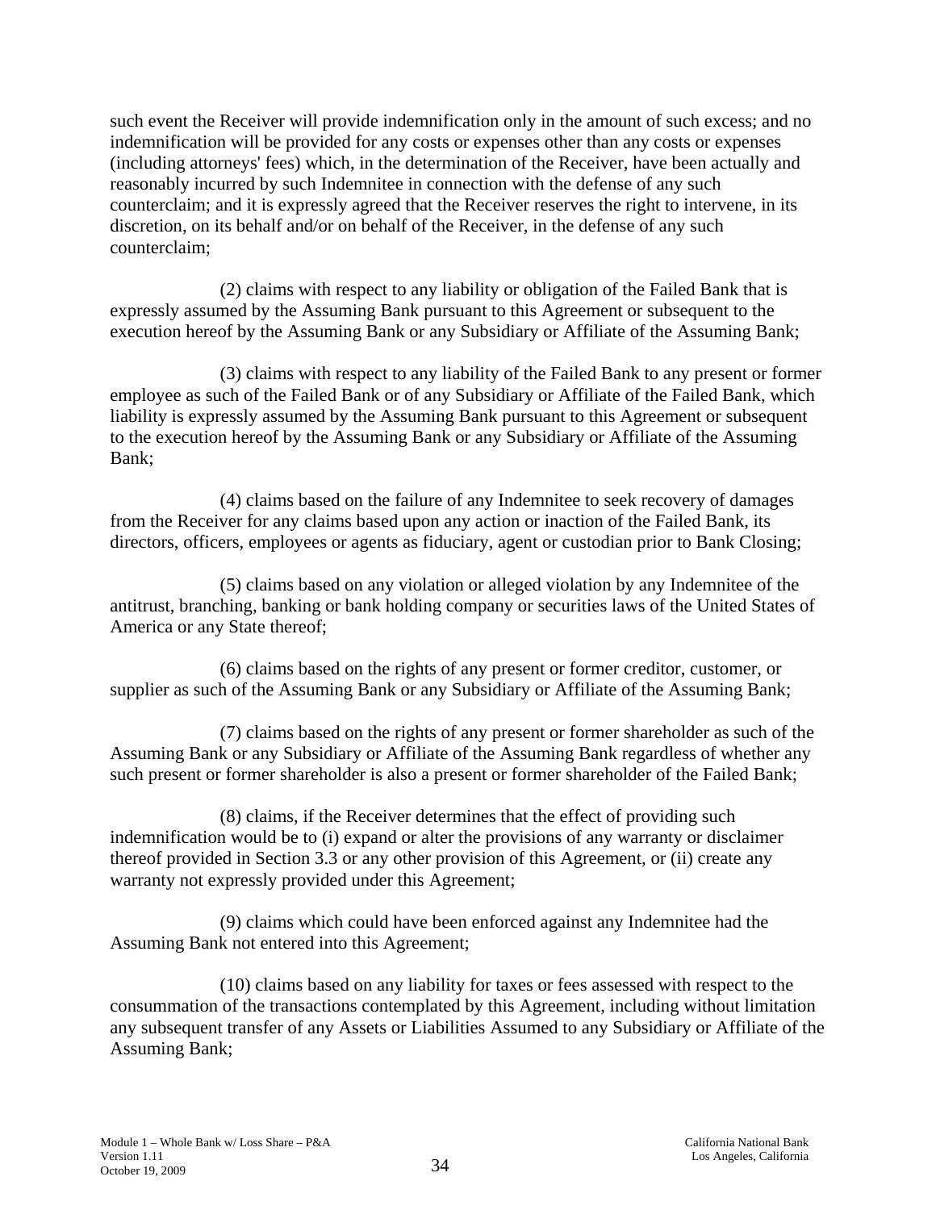such event the Receiver will provide indemnification only in the amount of such excess; and no indemnification will be provided for any costs or expenses other than any costs or expenses (including attorneys' fees) which, in the determination of the Receiver, have been actually and reasonably incurred by such Indemnitee in connection with the defense of any such counterclaim; and it is expressly agreed that the Receiver reserves the right to intervene, in its discretion, on its behalf and/or on behalf of the Receiver, in the defense of any such counterclaim;

(2) claims with respect to any liability or obligation of the Failed Bank that is expressly assumed by the Assuming Bank pursuant to this Agreement or subsequent to the execution hereof by the Assuming Bank or any Subsidiary or Affiliate of the Assuming Bank;

(3) claims with respect to any liability of the Failed Bank to any present or former employee as such of the Failed Bank or of any Subsidiary or Affiliate of the Failed Bank, which liability is expressly assumed by the Assuming Bank pursuant to this Agreement or subsequent to the execution hereof by the Assuming Bank or any Subsidiary or Affiliate of the Assuming Bank;

(4) claims based on the failure of any Indemnitee to seek recovery of damages from the Receiver for any claims based upon any action or inaction of the Failed Bank, its directors, officers, employees or agents as fiduciary, agent or custodian prior to Bank Closing;

(5) claims based on any violation or alleged violation by any Indemnitee of the antitrust, branching, banking or bank holding company or securities laws of the United States of America or any State thereof;

(6) claims based on the rights of any present or former creditor, customer, or supplier as such of the Assuming Bank or any Subsidiary or Affiliate of the Assuming Bank;

(7) claims based on the rights of any present or former shareholder as such of the Assuming Bank or any Subsidiary or Affiliate of the Assuming Bank regardless of whether any such present or former shareholder is also a present or former shareholder of the Failed Bank;

(8) claims, if the Receiver determines that the effect of providing such indemnification would be to (i) expand or alter the provisions of any warranty or disclaimer thereof provided in Section 3.3 or any other provision of this Agreement, or (ii) create any warranty not expressly provided under this Agreement;

(9) claims which could have been enforced against any Indemnitee had the Assuming Bank not entered into this Agreement;

(10) claims based on any liability for taxes or fees assessed with respect to the consummation of the transactions contemplated by this Agreement, including without limitation any subsequent transfer of any Assets or Liabilities Assumed to any Subsidiary or Affiliate of the Assuming Bank;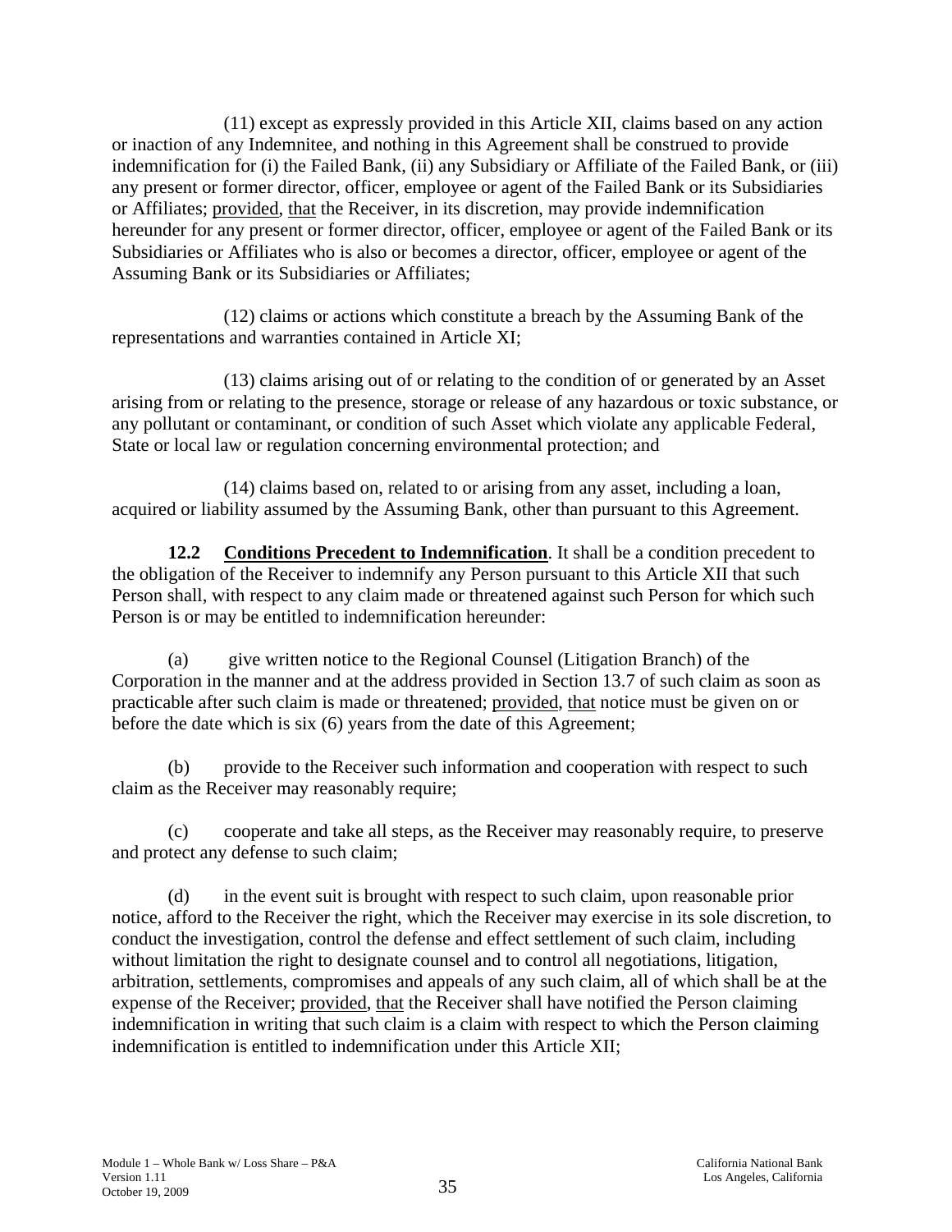(11) except as expressly provided in this Article XII, claims based on any action or inaction of any Indemnitee, and nothing in this Agreement shall be construed to provide indemnification for (i) the Failed Bank, (ii) any Subsidiary or Affiliate of the Failed Bank, or (iii) any present or former director, officer, employee or agent of the Failed Bank or its Subsidiaries or Affiliates; provided, that the Receiver, in its discretion, may provide indemnification hereunder for any present or former director, officer, employee or agent of the Failed Bank or its Subsidiaries or Affiliates who is also or becomes a director, officer, employee or agent of the Assuming Bank or its Subsidiaries or Affiliates;

(12) claims or actions which constitute a breach by the Assuming Bank of the representations and warranties contained in Article XI;

(13) claims arising out of or relating to the condition of or generated by an Asset arising from or relating to the presence, storage or release of any hazardous or toxic substance, or any pollutant or contaminant, or condition of such Asset which violate any applicable Federal, State or local law or regulation concerning environmental protection; and

(14) claims based on, related to or arising from any asset, including a loan, acquired or liability assumed by the Assuming Bank, other than pursuant to this Agreement.

**12.2 Conditions Precedent to Indemnification**. It shall be a condition precedent to the obligation of the Receiver to indemnify any Person pursuant to this Article XII that such Person shall, with respect to any claim made or threatened against such Person for which such Person is or may be entitled to indemnification hereunder:

(a) give written notice to the Regional Counsel (Litigation Branch) of the Corporation in the manner and at the address provided in Section 13.7 of such claim as soon as practicable after such claim is made or threatened; provided, that notice must be given on or before the date which is six (6) years from the date of this Agreement;

(b) provide to the Receiver such information and cooperation with respect to such claim as the Receiver may reasonably require;

(c) cooperate and take all steps, as the Receiver may reasonably require, to preserve and protect any defense to such claim;

(d) in the event suit is brought with respect to such claim, upon reasonable prior notice, afford to the Receiver the right, which the Receiver may exercise in its sole discretion, to conduct the investigation, control the defense and effect settlement of such claim, including without limitation the right to designate counsel and to control all negotiations, litigation, arbitration, settlements, compromises and appeals of any such claim, all of which shall be at the expense of the Receiver; provided, that the Receiver shall have notified the Person claiming indemnification in writing that such claim is a claim with respect to which the Person claiming indemnification is entitled to indemnification under this Article XII;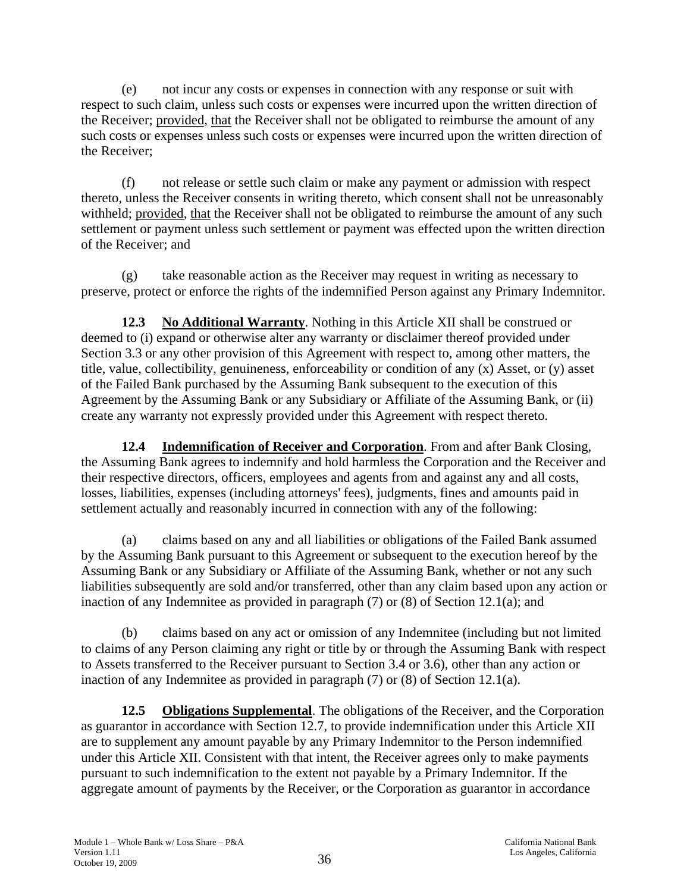(e) not incur any costs or expenses in connection with any response or suit with respect to such claim, unless such costs or expenses were incurred upon the written direction of the Receiver; provided, that the Receiver shall not be obligated to reimburse the amount of any such costs or expenses unless such costs or expenses were incurred upon the written direction of the Receiver;

(f) not release or settle such claim or make any payment or admission with respect thereto, unless the Receiver consents in writing thereto, which consent shall not be unreasonably withheld; provided, that the Receiver shall not be obligated to reimburse the amount of any such settlement or payment unless such settlement or payment was effected upon the written direction of the Receiver; and

(g) take reasonable action as the Receiver may request in writing as necessary to preserve, protect or enforce the rights of the indemnified Person against any Primary Indemnitor.

**12.3 No Additional Warranty**. Nothing in this Article XII shall be construed or deemed to (i) expand or otherwise alter any warranty or disclaimer thereof provided under Section 3.3 or any other provision of this Agreement with respect to, among other matters, the title, value, collectibility, genuineness, enforceability or condition of any (x) Asset, or (y) asset of the Failed Bank purchased by the Assuming Bank subsequent to the execution of this Agreement by the Assuming Bank or any Subsidiary or Affiliate of the Assuming Bank, or (ii) create any warranty not expressly provided under this Agreement with respect thereto.

**12.4 Indemnification of Receiver and Corporation**. From and after Bank Closing, the Assuming Bank agrees to indemnify and hold harmless the Corporation and the Receiver and their respective directors, officers, employees and agents from and against any and all costs, losses, liabilities, expenses (including attorneys' fees), judgments, fines and amounts paid in settlement actually and reasonably incurred in connection with any of the following:

(a) claims based on any and all liabilities or obligations of the Failed Bank assumed by the Assuming Bank pursuant to this Agreement or subsequent to the execution hereof by the Assuming Bank or any Subsidiary or Affiliate of the Assuming Bank, whether or not any such liabilities subsequently are sold and/or transferred, other than any claim based upon any action or inaction of any Indemnitee as provided in paragraph (7) or (8) of Section 12.1(a); and

(b) claims based on any act or omission of any Indemnitee (including but not limited to claims of any Person claiming any right or title by or through the Assuming Bank with respect to Assets transferred to the Receiver pursuant to Section 3.4 or 3.6), other than any action or inaction of any Indemnitee as provided in paragraph (7) or (8) of Section 12.1(a).

**12.5 Obligations Supplemental**. The obligations of the Receiver, and the Corporation as guarantor in accordance with Section 12.7, to provide indemnification under this Article XII are to supplement any amount payable by any Primary Indemnitor to the Person indemnified under this Article XII. Consistent with that intent, the Receiver agrees only to make payments pursuant to such indemnification to the extent not payable by a Primary Indemnitor. If the aggregate amount of payments by the Receiver, or the Corporation as guarantor in accordance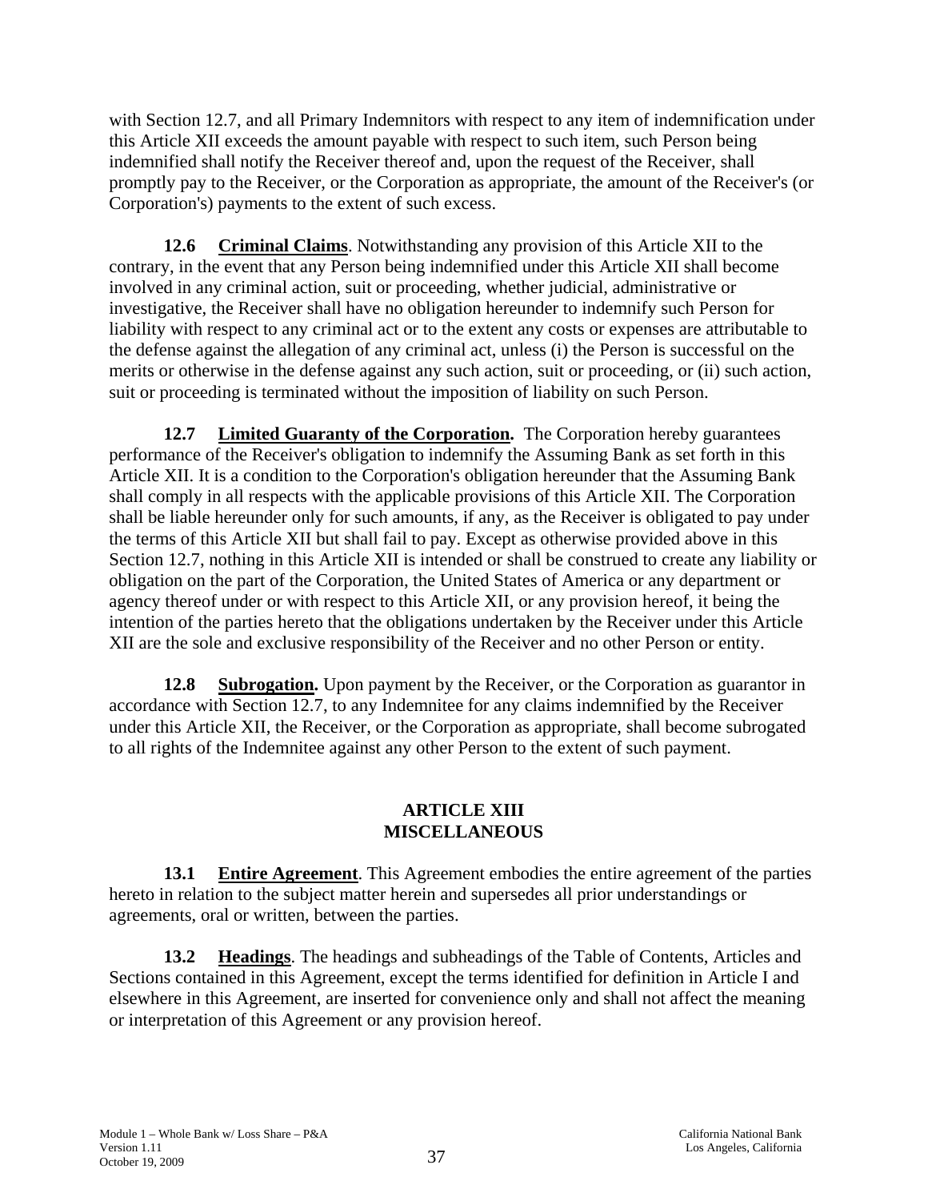with Section 12.7, and all Primary Indemnitors with respect to any item of indemnification under this Article XII exceeds the amount payable with respect to such item, such Person being indemnified shall notify the Receiver thereof and, upon the request of the Receiver, shall promptly pay to the Receiver, or the Corporation as appropriate, the amount of the Receiver's (or Corporation's) payments to the extent of such excess.

**12.6 Criminal Claims**. Notwithstanding any provision of this Article XII to the contrary, in the event that any Person being indemnified under this Article XII shall become involved in any criminal action, suit or proceeding, whether judicial, administrative or investigative, the Receiver shall have no obligation hereunder to indemnify such Person for liability with respect to any criminal act or to the extent any costs or expenses are attributable to the defense against the allegation of any criminal act, unless (i) the Person is successful on the merits or otherwise in the defense against any such action, suit or proceeding, or (ii) such action, suit or proceeding is terminated without the imposition of liability on such Person.

**12.7 Limited Guaranty of the Corporation.** The Corporation hereby guarantees performance of the Receiver's obligation to indemnify the Assuming Bank as set forth in this Article XII. It is a condition to the Corporation's obligation hereunder that the Assuming Bank shall comply in all respects with the applicable provisions of this Article XII. The Corporation shall be liable hereunder only for such amounts, if any, as the Receiver is obligated to pay under the terms of this Article XII but shall fail to pay. Except as otherwise provided above in this Section 12.7, nothing in this Article XII is intended or shall be construed to create any liability or obligation on the part of the Corporation, the United States of America or any department or agency thereof under or with respect to this Article XII, or any provision hereof, it being the intention of the parties hereto that the obligations undertaken by the Receiver under this Article XII are the sole and exclusive responsibility of the Receiver and no other Person or entity.

**12.8 Subrogation.** Upon payment by the Receiver, or the Corporation as guarantor in accordance with Section 12.7, to any Indemnitee for any claims indemnified by the Receiver under this Article XII, the Receiver, or the Corporation as appropriate, shall become subrogated to all rights of the Indemnitee against any other Person to the extent of such payment.

## ARTICLE XIII
## MISCELLANEOUS

**13.1 Entire Agreement**. This Agreement embodies the entire agreement of the parties hereto in relation to the subject matter herein and supersedes all prior understandings or agreements, oral or written, between the parties.

**13.2 Headings**. The headings and subheadings of the Table of Contents, Articles and Sections contained in this Agreement, except the terms identified for definition in Article I and elsewhere in this Agreement, are inserted for convenience only and shall not affect the meaning or interpretation of this Agreement or any provision hereof.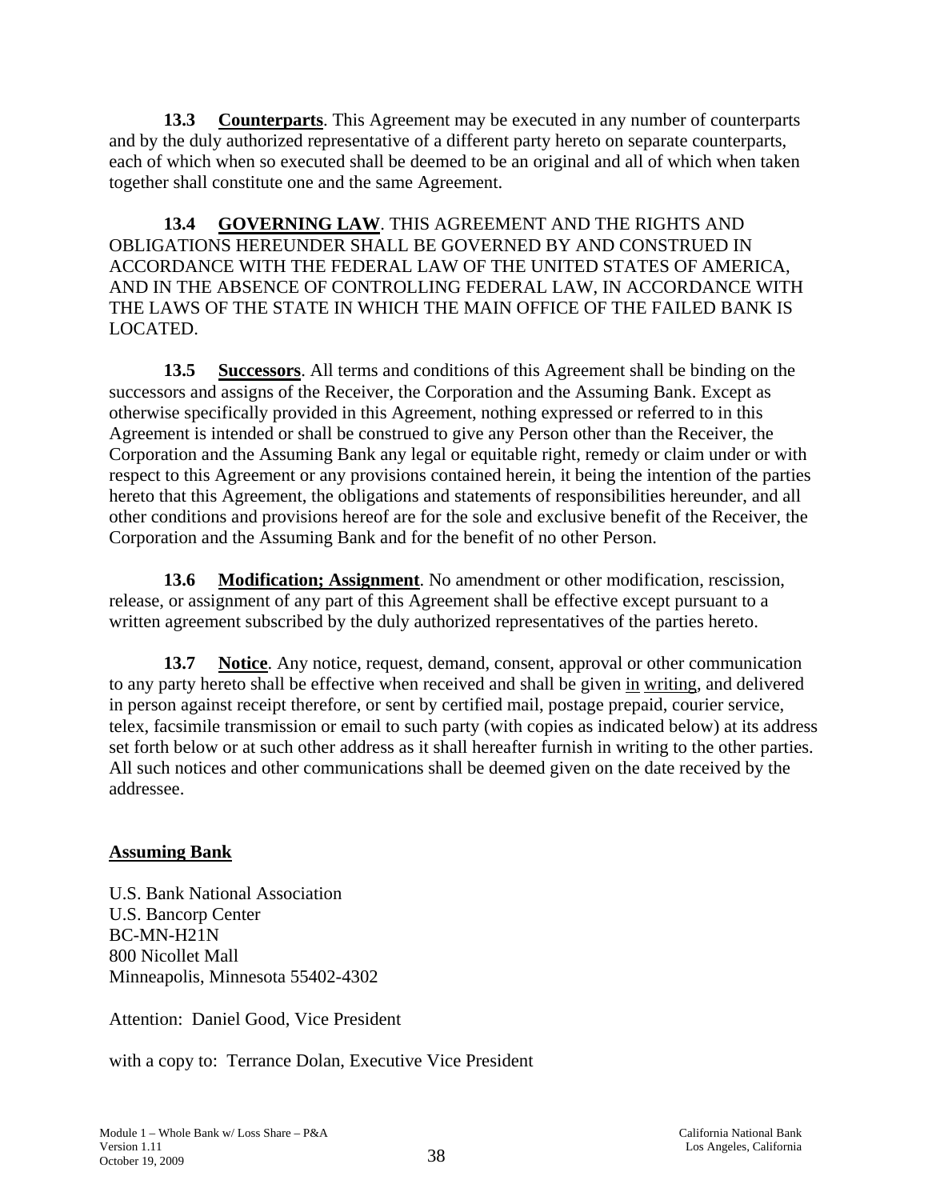**13.3 Counterparts**. This Agreement may be executed in any number of counterparts and by the duly authorized representative of a different party hereto on separate counterparts, each of which when so executed shall be deemed to be an original and all of which when taken together shall constitute one and the same Agreement.

**13.4 GOVERNING LAW**. THIS AGREEMENT AND THE RIGHTS AND OBLIGATIONS HEREUNDER SHALL BE GOVERNED BY AND CONSTRUED IN ACCORDANCE WITH THE FEDERAL LAW OF THE UNITED STATES OF AMERICA, AND IN THE ABSENCE OF CONTROLLING FEDERAL LAW, IN ACCORDANCE WITH THE LAWS OF THE STATE IN WHICH THE MAIN OFFICE OF THE FAILED BANK IS LOCATED.

**13.5 Successors**. All terms and conditions of this Agreement shall be binding on the successors and assigns of the Receiver, the Corporation and the Assuming Bank. Except as otherwise specifically provided in this Agreement, nothing expressed or referred to in this Agreement is intended or shall be construed to give any Person other than the Receiver, the Corporation and the Assuming Bank any legal or equitable right, remedy or claim under or with respect to this Agreement or any provisions contained herein, it being the intention of the parties hereto that this Agreement, the obligations and statements of responsibilities hereunder, and all other conditions and provisions hereof are for the sole and exclusive benefit of the Receiver, the Corporation and the Assuming Bank and for the benefit of no other Person.

**13.6 Modification; Assignment**. No amendment or other modification, rescission, release, or assignment of any part of this Agreement shall be effective except pursuant to a written agreement subscribed by the duly authorized representatives of the parties hereto.

**13.7 Notice**. Any notice, request, demand, consent, approval or other communication to any party hereto shall be effective when received and shall be given in writing, and delivered in person against receipt therefore, or sent by certified mail, postage prepaid, courier service, telex, facsimile transmission or email to such party (with copies as indicated below) at its address set forth below or at such other address as it shall hereafter furnish in writing to the other parties. All such notices and other communications shall be deemed given on the date received by the addressee.

**Assuming Bank**

U.S. Bank National Association
U.S. Bancorp Center
BC-MN-H21N
800 Nicollet Mall
Minneapolis, Minnesota 55402-4302

Attention: Daniel Good, Vice President

with a copy to: Terrance Dolan, Executive Vice President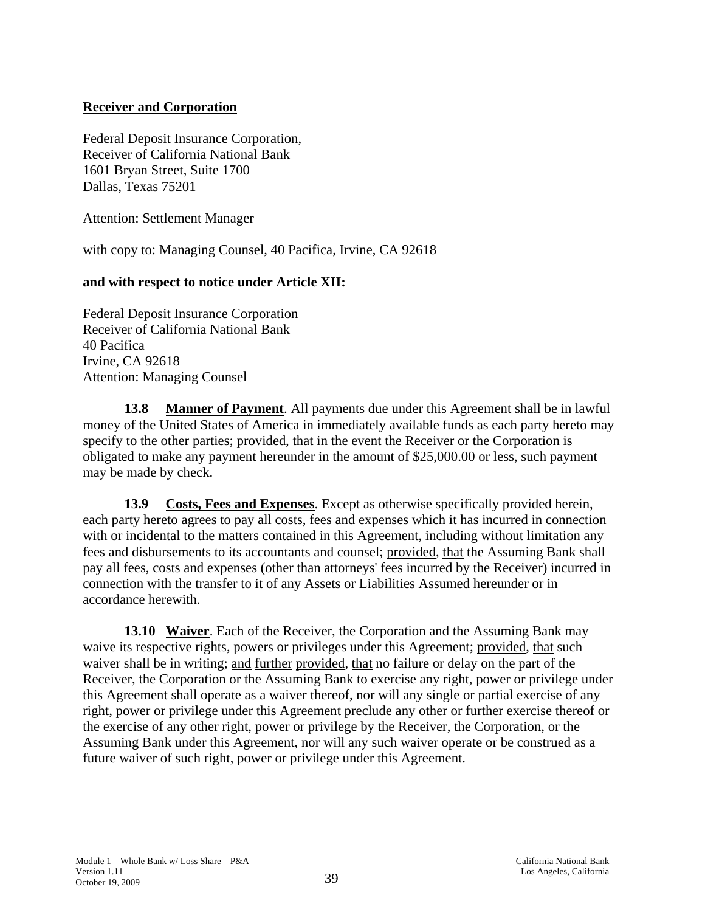**Receiver and Corporation**

Federal Deposit Insurance Corporation,
Receiver of California National Bank
1601 Bryan Street, Suite 1700
Dallas, Texas 75201

Attention: Settlement Manager

with copy to: Managing Counsel, 40 Pacifica, Irvine, CA 92618

**and with respect to notice under Article XII:**

Federal Deposit Insurance Corporation
Receiver of California National Bank
40 Pacifica
Irvine, CA 92618
Attention: Managing Counsel

**13.8 Manner of Payment**. All payments due under this Agreement shall be in lawful money of the United States of America in immediately available funds as each party hereto may specify to the other parties; provided, that in the event the Receiver or the Corporation is obligated to make any payment hereunder in the amount of $25,000.00 or less, such payment may be made by check.

**13.9 Costs, Fees and Expenses**. Except as otherwise specifically provided herein, each party hereto agrees to pay all costs, fees and expenses which it has incurred in connection with or incidental to the matters contained in this Agreement, including without limitation any fees and disbursements to its accountants and counsel; provided, that the Assuming Bank shall pay all fees, costs and expenses (other than attorneys' fees incurred by the Receiver) incurred in connection with the transfer to it of any Assets or Liabilities Assumed hereunder or in accordance herewith.

**13.10 Waiver**. Each of the Receiver, the Corporation and the Assuming Bank may waive its respective rights, powers or privileges under this Agreement; provided, that such waiver shall be in writing; and further provided, that no failure or delay on the part of the Receiver, the Corporation or the Assuming Bank to exercise any right, power or privilege under this Agreement shall operate as a waiver thereof, nor will any single or partial exercise of any right, power or privilege under this Agreement preclude any other or further exercise thereof or the exercise of any other right, power or privilege by the Receiver, the Corporation, or the Assuming Bank under this Agreement, nor will any such waiver operate or be construed as a future waiver of such right, power or privilege under this Agreement.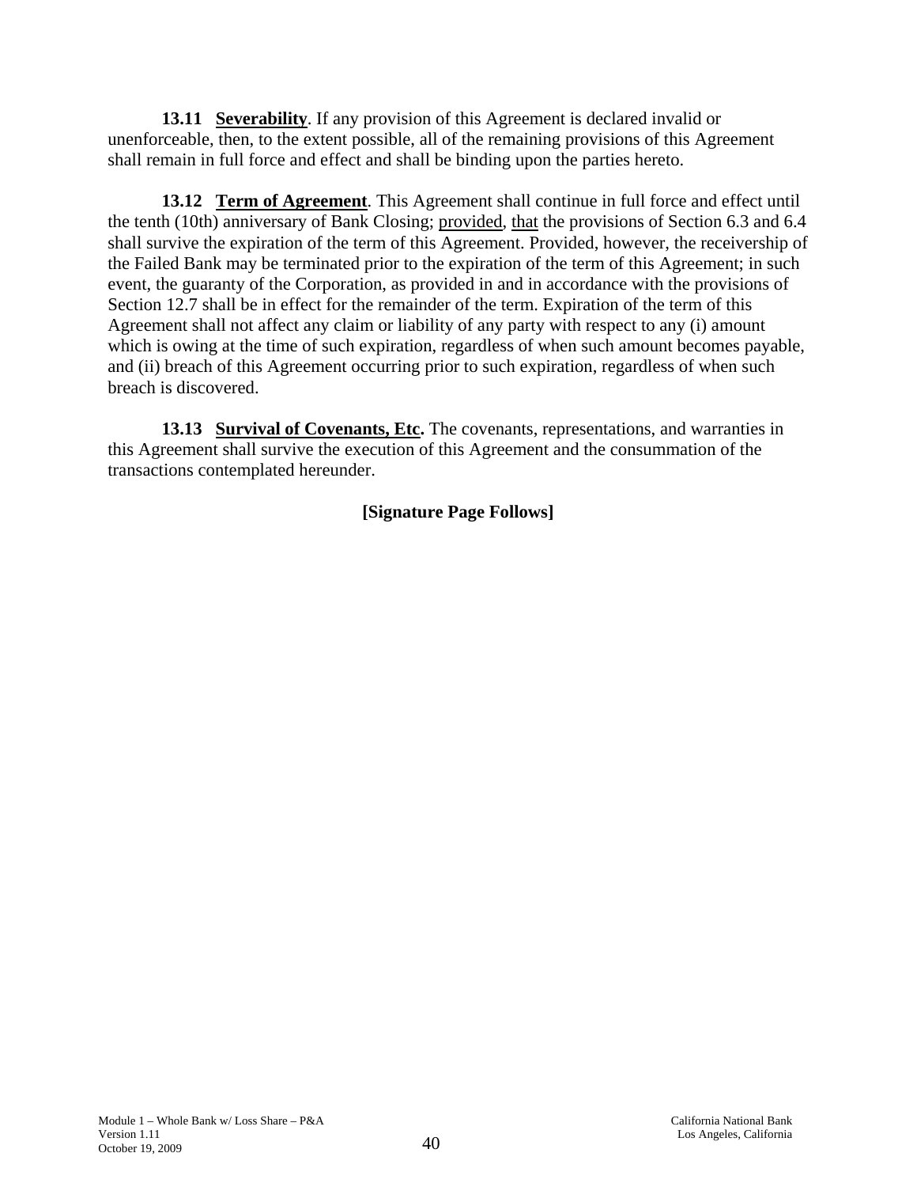**13.11 Severability**. If any provision of this Agreement is declared invalid or unenforceable, then, to the extent possible, all of the remaining provisions of this Agreement shall remain in full force and effect and shall be binding upon the parties hereto.

**13.12 Term of Agreement**. This Agreement shall continue in full force and effect until the tenth (10th) anniversary of Bank Closing; provided, that the provisions of Section 6.3 and 6.4 shall survive the expiration of the term of this Agreement. Provided, however, the receivership of the Failed Bank may be terminated prior to the expiration of the term of this Agreement; in such event, the guaranty of the Corporation, as provided in and in accordance with the provisions of Section 12.7 shall be in effect for the remainder of the term. Expiration of the term of this Agreement shall not affect any claim or liability of any party with respect to any (i) amount which is owing at the time of such expiration, regardless of when such amount becomes payable, and (ii) breach of this Agreement occurring prior to such expiration, regardless of when such breach is discovered.

**13.13 Survival of Covenants, Etc.** The covenants, representations, and warranties in this Agreement shall survive the execution of this Agreement and the consummation of the transactions contemplated hereunder.

**[Signature Page Follows]**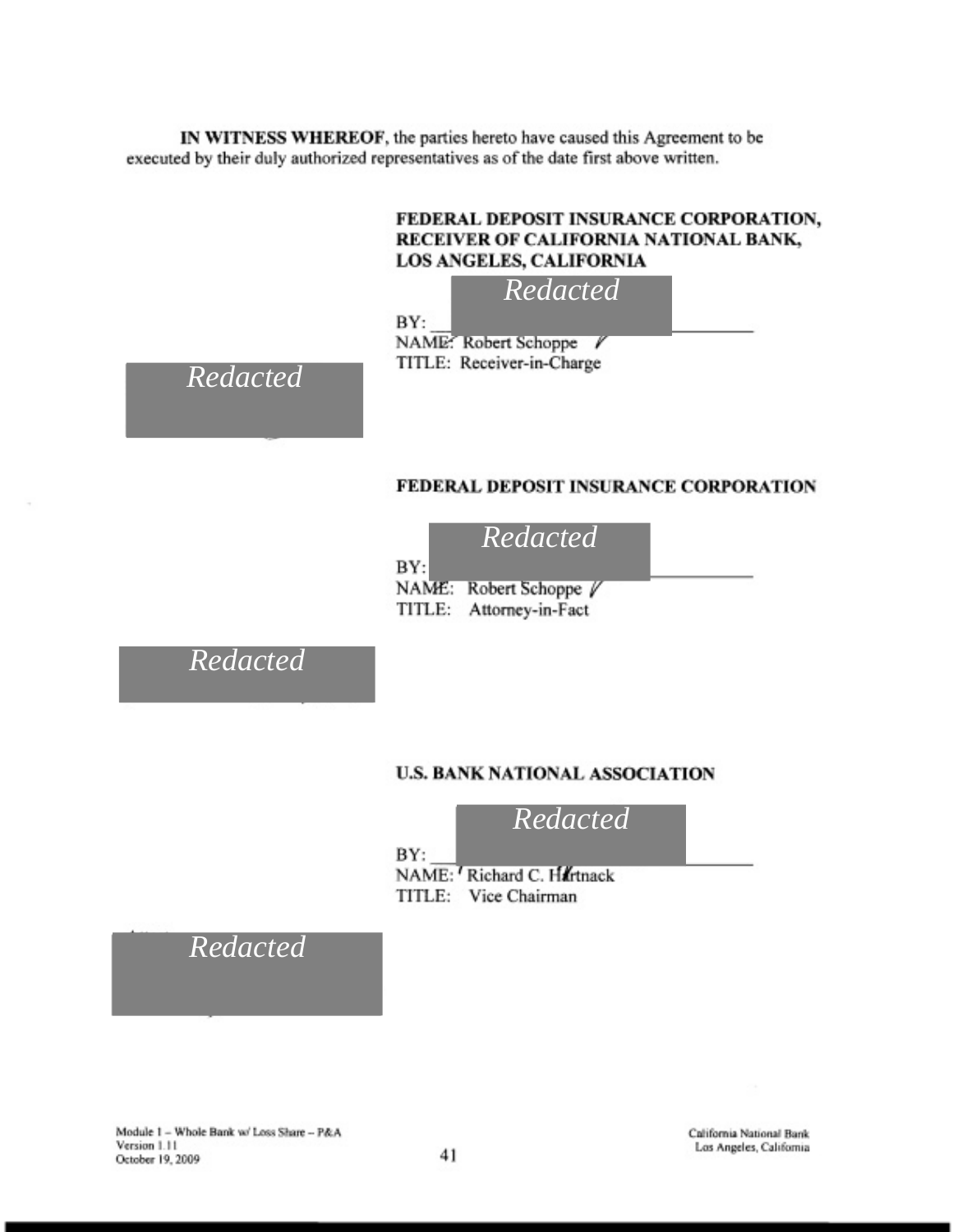**IN WITNESS WHEREOF**, the parties hereto have caused this Agreement to be executed by their duly authorized representatives as of the date first above written.

**FEDERAL DEPOSIT INSURANCE CORPORATION, RECEIVER OF CALIFORNIA NATIONAL BANK, LOS ANGELES, CALIFORNIA**

*Redacted*

BY: ______________________

NAME: Robert Schoppe

TITLE: Receiver-in-Charge

*Redacted*

**FEDERAL DEPOSIT INSURANCE CORPORATION**

*Redacted*

BY: ______________________

NAME: Robert Schoppe

TITLE: Attorney-in-Fact

*Redacted*

**U.S. BANK NATIONAL ASSOCIATION**

*Redacted*

BY: ______________________

NAME: Richard C. Hartnack

TITLE: Vice Chairman

*Redacted*

Module 1 – Whole Bank w/ Loss Share – P&A
Version 1.11
October 19, 2009

California National Bank
Los Angeles, California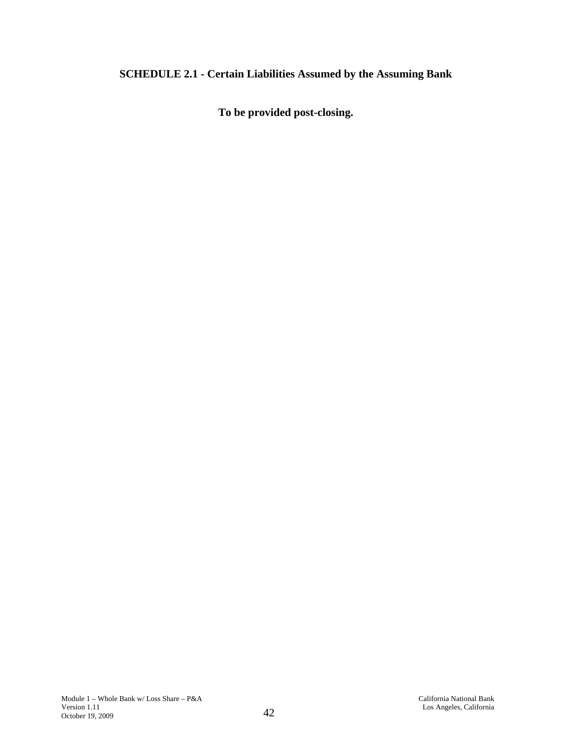**SCHEDULE 2.1 - Certain Liabilities Assumed by the Assuming Bank**

**To be provided post-closing.**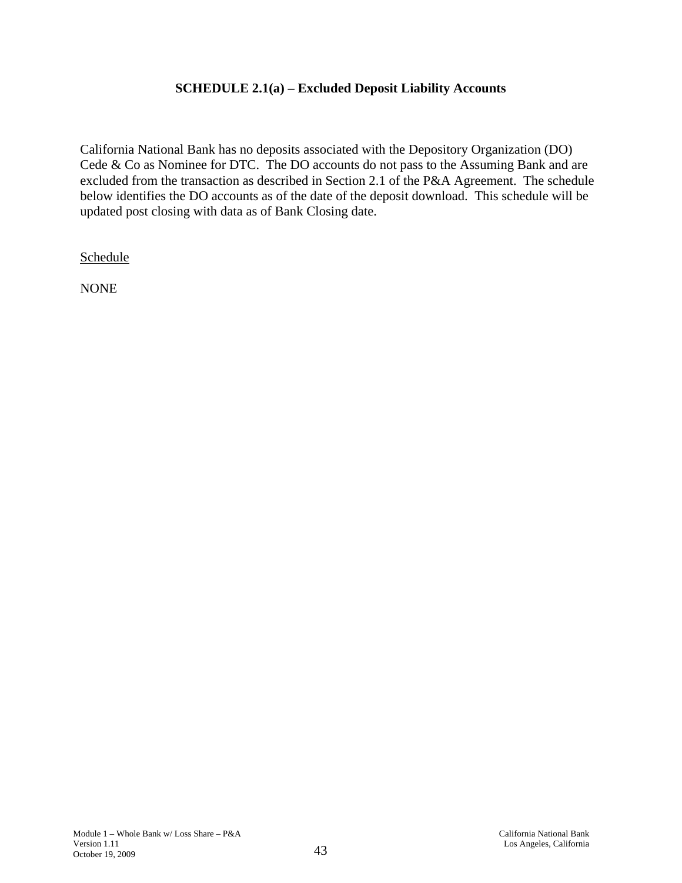**SCHEDULE 2.1(a) – Excluded Deposit Liability Accounts**

California National Bank has no deposits associated with the Depository Organization (DO) Cede & Co as Nominee for DTC. The DO accounts do not pass to the Assuming Bank and are excluded from the transaction as described in Section 2.1 of the P&A Agreement. The schedule below identifies the DO accounts as of the date of the deposit download. This schedule will be updated post closing with data as of Bank Closing date.

Schedule

NONE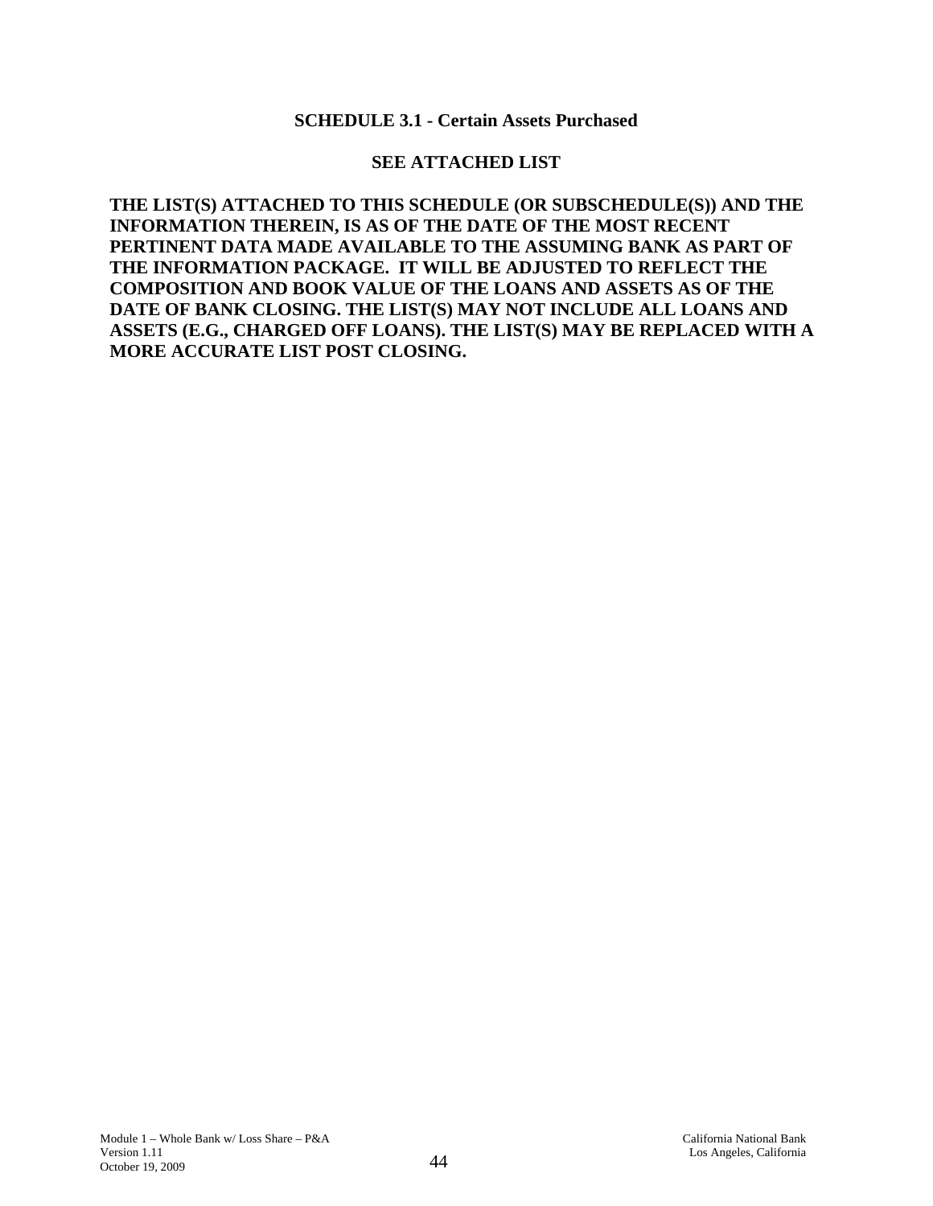## SCHEDULE 3.1 - Certain Assets Purchased

**SEE ATTACHED LIST**

**THE LIST(S) ATTACHED TO THIS SCHEDULE (OR SUBSCHEDULE(S)) AND THE INFORMATION THEREIN, IS AS OF THE DATE OF THE MOST RECENT PERTINENT DATA MADE AVAILABLE TO THE ASSUMING BANK AS PART OF THE INFORMATION PACKAGE. IT WILL BE ADJUSTED TO REFLECT THE COMPOSITION AND BOOK VALUE OF THE LOANS AND ASSETS AS OF THE DATE OF BANK CLOSING. THE LIST(S) MAY NOT INCLUDE ALL LOANS AND ASSETS (E.G., CHARGED OFF LOANS). THE LIST(S) MAY BE REPLACED WITH A MORE ACCURATE LIST POST CLOSING.**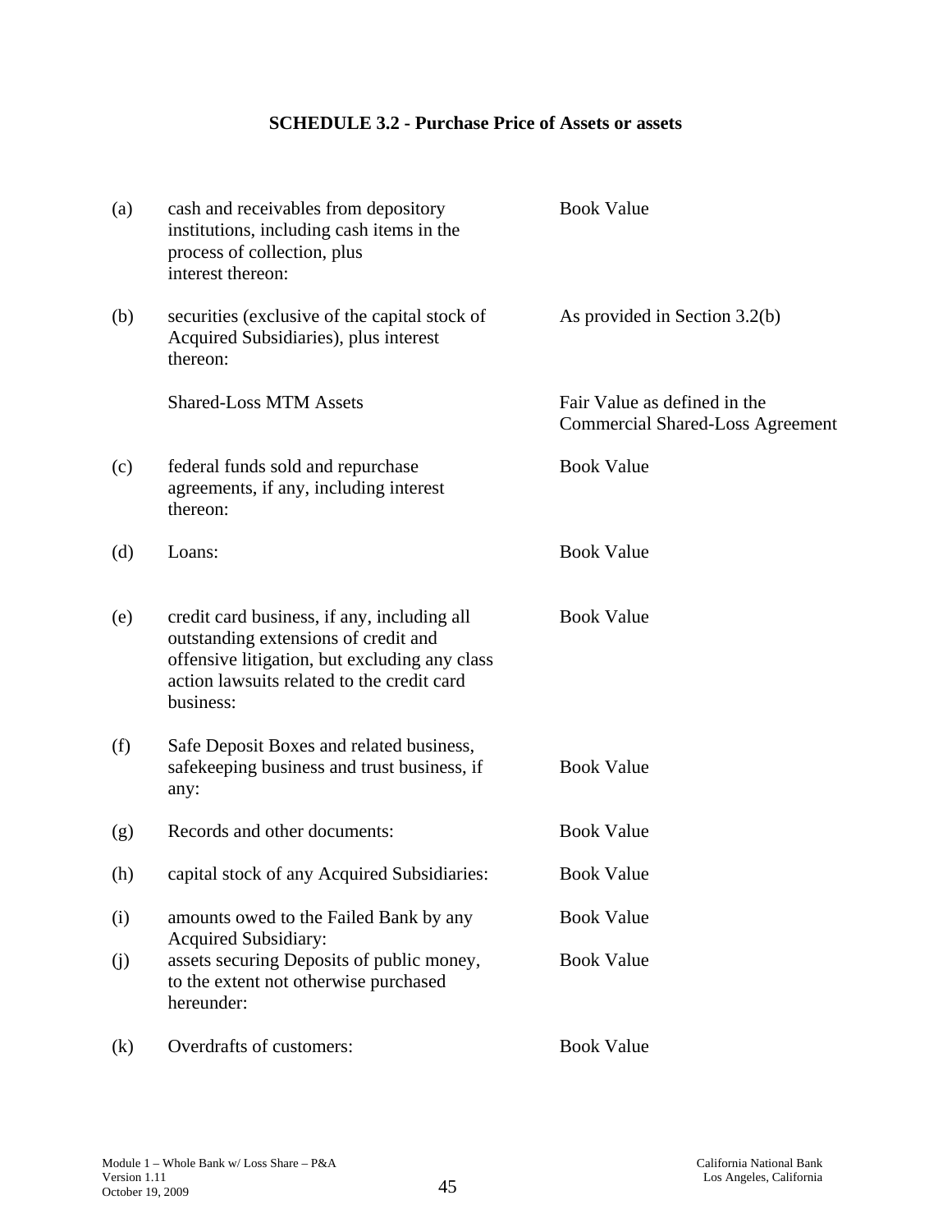**SCHEDULE 3.2 - Purchase Price of Assets or assets**

| | | |
|---|---|---|
| (a) | cash and receivables from depository institutions, including cash items in the process of collection, plus interest thereon: | Book Value |
| (b) | securities (exclusive of the capital stock of Acquired Subsidiaries), plus interest thereon: | As provided in Section 3.2(b) |
| | Shared-Loss MTM Assets | Fair Value as defined in the Commercial Shared-Loss Agreement |
| (c) | federal funds sold and repurchase agreements, if any, including interest thereon: | Book Value |
| (d) | Loans: | Book Value |
| (e) | credit card business, if any, including all outstanding extensions of credit and offensive litigation, but excluding any class action lawsuits related to the credit card business: | Book Value |
| (f) | Safe Deposit Boxes and related business, safekeeping business and trust business, if any: | Book Value |
| (g) | Records and other documents: | Book Value |
| (h) | capital stock of any Acquired Subsidiaries: | Book Value |
| (i) | amounts owed to the Failed Bank by any Acquired Subsidiary: | Book Value |
| (j) | assets securing Deposits of public money, to the extent not otherwise purchased hereunder: | Book Value |
| (k) | Overdrafts of customers: | Book Value |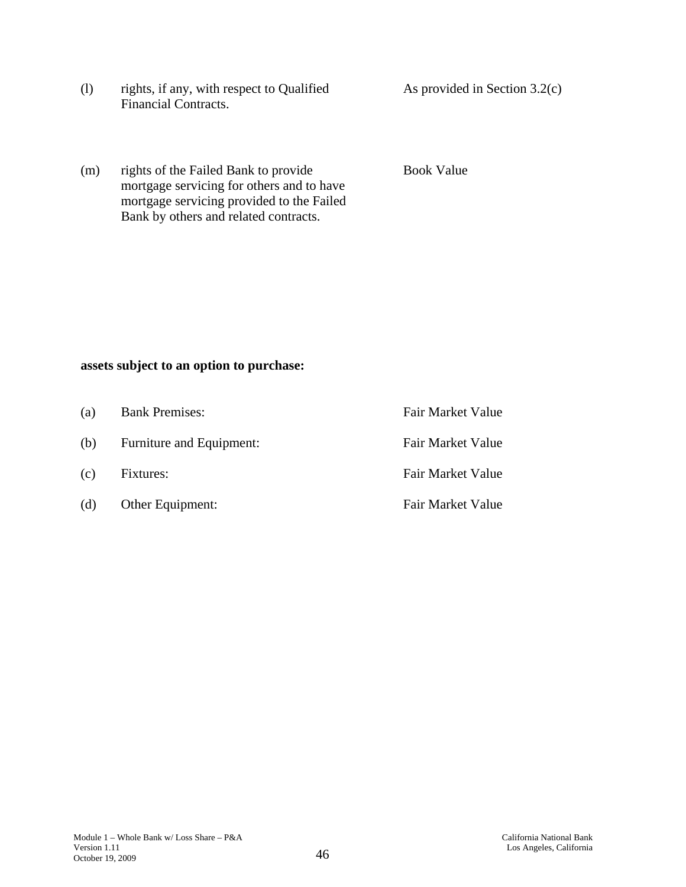| | | |
|---|---|---|
| (l) | rights, if any, with respect to Qualified Financial Contracts. | As provided in Section 3.2(c) |
| (m) | rights of the Failed Bank to provide mortgage servicing for others and to have mortgage servicing provided to the Failed Bank by others and related contracts. | Book Value |

**assets subject to an option to purchase:**

| | | |
|---|---|---|
| (a) | Bank Premises: | Fair Market Value |
| (b) | Furniture and Equipment: | Fair Market Value |
| (c) | Fixtures: | Fair Market Value |
| (d) | Other Equipment: | Fair Market Value |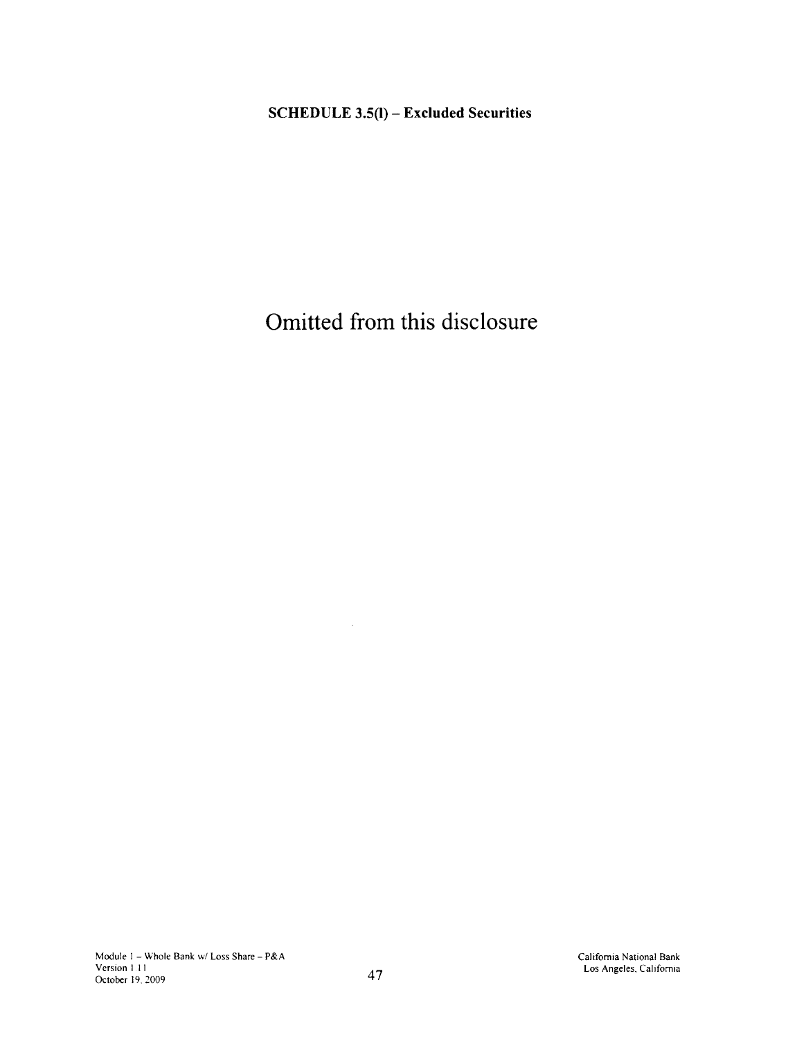**SCHEDULE 3.5(l) – Excluded Securities**

Omitted from this disclosure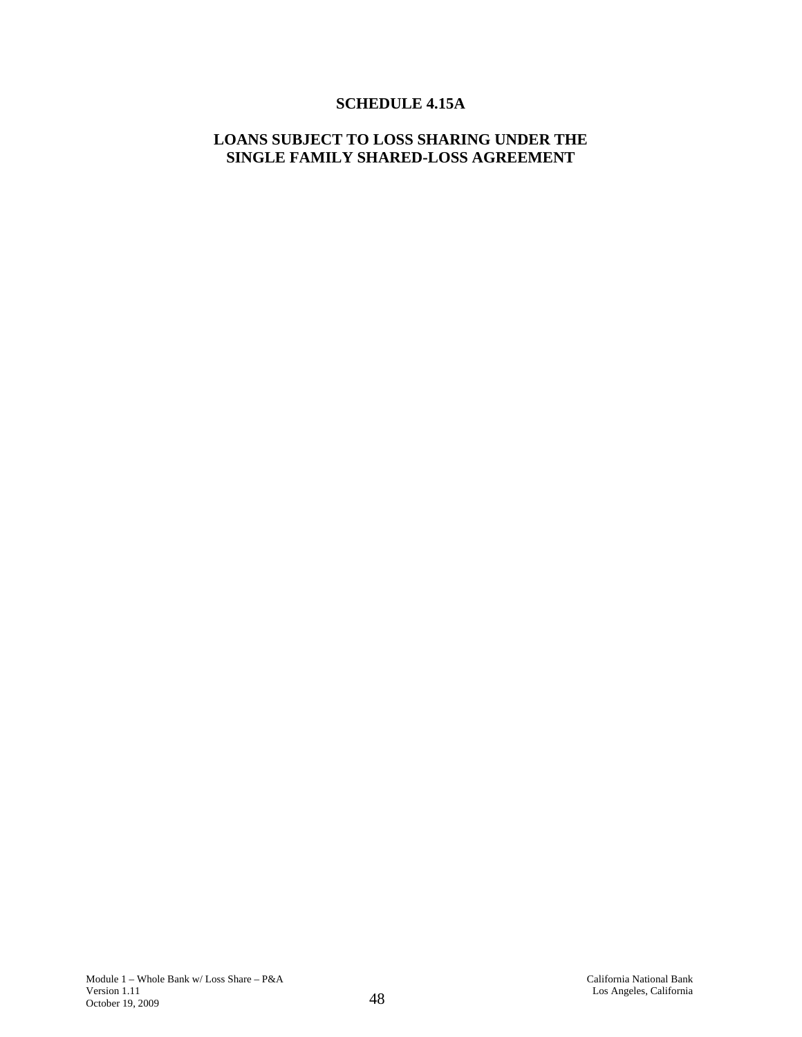# SCHEDULE 4.15A

## LOANS SUBJECT TO LOSS SHARING UNDER THE SINGLE FAMILY SHARED-LOSS AGREEMENT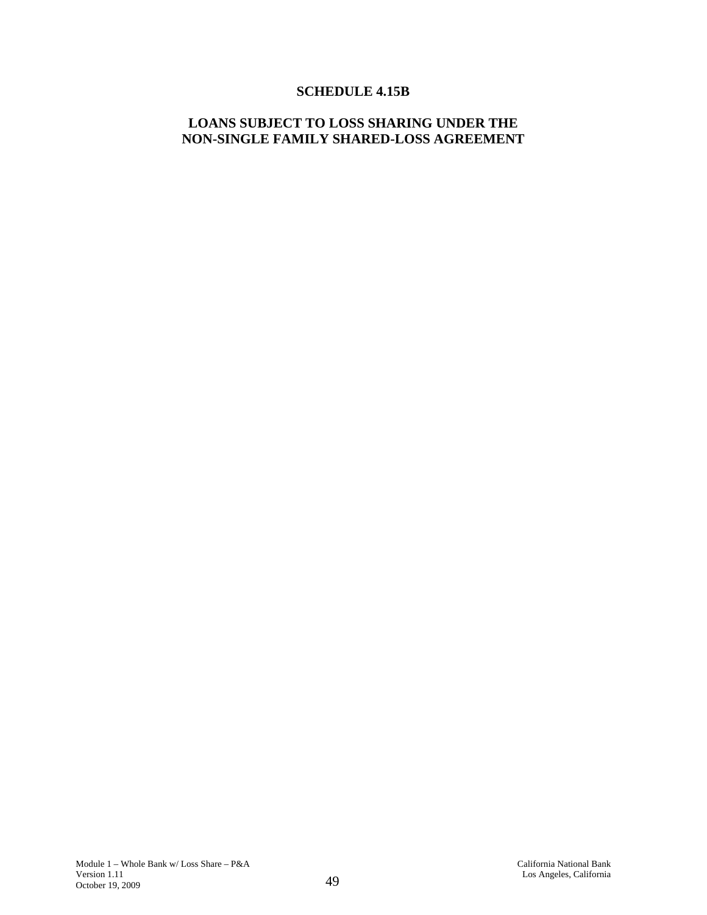# SCHEDULE 4.15B

## LOANS SUBJECT TO LOSS SHARING UNDER THE NON-SINGLE FAMILY SHARED-LOSS AGREEMENT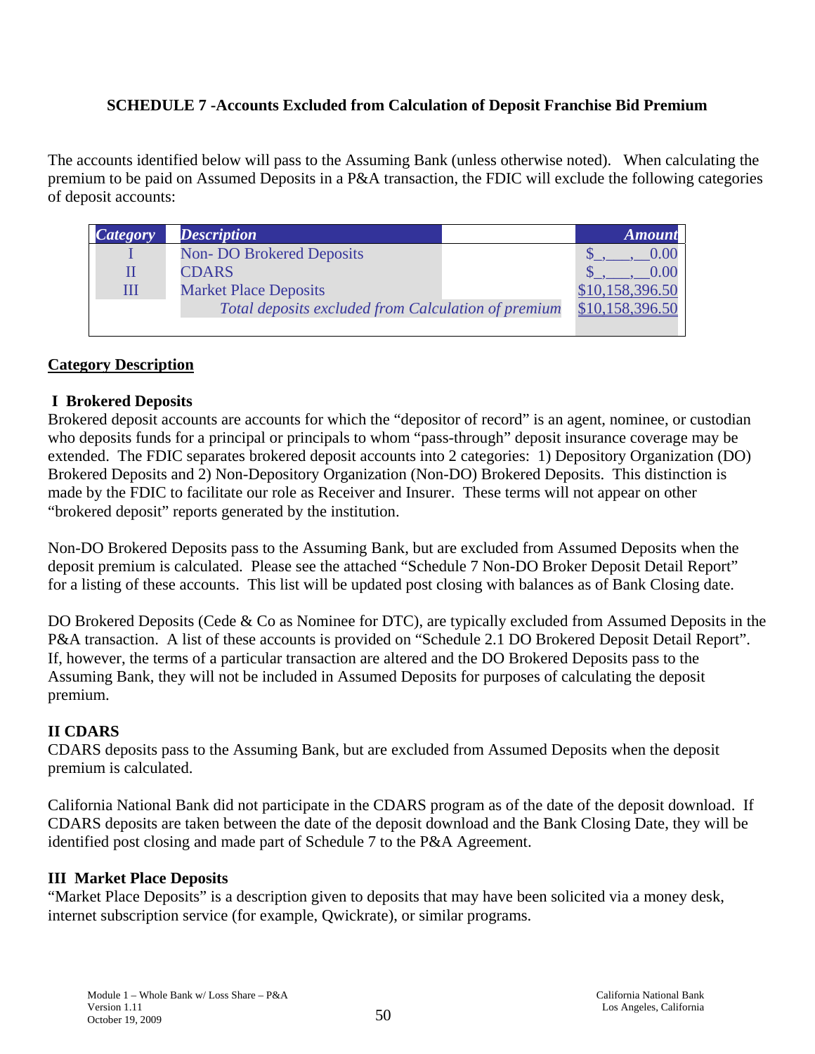**SCHEDULE 7 -Accounts Excluded from Calculation of Deposit Franchise Bid Premium**

The accounts identified below will pass to the Assuming Bank (unless otherwise noted). When calculating the premium to be paid on Assumed Deposits in a P&A transaction, the FDIC will exclude the following categories of deposit accounts:

| *Category* | *Description* | *Amount* |
|---|---|---|
| I | Non- DO Brokered Deposits | $_,___,__0.00 |
| II | CDARS | $_,___,__0.00 |
| III | Market Place Deposits | $10,158,396.50 |
| | *Total deposits excluded from Calculation of premium* | $10,158,396.50 |

**Category Description**

**I Brokered Deposits**

Brokered deposit accounts are accounts for which the "depositor of record" is an agent, nominee, or custodian who deposits funds for a principal or principals to whom "pass-through" deposit insurance coverage may be extended. The FDIC separates brokered deposit accounts into 2 categories: 1) Depository Organization (DO) Brokered Deposits and 2) Non-Depository Organization (Non-DO) Brokered Deposits. This distinction is made by the FDIC to facilitate our role as Receiver and Insurer. These terms will not appear on other "brokered deposit" reports generated by the institution.

Non-DO Brokered Deposits pass to the Assuming Bank, but are excluded from Assumed Deposits when the deposit premium is calculated. Please see the attached "Schedule 7 Non-DO Broker Deposit Detail Report" for a listing of these accounts. This list will be updated post closing with balances as of Bank Closing date.

DO Brokered Deposits (Cede & Co as Nominee for DTC), are typically excluded from Assumed Deposits in the P&A transaction. A list of these accounts is provided on "Schedule 2.1 DO Brokered Deposit Detail Report". If, however, the terms of a particular transaction are altered and the DO Brokered Deposits pass to the Assuming Bank, they will not be included in Assumed Deposits for purposes of calculating the deposit premium.

**II CDARS**

CDARS deposits pass to the Assuming Bank, but are excluded from Assumed Deposits when the deposit premium is calculated.

California National Bank did not participate in the CDARS program as of the date of the deposit download. If CDARS deposits are taken between the date of the deposit download and the Bank Closing Date, they will be identified post closing and made part of Schedule 7 to the P&A Agreement.

**III Market Place Deposits**

"Market Place Deposits" is a description given to deposits that may have been solicited via a money desk, internet subscription service (for example, Qwickrate), or similar programs.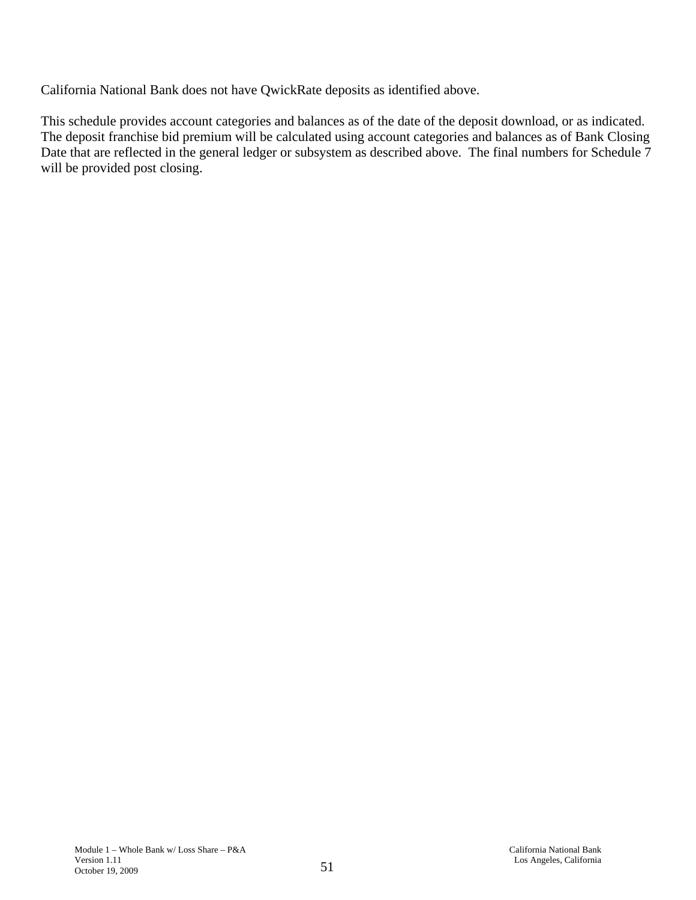California National Bank does not have QwickRate deposits as identified above.

This schedule provides account categories and balances as of the date of the deposit download, or as indicated. The deposit franchise bid premium will be calculated using account categories and balances as of Bank Closing Date that are reflected in the general ledger or subsystem as described above. The final numbers for Schedule 7 will be provided post closing.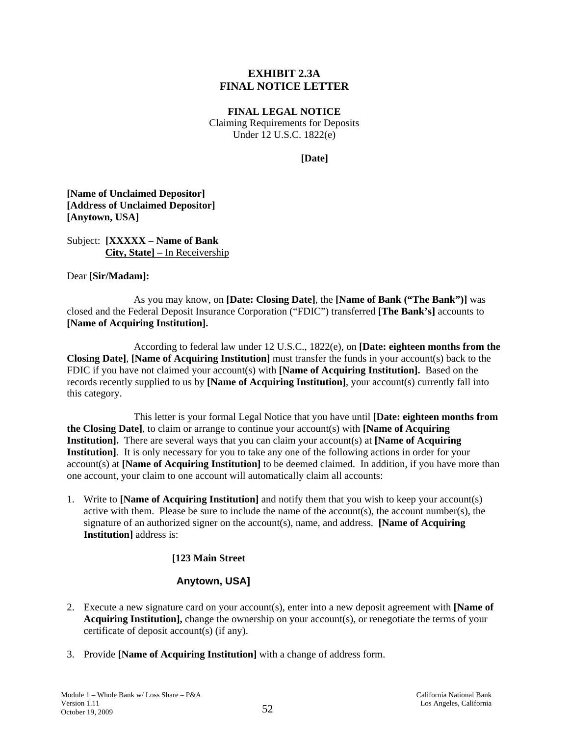# EXHIBIT 2.3A
# FINAL NOTICE LETTER

**FINAL LEGAL NOTICE**
Claiming Requirements for Deposits
Under 12 U.S.C. 1822(e)

**[Date]**

**[Name of Unclaimed Depositor]**
**[Address of Unclaimed Depositor]**
**[Anytown, USA]**

Subject: **[XXXXX – Name of Bank**
**City, State]** – In Receivership

Dear **[Sir/Madam]:**

As you may know, on **[Date: Closing Date]**, the **[Name of Bank ("The Bank")]** was closed and the Federal Deposit Insurance Corporation ("FDIC") transferred **[The Bank's]** accounts to **[Name of Acquiring Institution].**

According to federal law under 12 U.S.C., 1822(e), on **[Date: eighteen months from the Closing Date]**, **[Name of Acquiring Institution]** must transfer the funds in your account(s) back to the FDIC if you have not claimed your account(s) with **[Name of Acquiring Institution].** Based on the records recently supplied to us by **[Name of Acquiring Institution]**, your account(s) currently fall into this category.

This letter is your formal Legal Notice that you have until **[Date: eighteen months from the Closing Date]**, to claim or arrange to continue your account(s) with **[Name of Acquiring Institution].** There are several ways that you can claim your account(s) at **[Name of Acquiring Institution]**. It is only necessary for you to take any one of the following actions in order for your account(s) at **[Name of Acquiring Institution]** to be deemed claimed. In addition, if you have more than one account, your claim to one account will automatically claim all accounts:

1. Write to **[Name of Acquiring Institution]** and notify them that you wish to keep your account(s) active with them. Please be sure to include the name of the account(s), the account number(s), the signature of an authorized signer on the account(s), name, and address. **[Name of Acquiring Institution]** address is:

   **[123 Main Street**

   **Anytown, USA]**

2. Execute a new signature card on your account(s), enter into a new deposit agreement with **[Name of Acquiring Institution],** change the ownership on your account(s), or renegotiate the terms of your certificate of deposit account(s) (if any).

3. Provide **[Name of Acquiring Institution]** with a change of address form.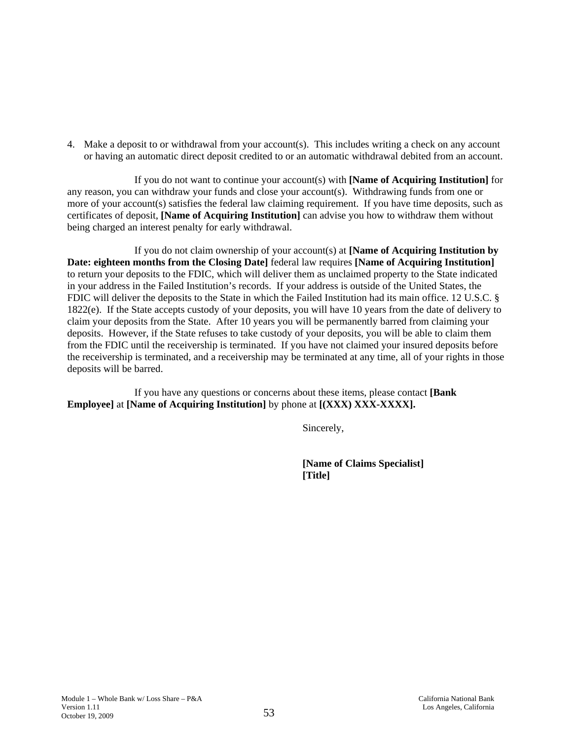4. Make a deposit to or withdrawal from your account(s). This includes writing a check on any account or having an automatic direct deposit credited to or an automatic withdrawal debited from an account.

If you do not want to continue your account(s) with **[Name of Acquiring Institution]** for any reason, you can withdraw your funds and close your account(s). Withdrawing funds from one or more of your account(s) satisfies the federal law claiming requirement. If you have time deposits, such as certificates of deposit, **[Name of Acquiring Institution]** can advise you how to withdraw them without being charged an interest penalty for early withdrawal.

If you do not claim ownership of your account(s) at **[Name of Acquiring Institution by Date: eighteen months from the Closing Date]** federal law requires **[Name of Acquiring Institution]** to return your deposits to the FDIC, which will deliver them as unclaimed property to the State indicated in your address in the Failed Institution's records. If your address is outside of the United States, the FDIC will deliver the deposits to the State in which the Failed Institution had its main office. 12 U.S.C. § 1822(e). If the State accepts custody of your deposits, you will have 10 years from the date of delivery to claim your deposits from the State. After 10 years you will be permanently barred from claiming your deposits. However, if the State refuses to take custody of your deposits, you will be able to claim them from the FDIC until the receivership is terminated. If you have not claimed your insured deposits before the receivership is terminated, and a receivership may be terminated at any time, all of your rights in those deposits will be barred.

If you have any questions or concerns about these items, please contact **[Bank Employee]** at **[Name of Acquiring Institution]** by phone at **[(XXX) XXX-XXXX].**

Sincerely,

**[Name of Claims Specialist]**
**[Title]**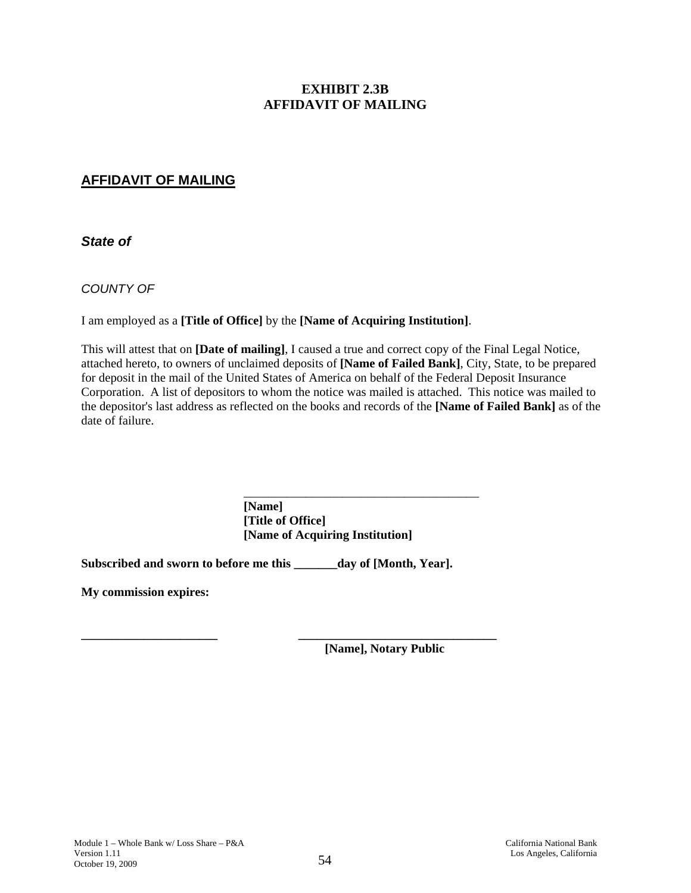**EXHIBIT 2.3B**
**AFFIDAVIT OF MAILING**

## AFFIDAVIT OF MAILING

***State of***

*COUNTY OF*

I am employed as a **[Title of Office]** by the **[Name of Acquiring Institution]**.

This will attest that on **[Date of mailing]**, I caused a true and correct copy of the Final Legal Notice, attached hereto, to owners of unclaimed deposits of **[Name of Failed Bank]**, City, State, to be prepared for deposit in the mail of the United States of America on behalf of the Federal Deposit Insurance Corporation. A list of depositors to whom the notice was mailed is attached. This notice was mailed to the depositor's last address as reflected on the books and records of the **[Name of Failed Bank]** as of the date of failure.

\_\_\_\_\_\_\_\_\_\_\_\_\_\_\_\_\_\_\_\_\_\_\_\_\_\_\_\_\_\_\_\_\_\_\_\_\_\_\_\_
**[Name]**
**[Title of Office]**
**[Name of Acquiring Institution]**

**Subscribed and sworn to before me this \_\_\_\_\_\_\_day of [Month, Year].**

**My commission expires:**

\_\_\_\_\_\_\_\_\_\_\_\_\_\_\_\_\_\_\_\_\_\_\_ \_\_\_\_\_\_\_\_\_\_\_\_\_\_\_\_\_\_\_\_\_\_\_\_\_\_\_\_\_\_\_\_\_\_
**[Name], Notary Public**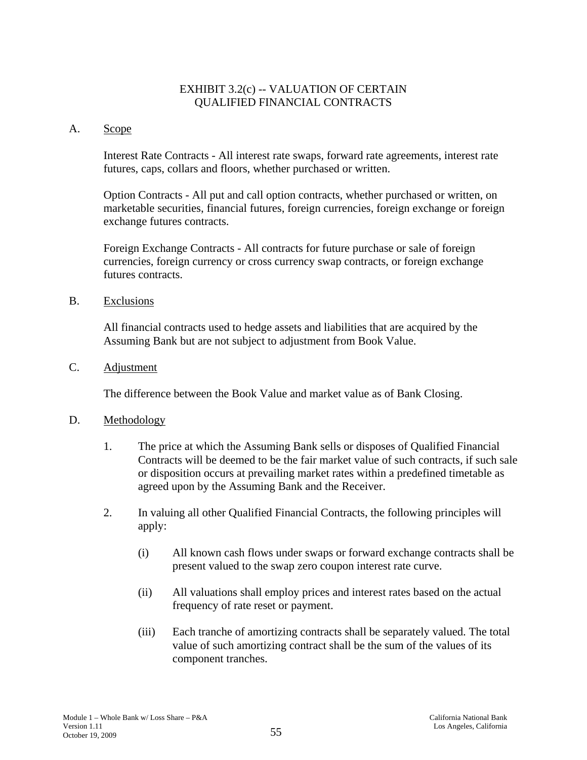# EXHIBIT 3.2(c) -- VALUATION OF CERTAIN QUALIFIED FINANCIAL CONTRACTS

A. Scope

Interest Rate Contracts - All interest rate swaps, forward rate agreements, interest rate futures, caps, collars and floors, whether purchased or written.

Option Contracts - All put and call option contracts, whether purchased or written, on marketable securities, financial futures, foreign currencies, foreign exchange or foreign exchange futures contracts.

Foreign Exchange Contracts - All contracts for future purchase or sale of foreign currencies, foreign currency or cross currency swap contracts, or foreign exchange futures contracts.

B. Exclusions

All financial contracts used to hedge assets and liabilities that are acquired by the Assuming Bank but are not subject to adjustment from Book Value.

C. Adjustment

The difference between the Book Value and market value as of Bank Closing.

D. Methodology

1. The price at which the Assuming Bank sells or disposes of Qualified Financial Contracts will be deemed to be the fair market value of such contracts, if such sale or disposition occurs at prevailing market rates within a predefined timetable as agreed upon by the Assuming Bank and the Receiver.

2. In valuing all other Qualified Financial Contracts, the following principles will apply:

   (i) All known cash flows under swaps or forward exchange contracts shall be present valued to the swap zero coupon interest rate curve.

   (ii) All valuations shall employ prices and interest rates based on the actual frequency of rate reset or payment.

   (iii) Each tranche of amortizing contracts shall be separately valued. The total value of such amortizing contract shall be the sum of the values of its component tranches.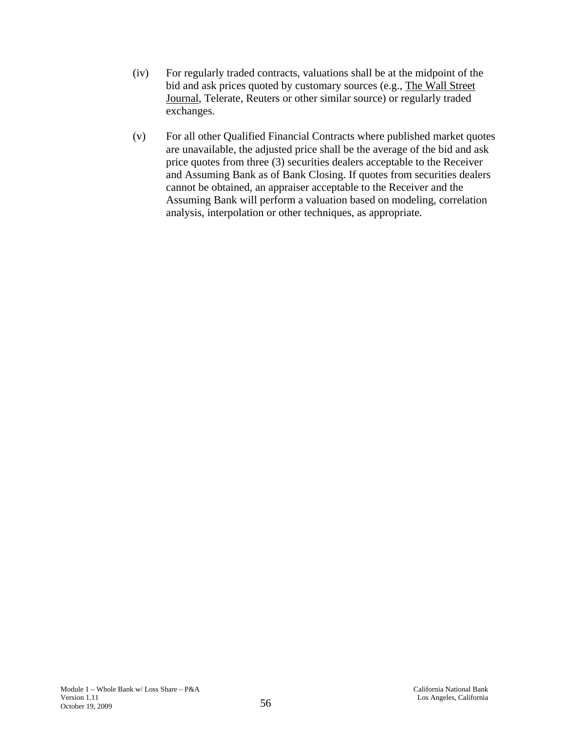(iv) For regularly traded contracts, valuations shall be at the midpoint of the bid and ask prices quoted by customary sources (e.g., The Wall Street Journal, Telerate, Reuters or other similar source) or regularly traded exchanges.

(v) For all other Qualified Financial Contracts where published market quotes are unavailable, the adjusted price shall be the average of the bid and ask price quotes from three (3) securities dealers acceptable to the Receiver and Assuming Bank as of Bank Closing. If quotes from securities dealers cannot be obtained, an appraiser acceptable to the Receiver and the Assuming Bank will perform a valuation based on modeling, correlation analysis, interpolation or other techniques, as appropriate.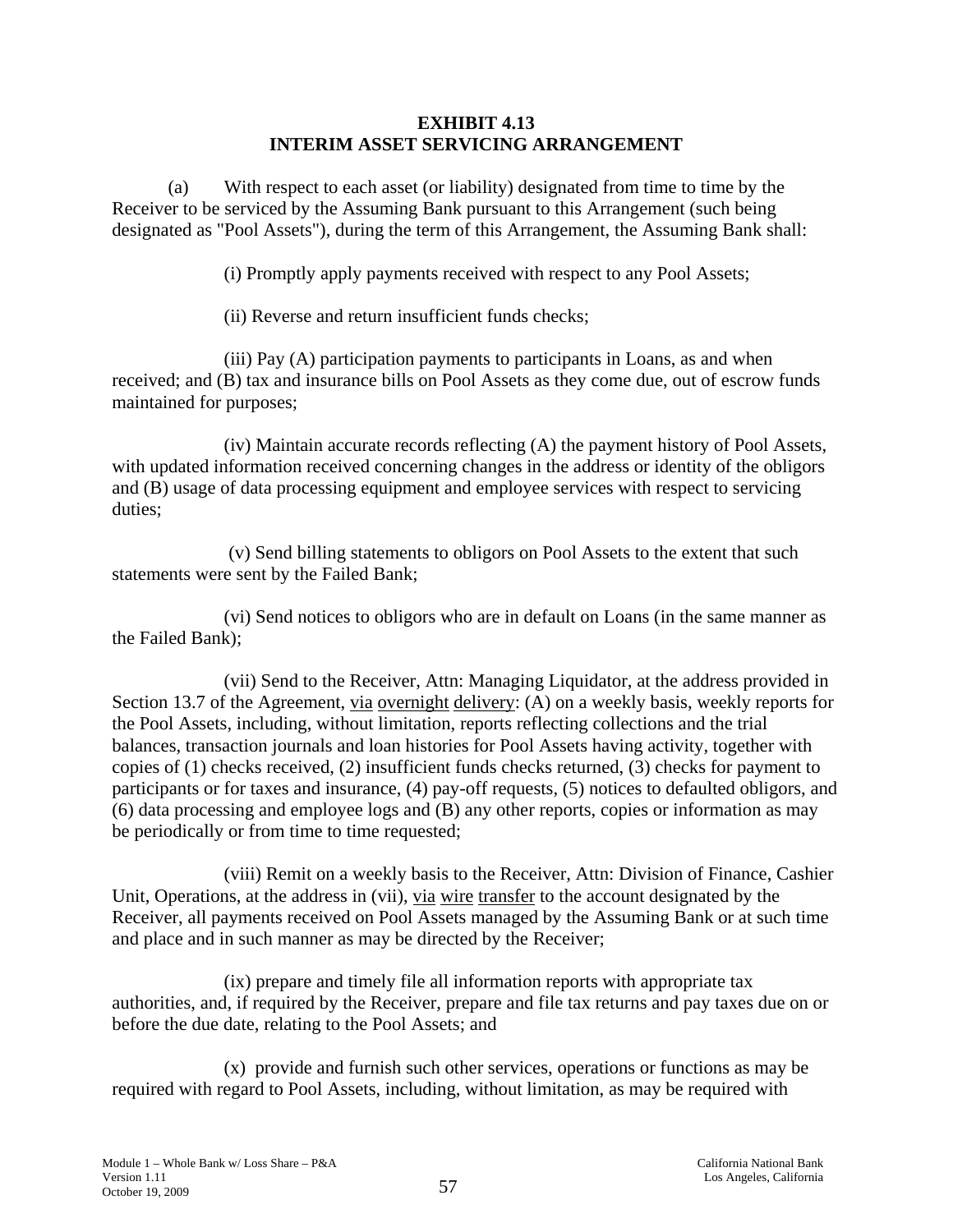**EXHIBIT 4.13**
**INTERIM ASSET SERVICING ARRANGEMENT**

(a) With respect to each asset (or liability) designated from time to time by the Receiver to be serviced by the Assuming Bank pursuant to this Arrangement (such being designated as "Pool Assets"), during the term of this Arrangement, the Assuming Bank shall:

(i) Promptly apply payments received with respect to any Pool Assets;

(ii) Reverse and return insufficient funds checks;

(iii) Pay (A) participation payments to participants in Loans, as and when received; and (B) tax and insurance bills on Pool Assets as they come due, out of escrow funds maintained for purposes;

(iv) Maintain accurate records reflecting (A) the payment history of Pool Assets, with updated information received concerning changes in the address or identity of the obligors and (B) usage of data processing equipment and employee services with respect to servicing duties;

(v) Send billing statements to obligors on Pool Assets to the extent that such statements were sent by the Failed Bank;

(vi) Send notices to obligors who are in default on Loans (in the same manner as the Failed Bank);

(vii) Send to the Receiver, Attn: Managing Liquidator, at the address provided in Section 13.7 of the Agreement, via overnight delivery: (A) on a weekly basis, weekly reports for the Pool Assets, including, without limitation, reports reflecting collections and the trial balances, transaction journals and loan histories for Pool Assets having activity, together with copies of (1) checks received, (2) insufficient funds checks returned, (3) checks for payment to participants or for taxes and insurance, (4) pay-off requests, (5) notices to defaulted obligors, and (6) data processing and employee logs and (B) any other reports, copies or information as may be periodically or from time to time requested;

(viii) Remit on a weekly basis to the Receiver, Attn: Division of Finance, Cashier Unit, Operations, at the address in (vii), via wire transfer to the account designated by the Receiver, all payments received on Pool Assets managed by the Assuming Bank or at such time and place and in such manner as may be directed by the Receiver;

(ix) prepare and timely file all information reports with appropriate tax authorities, and, if required by the Receiver, prepare and file tax returns and pay taxes due on or before the due date, relating to the Pool Assets; and

(x) provide and furnish such other services, operations or functions as may be required with regard to Pool Assets, including, without limitation, as may be required with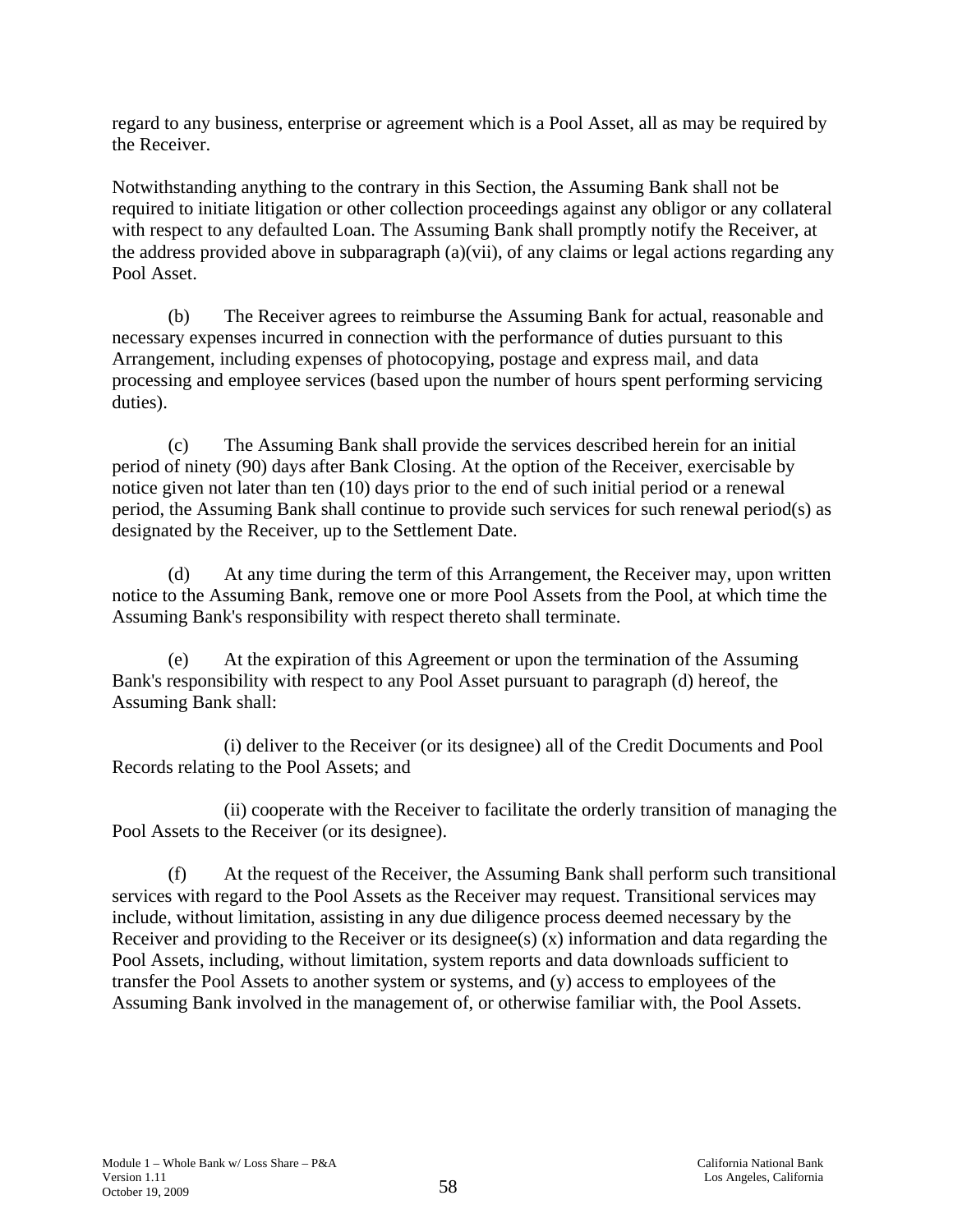regard to any business, enterprise or agreement which is a Pool Asset, all as may be required by the Receiver.

Notwithstanding anything to the contrary in this Section, the Assuming Bank shall not be required to initiate litigation or other collection proceedings against any obligor or any collateral with respect to any defaulted Loan. The Assuming Bank shall promptly notify the Receiver, at the address provided above in subparagraph (a)(vii), of any claims or legal actions regarding any Pool Asset.

(b) The Receiver agrees to reimburse the Assuming Bank for actual, reasonable and necessary expenses incurred in connection with the performance of duties pursuant to this Arrangement, including expenses of photocopying, postage and express mail, and data processing and employee services (based upon the number of hours spent performing servicing duties).

(c) The Assuming Bank shall provide the services described herein for an initial period of ninety (90) days after Bank Closing. At the option of the Receiver, exercisable by notice given not later than ten (10) days prior to the end of such initial period or a renewal period, the Assuming Bank shall continue to provide such services for such renewal period(s) as designated by the Receiver, up to the Settlement Date.

(d) At any time during the term of this Arrangement, the Receiver may, upon written notice to the Assuming Bank, remove one or more Pool Assets from the Pool, at which time the Assuming Bank's responsibility with respect thereto shall terminate.

(e) At the expiration of this Agreement or upon the termination of the Assuming Bank's responsibility with respect to any Pool Asset pursuant to paragraph (d) hereof, the Assuming Bank shall:

(i) deliver to the Receiver (or its designee) all of the Credit Documents and Pool Records relating to the Pool Assets; and

(ii) cooperate with the Receiver to facilitate the orderly transition of managing the Pool Assets to the Receiver (or its designee).

(f) At the request of the Receiver, the Assuming Bank shall perform such transitional services with regard to the Pool Assets as the Receiver may request. Transitional services may include, without limitation, assisting in any due diligence process deemed necessary by the Receiver and providing to the Receiver or its designee(s) (x) information and data regarding the Pool Assets, including, without limitation, system reports and data downloads sufficient to transfer the Pool Assets to another system or systems, and (y) access to employees of the Assuming Bank involved in the management of, or otherwise familiar with, the Pool Assets.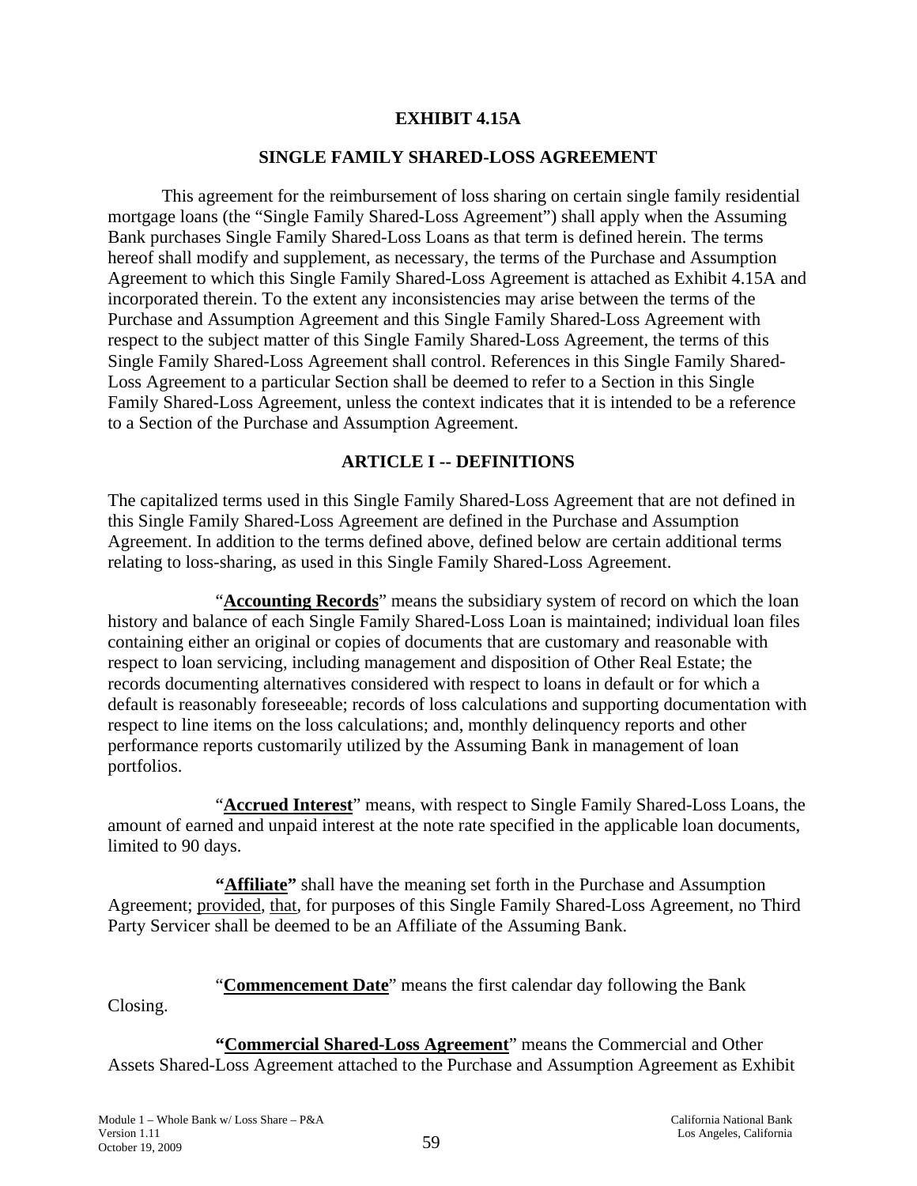# EXHIBIT 4.15A

## SINGLE FAMILY SHARED-LOSS AGREEMENT

This agreement for the reimbursement of loss sharing on certain single family residential mortgage loans (the "Single Family Shared-Loss Agreement") shall apply when the Assuming Bank purchases Single Family Shared-Loss Loans as that term is defined herein. The terms hereof shall modify and supplement, as necessary, the terms of the Purchase and Assumption Agreement to which this Single Family Shared-Loss Agreement is attached as Exhibit 4.15A and incorporated therein. To the extent any inconsistencies may arise between the terms of the Purchase and Assumption Agreement and this Single Family Shared-Loss Agreement with respect to the subject matter of this Single Family Shared-Loss Agreement, the terms of this Single Family Shared-Loss Agreement shall control. References in this Single Family Shared-Loss Agreement to a particular Section shall be deemed to refer to a Section in this Single Family Shared-Loss Agreement, unless the context indicates that it is intended to be a reference to a Section of the Purchase and Assumption Agreement.

## ARTICLE I -- DEFINITIONS

The capitalized terms used in this Single Family Shared-Loss Agreement that are not defined in this Single Family Shared-Loss Agreement are defined in the Purchase and Assumption Agreement. In addition to the terms defined above, defined below are certain additional terms relating to loss-sharing, as used in this Single Family Shared-Loss Agreement.

"**Accounting Records**" means the subsidiary system of record on which the loan history and balance of each Single Family Shared-Loss Loan is maintained; individual loan files containing either an original or copies of documents that are customary and reasonable with respect to loan servicing, including management and disposition of Other Real Estate; the records documenting alternatives considered with respect to loans in default or for which a default is reasonably foreseeable; records of loss calculations and supporting documentation with respect to line items on the loss calculations; and, monthly delinquency reports and other performance reports customarily utilized by the Assuming Bank in management of loan portfolios.

"**Accrued Interest**" means, with respect to Single Family Shared-Loss Loans, the amount of earned and unpaid interest at the note rate specified in the applicable loan documents, limited to 90 days.

**"Affiliate"** shall have the meaning set forth in the Purchase and Assumption Agreement; provided, that, for purposes of this Single Family Shared-Loss Agreement, no Third Party Servicer shall be deemed to be an Affiliate of the Assuming Bank.

"**Commencement Date**" means the first calendar day following the Bank Closing.

**"Commercial Shared-Loss Agreement"** means the Commercial and Other Assets Shared-Loss Agreement attached to the Purchase and Assumption Agreement as Exhibit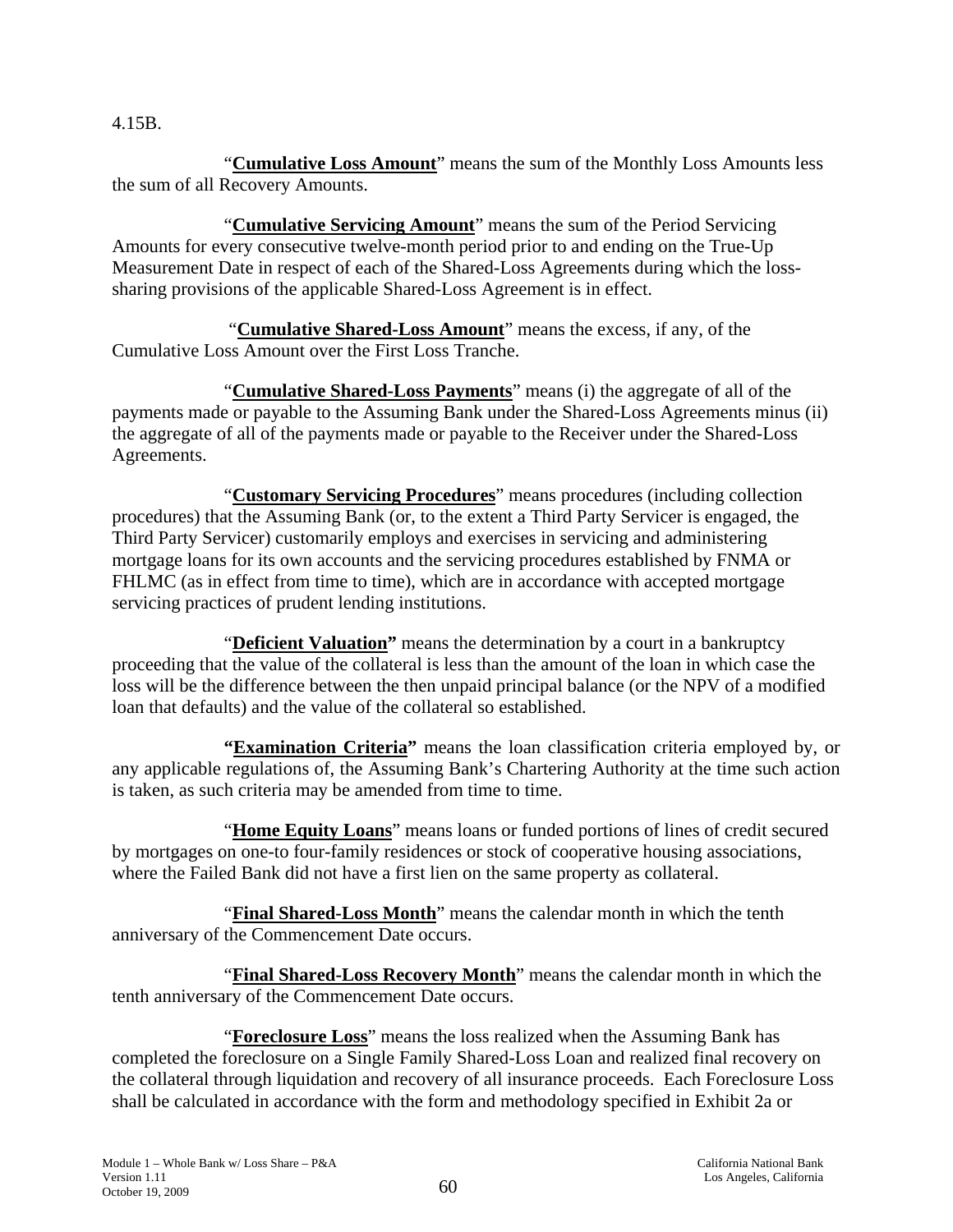4.15B.

"**Cumulative Loss Amount**" means the sum of the Monthly Loss Amounts less the sum of all Recovery Amounts.

"**Cumulative Servicing Amount**" means the sum of the Period Servicing Amounts for every consecutive twelve-month period prior to and ending on the True-Up Measurement Date in respect of each of the Shared-Loss Agreements during which the loss-sharing provisions of the applicable Shared-Loss Agreement is in effect.

"**Cumulative Shared-Loss Amount**" means the excess, if any, of the Cumulative Loss Amount over the First Loss Tranche.

"**Cumulative Shared-Loss Payments**" means (i) the aggregate of all of the payments made or payable to the Assuming Bank under the Shared-Loss Agreements minus (ii) the aggregate of all of the payments made or payable to the Receiver under the Shared-Loss Agreements.

"**Customary Servicing Procedures**" means procedures (including collection procedures) that the Assuming Bank (or, to the extent a Third Party Servicer is engaged, the Third Party Servicer) customarily employs and exercises in servicing and administering mortgage loans for its own accounts and the servicing procedures established by FNMA or FHLMC (as in effect from time to time), which are in accordance with accepted mortgage servicing practices of prudent lending institutions.

"**Deficient Valuation**" means the determination by a court in a bankruptcy proceeding that the value of the collateral is less than the amount of the loan in which case the loss will be the difference between the then unpaid principal balance (or the NPV of a modified loan that defaults) and the value of the collateral so established.

**"Examination Criteria"** means the loan classification criteria employed by, or any applicable regulations of, the Assuming Bank's Chartering Authority at the time such action is taken, as such criteria may be amended from time to time.

"**Home Equity Loans**" means loans or funded portions of lines of credit secured by mortgages on one-to four-family residences or stock of cooperative housing associations, where the Failed Bank did not have a first lien on the same property as collateral.

"**Final Shared-Loss Month**" means the calendar month in which the tenth anniversary of the Commencement Date occurs.

"**Final Shared-Loss Recovery Month**" means the calendar month in which the tenth anniversary of the Commencement Date occurs.

"**Foreclosure Loss**" means the loss realized when the Assuming Bank has completed the foreclosure on a Single Family Shared-Loss Loan and realized final recovery on the collateral through liquidation and recovery of all insurance proceeds. Each Foreclosure Loss shall be calculated in accordance with the form and methodology specified in Exhibit 2a or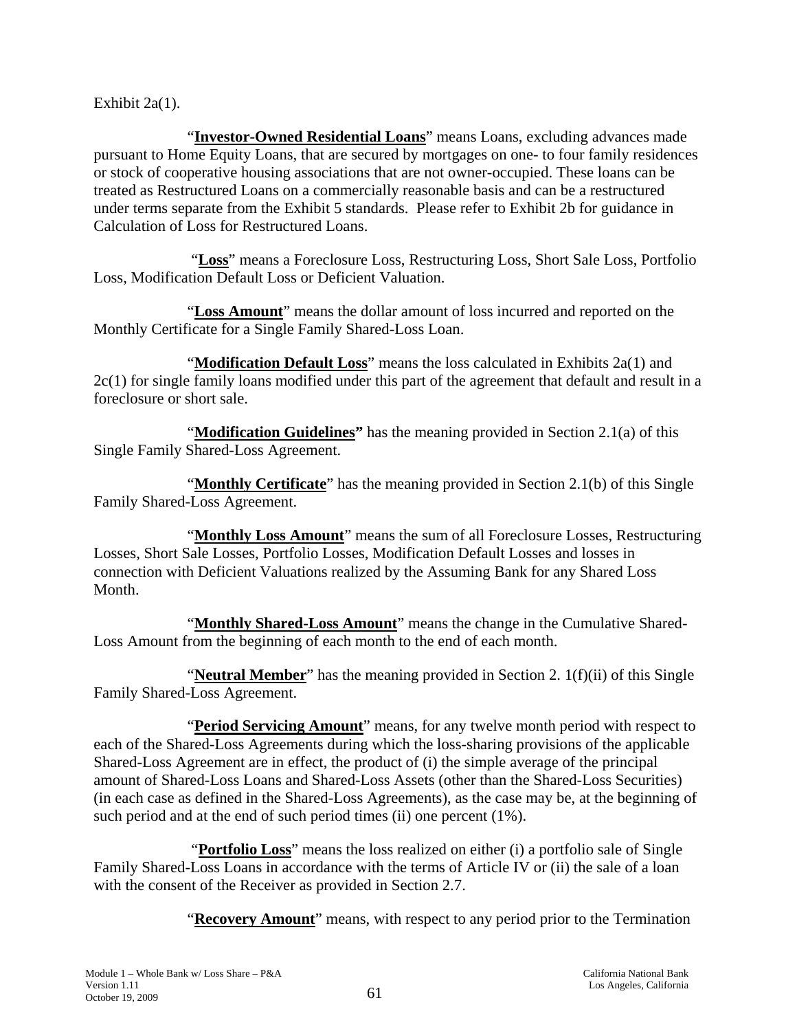Exhibit 2a(1).

"**Investor-Owned Residential Loans**" means Loans, excluding advances made pursuant to Home Equity Loans, that are secured by mortgages on one- to four family residences or stock of cooperative housing associations that are not owner-occupied. These loans can be treated as Restructured Loans on a commercially reasonable basis and can be a restructured under terms separate from the Exhibit 5 standards. Please refer to Exhibit 2b for guidance in Calculation of Loss for Restructured Loans.

"**Loss**" means a Foreclosure Loss, Restructuring Loss, Short Sale Loss, Portfolio Loss, Modification Default Loss or Deficient Valuation.

"**Loss Amount**" means the dollar amount of loss incurred and reported on the Monthly Certificate for a Single Family Shared-Loss Loan.

"**Modification Default Loss**" means the loss calculated in Exhibits 2a(1) and 2c(1) for single family loans modified under this part of the agreement that default and result in a foreclosure or short sale.

"**Modification Guidelines"** has the meaning provided in Section 2.1(a) of this Single Family Shared-Loss Agreement.

"**Monthly Certificate**" has the meaning provided in Section 2.1(b) of this Single Family Shared-Loss Agreement.

"**Monthly Loss Amount**" means the sum of all Foreclosure Losses, Restructuring Losses, Short Sale Losses, Portfolio Losses, Modification Default Losses and losses in connection with Deficient Valuations realized by the Assuming Bank for any Shared Loss Month.

"**Monthly Shared-Loss Amount**" means the change in the Cumulative Shared-Loss Amount from the beginning of each month to the end of each month.

"**Neutral Member**" has the meaning provided in Section 2. 1(f)(ii) of this Single Family Shared-Loss Agreement.

"**Period Servicing Amount**" means, for any twelve month period with respect to each of the Shared-Loss Agreements during which the loss-sharing provisions of the applicable Shared-Loss Agreement are in effect, the product of (i) the simple average of the principal amount of Shared-Loss Loans and Shared-Loss Assets (other than the Shared-Loss Securities) (in each case as defined in the Shared-Loss Agreements), as the case may be, at the beginning of such period and at the end of such period times (ii) one percent (1%).

"**Portfolio Loss**" means the loss realized on either (i) a portfolio sale of Single Family Shared-Loss Loans in accordance with the terms of Article IV or (ii) the sale of a loan with the consent of the Receiver as provided in Section 2.7.

"**Recovery Amount**" means, with respect to any period prior to the Termination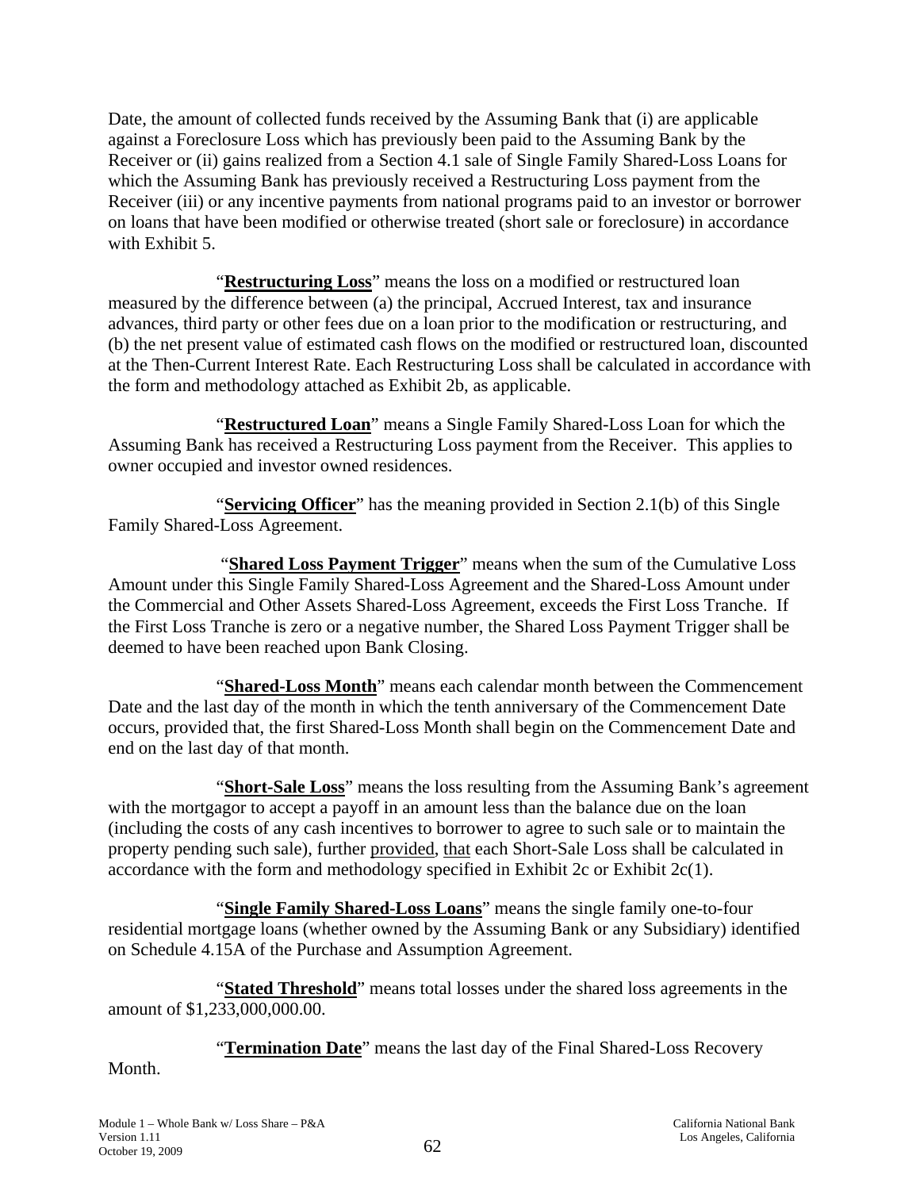Date, the amount of collected funds received by the Assuming Bank that (i) are applicable against a Foreclosure Loss which has previously been paid to the Assuming Bank by the Receiver or (ii) gains realized from a Section 4.1 sale of Single Family Shared-Loss Loans for which the Assuming Bank has previously received a Restructuring Loss payment from the Receiver (iii) or any incentive payments from national programs paid to an investor or borrower on loans that have been modified or otherwise treated (short sale or foreclosure) in accordance with Exhibit 5.

"**Restructuring Loss**" means the loss on a modified or restructured loan measured by the difference between (a) the principal, Accrued Interest, tax and insurance advances, third party or other fees due on a loan prior to the modification or restructuring, and (b) the net present value of estimated cash flows on the modified or restructured loan, discounted at the Then-Current Interest Rate. Each Restructuring Loss shall be calculated in accordance with the form and methodology attached as Exhibit 2b, as applicable.

"**Restructured Loan**" means a Single Family Shared-Loss Loan for which the Assuming Bank has received a Restructuring Loss payment from the Receiver. This applies to owner occupied and investor owned residences.

"**Servicing Officer**" has the meaning provided in Section 2.1(b) of this Single Family Shared-Loss Agreement.

"**Shared Loss Payment Trigger**" means when the sum of the Cumulative Loss Amount under this Single Family Shared-Loss Agreement and the Shared-Loss Amount under the Commercial and Other Assets Shared-Loss Agreement, exceeds the First Loss Tranche. If the First Loss Tranche is zero or a negative number, the Shared Loss Payment Trigger shall be deemed to have been reached upon Bank Closing.

"**Shared-Loss Month**" means each calendar month between the Commencement Date and the last day of the month in which the tenth anniversary of the Commencement Date occurs, provided that, the first Shared-Loss Month shall begin on the Commencement Date and end on the last day of that month.

"**Short-Sale Loss**" means the loss resulting from the Assuming Bank's agreement with the mortgagor to accept a payoff in an amount less than the balance due on the loan (including the costs of any cash incentives to borrower to agree to such sale or to maintain the property pending such sale), further provided, that each Short-Sale Loss shall be calculated in accordance with the form and methodology specified in Exhibit 2c or Exhibit 2c(1).

"**Single Family Shared-Loss Loans**" means the single family one-to-four residential mortgage loans (whether owned by the Assuming Bank or any Subsidiary) identified on Schedule 4.15A of the Purchase and Assumption Agreement.

"**Stated Threshold**" means total losses under the shared loss agreements in the amount of $1,233,000,000.00.

"**Termination Date**" means the last day of the Final Shared-Loss Recovery Month.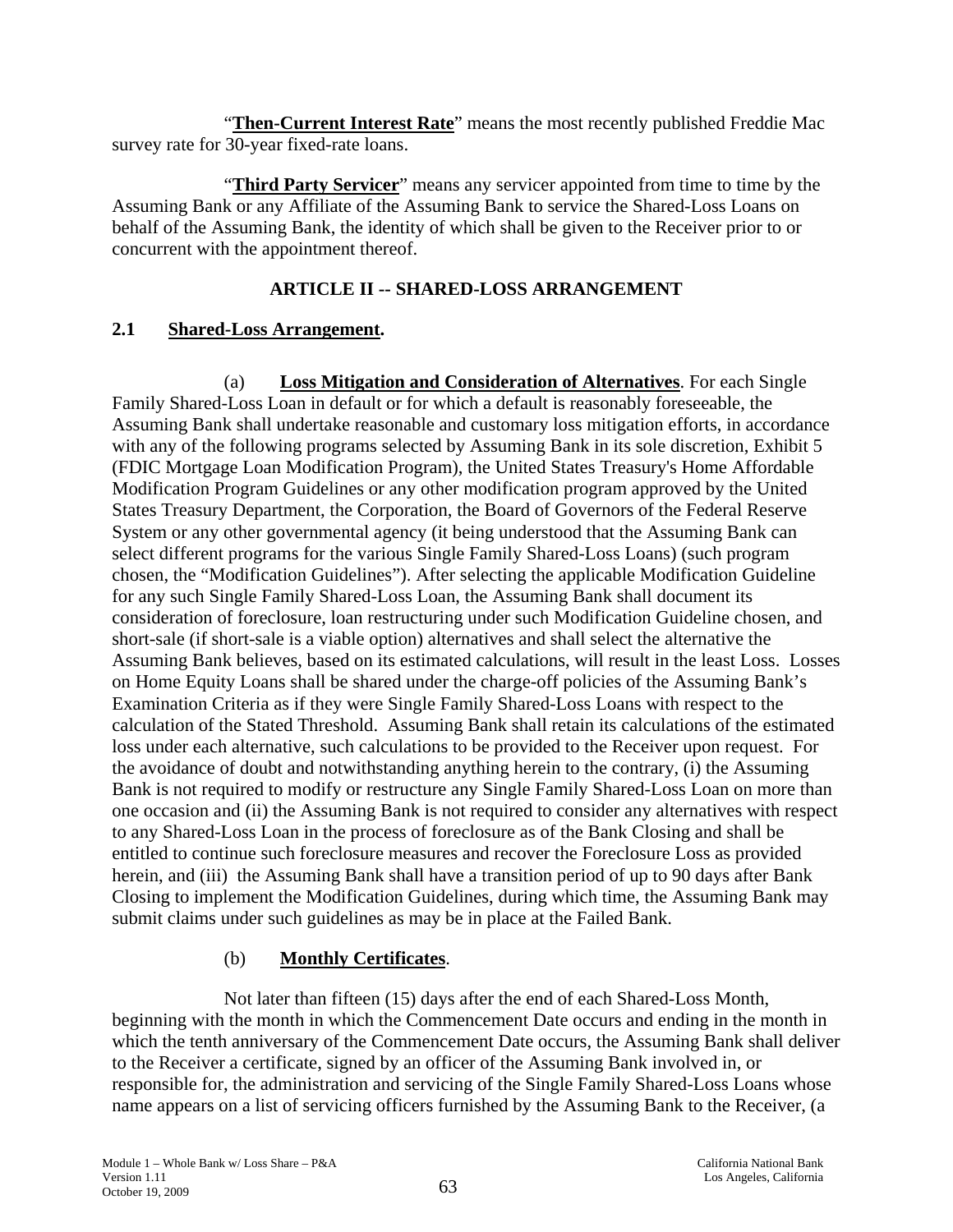"**Then-Current Interest Rate**" means the most recently published Freddie Mac survey rate for 30-year fixed-rate loans.

"**Third Party Servicer**" means any servicer appointed from time to time by the Assuming Bank or any Affiliate of the Assuming Bank to service the Shared-Loss Loans on behalf of the Assuming Bank, the identity of which shall be given to the Receiver prior to or concurrent with the appointment thereof.

## ARTICLE II -- SHARED-LOSS ARRANGEMENT

### 2.1 Shared-Loss Arrangement.

(a) **Loss Mitigation and Consideration of Alternatives**. For each Single Family Shared-Loss Loan in default or for which a default is reasonably foreseeable, the Assuming Bank shall undertake reasonable and customary loss mitigation efforts, in accordance with any of the following programs selected by Assuming Bank in its sole discretion, Exhibit 5 (FDIC Mortgage Loan Modification Program), the United States Treasury's Home Affordable Modification Program Guidelines or any other modification program approved by the United States Treasury Department, the Corporation, the Board of Governors of the Federal Reserve System or any other governmental agency (it being understood that the Assuming Bank can select different programs for the various Single Family Shared-Loss Loans) (such program chosen, the "Modification Guidelines"). After selecting the applicable Modification Guideline for any such Single Family Shared-Loss Loan, the Assuming Bank shall document its consideration of foreclosure, loan restructuring under such Modification Guideline chosen, and short-sale (if short-sale is a viable option) alternatives and shall select the alternative the Assuming Bank believes, based on its estimated calculations, will result in the least Loss. Losses on Home Equity Loans shall be shared under the charge-off policies of the Assuming Bank's Examination Criteria as if they were Single Family Shared-Loss Loans with respect to the calculation of the Stated Threshold. Assuming Bank shall retain its calculations of the estimated loss under each alternative, such calculations to be provided to the Receiver upon request. For the avoidance of doubt and notwithstanding anything herein to the contrary, (i) the Assuming Bank is not required to modify or restructure any Single Family Shared-Loss Loan on more than one occasion and (ii) the Assuming Bank is not required to consider any alternatives with respect to any Shared-Loss Loan in the process of foreclosure as of the Bank Closing and shall be entitled to continue such foreclosure measures and recover the Foreclosure Loss as provided herein, and (iii) the Assuming Bank shall have a transition period of up to 90 days after Bank Closing to implement the Modification Guidelines, during which time, the Assuming Bank may submit claims under such guidelines as may be in place at the Failed Bank.

(b) **Monthly Certificates**.

Not later than fifteen (15) days after the end of each Shared-Loss Month, beginning with the month in which the Commencement Date occurs and ending in the month in which the tenth anniversary of the Commencement Date occurs, the Assuming Bank shall deliver to the Receiver a certificate, signed by an officer of the Assuming Bank involved in, or responsible for, the administration and servicing of the Single Family Shared-Loss Loans whose name appears on a list of servicing officers furnished by the Assuming Bank to the Receiver, (a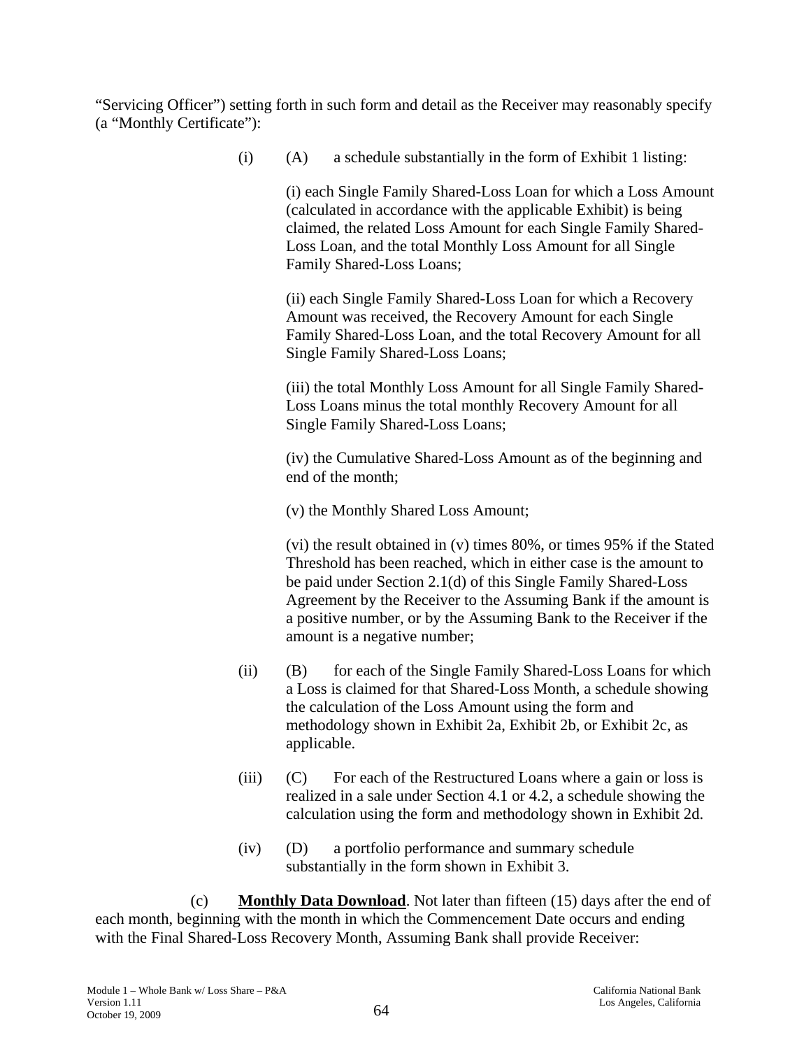"Servicing Officer") setting forth in such form and detail as the Receiver may reasonably specify (a "Monthly Certificate"):

(i) (A) a schedule substantially in the form of Exhibit 1 listing:

(i) each Single Family Shared-Loss Loan for which a Loss Amount (calculated in accordance with the applicable Exhibit) is being claimed, the related Loss Amount for each Single Family Shared-Loss Loan, and the total Monthly Loss Amount for all Single Family Shared-Loss Loans;

(ii) each Single Family Shared-Loss Loan for which a Recovery Amount was received, the Recovery Amount for each Single Family Shared-Loss Loan, and the total Recovery Amount for all Single Family Shared-Loss Loans;

(iii) the total Monthly Loss Amount for all Single Family Shared-Loss Loans minus the total monthly Recovery Amount for all Single Family Shared-Loss Loans;

(iv) the Cumulative Shared-Loss Amount as of the beginning and end of the month;

(v) the Monthly Shared Loss Amount;

(vi) the result obtained in (v) times 80%, or times 95% if the Stated Threshold has been reached, which in either case is the amount to be paid under Section 2.1(d) of this Single Family Shared-Loss Agreement by the Receiver to the Assuming Bank if the amount is a positive number, or by the Assuming Bank to the Receiver if the amount is a negative number;

(ii) (B) for each of the Single Family Shared-Loss Loans for which a Loss is claimed for that Shared-Loss Month, a schedule showing the calculation of the Loss Amount using the form and methodology shown in Exhibit 2a, Exhibit 2b, or Exhibit 2c, as applicable.

(iii) (C) For each of the Restructured Loans where a gain or loss is realized in a sale under Section 4.1 or 4.2, a schedule showing the calculation using the form and methodology shown in Exhibit 2d.

(iv) (D) a portfolio performance and summary schedule substantially in the form shown in Exhibit 3.

(c) **Monthly Data Download**. Not later than fifteen (15) days after the end of each month, beginning with the month in which the Commencement Date occurs and ending with the Final Shared-Loss Recovery Month, Assuming Bank shall provide Receiver: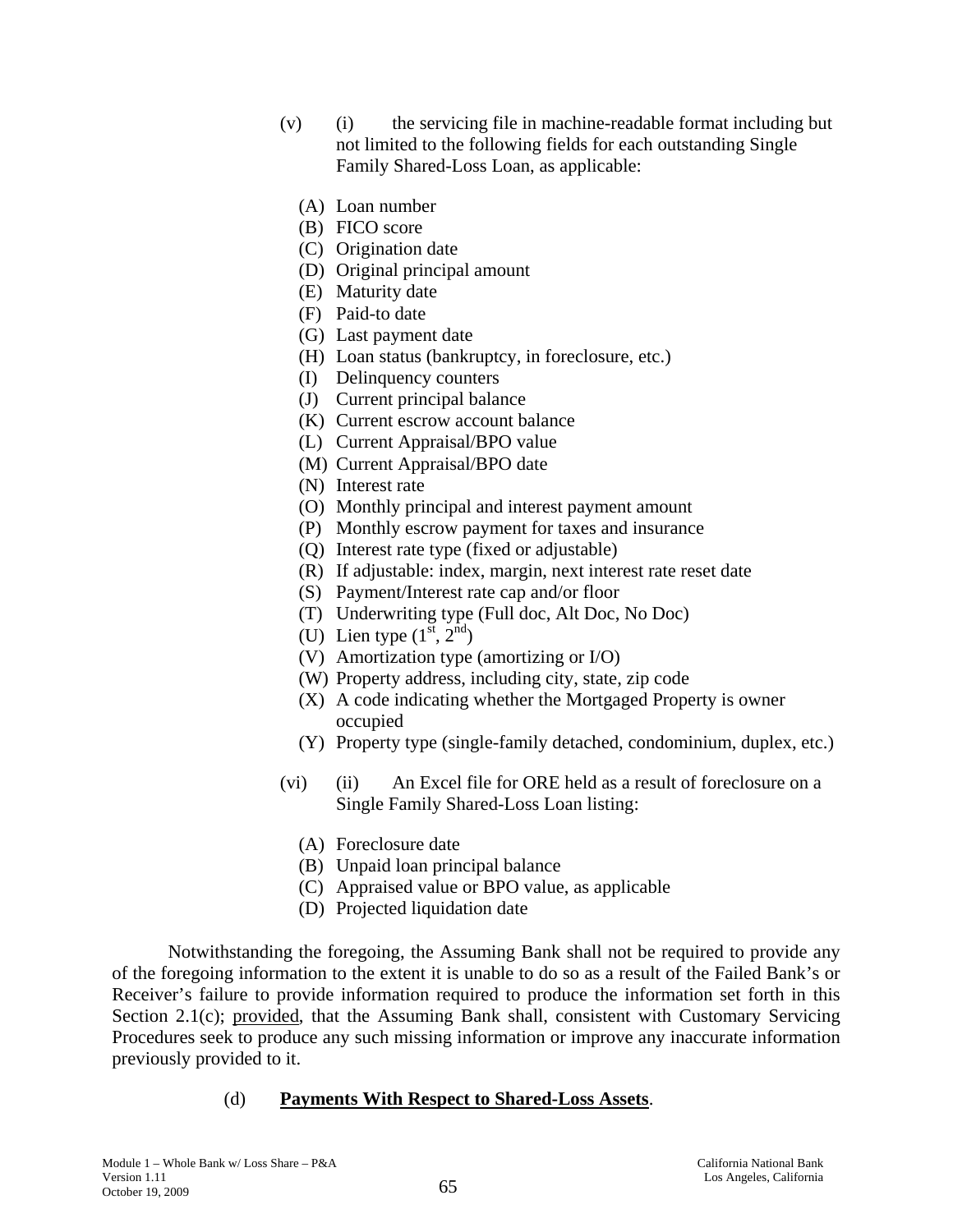(v) (i) the servicing file in machine-readable format including but not limited to the following fields for each outstanding Single Family Shared-Loss Loan, as applicable:

- (A) Loan number
- (B) FICO score
- (C) Origination date
- (D) Original principal amount
- (E) Maturity date
- (F) Paid-to date
- (G) Last payment date
- (H) Loan status (bankruptcy, in foreclosure, etc.)
- (I) Delinquency counters
- (J) Current principal balance
- (K) Current escrow account balance
- (L) Current Appraisal/BPO value
- (M) Current Appraisal/BPO date
- (N) Interest rate
- (O) Monthly principal and interest payment amount
- (P) Monthly escrow payment for taxes and insurance
- (Q) Interest rate type (fixed or adjustable)
- (R) If adjustable: index, margin, next interest rate reset date
- (S) Payment/Interest rate cap and/or floor
- (T) Underwriting type (Full doc, Alt Doc, No Doc)
- (U) Lien type ($1^{st}$, $2^{nd}$)
- (V) Amortization type (amortizing or I/O)
- (W) Property address, including city, state, zip code
- (X) A code indicating whether the Mortgaged Property is owner occupied
- (Y) Property type (single-family detached, condominium, duplex, etc.)

(vi) (ii) An Excel file for ORE held as a result of foreclosure on a Single Family Shared-Loss Loan listing:

- (A) Foreclosure date
- (B) Unpaid loan principal balance
- (C) Appraised value or BPO value, as applicable
- (D) Projected liquidation date

Notwithstanding the foregoing, the Assuming Bank shall not be required to provide any of the foregoing information to the extent it is unable to do so as a result of the Failed Bank's or Receiver's failure to provide information required to produce the information set forth in this Section 2.1(c); provided, that the Assuming Bank shall, consistent with Customary Servicing Procedures seek to produce any such missing information or improve any inaccurate information previously provided to it.

(d) **Payments With Respect to Shared-Loss Assets**.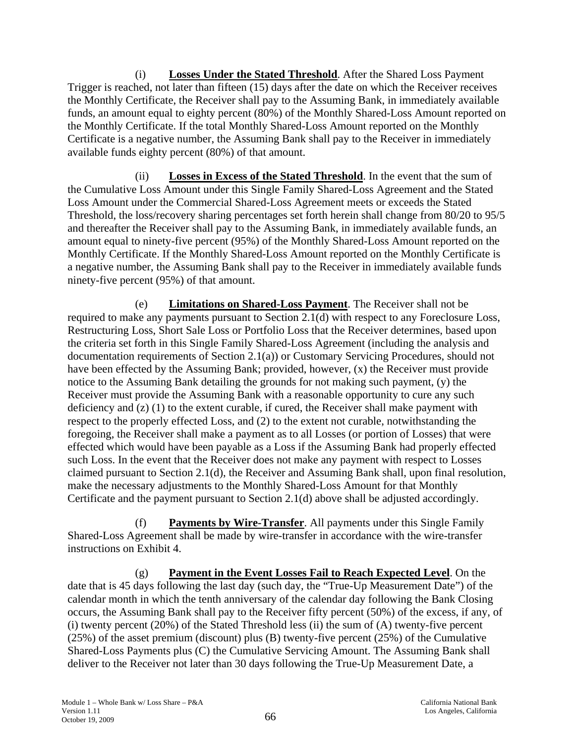(i) **Losses Under the Stated Threshold**. After the Shared Loss Payment Trigger is reached, not later than fifteen (15) days after the date on which the Receiver receives the Monthly Certificate, the Receiver shall pay to the Assuming Bank, in immediately available funds, an amount equal to eighty percent (80%) of the Monthly Shared-Loss Amount reported on the Monthly Certificate. If the total Monthly Shared-Loss Amount reported on the Monthly Certificate is a negative number, the Assuming Bank shall pay to the Receiver in immediately available funds eighty percent (80%) of that amount.

(ii) **Losses in Excess of the Stated Threshold**. In the event that the sum of the Cumulative Loss Amount under this Single Family Shared-Loss Agreement and the Stated Loss Amount under the Commercial Shared-Loss Agreement meets or exceeds the Stated Threshold, the loss/recovery sharing percentages set forth herein shall change from 80/20 to 95/5 and thereafter the Receiver shall pay to the Assuming Bank, in immediately available funds, an amount equal to ninety-five percent (95%) of the Monthly Shared-Loss Amount reported on the Monthly Certificate. If the Monthly Shared-Loss Amount reported on the Monthly Certificate is a negative number, the Assuming Bank shall pay to the Receiver in immediately available funds ninety-five percent (95%) of that amount.

(e) **Limitations on Shared-Loss Payment**. The Receiver shall not be required to make any payments pursuant to Section 2.1(d) with respect to any Foreclosure Loss, Restructuring Loss, Short Sale Loss or Portfolio Loss that the Receiver determines, based upon the criteria set forth in this Single Family Shared-Loss Agreement (including the analysis and documentation requirements of Section 2.1(a)) or Customary Servicing Procedures, should not have been effected by the Assuming Bank; provided, however, (x) the Receiver must provide notice to the Assuming Bank detailing the grounds for not making such payment, (y) the Receiver must provide the Assuming Bank with a reasonable opportunity to cure any such deficiency and (z) (1) to the extent curable, if cured, the Receiver shall make payment with respect to the properly effected Loss, and (2) to the extent not curable, notwithstanding the foregoing, the Receiver shall make a payment as to all Losses (or portion of Losses) that were effected which would have been payable as a Loss if the Assuming Bank had properly effected such Loss. In the event that the Receiver does not make any payment with respect to Losses claimed pursuant to Section 2.1(d), the Receiver and Assuming Bank shall, upon final resolution, make the necessary adjustments to the Monthly Shared-Loss Amount for that Monthly Certificate and the payment pursuant to Section 2.1(d) above shall be adjusted accordingly.

(f) **Payments by Wire-Transfer**. All payments under this Single Family Shared-Loss Agreement shall be made by wire-transfer in accordance with the wire-transfer instructions on Exhibit 4.

(g) **Payment in the Event Losses Fail to Reach Expected Level**. On the date that is 45 days following the last day (such day, the "True-Up Measurement Date") of the calendar month in which the tenth anniversary of the calendar day following the Bank Closing occurs, the Assuming Bank shall pay to the Receiver fifty percent (50%) of the excess, if any, of (i) twenty percent (20%) of the Stated Threshold less (ii) the sum of (A) twenty-five percent (25%) of the asset premium (discount) plus (B) twenty-five percent (25%) of the Cumulative Shared-Loss Payments plus (C) the Cumulative Servicing Amount. The Assuming Bank shall deliver to the Receiver not later than 30 days following the True-Up Measurement Date, a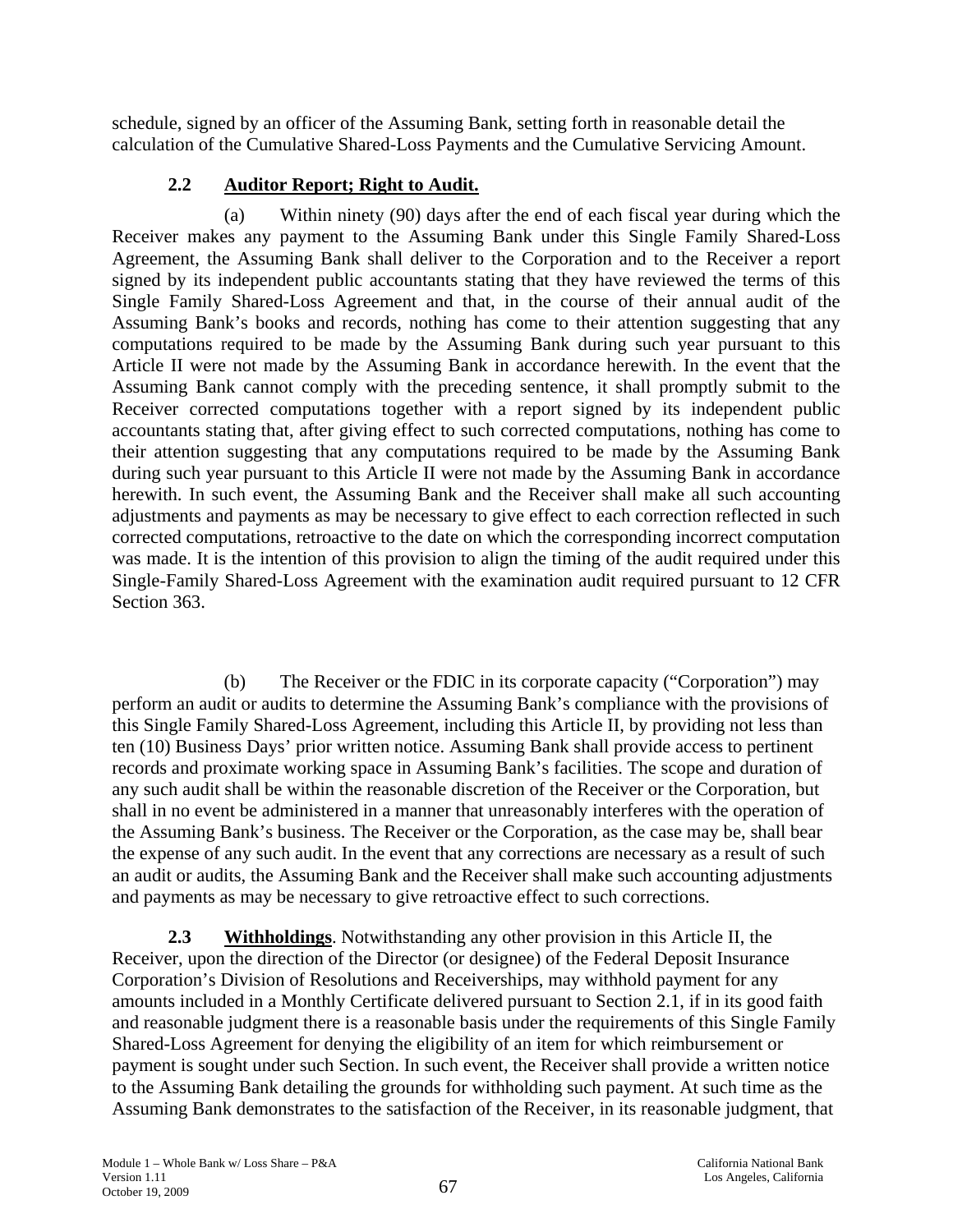schedule, signed by an officer of the Assuming Bank, setting forth in reasonable detail the calculation of the Cumulative Shared-Loss Payments and the Cumulative Servicing Amount.

### 2.2 Auditor Report; Right to Audit.

(a) Within ninety (90) days after the end of each fiscal year during which the Receiver makes any payment to the Assuming Bank under this Single Family Shared-Loss Agreement, the Assuming Bank shall deliver to the Corporation and to the Receiver a report signed by its independent public accountants stating that they have reviewed the terms of this Single Family Shared-Loss Agreement and that, in the course of their annual audit of the Assuming Bank's books and records, nothing has come to their attention suggesting that any computations required to be made by the Assuming Bank during such year pursuant to this Article II were not made by the Assuming Bank in accordance herewith. In the event that the Assuming Bank cannot comply with the preceding sentence, it shall promptly submit to the Receiver corrected computations together with a report signed by its independent public accountants stating that, after giving effect to such corrected computations, nothing has come to their attention suggesting that any computations required to be made by the Assuming Bank during such year pursuant to this Article II were not made by the Assuming Bank in accordance herewith. In such event, the Assuming Bank and the Receiver shall make all such accounting adjustments and payments as may be necessary to give effect to each correction reflected in such corrected computations, retroactive to the date on which the corresponding incorrect computation was made. It is the intention of this provision to align the timing of the audit required under this Single-Family Shared-Loss Agreement with the examination audit required pursuant to 12 CFR Section 363.

(b) The Receiver or the FDIC in its corporate capacity ("Corporation") may perform an audit or audits to determine the Assuming Bank's compliance with the provisions of this Single Family Shared-Loss Agreement, including this Article II, by providing not less than ten (10) Business Days' prior written notice. Assuming Bank shall provide access to pertinent records and proximate working space in Assuming Bank's facilities. The scope and duration of any such audit shall be within the reasonable discretion of the Receiver or the Corporation, but shall in no event be administered in a manner that unreasonably interferes with the operation of the Assuming Bank's business. The Receiver or the Corporation, as the case may be, shall bear the expense of any such audit. In the event that any corrections are necessary as a result of such an audit or audits, the Assuming Bank and the Receiver shall make such accounting adjustments and payments as may be necessary to give retroactive effect to such corrections.

**2.3 Withholdings**. Notwithstanding any other provision in this Article II, the Receiver, upon the direction of the Director (or designee) of the Federal Deposit Insurance Corporation's Division of Resolutions and Receiverships, may withhold payment for any amounts included in a Monthly Certificate delivered pursuant to Section 2.1, if in its good faith and reasonable judgment there is a reasonable basis under the requirements of this Single Family Shared-Loss Agreement for denying the eligibility of an item for which reimbursement or payment is sought under such Section. In such event, the Receiver shall provide a written notice to the Assuming Bank detailing the grounds for withholding such payment. At such time as the Assuming Bank demonstrates to the satisfaction of the Receiver, in its reasonable judgment, that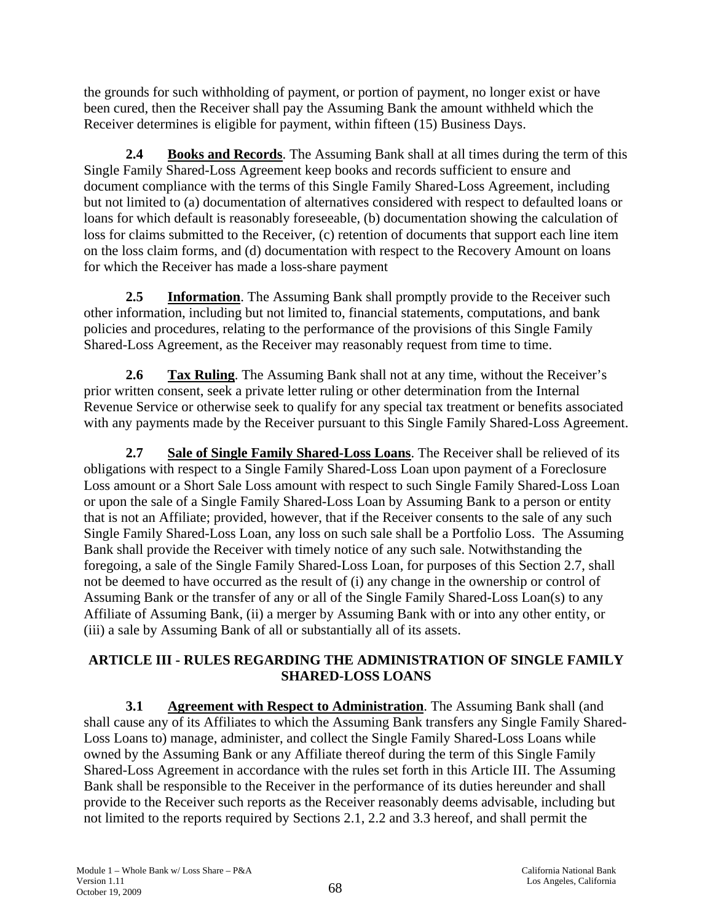the grounds for such withholding of payment, or portion of payment, no longer exist or have been cured, then the Receiver shall pay the Assuming Bank the amount withheld which the Receiver determines is eligible for payment, within fifteen (15) Business Days.

**2.4 Books and Records**. The Assuming Bank shall at all times during the term of this Single Family Shared-Loss Agreement keep books and records sufficient to ensure and document compliance with the terms of this Single Family Shared-Loss Agreement, including but not limited to (a) documentation of alternatives considered with respect to defaulted loans or loans for which default is reasonably foreseeable, (b) documentation showing the calculation of loss for claims submitted to the Receiver, (c) retention of documents that support each line item on the loss claim forms, and (d) documentation with respect to the Recovery Amount on loans for which the Receiver has made a loss-share payment

**2.5 Information**. The Assuming Bank shall promptly provide to the Receiver such other information, including but not limited to, financial statements, computations, and bank policies and procedures, relating to the performance of the provisions of this Single Family Shared-Loss Agreement, as the Receiver may reasonably request from time to time.

**2.6 Tax Ruling**. The Assuming Bank shall not at any time, without the Receiver's prior written consent, seek a private letter ruling or other determination from the Internal Revenue Service or otherwise seek to qualify for any special tax treatment or benefits associated with any payments made by the Receiver pursuant to this Single Family Shared-Loss Agreement.

**2.7 Sale of Single Family Shared-Loss Loans**. The Receiver shall be relieved of its obligations with respect to a Single Family Shared-Loss Loan upon payment of a Foreclosure Loss amount or a Short Sale Loss amount with respect to such Single Family Shared-Loss Loan or upon the sale of a Single Family Shared-Loss Loan by Assuming Bank to a person or entity that is not an Affiliate; provided, however, that if the Receiver consents to the sale of any such Single Family Shared-Loss Loan, any loss on such sale shall be a Portfolio Loss. The Assuming Bank shall provide the Receiver with timely notice of any such sale. Notwithstanding the foregoing, a sale of the Single Family Shared-Loss Loan, for purposes of this Section 2.7, shall not be deemed to have occurred as the result of (i) any change in the ownership or control of Assuming Bank or the transfer of any or all of the Single Family Shared-Loss Loan(s) to any Affiliate of Assuming Bank, (ii) a merger by Assuming Bank with or into any other entity, or (iii) a sale by Assuming Bank of all or substantially all of its assets.

## ARTICLE III - RULES REGARDING THE ADMINISTRATION OF SINGLE FAMILY SHARED-LOSS LOANS

**3.1 Agreement with Respect to Administration**. The Assuming Bank shall (and shall cause any of its Affiliates to which the Assuming Bank transfers any Single Family Shared-Loss Loans to) manage, administer, and collect the Single Family Shared-Loss Loans while owned by the Assuming Bank or any Affiliate thereof during the term of this Single Family Shared-Loss Agreement in accordance with the rules set forth in this Article III. The Assuming Bank shall be responsible to the Receiver in the performance of its duties hereunder and shall provide to the Receiver such reports as the Receiver reasonably deems advisable, including but not limited to the reports required by Sections 2.1, 2.2 and 3.3 hereof, and shall permit the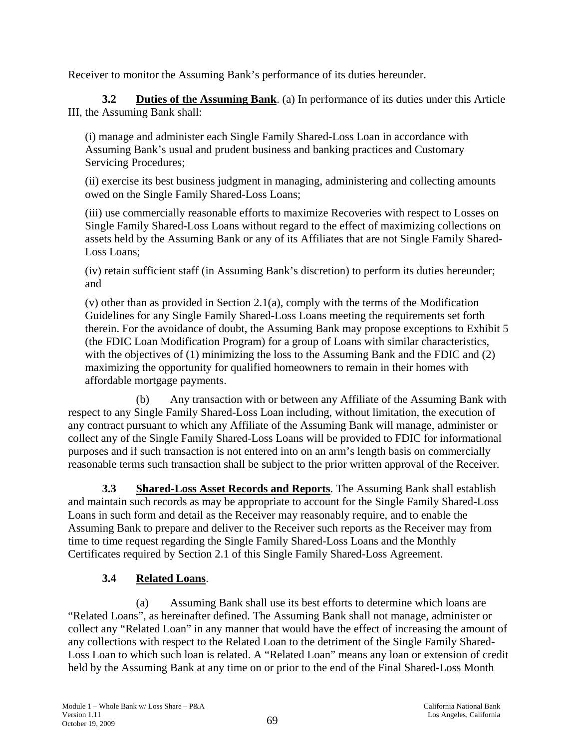Receiver to monitor the Assuming Bank's performance of its duties hereunder.

**3.2 Duties of the Assuming Bank**. (a) In performance of its duties under this Article III, the Assuming Bank shall:

(i) manage and administer each Single Family Shared-Loss Loan in accordance with Assuming Bank's usual and prudent business and banking practices and Customary Servicing Procedures;

(ii) exercise its best business judgment in managing, administering and collecting amounts owed on the Single Family Shared-Loss Loans;

(iii) use commercially reasonable efforts to maximize Recoveries with respect to Losses on Single Family Shared-Loss Loans without regard to the effect of maximizing collections on assets held by the Assuming Bank or any of its Affiliates that are not Single Family Shared-Loss Loans;

(iv) retain sufficient staff (in Assuming Bank's discretion) to perform its duties hereunder; and

(v) other than as provided in Section 2.1(a), comply with the terms of the Modification Guidelines for any Single Family Shared-Loss Loans meeting the requirements set forth therein. For the avoidance of doubt, the Assuming Bank may propose exceptions to Exhibit 5 (the FDIC Loan Modification Program) for a group of Loans with similar characteristics, with the objectives of (1) minimizing the loss to the Assuming Bank and the FDIC and (2) maximizing the opportunity for qualified homeowners to remain in their homes with affordable mortgage payments.

(b) Any transaction with or between any Affiliate of the Assuming Bank with respect to any Single Family Shared-Loss Loan including, without limitation, the execution of any contract pursuant to which any Affiliate of the Assuming Bank will manage, administer or collect any of the Single Family Shared-Loss Loans will be provided to FDIC for informational purposes and if such transaction is not entered into on an arm's length basis on commercially reasonable terms such transaction shall be subject to the prior written approval of the Receiver.

**3.3 Shared-Loss Asset Records and Reports**. The Assuming Bank shall establish and maintain such records as may be appropriate to account for the Single Family Shared-Loss Loans in such form and detail as the Receiver may reasonably require, and to enable the Assuming Bank to prepare and deliver to the Receiver such reports as the Receiver may from time to time request regarding the Single Family Shared-Loss Loans and the Monthly Certificates required by Section 2.1 of this Single Family Shared-Loss Agreement.

**3.4 Related Loans**.

(a) Assuming Bank shall use its best efforts to determine which loans are "Related Loans", as hereinafter defined. The Assuming Bank shall not manage, administer or collect any "Related Loan" in any manner that would have the effect of increasing the amount of any collections with respect to the Related Loan to the detriment of the Single Family Shared-Loss Loan to which such loan is related. A "Related Loan" means any loan or extension of credit held by the Assuming Bank at any time on or prior to the end of the Final Shared-Loss Month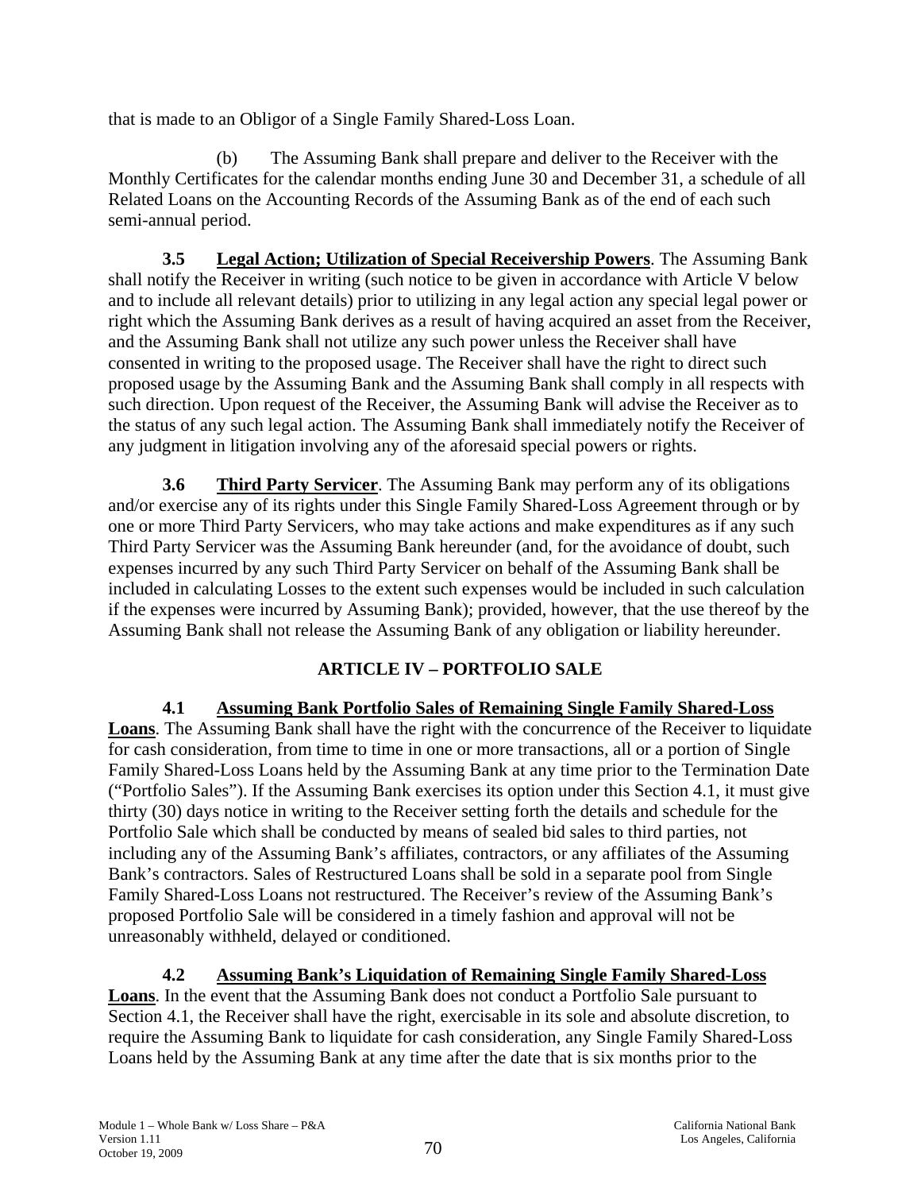that is made to an Obligor of a Single Family Shared-Loss Loan.

(b) The Assuming Bank shall prepare and deliver to the Receiver with the Monthly Certificates for the calendar months ending June 30 and December 31, a schedule of all Related Loans on the Accounting Records of the Assuming Bank as of the end of each such semi-annual period.

**3.5 Legal Action; Utilization of Special Receivership Powers**. The Assuming Bank shall notify the Receiver in writing (such notice to be given in accordance with Article V below and to include all relevant details) prior to utilizing in any legal action any special legal power or right which the Assuming Bank derives as a result of having acquired an asset from the Receiver, and the Assuming Bank shall not utilize any such power unless the Receiver shall have consented in writing to the proposed usage. The Receiver shall have the right to direct such proposed usage by the Assuming Bank and the Assuming Bank shall comply in all respects with such direction. Upon request of the Receiver, the Assuming Bank will advise the Receiver as to the status of any such legal action. The Assuming Bank shall immediately notify the Receiver of any judgment in litigation involving any of the aforesaid special powers or rights.

**3.6 Third Party Servicer**. The Assuming Bank may perform any of its obligations and/or exercise any of its rights under this Single Family Shared-Loss Agreement through or by one or more Third Party Servicers, who may take actions and make expenditures as if any such Third Party Servicer was the Assuming Bank hereunder (and, for the avoidance of doubt, such expenses incurred by any such Third Party Servicer on behalf of the Assuming Bank shall be included in calculating Losses to the extent such expenses would be included in such calculation if the expenses were incurred by Assuming Bank); provided, however, that the use thereof by the Assuming Bank shall not release the Assuming Bank of any obligation or liability hereunder.

## ARTICLE IV – PORTFOLIO SALE

**4.1 Assuming Bank Portfolio Sales of Remaining Single Family Shared-Loss Loans**. The Assuming Bank shall have the right with the concurrence of the Receiver to liquidate for cash consideration, from time to time in one or more transactions, all or a portion of Single Family Shared-Loss Loans held by the Assuming Bank at any time prior to the Termination Date ("Portfolio Sales"). If the Assuming Bank exercises its option under this Section 4.1, it must give thirty (30) days notice in writing to the Receiver setting forth the details and schedule for the Portfolio Sale which shall be conducted by means of sealed bid sales to third parties, not including any of the Assuming Bank's affiliates, contractors, or any affiliates of the Assuming Bank's contractors. Sales of Restructured Loans shall be sold in a separate pool from Single Family Shared-Loss Loans not restructured. The Receiver's review of the Assuming Bank's proposed Portfolio Sale will be considered in a timely fashion and approval will not be unreasonably withheld, delayed or conditioned.

**4.2 Assuming Bank's Liquidation of Remaining Single Family Shared-Loss Loans**. In the event that the Assuming Bank does not conduct a Portfolio Sale pursuant to Section 4.1, the Receiver shall have the right, exercisable in its sole and absolute discretion, to require the Assuming Bank to liquidate for cash consideration, any Single Family Shared-Loss Loans held by the Assuming Bank at any time after the date that is six months prior to the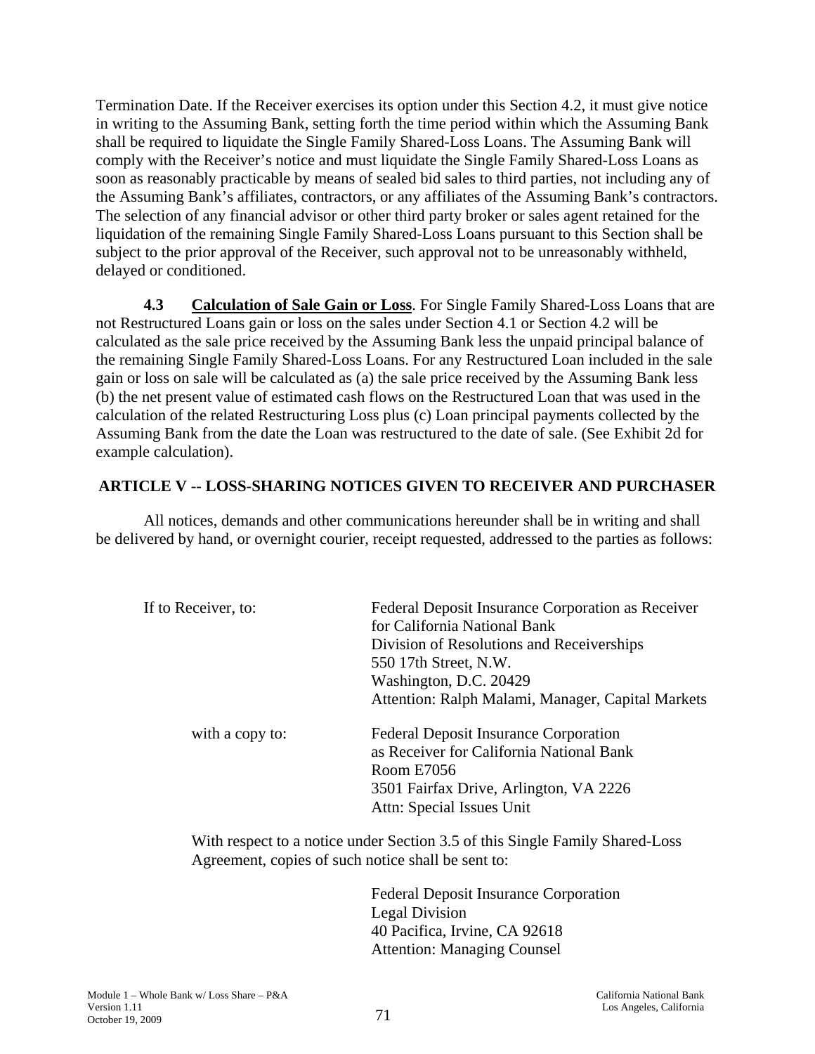Termination Date. If the Receiver exercises its option under this Section 4.2, it must give notice in writing to the Assuming Bank, setting forth the time period within which the Assuming Bank shall be required to liquidate the Single Family Shared-Loss Loans. The Assuming Bank will comply with the Receiver's notice and must liquidate the Single Family Shared-Loss Loans as soon as reasonably practicable by means of sealed bid sales to third parties, not including any of the Assuming Bank's affiliates, contractors, or any affiliates of the Assuming Bank's contractors. The selection of any financial advisor or other third party broker or sales agent retained for the liquidation of the remaining Single Family Shared-Loss Loans pursuant to this Section shall be subject to the prior approval of the Receiver, such approval not to be unreasonably withheld, delayed or conditioned.

**4.3 Calculation of Sale Gain or Loss**. For Single Family Shared-Loss Loans that are not Restructured Loans gain or loss on the sales under Section 4.1 or Section 4.2 will be calculated as the sale price received by the Assuming Bank less the unpaid principal balance of the remaining Single Family Shared-Loss Loans. For any Restructured Loan included in the sale gain or loss on sale will be calculated as (a) the sale price received by the Assuming Bank less (b) the net present value of estimated cash flows on the Restructured Loan that was used in the calculation of the related Restructuring Loss plus (c) Loan principal payments collected by the Assuming Bank from the date the Loan was restructured to the date of sale. (See Exhibit 2d for example calculation).

## ARTICLE V -- LOSS-SHARING NOTICES GIVEN TO RECEIVER AND PURCHASER

All notices, demands and other communications hereunder shall be in writing and shall be delivered by hand, or overnight courier, receipt requested, addressed to the parties as follows:

If to Receiver, to:

Federal Deposit Insurance Corporation as Receiver
for California National Bank
Division of Resolutions and Receiverships
550 17th Street, N.W.
Washington, D.C. 20429
Attention: Ralph Malami, Manager, Capital Markets

with a copy to:

Federal Deposit Insurance Corporation
as Receiver for California National Bank
Room E7056
3501 Fairfax Drive, Arlington, VA 2226
Attn: Special Issues Unit

With respect to a notice under Section 3.5 of this Single Family Shared-Loss Agreement, copies of such notice shall be sent to:

Federal Deposit Insurance Corporation
Legal Division
40 Pacifica, Irvine, CA 92618
Attention: Managing Counsel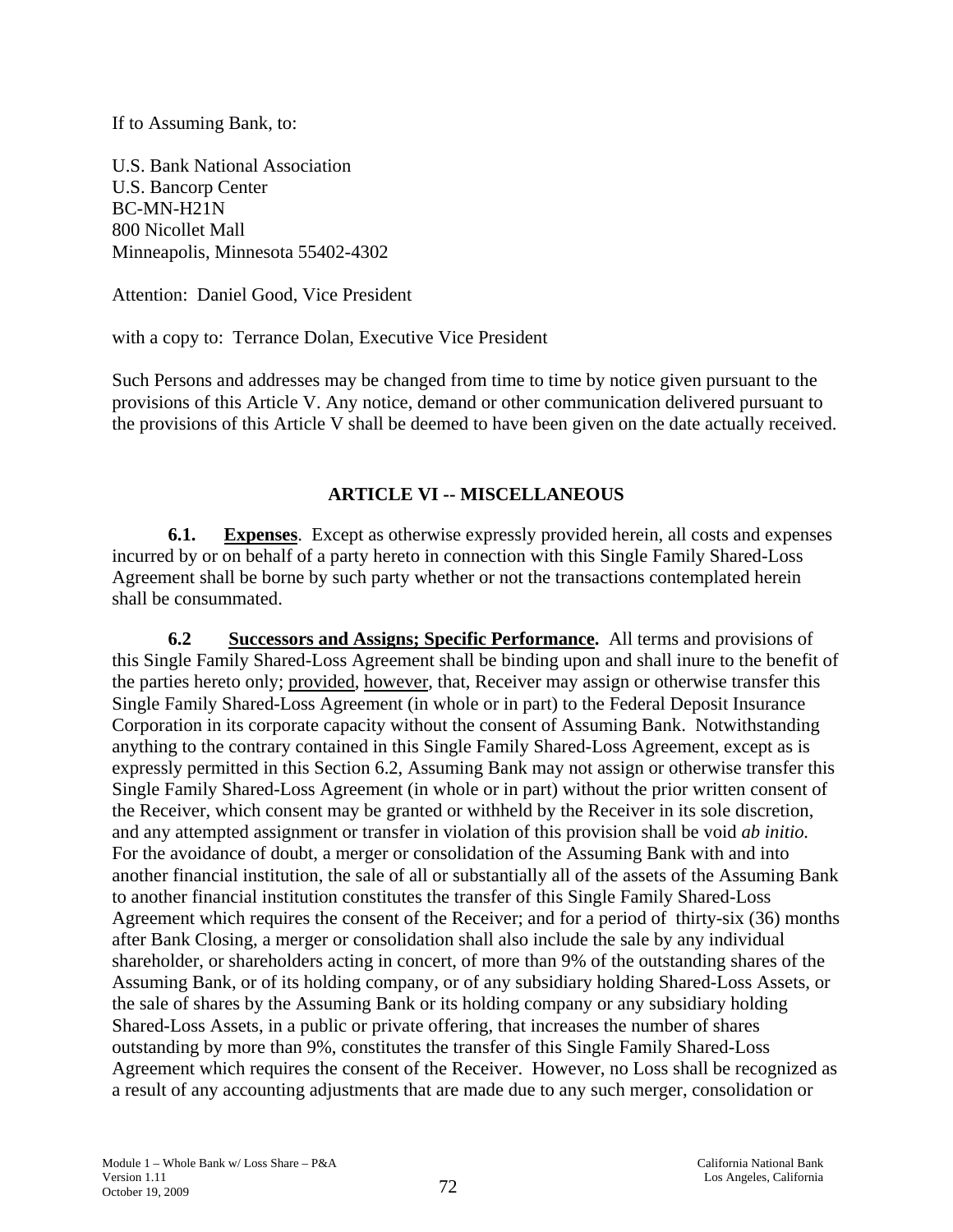If to Assuming Bank, to:

U.S. Bank National Association
U.S. Bancorp Center
BC-MN-H21N
800 Nicollet Mall
Minneapolis, Minnesota 55402-4302

Attention: Daniel Good, Vice President

with a copy to: Terrance Dolan, Executive Vice President

Such Persons and addresses may be changed from time to time by notice given pursuant to the provisions of this Article V. Any notice, demand or other communication delivered pursuant to the provisions of this Article V shall be deemed to have been given on the date actually received.

## ARTICLE VI -- MISCELLANEOUS

**6.1. Expenses**. Except as otherwise expressly provided herein, all costs and expenses incurred by or on behalf of a party hereto in connection with this Single Family Shared-Loss Agreement shall be borne by such party whether or not the transactions contemplated herein shall be consummated.

**6.2 Successors and Assigns; Specific Performance.** All terms and provisions of this Single Family Shared-Loss Agreement shall be binding upon and shall inure to the benefit of the parties hereto only; provided, however, that, Receiver may assign or otherwise transfer this Single Family Shared-Loss Agreement (in whole or in part) to the Federal Deposit Insurance Corporation in its corporate capacity without the consent of Assuming Bank. Notwithstanding anything to the contrary contained in this Single Family Shared-Loss Agreement, except as is expressly permitted in this Section 6.2, Assuming Bank may not assign or otherwise transfer this Single Family Shared-Loss Agreement (in whole or in part) without the prior written consent of the Receiver, which consent may be granted or withheld by the Receiver in its sole discretion, and any attempted assignment or transfer in violation of this provision shall be void *ab initio.* For the avoidance of doubt, a merger or consolidation of the Assuming Bank with and into another financial institution, the sale of all or substantially all of the assets of the Assuming Bank to another financial institution constitutes the transfer of this Single Family Shared-Loss Agreement which requires the consent of the Receiver; and for a period of thirty-six (36) months after Bank Closing, a merger or consolidation shall also include the sale by any individual shareholder, or shareholders acting in concert, of more than 9% of the outstanding shares of the Assuming Bank, or of its holding company, or of any subsidiary holding Shared-Loss Assets, or the sale of shares by the Assuming Bank or its holding company or any subsidiary holding Shared-Loss Assets, in a public or private offering, that increases the number of shares outstanding by more than 9%, constitutes the transfer of this Single Family Shared-Loss Agreement which requires the consent of the Receiver. However, no Loss shall be recognized as a result of any accounting adjustments that are made due to any such merger, consolidation or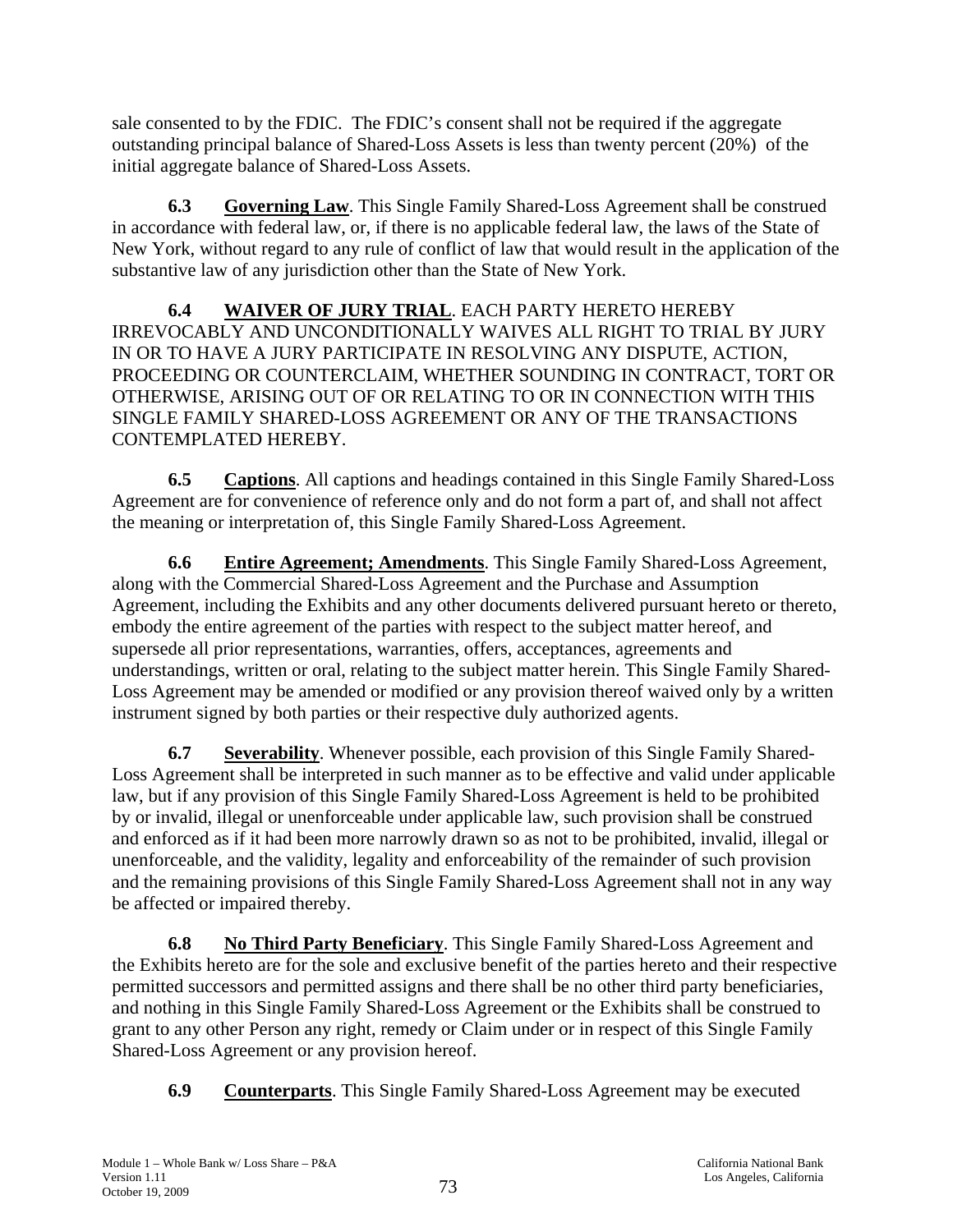sale consented to by the FDIC. The FDIC's consent shall not be required if the aggregate outstanding principal balance of Shared-Loss Assets is less than twenty percent (20%) of the initial aggregate balance of Shared-Loss Assets.

**6.3 Governing Law**. This Single Family Shared-Loss Agreement shall be construed in accordance with federal law, or, if there is no applicable federal law, the laws of the State of New York, without regard to any rule of conflict of law that would result in the application of the substantive law of any jurisdiction other than the State of New York.

**6.4 WAIVER OF JURY TRIAL**. EACH PARTY HERETO HEREBY IRREVOCABLY AND UNCONDITIONALLY WAIVES ALL RIGHT TO TRIAL BY JURY IN OR TO HAVE A JURY PARTICIPATE IN RESOLVING ANY DISPUTE, ACTION, PROCEEDING OR COUNTERCLAIM, WHETHER SOUNDING IN CONTRACT, TORT OR OTHERWISE, ARISING OUT OF OR RELATING TO OR IN CONNECTION WITH THIS SINGLE FAMILY SHARED-LOSS AGREEMENT OR ANY OF THE TRANSACTIONS CONTEMPLATED HEREBY.

**6.5 Captions**. All captions and headings contained in this Single Family Shared-Loss Agreement are for convenience of reference only and do not form a part of, and shall not affect the meaning or interpretation of, this Single Family Shared-Loss Agreement.

**6.6 Entire Agreement; Amendments**. This Single Family Shared-Loss Agreement, along with the Commercial Shared-Loss Agreement and the Purchase and Assumption Agreement, including the Exhibits and any other documents delivered pursuant hereto or thereto, embody the entire agreement of the parties with respect to the subject matter hereof, and supersede all prior representations, warranties, offers, acceptances, agreements and understandings, written or oral, relating to the subject matter herein. This Single Family Shared-Loss Agreement may be amended or modified or any provision thereof waived only by a written instrument signed by both parties or their respective duly authorized agents.

**6.7 Severability**. Whenever possible, each provision of this Single Family Shared-Loss Agreement shall be interpreted in such manner as to be effective and valid under applicable law, but if any provision of this Single Family Shared-Loss Agreement is held to be prohibited by or invalid, illegal or unenforceable under applicable law, such provision shall be construed and enforced as if it had been more narrowly drawn so as not to be prohibited, invalid, illegal or unenforceable, and the validity, legality and enforceability of the remainder of such provision and the remaining provisions of this Single Family Shared-Loss Agreement shall not in any way be affected or impaired thereby.

**6.8 No Third Party Beneficiary**. This Single Family Shared-Loss Agreement and the Exhibits hereto are for the sole and exclusive benefit of the parties hereto and their respective permitted successors and permitted assigns and there shall be no other third party beneficiaries, and nothing in this Single Family Shared-Loss Agreement or the Exhibits shall be construed to grant to any other Person any right, remedy or Claim under or in respect of this Single Family Shared-Loss Agreement or any provision hereof.

**6.9 Counterparts**. This Single Family Shared-Loss Agreement may be executed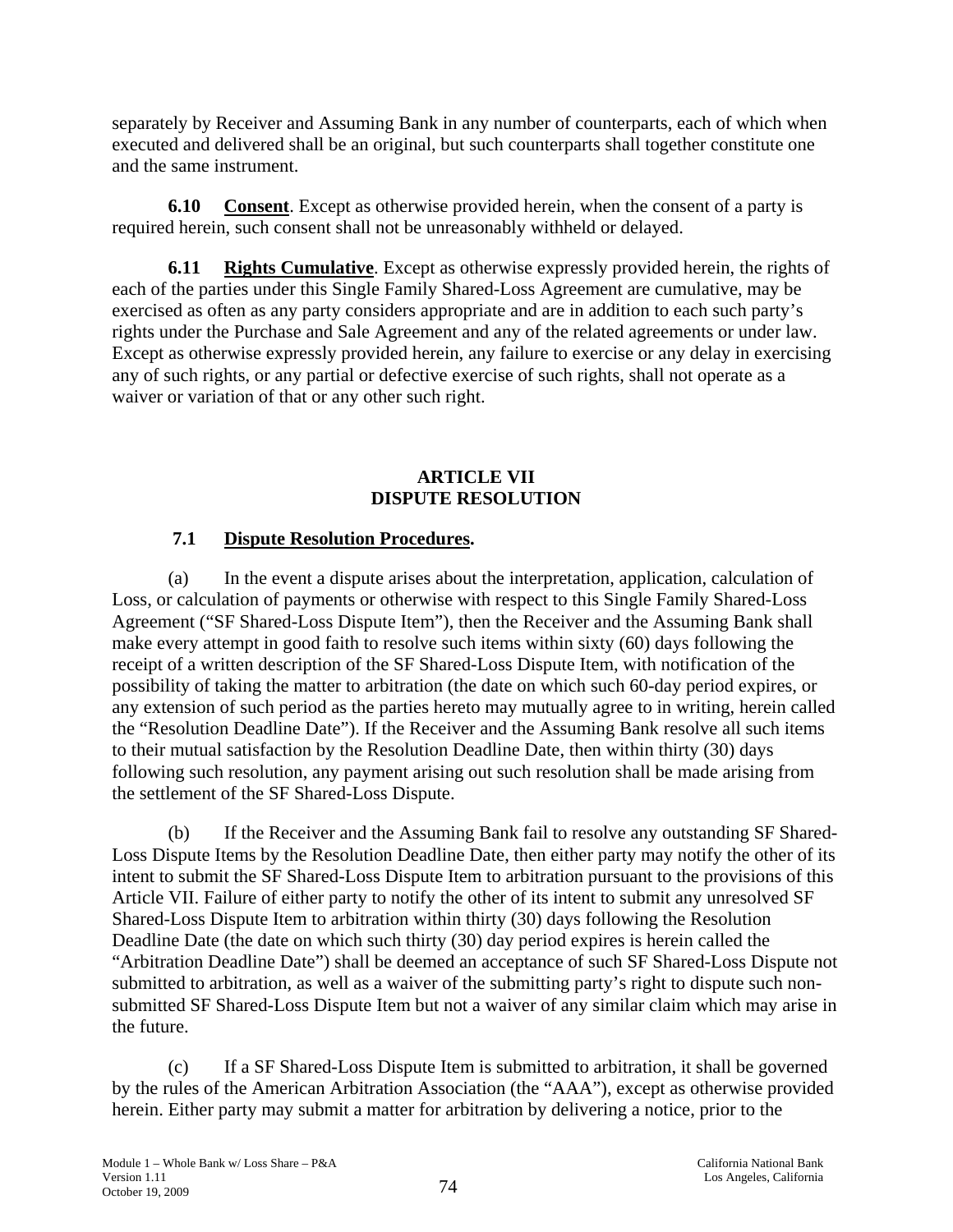separately by Receiver and Assuming Bank in any number of counterparts, each of which when executed and delivered shall be an original, but such counterparts shall together constitute one and the same instrument.

**6.10 Consent**. Except as otherwise provided herein, when the consent of a party is required herein, such consent shall not be unreasonably withheld or delayed.

**6.11 Rights Cumulative**. Except as otherwise expressly provided herein, the rights of each of the parties under this Single Family Shared-Loss Agreement are cumulative, may be exercised as often as any party considers appropriate and are in addition to each such party's rights under the Purchase and Sale Agreement and any of the related agreements or under law. Except as otherwise expressly provided herein, any failure to exercise or any delay in exercising any of such rights, or any partial or defective exercise of such rights, shall not operate as a waiver or variation of that or any other such right.

## ARTICLE VII
## DISPUTE RESOLUTION

**7.1 Dispute Resolution Procedures.**

(a) In the event a dispute arises about the interpretation, application, calculation of Loss, or calculation of payments or otherwise with respect to this Single Family Shared-Loss Agreement ("SF Shared-Loss Dispute Item"), then the Receiver and the Assuming Bank shall make every attempt in good faith to resolve such items within sixty (60) days following the receipt of a written description of the SF Shared-Loss Dispute Item, with notification of the possibility of taking the matter to arbitration (the date on which such 60-day period expires, or any extension of such period as the parties hereto may mutually agree to in writing, herein called the "Resolution Deadline Date"). If the Receiver and the Assuming Bank resolve all such items to their mutual satisfaction by the Resolution Deadline Date, then within thirty (30) days following such resolution, any payment arising out such resolution shall be made arising from the settlement of the SF Shared-Loss Dispute.

(b) If the Receiver and the Assuming Bank fail to resolve any outstanding SF Shared-Loss Dispute Items by the Resolution Deadline Date, then either party may notify the other of its intent to submit the SF Shared-Loss Dispute Item to arbitration pursuant to the provisions of this Article VII. Failure of either party to notify the other of its intent to submit any unresolved SF Shared-Loss Dispute Item to arbitration within thirty (30) days following the Resolution Deadline Date (the date on which such thirty (30) day period expires is herein called the "Arbitration Deadline Date") shall be deemed an acceptance of such SF Shared-Loss Dispute not submitted to arbitration, as well as a waiver of the submitting party's right to dispute such non-submitted SF Shared-Loss Dispute Item but not a waiver of any similar claim which may arise in the future.

(c) If a SF Shared-Loss Dispute Item is submitted to arbitration, it shall be governed by the rules of the American Arbitration Association (the "AAA"), except as otherwise provided herein. Either party may submit a matter for arbitration by delivering a notice, prior to the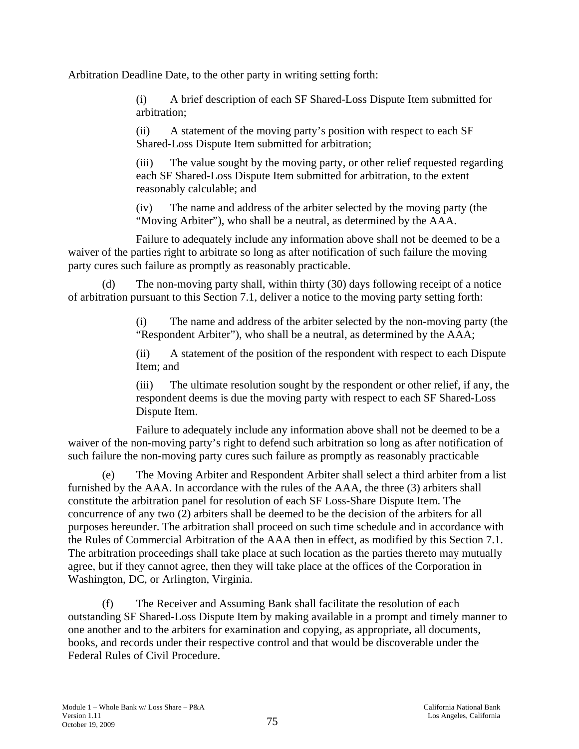Arbitration Deadline Date, to the other party in writing setting forth:

(i) A brief description of each SF Shared-Loss Dispute Item submitted for arbitration;

(ii) A statement of the moving party's position with respect to each SF Shared-Loss Dispute Item submitted for arbitration;

(iii) The value sought by the moving party, or other relief requested regarding each SF Shared-Loss Dispute Item submitted for arbitration, to the extent reasonably calculable; and

(iv) The name and address of the arbiter selected by the moving party (the "Moving Arbiter"), who shall be a neutral, as determined by the AAA.

Failure to adequately include any information above shall not be deemed to be a waiver of the parties right to arbitrate so long as after notification of such failure the moving party cures such failure as promptly as reasonably practicable.

(d) The non-moving party shall, within thirty (30) days following receipt of a notice of arbitration pursuant to this Section 7.1, deliver a notice to the moving party setting forth:

(i) The name and address of the arbiter selected by the non-moving party (the "Respondent Arbiter"), who shall be a neutral, as determined by the AAA;

(ii) A statement of the position of the respondent with respect to each Dispute Item; and

(iii) The ultimate resolution sought by the respondent or other relief, if any, the respondent deems is due the moving party with respect to each SF Shared-Loss Dispute Item.

Failure to adequately include any information above shall not be deemed to be a waiver of the non-moving party's right to defend such arbitration so long as after notification of such failure the non-moving party cures such failure as promptly as reasonably practicable

(e) The Moving Arbiter and Respondent Arbiter shall select a third arbiter from a list furnished by the AAA. In accordance with the rules of the AAA, the three (3) arbiters shall constitute the arbitration panel for resolution of each SF Loss-Share Dispute Item. The concurrence of any two (2) arbiters shall be deemed to be the decision of the arbiters for all purposes hereunder. The arbitration shall proceed on such time schedule and in accordance with the Rules of Commercial Arbitration of the AAA then in effect, as modified by this Section 7.1. The arbitration proceedings shall take place at such location as the parties thereto may mutually agree, but if they cannot agree, then they will take place at the offices of the Corporation in Washington, DC, or Arlington, Virginia.

(f) The Receiver and Assuming Bank shall facilitate the resolution of each outstanding SF Shared-Loss Dispute Item by making available in a prompt and timely manner to one another and to the arbiters for examination and copying, as appropriate, all documents, books, and records under their respective control and that would be discoverable under the Federal Rules of Civil Procedure.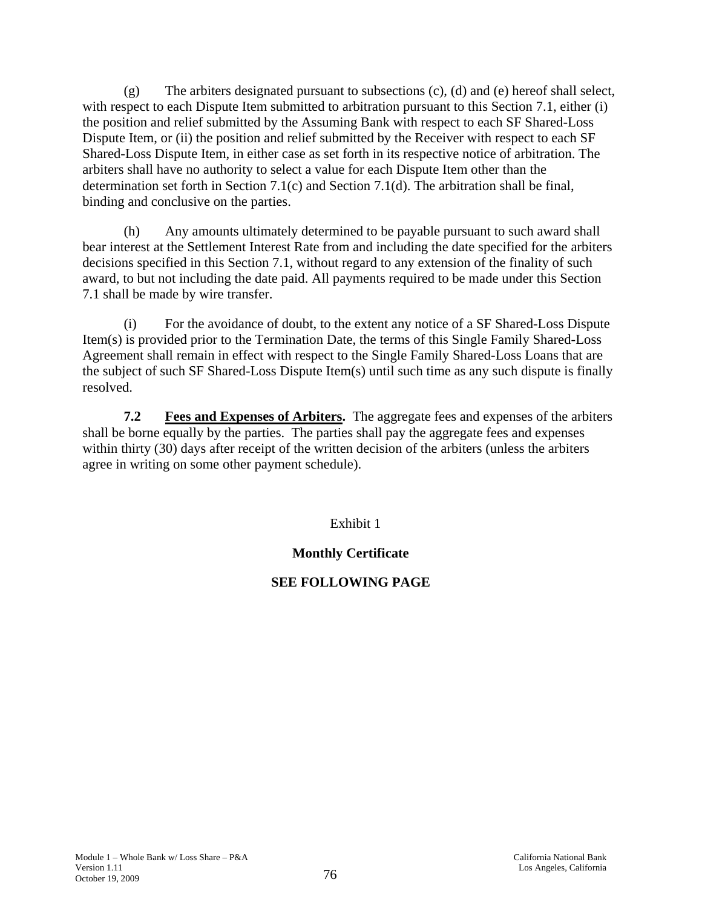(g) The arbiters designated pursuant to subsections (c), (d) and (e) hereof shall select, with respect to each Dispute Item submitted to arbitration pursuant to this Section 7.1, either (i) the position and relief submitted by the Assuming Bank with respect to each SF Shared-Loss Dispute Item, or (ii) the position and relief submitted by the Receiver with respect to each SF Shared-Loss Dispute Item, in either case as set forth in its respective notice of arbitration. The arbiters shall have no authority to select a value for each Dispute Item other than the determination set forth in Section 7.1(c) and Section 7.1(d). The arbitration shall be final, binding and conclusive on the parties.

(h) Any amounts ultimately determined to be payable pursuant to such award shall bear interest at the Settlement Interest Rate from and including the date specified for the arbiters decisions specified in this Section 7.1, without regard to any extension of the finality of such award, to but not including the date paid. All payments required to be made under this Section 7.1 shall be made by wire transfer.

(i) For the avoidance of doubt, to the extent any notice of a SF Shared-Loss Dispute Item(s) is provided prior to the Termination Date, the terms of this Single Family Shared-Loss Agreement shall remain in effect with respect to the Single Family Shared-Loss Loans that are the subject of such SF Shared-Loss Dispute Item(s) until such time as any such dispute is finally resolved.

**7.2 Fees and Expenses of Arbiters.** The aggregate fees and expenses of the arbiters shall be borne equally by the parties. The parties shall pay the aggregate fees and expenses within thirty (30) days after receipt of the written decision of the arbiters (unless the arbiters agree in writing on some other payment schedule).

Exhibit 1

**Monthly Certificate**

**SEE FOLLOWING PAGE**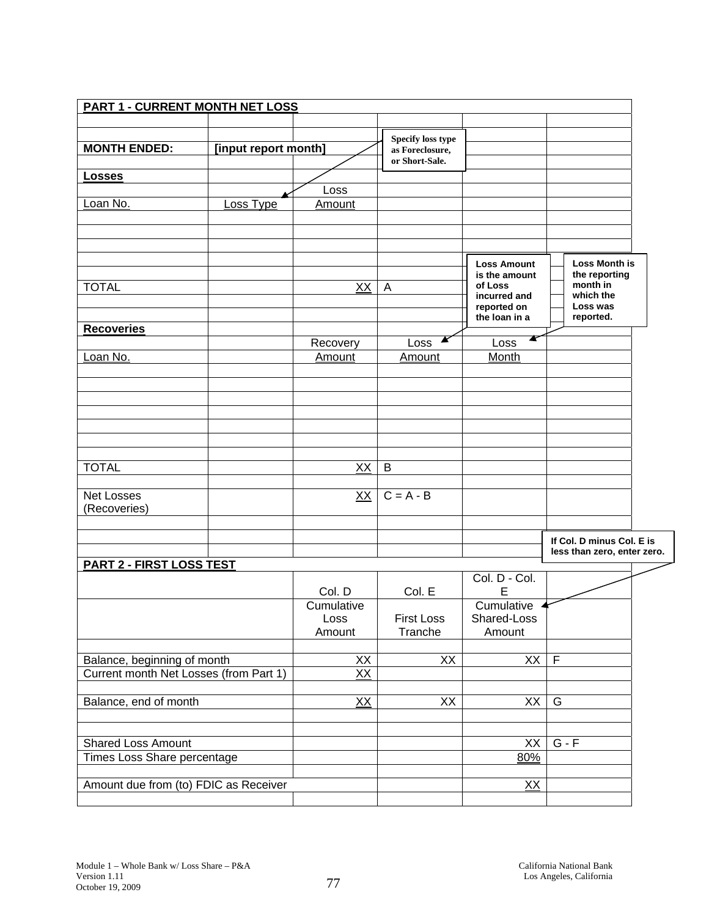**PART 1 - CURRENT MONTH NET LOSS**

| | | | | | |
|---|---|---|---|---|---|
| **MONTH ENDED:** | **[input report month]** | | | | |
| **Losses** | | | | | |
| Loan No. | Loss Type | Loss Amount | | | |
| | | | | | |
| | | | | | |
| | | | | | |
| | | | | | |
| TOTAL | | XX | A | | |
| | | | | | |
| **Recoveries** | | | | | |
| Loan No. | | Recovery Amount | Loss Amount | Loss Month | |
| | | | | | |
| | | | | | |
| | | | | | |
| | | | | | |
| | | | | | |
| | | | | | |
| | | | | | |
| TOTAL | | XX | B | | |
| | | | | | |
| Net Losses (Recoveries) | | XX | C = A - B | | |

*Specify loss type as Foreclosure, or Short-Sale.*

*Loss Amount is the amount of Loss incurred and reported on the loan in a*

*Loss Month is the reporting month in which the Loss was reported.*

**PART 2 - FIRST LOSS TEST**

| | Col. D | Col. E | Col. D - Col. E | |
|---|---|---|---|---|
| | Cumulative Loss Amount | First Loss Tranche | Cumulative Shared-Loss Amount | |
| | | | | |
| Balance, beginning of month | XX | XX | XX | F |
| Current month Net Losses (from Part 1) | XX | | | |
| | | | | |
| Balance, end of month | XX | XX | XX | G |
| | | | | |
| | | | | |
| Shared Loss Amount | | | XX | G - F |
| Times Loss Share percentage | | | 80% | |
| | | | | |
| Amount due from (to) FDIC as Receiver | | | XX | |

*If Col. D minus Col. E is less than zero, enter zero.*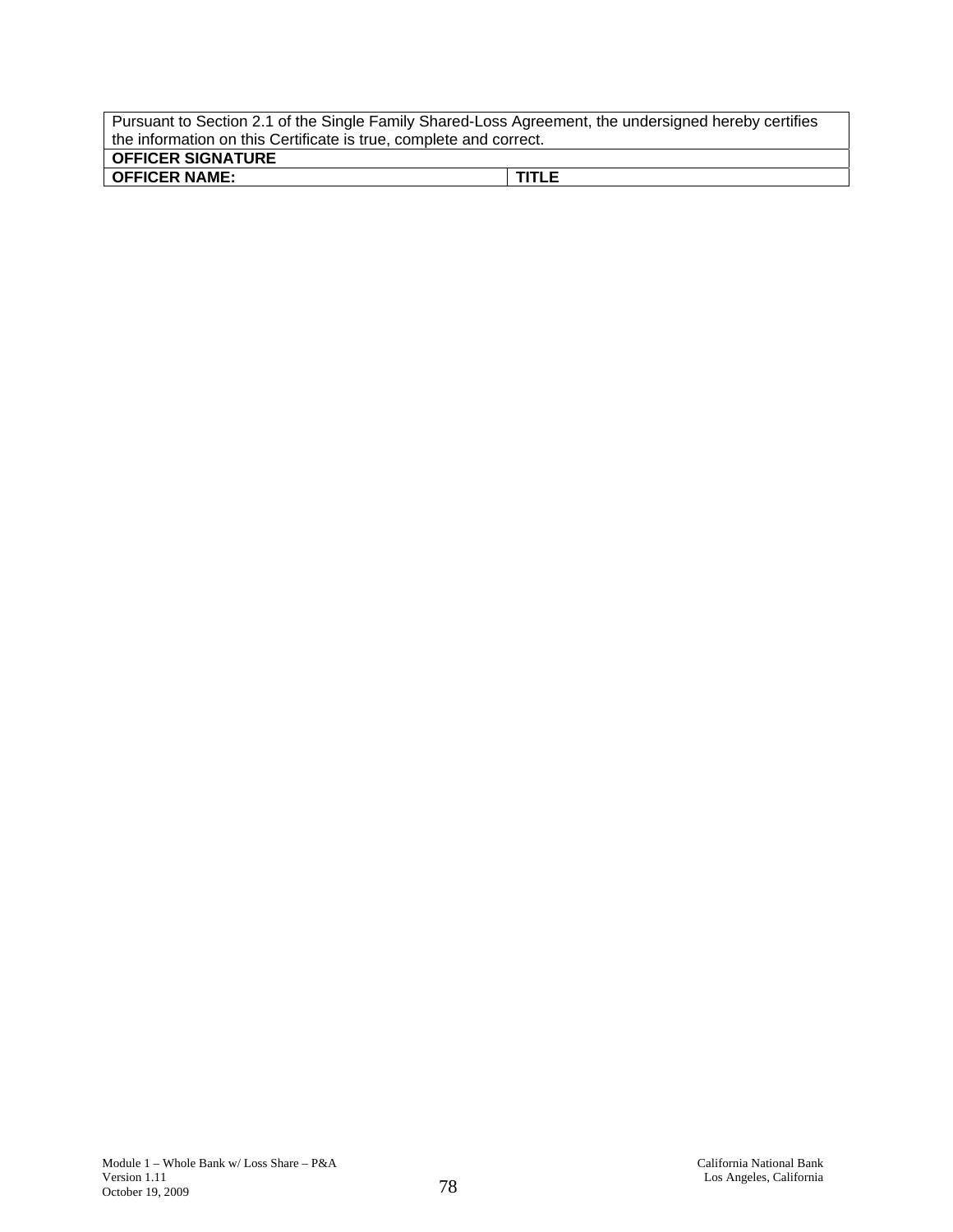| Pursuant to Section 2.1 of the Single Family Shared-Loss Agreement, the undersigned hereby certifies the information on this Certificate is true, complete and correct. | |
|---|---|
| **OFFICER SIGNATURE** | |
| **OFFICER NAME:** | **TITLE** |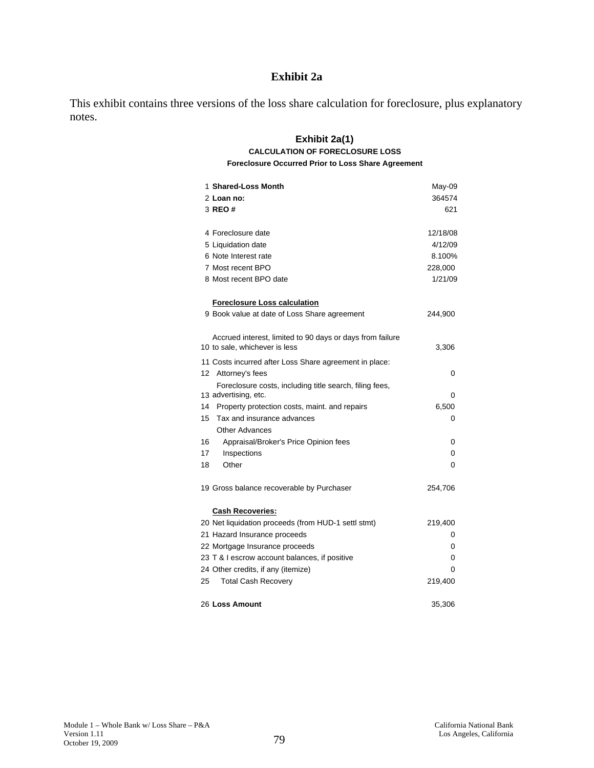# Exhibit 2a

This exhibit contains three versions of the loss share calculation for foreclosure, plus explanatory notes.

## Exhibit 2a(1)

### CALCULATION OF FORECLOSURE LOSS

**Foreclosure Occurred Prior to Loss Share Agreement**

| # | Item | Amount |
|---|---|---|
| 1 | **Shared-Loss Month** | May-09 |
| 2 | **Loan no:** | 364574 |
| 3 | **REO #** | 621 |
| | | |
| 4 | Foreclosure date | 12/18/08 |
| 5 | Liquidation date | 4/12/09 |
| 6 | Note Interest rate | 8.100% |
| 7 | Most recent BPO | 228,000 |
| 8 | Most recent BPO date | 1/21/09 |
| | | |
| | **Foreclosure Loss calculation** | |
| 9 | Book value at date of Loss Share agreement | 244,900 |
| | | |
| 10 | Accrued interest, limited to 90 days or days from failure to sale, whichever is less | 3,306 |
| 11 | Costs incurred after Loss Share agreement in place: | |
| 12 | Attorney's fees | 0 |
| 13 | Foreclosure costs, including title search, filing fees, advertising, etc. | 0 |
| 14 | Property protection costs, maint. and repairs | 6,500 |
| 15 | Tax and insurance advances | 0 |
| | Other Advances | |
| 16 | Appraisal/Broker's Price Opinion fees | 0 |
| 17 | Inspections | 0 |
| 18 | Other | 0 |
| | | |
| 19 | Gross balance recoverable by Purchaser | 254,706 |
| | | |
| | **Cash Recoveries:** | |
| 20 | Net liquidation proceeds (from HUD-1 settl stmt) | 219,400 |
| 21 | Hazard Insurance proceeds | 0 |
| 22 | Mortgage Insurance proceeds | 0 |
| 23 | T & I escrow account balances, if positive | 0 |
| 24 | Other credits, if any (itemize) | 0 |
| 25 | Total Cash Recovery | 219,400 |
| | | |
| 26 | **Loss Amount** | 35,306 |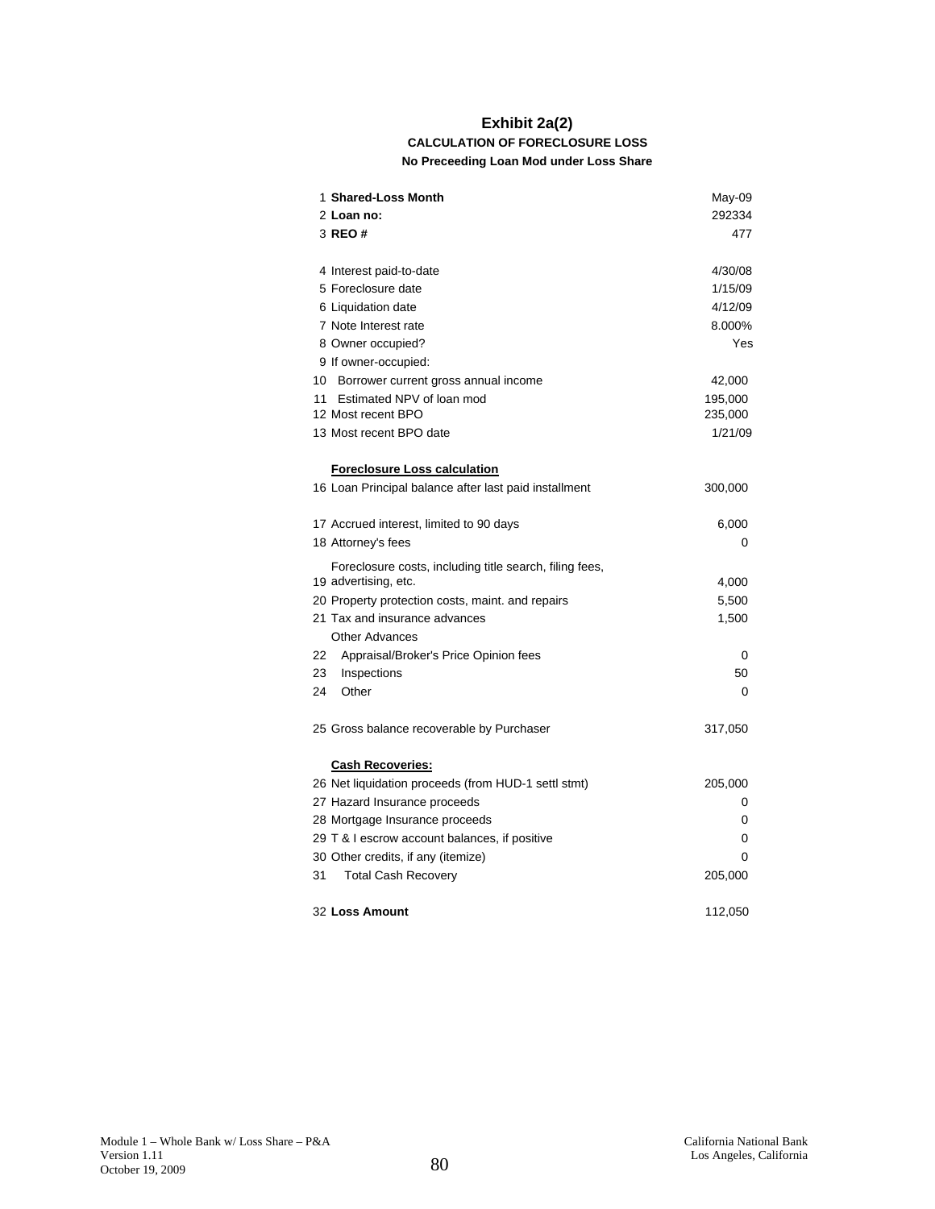# Exhibit 2a(2)

### CALCULATION OF FORECLOSURE LOSS

#### No Preceeding Loan Mod under Loss Share

| # | Item | Value |
|---|---|---|
| 1 | **Shared-Loss Month** | May-09 |
| 2 | **Loan no:** | 292334 |
| 3 | **REO #** | 477 |
| | | |
| 4 | Interest paid-to-date | 4/30/08 |
| 5 | Foreclosure date | 1/15/09 |
| 6 | Liquidation date | 4/12/09 |
| 7 | Note Interest rate | 8.000% |
| 8 | Owner occupied? | Yes |
| 9 | If owner-occupied: | |
| 10 | Borrower current gross annual income | 42,000 |
| 11 | Estimated NPV of loan mod | 195,000 |
| 12 | Most recent BPO | 235,000 |
| 13 | Most recent BPO date | 1/21/09 |
| | | |
| | **Foreclosure Loss calculation** | |
| 16 | Loan Principal balance after last paid installment | 300,000 |
| | | |
| 17 | Accrued interest, limited to 90 days | 6,000 |
| 18 | Attorney's fees | 0 |
| 19 | Foreclosure costs, including title search, filing fees, advertising, etc. | 4,000 |
| 20 | Property protection costs, maint. and repairs | 5,500 |
| 21 | Tax and insurance advances | 1,500 |
| | Other Advances | |
| 22 | Appraisal/Broker's Price Opinion fees | 0 |
| 23 | Inspections | 50 |
| 24 | Other | 0 |
| | | |
| 25 | Gross balance recoverable by Purchaser | 317,050 |
| | | |
| | **Cash Recoveries:** | |
| 26 | Net liquidation proceeds (from HUD-1 settl stmt) | 205,000 |
| 27 | Hazard Insurance proceeds | 0 |
| 28 | Mortgage Insurance proceeds | 0 |
| 29 | T & I escrow account balances, if positive | 0 |
| 30 | Other credits, if any (itemize) | 0 |
| 31 | Total Cash Recovery | 205,000 |
| | | |
| 32 | **Loss Amount** | 112,050 |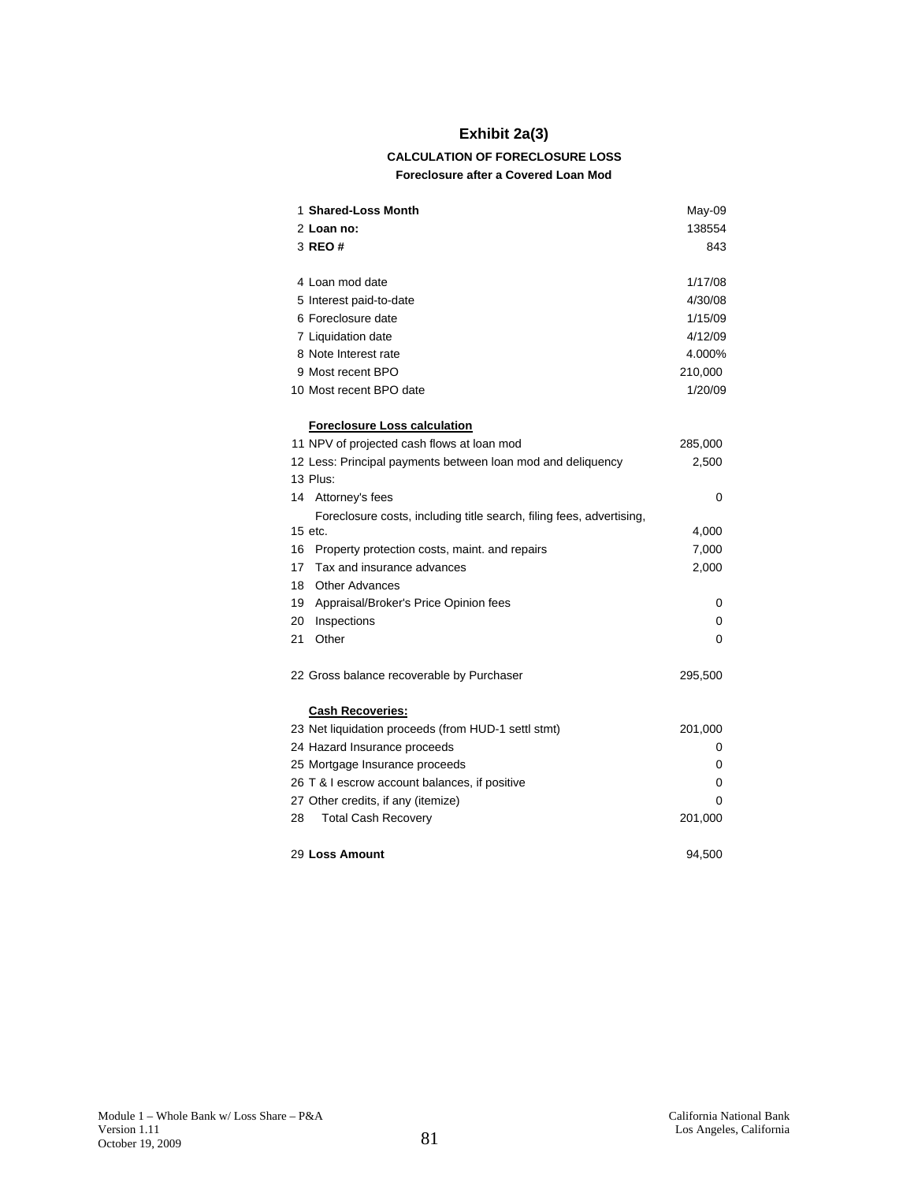# Exhibit 2a(3)

### CALCULATION OF FORECLOSURE LOSS

#### Foreclosure after a Covered Loan Mod

| # | Item | Value |
|---|---|---|
| 1 | **Shared-Loss Month** | May-09 |
| 2 | **Loan no:** | 138554 |
| 3 | **REO #** | 843 |
| | | |
| 4 | Loan mod date | 1/17/08 |
| 5 | Interest paid-to-date | 4/30/08 |
| 6 | Foreclosure date | 1/15/09 |
| 7 | Liquidation date | 4/12/09 |
| 8 | Note Interest rate | 4.000% |
| 9 | Most recent BPO | 210,000 |
| 10 | Most recent BPO date | 1/20/09 |
| | | |
| | **Foreclosure Loss calculation** | |
| 11 | NPV of projected cash flows at loan mod | 285,000 |
| 12 | Less: Principal payments between loan mod and deliquency | 2,500 |
| 13 | Plus: | |
| 14 | Attorney's fees | 0 |
| 15 | Foreclosure costs, including title search, filing fees, advertising, etc. | 4,000 |
| 16 | Property protection costs, maint. and repairs | 7,000 |
| 17 | Tax and insurance advances | 2,000 |
| 18 | Other Advances | |
| 19 | Appraisal/Broker's Price Opinion fees | 0 |
| 20 | Inspections | 0 |
| 21 | Other | 0 |
| | | |
| 22 | Gross balance recoverable by Purchaser | 295,500 |
| | | |
| | **Cash Recoveries:** | |
| 23 | Net liquidation proceeds (from HUD-1 settl stmt) | 201,000 |
| 24 | Hazard Insurance proceeds | 0 |
| 25 | Mortgage Insurance proceeds | 0 |
| 26 | T & I escrow account balances, if positive | 0 |
| 27 | Other credits, if any (itemize) | 0 |
| 28 | Total Cash Recovery | 201,000 |
| | | |
| 29 | **Loss Amount** | 94,500 |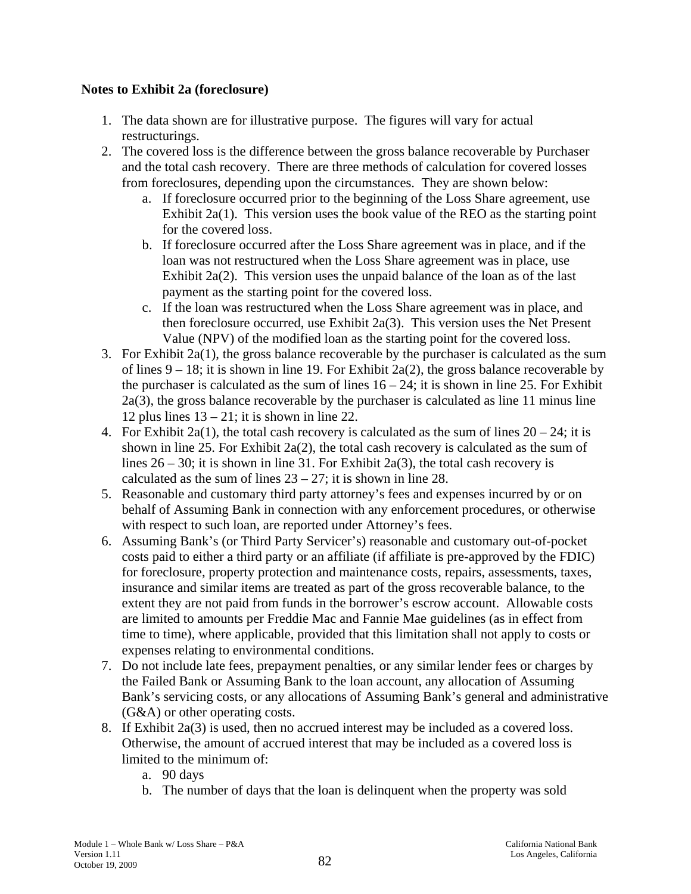**Notes to Exhibit 2a (foreclosure)**

1. The data shown are for illustrative purpose. The figures will vary for actual restructurings.
2. The covered loss is the difference between the gross balance recoverable by Purchaser and the total cash recovery. There are three methods of calculation for covered losses from foreclosures, depending upon the circumstances. They are shown below:
   a. If foreclosure occurred prior to the beginning of the Loss Share agreement, use Exhibit 2a(1). This version uses the book value of the REO as the starting point for the covered loss.
   b. If foreclosure occurred after the Loss Share agreement was in place, and if the loan was not restructured when the Loss Share agreement was in place, use Exhibit 2a(2). This version uses the unpaid balance of the loan as of the last payment as the starting point for the covered loss.
   c. If the loan was restructured when the Loss Share agreement was in place, and then foreclosure occurred, use Exhibit 2a(3). This version uses the Net Present Value (NPV) of the modified loan as the starting point for the covered loss.
3. For Exhibit 2a(1), the gross balance recoverable by the purchaser is calculated as the sum of lines 9 – 18; it is shown in line 19. For Exhibit 2a(2), the gross balance recoverable by the purchaser is calculated as the sum of lines 16 – 24; it is shown in line 25. For Exhibit 2a(3), the gross balance recoverable by the purchaser is calculated as line 11 minus line 12 plus lines 13 – 21; it is shown in line 22.
4. For Exhibit 2a(1), the total cash recovery is calculated as the sum of lines 20 – 24; it is shown in line 25. For Exhibit 2a(2), the total cash recovery is calculated as the sum of lines 26 – 30; it is shown in line 31. For Exhibit 2a(3), the total cash recovery is calculated as the sum of lines 23 – 27; it is shown in line 28.
5. Reasonable and customary third party attorney's fees and expenses incurred by or on behalf of Assuming Bank in connection with any enforcement procedures, or otherwise with respect to such loan, are reported under Attorney's fees.
6. Assuming Bank's (or Third Party Servicer's) reasonable and customary out-of-pocket costs paid to either a third party or an affiliate (if affiliate is pre-approved by the FDIC) for foreclosure, property protection and maintenance costs, repairs, assessments, taxes, insurance and similar items are treated as part of the gross recoverable balance, to the extent they are not paid from funds in the borrower's escrow account. Allowable costs are limited to amounts per Freddie Mac and Fannie Mae guidelines (as in effect from time to time), where applicable, provided that this limitation shall not apply to costs or expenses relating to environmental conditions.
7. Do not include late fees, prepayment penalties, or any similar lender fees or charges by the Failed Bank or Assuming Bank to the loan account, any allocation of Assuming Bank's servicing costs, or any allocations of Assuming Bank's general and administrative (G&A) or other operating costs.
8. If Exhibit 2a(3) is used, then no accrued interest may be included as a covered loss. Otherwise, the amount of accrued interest that may be included as a covered loss is limited to the minimum of:
   a. 90 days
   b. The number of days that the loan is delinquent when the property was sold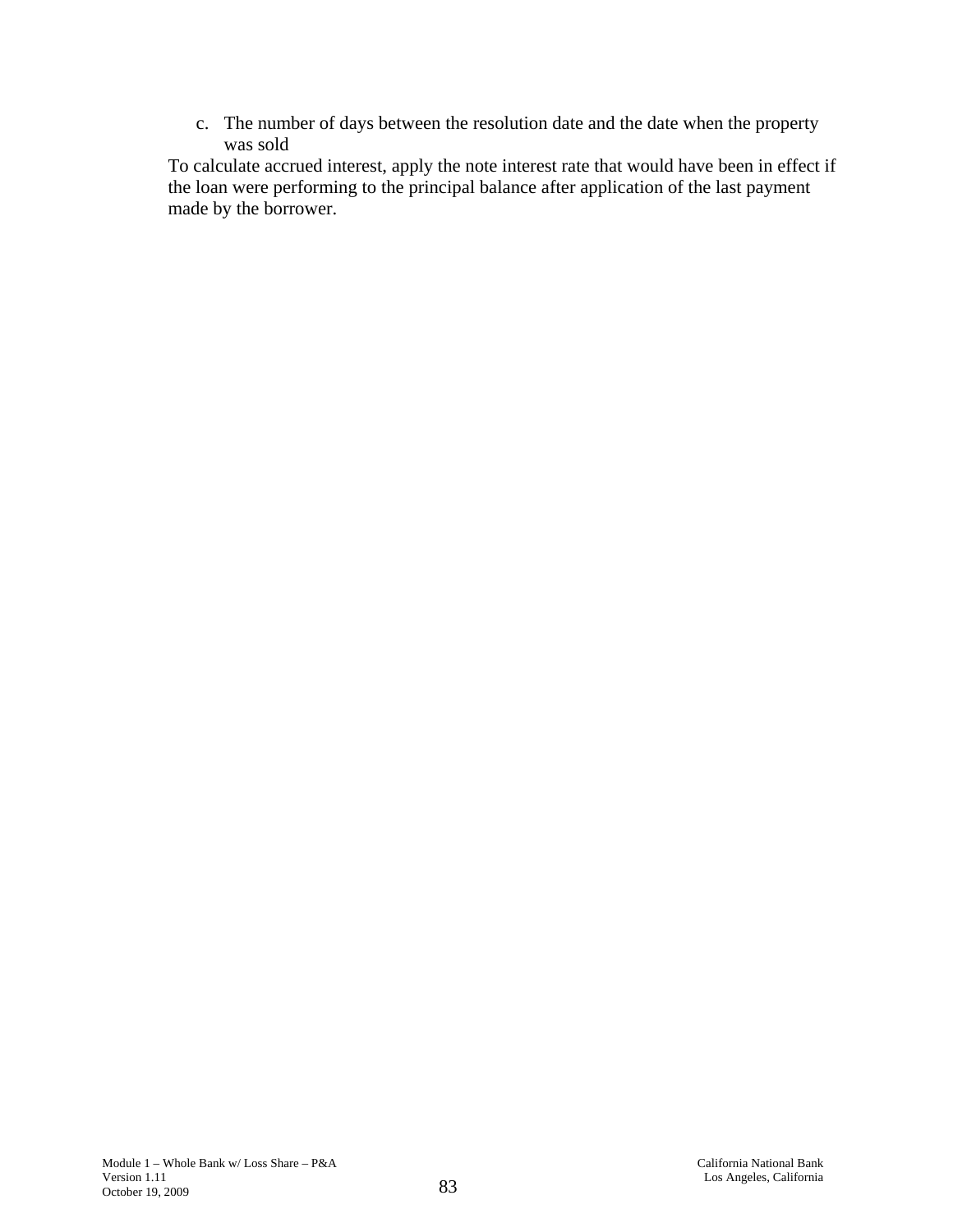c. The number of days between the resolution date and the date when the property was sold

To calculate accrued interest, apply the note interest rate that would have been in effect if the loan were performing to the principal balance after application of the last payment made by the borrower.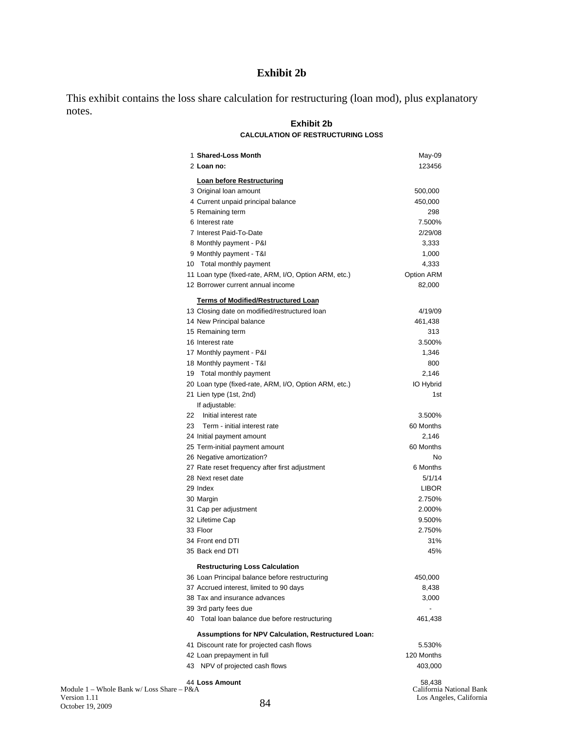# Exhibit 2b

This exhibit contains the loss share calculation for restructuring (loan mod), plus explanatory notes.

## Exhibit 2b

### CALCULATION OF RESTRUCTURING LOSS

| | | |
|---|---|---|
| 1 | **Shared-Loss Month** | May-09 |
| 2 | **Loan no:** | 123456 |
| | **Loan before Restructuring** | |
| 3 | Original loan amount | 500,000 |
| 4 | Current unpaid principal balance | 450,000 |
| 5 | Remaining term | 298 |
| 6 | Interest rate | 7.500% |
| 7 | Interest Paid-To-Date | 2/29/08 |
| 8 | Monthly payment - P&I | 3,333 |
| 9 | Monthly payment - T&I | 1,000 |
| 10 | Total monthly payment | 4,333 |
| 11 | Loan type (fixed-rate, ARM, I/O, Option ARM, etc.) | Option ARM |
| 12 | Borrower current annual income | 82,000 |
| | **Terms of Modified/Restructured Loan** | |
| 13 | Closing date on modified/restructured loan | 4/19/09 |
| 14 | New Principal balance | 461,438 |
| 15 | Remaining term | 313 |
| 16 | Interest rate | 3.500% |
| 17 | Monthly payment - P&I | 1,346 |
| 18 | Monthly payment - T&I | 800 |
| 19 | Total monthly payment | 2,146 |
| 20 | Loan type (fixed-rate, ARM, I/O, Option ARM, etc.) | IO Hybrid |
| 21 | Lien type (1st, 2nd) | 1st |
| | If adjustable: | |
| 22 | Initial interest rate | 3.500% |
| 23 | Term - initial interest rate | 60 Months |
| 24 | Initial payment amount | 2,146 |
| 25 | Term-initial payment amount | 60 Months |
| 26 | Negative amortization? | No |
| 27 | Rate reset frequency after first adjustment | 6 Months |
| 28 | Next reset date | 5/1/14 |
| 29 | Index | LIBOR |
| 30 | Margin | 2.750% |
| 31 | Cap per adjustment | 2.000% |
| 32 | Lifetime Cap | 9.500% |
| 33 | Floor | 2.750% |
| 34 | Front end DTI | 31% |
| 35 | Back end DTI | 45% |
| | **Restructuring Loss Calculation** | |
| 36 | Loan Principal balance before restructuring | 450,000 |
| 37 | Accrued interest, limited to 90 days | 8,438 |
| 38 | Tax and insurance advances | 3,000 |
| 39 | 3rd party fees due | - |
| 40 | Total loan balance due before restructuring | 461,438 |
| | **Assumptions for NPV Calculation, Restructured Loan:** | |
| 41 | Discount rate for projected cash flows | 5.530% |
| 42 | Loan prepayment in full | 120 Months |
| 43 | NPV of projected cash flows | 403,000 |
| 44 | **Loss Amount** | 58,438 |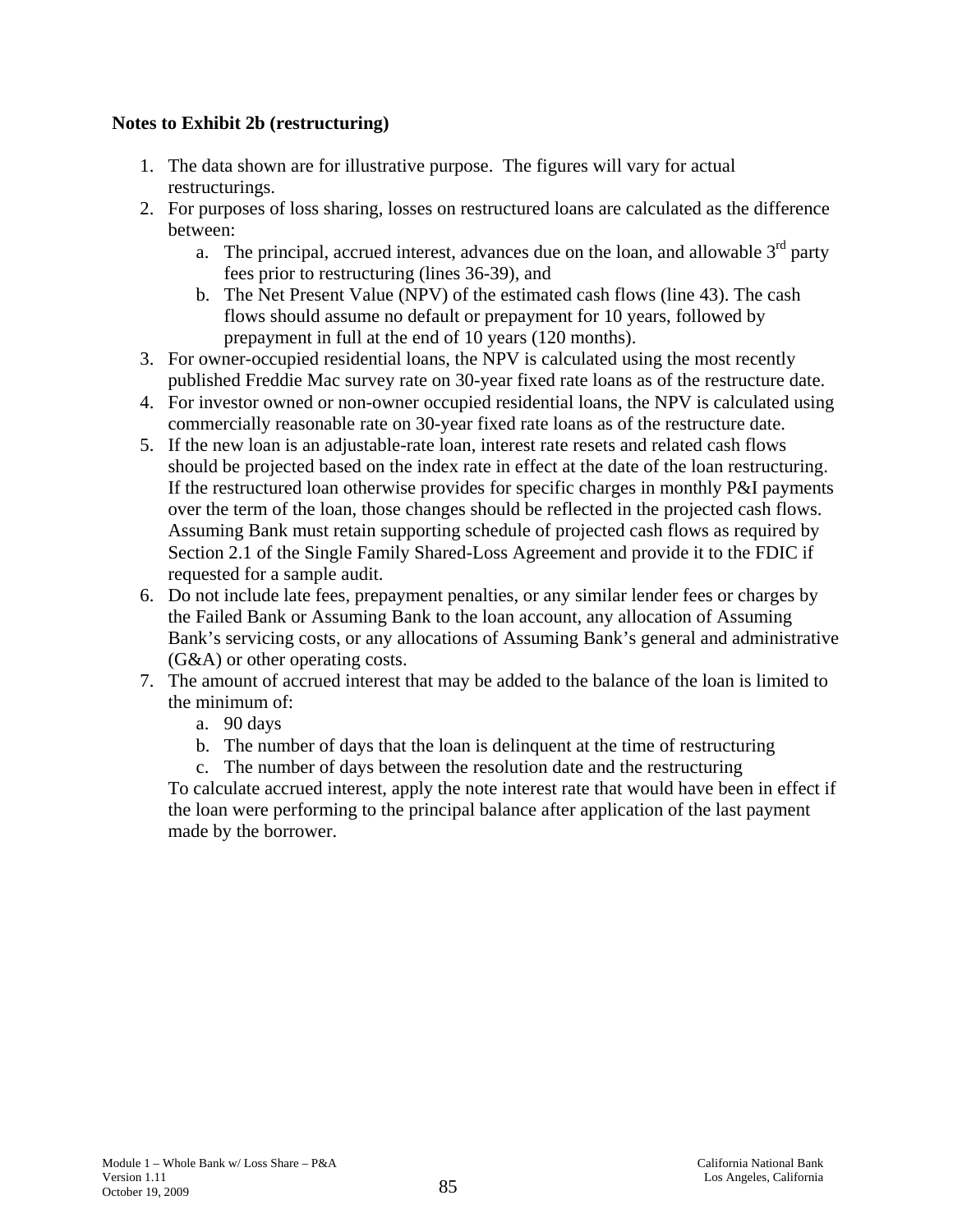**Notes to Exhibit 2b (restructuring)**

1. The data shown are for illustrative purpose. The figures will vary for actual restructurings.
2. For purposes of loss sharing, losses on restructured loans are calculated as the difference between:
   a. The principal, accrued interest, advances due on the loan, and allowable 3rd party fees prior to restructuring (lines 36-39), and
   b. The Net Present Value (NPV) of the estimated cash flows (line 43). The cash flows should assume no default or prepayment for 10 years, followed by prepayment in full at the end of 10 years (120 months).
3. For owner-occupied residential loans, the NPV is calculated using the most recently published Freddie Mac survey rate on 30-year fixed rate loans as of the restructure date.
4. For investor owned or non-owner occupied residential loans, the NPV is calculated using commercially reasonable rate on 30-year fixed rate loans as of the restructure date.
5. If the new loan is an adjustable-rate loan, interest rate resets and related cash flows should be projected based on the index rate in effect at the date of the loan restructuring. If the restructured loan otherwise provides for specific charges in monthly P&I payments over the term of the loan, those changes should be reflected in the projected cash flows. Assuming Bank must retain supporting schedule of projected cash flows as required by Section 2.1 of the Single Family Shared-Loss Agreement and provide it to the FDIC if requested for a sample audit.
6. Do not include late fees, prepayment penalties, or any similar lender fees or charges by the Failed Bank or Assuming Bank to the loan account, any allocation of Assuming Bank's servicing costs, or any allocations of Assuming Bank's general and administrative (G&A) or other operating costs.
7. The amount of accrued interest that may be added to the balance of the loan is limited to the minimum of:
   a. 90 days
   b. The number of days that the loan is delinquent at the time of restructuring
   c. The number of days between the resolution date and the restructuring

   To calculate accrued interest, apply the note interest rate that would have been in effect if the loan were performing to the principal balance after application of the last payment made by the borrower.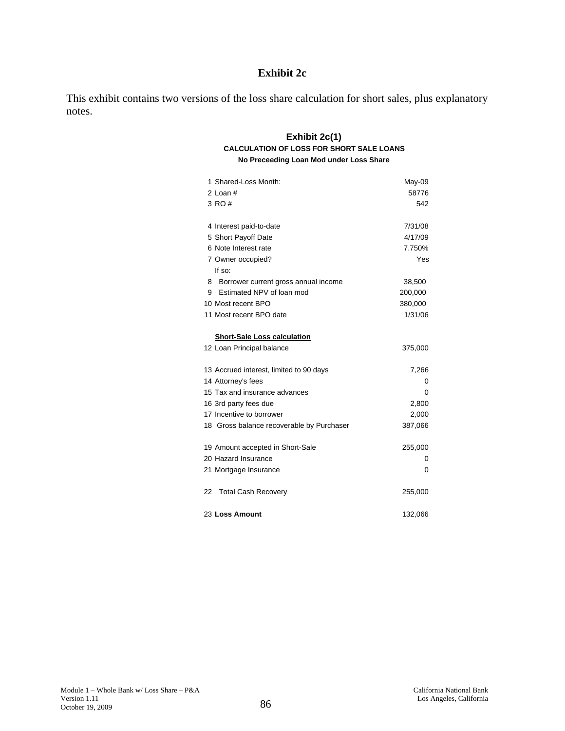# Exhibit 2c

This exhibit contains two versions of the loss share calculation for short sales, plus explanatory notes.

## Exhibit 2c(1)

**CALCULATION OF LOSS FOR SHORT SALE LOANS**

**No Preceeding Loan Mod under Loss Share**

| | |
|---|---|
| 1 Shared-Loss Month: | May-09 |
| 2 Loan # | 58776 |
| 3 RO # | 542 |
| | |
| 4 Interest paid-to-date | 7/31/08 |
| 5 Short Payoff Date | 4/17/09 |
| 6 Note Interest rate | 7.750% |
| 7 Owner occupied? | Yes |
| If so: | |
| 8 Borrower current gross annual income | 38,500 |
| 9 Estimated NPV of loan mod | 200,000 |
| 10 Most recent BPO | 380,000 |
| 11 Most recent BPO date | 1/31/06 |
| | |
| **Short-Sale Loss calculation** | |
| 12 Loan Principal balance | 375,000 |
| | |
| 13 Accrued interest, limited to 90 days | 7,266 |
| 14 Attorney's fees | 0 |
| 15 Tax and insurance advances | 0 |
| 16 3rd party fees due | 2,800 |
| 17 Incentive to borrower | 2,000 |
| 18 Gross balance recoverable by Purchaser | 387,066 |
| | |
| 19 Amount accepted in Short-Sale | 255,000 |
| 20 Hazard Insurance | 0 |
| 21 Mortgage Insurance | 0 |
| | |
| 22 Total Cash Recovery | 255,000 |
| | |
| 23 **Loss Amount** | 132,066 |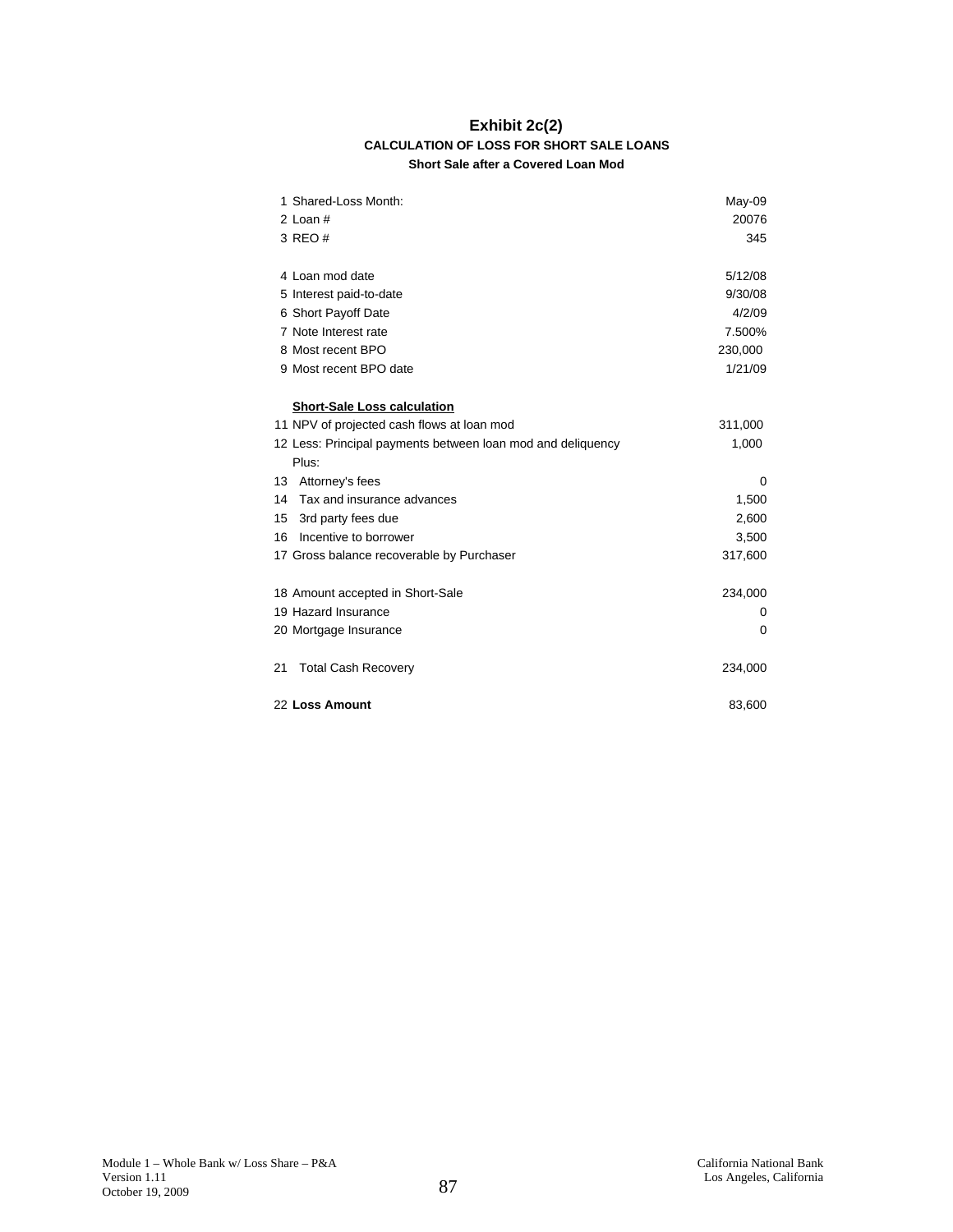# Exhibit 2c(2)

## CALCULATION OF LOSS FOR SHORT SALE LOANS

### Short Sale after a Covered Loan Mod

| | | |
|---|---|---|
| 1 | Shared-Loss Month: | May-09 |
| 2 | Loan # | 20076 |
| 3 | REO # | 345 |
| | | |
| 4 | Loan mod date | 5/12/08 |
| 5 | Interest paid-to-date | 9/30/08 |
| 6 | Short Payoff Date | 4/2/09 |
| 7 | Note Interest rate | 7.500% |
| 8 | Most recent BPO | 230,000 |
| 9 | Most recent BPO date | 1/21/09 |
| | | |
| | **Short-Sale Loss calculation** | |
| 11 | NPV of projected cash flows at loan mod | 311,000 |
| 12 | Less: Principal payments between loan mod and deliquency | 1,000 |
| | Plus: | |
| 13 | Attorney's fees | 0 |
| 14 | Tax and insurance advances | 1,500 |
| 15 | 3rd party fees due | 2,600 |
| 16 | Incentive to borrower | 3,500 |
| 17 | Gross balance recoverable by Purchaser | 317,600 |
| | | |
| 18 | Amount accepted in Short-Sale | 234,000 |
| 19 | Hazard Insurance | 0 |
| 20 | Mortgage Insurance | 0 |
| | | |
| 21 | Total Cash Recovery | 234,000 |
| | | |
| 22 | **Loss Amount** | 83,600 |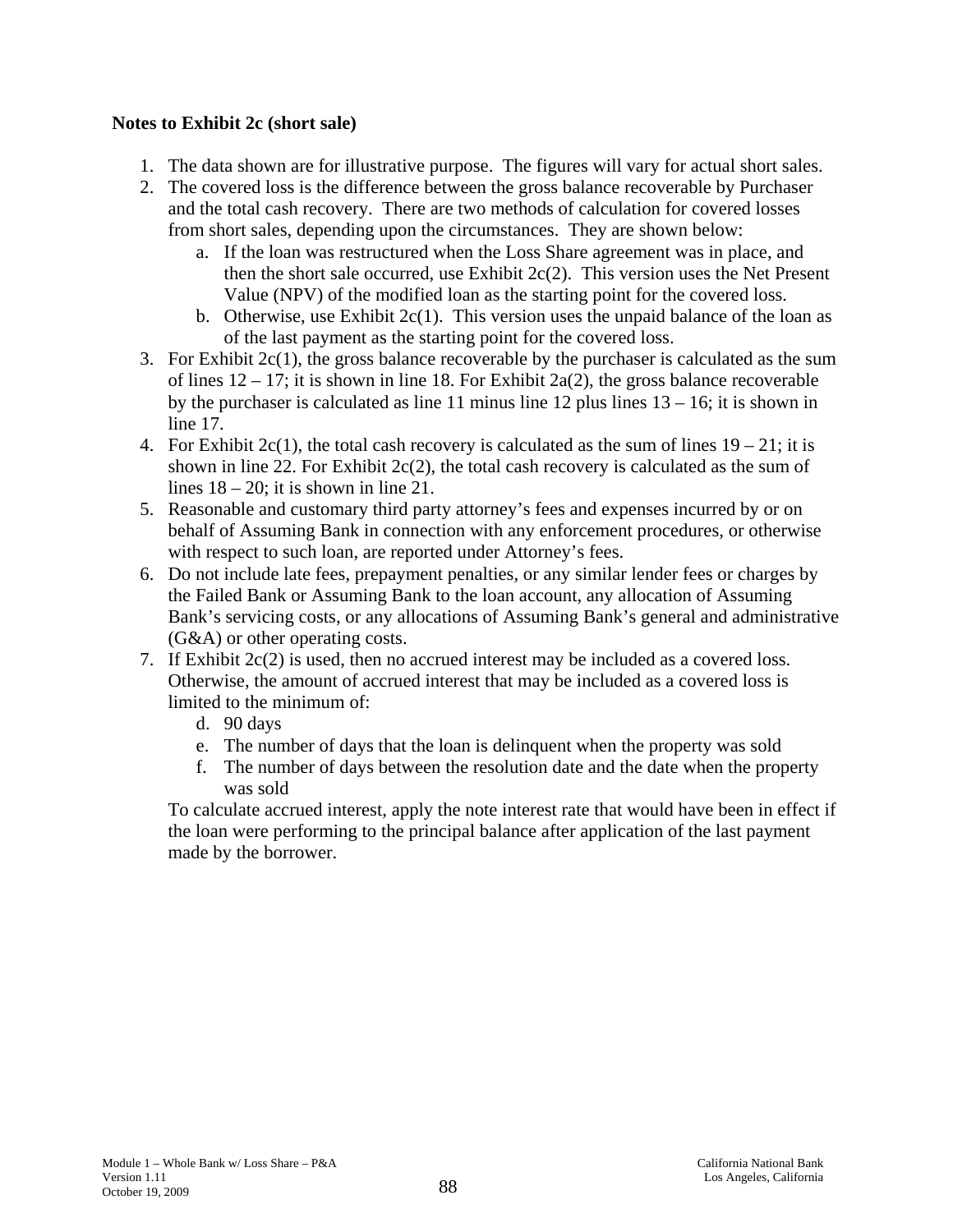**Notes to Exhibit 2c (short sale)**

1. The data shown are for illustrative purpose. The figures will vary for actual short sales.
2. The covered loss is the difference between the gross balance recoverable by Purchaser and the total cash recovery. There are two methods of calculation for covered losses from short sales, depending upon the circumstances. They are shown below:
   a. If the loan was restructured when the Loss Share agreement was in place, and then the short sale occurred, use Exhibit 2c(2). This version uses the Net Present Value (NPV) of the modified loan as the starting point for the covered loss.
   b. Otherwise, use Exhibit 2c(1). This version uses the unpaid balance of the loan as of the last payment as the starting point for the covered loss.
3. For Exhibit 2c(1), the gross balance recoverable by the purchaser is calculated as the sum of lines 12 – 17; it is shown in line 18. For Exhibit 2a(2), the gross balance recoverable by the purchaser is calculated as line 11 minus line 12 plus lines 13 – 16; it is shown in line 17.
4. For Exhibit 2c(1), the total cash recovery is calculated as the sum of lines 19 – 21; it is shown in line 22. For Exhibit 2c(2), the total cash recovery is calculated as the sum of lines 18 – 20; it is shown in line 21.
5. Reasonable and customary third party attorney's fees and expenses incurred by or on behalf of Assuming Bank in connection with any enforcement procedures, or otherwise with respect to such loan, are reported under Attorney's fees.
6. Do not include late fees, prepayment penalties, or any similar lender fees or charges by the Failed Bank or Assuming Bank to the loan account, any allocation of Assuming Bank's servicing costs, or any allocations of Assuming Bank's general and administrative (G&A) or other operating costs.
7. If Exhibit 2c(2) is used, then no accrued interest may be included as a covered loss. Otherwise, the amount of accrued interest that may be included as a covered loss is limited to the minimum of:
   d. 90 days
   e. The number of days that the loan is delinquent when the property was sold
   f. The number of days between the resolution date and the date when the property was sold

   To calculate accrued interest, apply the note interest rate that would have been in effect if the loan were performing to the principal balance after application of the last payment made by the borrower.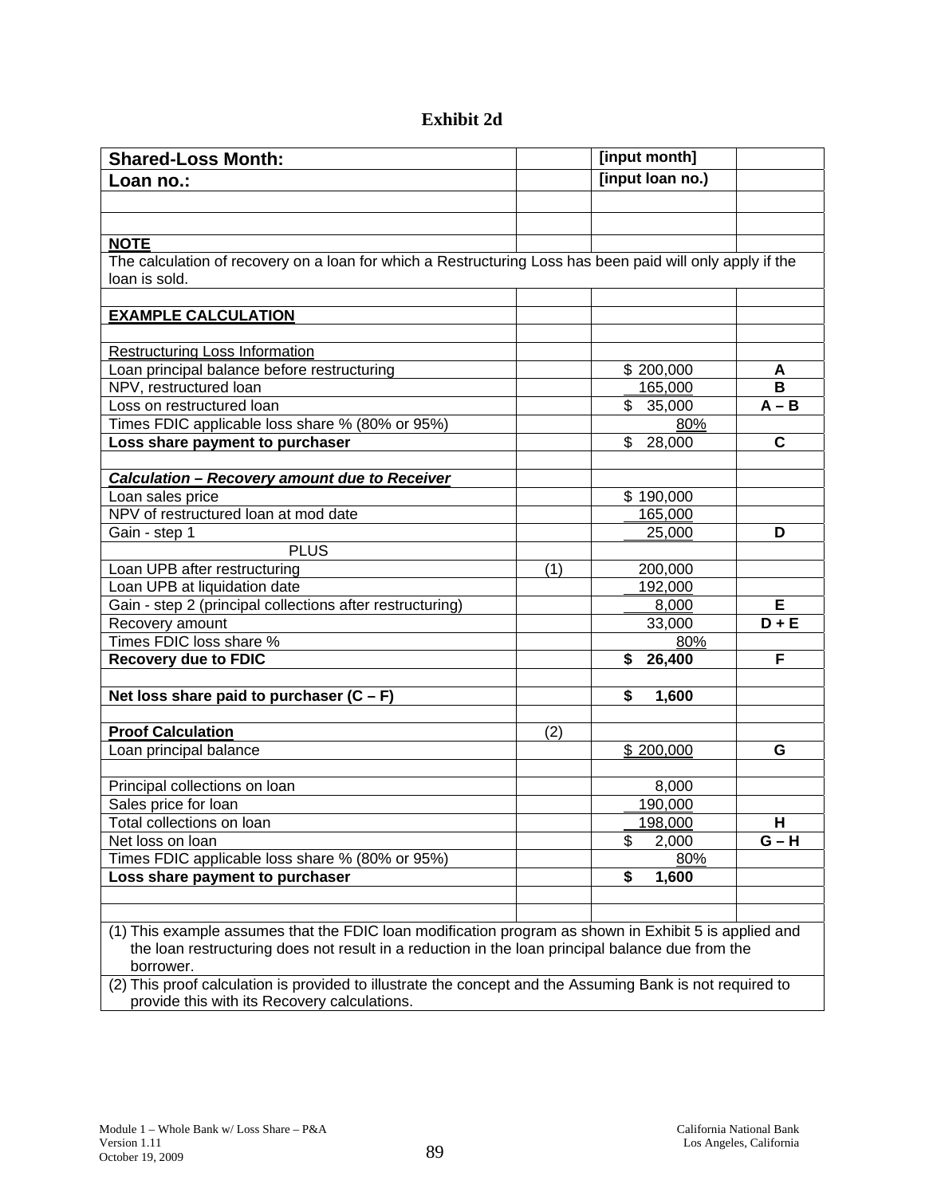# Exhibit 2d

| **Shared-Loss Month:** | | **[input month]** | |
|---|---|---|---|
| **Loan no.:** | | **[input loan no.)** | |
| | | | |
| | | | |
| **NOTE** | | | |
| The calculation of recovery on a loan for which a Restructuring Loss has been paid will only apply if the loan is sold. | | | |
| | | | |
| **EXAMPLE CALCULATION** | | | |
| | | | |
| Restructuring Loss Information | | | |
| Loan principal balance before restructuring | | $ 200,000 | **A** |
| NPV, restructured loan | | 165,000 | **B** |
| Loss on restructured loan | | $ 35,000 | **A – B** |
| Times FDIC applicable loss share % (80% or 95%) | | 80% | |
| **Loss share payment to purchaser** | | $ 28,000 | **C** |
| | | | |
| ***Calculation – Recovery amount due to Receiver*** | | | |
| Loan sales price | | $ 190,000 | |
| NPV of restructured loan at mod date | | 165,000 | |
| Gain - step 1 | | 25,000 | **D** |
| PLUS | | | |
| Loan UPB after restructuring | (1) | 200,000 | |
| Loan UPB at liquidation date | | 192,000 | |
| Gain - step 2 (principal collections after restructuring) | | 8,000 | **E** |
| Recovery amount | | 33,000 | **D + E** |
| Times FDIC loss share % | | 80% | |
| **Recovery due to FDIC** | | **$ 26,400** | **F** |
| | | | |
| **Net loss share paid to purchaser (C – F)** | | **$ 1,600** | |
| | | | |
| **Proof Calculation** | (2) | | |
| Loan principal balance | | $ 200,000 | **G** |
| | | | |
| Principal collections on loan | | 8,000 | |
| Sales price for loan | | 190,000 | |
| Total collections on loan | | 198,000 | **H** |
| Net loss on loan | | $ 2,000 | **G – H** |
| Times FDIC applicable loss share % (80% or 95%) | | 80% | |
| **Loss share payment to purchaser** | | **$ 1,600** | |
| | | | |
| | | | |

(1) This example assumes that the FDIC loan modification program as shown in Exhibit 5 is applied and the loan restructuring does not result in a reduction in the loan principal balance due from the borrower.

(2) This proof calculation is provided to illustrate the concept and the Assuming Bank is not required to provide this with its Recovery calculations.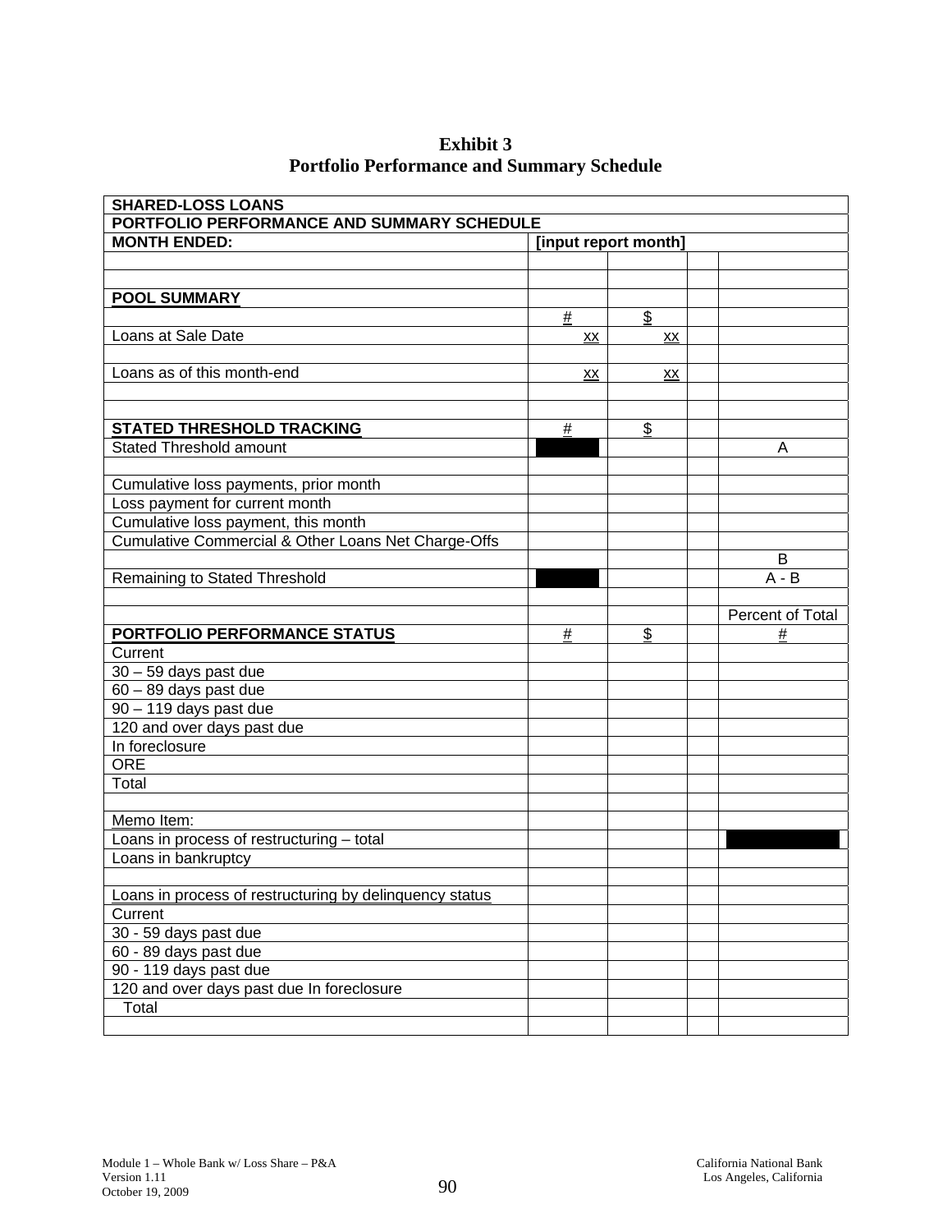**Exhibit 3**
**Portfolio Performance and Summary Schedule**

| SHARED-LOSS LOANS | | | | |
|---|---|---|---|---|
| **PORTFOLIO PERFORMANCE AND SUMMARY SCHEDULE** | | | | |
| **MONTH ENDED:** | **[input report month]** | | | |
| | | | | |
| | | | | |
| **POOL SUMMARY** | | | | |
| | # | $ | | |
| Loans at Sale Date | xx | xx | | |
| | | | | |
| Loans as of this month-end | xx | xx | | |
| | | | | |
| | | | | |
| **STATED THRESHOLD TRACKING** | # | $ | | |
| Stated Threshold amount | | | | A |
| | | | | |
| Cumulative loss payments, prior month | | | | |
| Loss payment for current month | | | | |
| Cumulative loss payment, this month | | | | |
| Cumulative Commercial & Other Loans Net Charge-Offs | | | | |
| | | | | B |
| Remaining to Stated Threshold | | | | A - B |
| | | | | |
| | | | | Percent of Total |
| **PORTFOLIO PERFORMANCE STATUS** | # | $ | | # |
| Current | | | | |
| 30 – 59 days past due | | | | |
| 60 – 89 days past due | | | | |
| 90 – 119 days past due | | | | |
| 120 and over days past due | | | | |
| In foreclosure | | | | |
| ORE | | | | |
| Total | | | | |
| | | | | |
| Memo Item: | | | | |
| Loans in process of restructuring – total | | | | |
| Loans in bankruptcy | | | | |
| | | | | |
| Loans in process of restructuring by delinquency status | | | | |
| Current | | | | |
| 30 - 59 days past due | | | | |
| 60 - 89 days past due | | | | |
| 90 - 119 days past due | | | | |
| 120 and over days past due In foreclosure | | | | |
| Total | | | | |
| | | | | |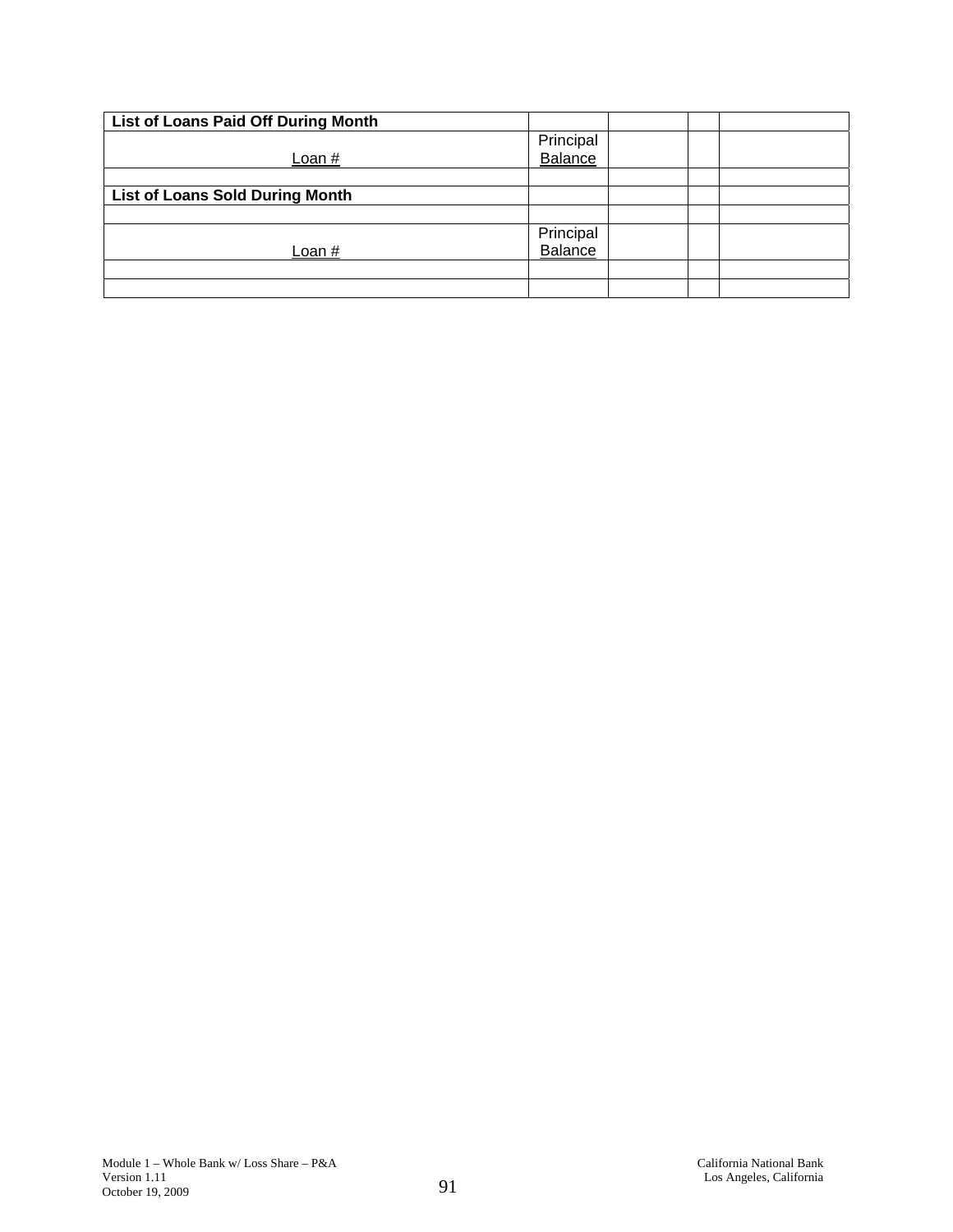| List of Loans Paid Off During Month | | | | |
|---|---|---|---|---|
| Loan # | Principal Balance | | | |
| | | | | |
| **List of Loans Sold During Month** | | | | |
| | | | | |
| Loan # | Principal Balance | | | |
| | | | | |
| | | | | |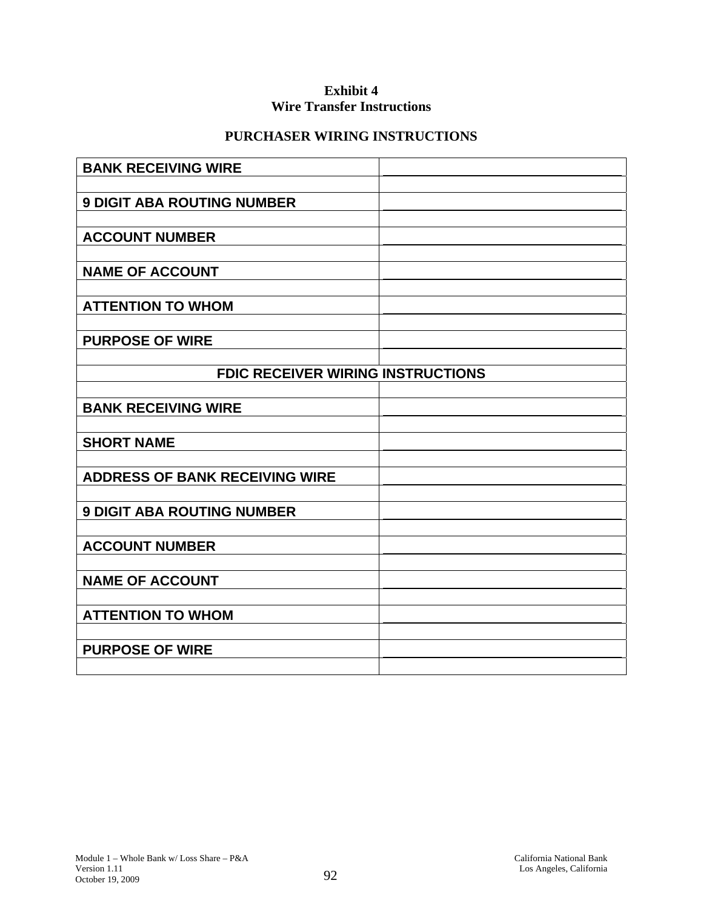**Exhibit 4**
**Wire Transfer Instructions**

**PURCHASER WIRING INSTRUCTIONS**

| | |
|---|---|
| **BANK RECEIVING WIRE** | |
| | |
| **9 DIGIT ABA ROUTING NUMBER** | |
| | |
| **ACCOUNT NUMBER** | |
| | |
| **NAME OF ACCOUNT** | |
| | |
| **ATTENTION TO WHOM** | |
| | |
| **PURPOSE OF WIRE** | |
| | |
| **FDIC RECEIVER WIRING INSTRUCTIONS** | |
| | |
| **BANK RECEIVING WIRE** | |
| | |
| **SHORT NAME** | |
| | |
| **ADDRESS OF BANK RECEIVING WIRE** | |
| | |
| **9 DIGIT ABA ROUTING NUMBER** | |
| | |
| **ACCOUNT NUMBER** | |
| | |
| **NAME OF ACCOUNT** | |
| | |
| **ATTENTION TO WHOM** | |
| | |
| **PURPOSE OF WIRE** | |
| | |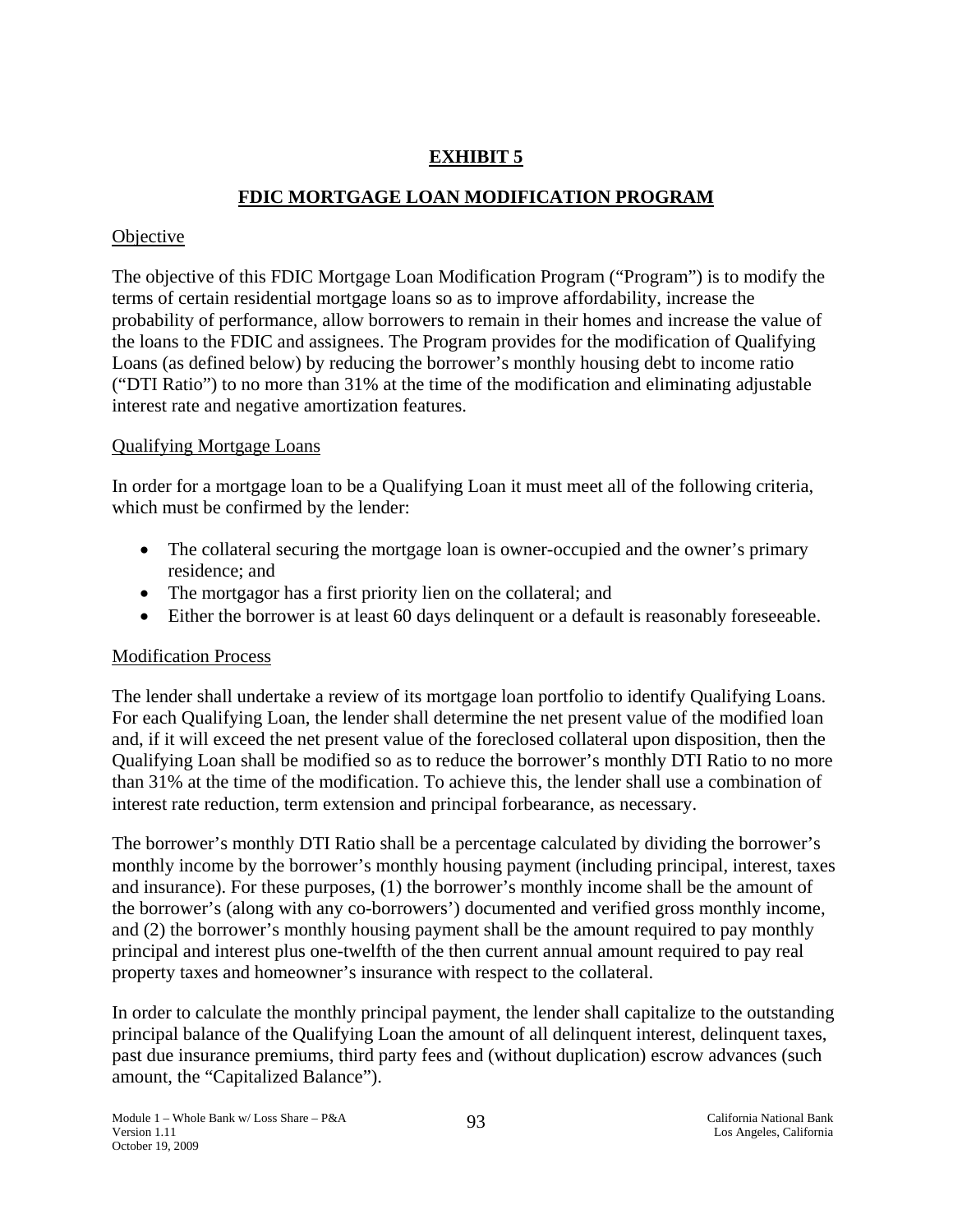# EXHIBIT 5

## FDIC MORTGAGE LOAN MODIFICATION PROGRAM

Objective

The objective of this FDIC Mortgage Loan Modification Program ("Program") is to modify the terms of certain residential mortgage loans so as to improve affordability, increase the probability of performance, allow borrowers to remain in their homes and increase the value of the loans to the FDIC and assignees. The Program provides for the modification of Qualifying Loans (as defined below) by reducing the borrower's monthly housing debt to income ratio ("DTI Ratio") to no more than 31% at the time of the modification and eliminating adjustable interest rate and negative amortization features.

Qualifying Mortgage Loans

In order for a mortgage loan to be a Qualifying Loan it must meet all of the following criteria, which must be confirmed by the lender:

- The collateral securing the mortgage loan is owner-occupied and the owner's primary residence; and
- The mortgagor has a first priority lien on the collateral; and
- Either the borrower is at least 60 days delinquent or a default is reasonably foreseeable.

Modification Process

The lender shall undertake a review of its mortgage loan portfolio to identify Qualifying Loans. For each Qualifying Loan, the lender shall determine the net present value of the modified loan and, if it will exceed the net present value of the foreclosed collateral upon disposition, then the Qualifying Loan shall be modified so as to reduce the borrower's monthly DTI Ratio to no more than 31% at the time of the modification. To achieve this, the lender shall use a combination of interest rate reduction, term extension and principal forbearance, as necessary.

The borrower's monthly DTI Ratio shall be a percentage calculated by dividing the borrower's monthly income by the borrower's monthly housing payment (including principal, interest, taxes and insurance). For these purposes, (1) the borrower's monthly income shall be the amount of the borrower's (along with any co-borrowers') documented and verified gross monthly income, and (2) the borrower's monthly housing payment shall be the amount required to pay monthly principal and interest plus one-twelfth of the then current annual amount required to pay real property taxes and homeowner's insurance with respect to the collateral.

In order to calculate the monthly principal payment, the lender shall capitalize to the outstanding principal balance of the Qualifying Loan the amount of all delinquent interest, delinquent taxes, past due insurance premiums, third party fees and (without duplication) escrow advances (such amount, the "Capitalized Balance").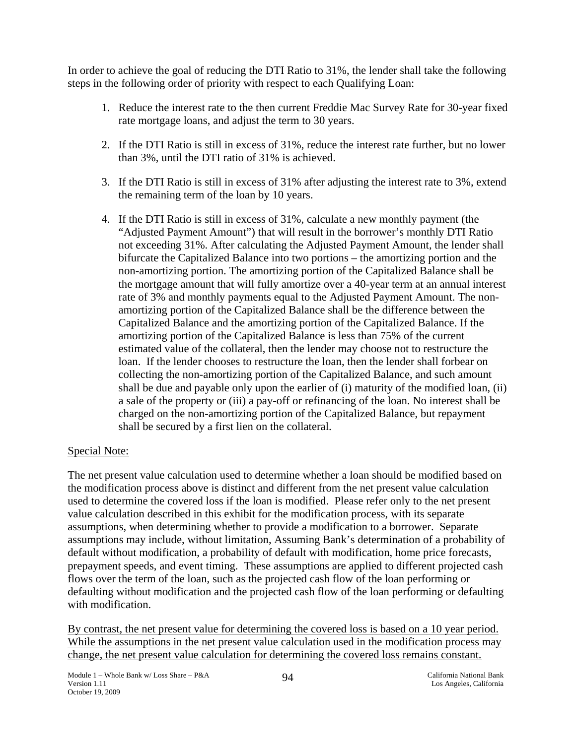In order to achieve the goal of reducing the DTI Ratio to 31%, the lender shall take the following steps in the following order of priority with respect to each Qualifying Loan:

1. Reduce the interest rate to the then current Freddie Mac Survey Rate for 30-year fixed rate mortgage loans, and adjust the term to 30 years.

2. If the DTI Ratio is still in excess of 31%, reduce the interest rate further, but no lower than 3%, until the DTI ratio of 31% is achieved.

3. If the DTI Ratio is still in excess of 31% after adjusting the interest rate to 3%, extend the remaining term of the loan by 10 years.

4. If the DTI Ratio is still in excess of 31%, calculate a new monthly payment (the "Adjusted Payment Amount") that will result in the borrower's monthly DTI Ratio not exceeding 31%. After calculating the Adjusted Payment Amount, the lender shall bifurcate the Capitalized Balance into two portions – the amortizing portion and the non-amortizing portion. The amortizing portion of the Capitalized Balance shall be the mortgage amount that will fully amortize over a 40-year term at an annual interest rate of 3% and monthly payments equal to the Adjusted Payment Amount. The non-amortizing portion of the Capitalized Balance shall be the difference between the Capitalized Balance and the amortizing portion of the Capitalized Balance. If the amortizing portion of the Capitalized Balance is less than 75% of the current estimated value of the collateral, then the lender may choose not to restructure the loan. If the lender chooses to restructure the loan, then the lender shall forbear on collecting the non-amortizing portion of the Capitalized Balance, and such amount shall be due and payable only upon the earlier of (i) maturity of the modified loan, (ii) a sale of the property or (iii) a pay-off or refinancing of the loan. No interest shall be charged on the non-amortizing portion of the Capitalized Balance, but repayment shall be secured by a first lien on the collateral.

<u>Special Note:</u>

The net present value calculation used to determine whether a loan should be modified based on the modification process above is distinct and different from the net present value calculation used to determine the covered loss if the loan is modified. Please refer only to the net present value calculation described in this exhibit for the modification process, with its separate assumptions, when determining whether to provide a modification to a borrower. Separate assumptions may include, without limitation, Assuming Bank's determination of a probability of default without modification, a probability of default with modification, home price forecasts, prepayment speeds, and event timing. These assumptions are applied to different projected cash flows over the term of the loan, such as the projected cash flow of the loan performing or defaulting without modification and the projected cash flow of the loan performing or defaulting with modification.

<u>By contrast, the net present value for determining the covered loss is based on a 10 year period. While the assumptions in the net present value calculation used in the modification process may change, the net present value calculation for determining the covered loss remains constant.</u>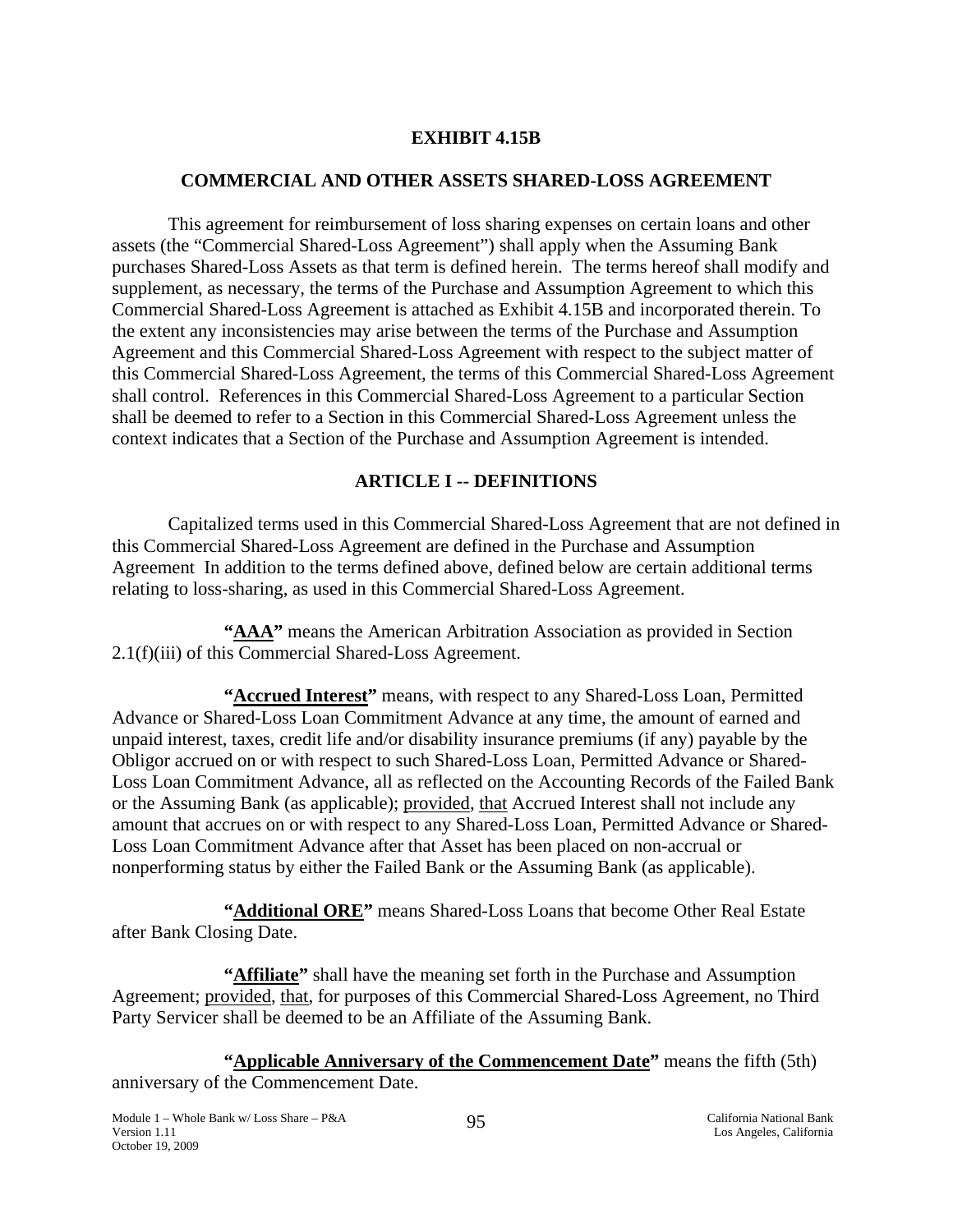# EXHIBIT 4.15B

## COMMERCIAL AND OTHER ASSETS SHARED-LOSS AGREEMENT

This agreement for reimbursement of loss sharing expenses on certain loans and other assets (the "Commercial Shared-Loss Agreement") shall apply when the Assuming Bank purchases Shared-Loss Assets as that term is defined herein. The terms hereof shall modify and supplement, as necessary, the terms of the Purchase and Assumption Agreement to which this Commercial Shared-Loss Agreement is attached as Exhibit 4.15B and incorporated therein. To the extent any inconsistencies may arise between the terms of the Purchase and Assumption Agreement and this Commercial Shared-Loss Agreement with respect to the subject matter of this Commercial Shared-Loss Agreement, the terms of this Commercial Shared-Loss Agreement shall control. References in this Commercial Shared-Loss Agreement to a particular Section shall be deemed to refer to a Section in this Commercial Shared-Loss Agreement unless the context indicates that a Section of the Purchase and Assumption Agreement is intended.

## ARTICLE I -- DEFINITIONS

Capitalized terms used in this Commercial Shared-Loss Agreement that are not defined in this Commercial Shared-Loss Agreement are defined in the Purchase and Assumption Agreement In addition to the terms defined above, defined below are certain additional terms relating to loss-sharing, as used in this Commercial Shared-Loss Agreement.

**"AAA"** means the American Arbitration Association as provided in Section 2.1(f)(iii) of this Commercial Shared-Loss Agreement.

**"Accrued Interest"** means, with respect to any Shared-Loss Loan, Permitted Advance or Shared-Loss Loan Commitment Advance at any time, the amount of earned and unpaid interest, taxes, credit life and/or disability insurance premiums (if any) payable by the Obligor accrued on or with respect to such Shared-Loss Loan, Permitted Advance or Shared-Loss Loan Commitment Advance, all as reflected on the Accounting Records of the Failed Bank or the Assuming Bank (as applicable); provided, that Accrued Interest shall not include any amount that accrues on or with respect to any Shared-Loss Loan, Permitted Advance or Shared-Loss Loan Commitment Advance after that Asset has been placed on non-accrual or nonperforming status by either the Failed Bank or the Assuming Bank (as applicable).

**"Additional ORE"** means Shared-Loss Loans that become Other Real Estate after Bank Closing Date.

**"Affiliate"** shall have the meaning set forth in the Purchase and Assumption Agreement; provided, that, for purposes of this Commercial Shared-Loss Agreement, no Third Party Servicer shall be deemed to be an Affiliate of the Assuming Bank.

**"Applicable Anniversary of the Commencement Date"** means the fifth (5th) anniversary of the Commencement Date.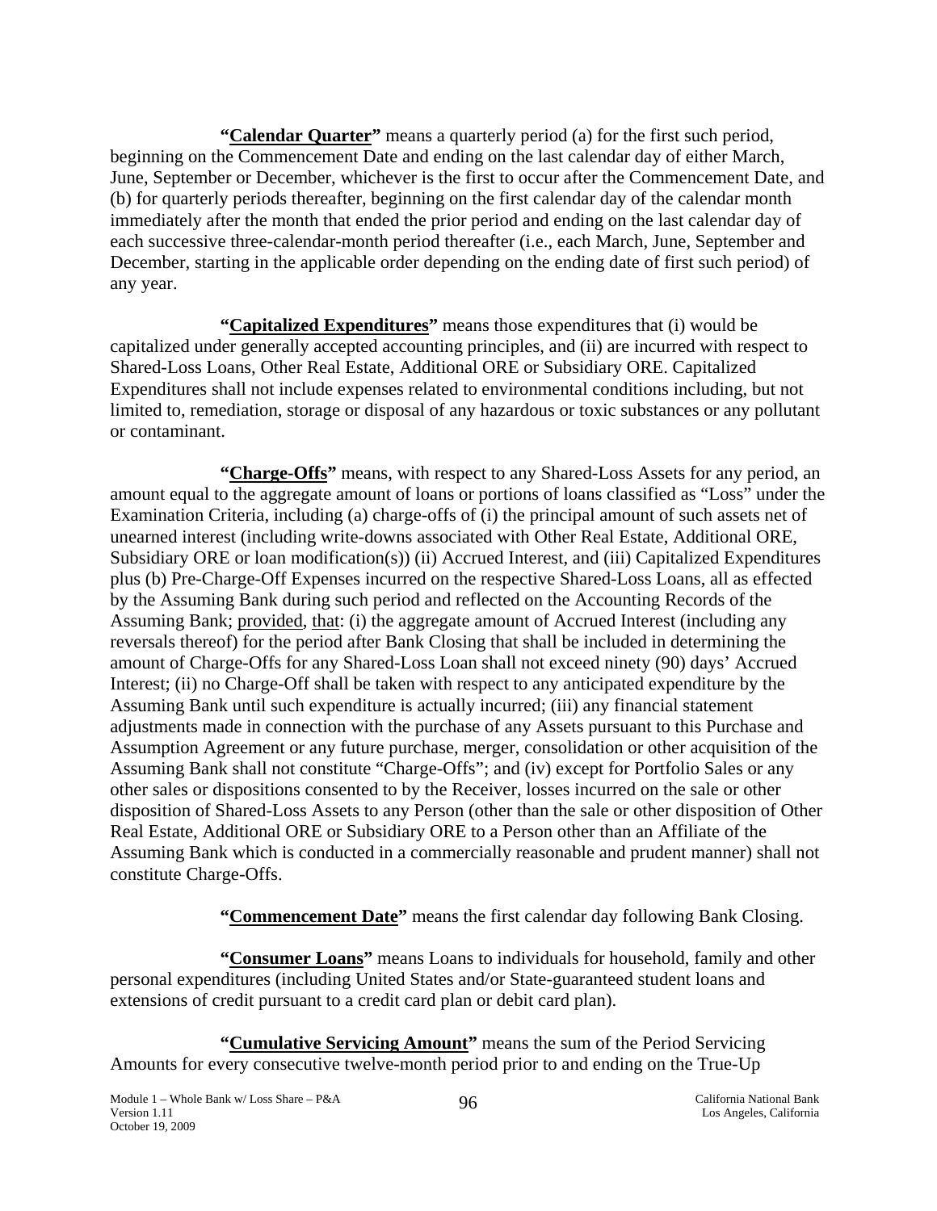**"Calendar Quarter"** means a quarterly period (a) for the first such period, beginning on the Commencement Date and ending on the last calendar day of either March, June, September or December, whichever is the first to occur after the Commencement Date, and (b) for quarterly periods thereafter, beginning on the first calendar day of the calendar month immediately after the month that ended the prior period and ending on the last calendar day of each successive three-calendar-month period thereafter (i.e., each March, June, September and December, starting in the applicable order depending on the ending date of first such period) of any year.

**"Capitalized Expenditures"** means those expenditures that (i) would be capitalized under generally accepted accounting principles, and (ii) are incurred with respect to Shared-Loss Loans, Other Real Estate, Additional ORE or Subsidiary ORE. Capitalized Expenditures shall not include expenses related to environmental conditions including, but not limited to, remediation, storage or disposal of any hazardous or toxic substances or any pollutant or contaminant.

**"Charge-Offs"** means, with respect to any Shared-Loss Assets for any period, an amount equal to the aggregate amount of loans or portions of loans classified as "Loss" under the Examination Criteria, including (a) charge-offs of (i) the principal amount of such assets net of unearned interest (including write-downs associated with Other Real Estate, Additional ORE, Subsidiary ORE or loan modification(s)) (ii) Accrued Interest, and (iii) Capitalized Expenditures plus (b) Pre-Charge-Off Expenses incurred on the respective Shared-Loss Loans, all as effected by the Assuming Bank during such period and reflected on the Accounting Records of the Assuming Bank; provided, that: (i) the aggregate amount of Accrued Interest (including any reversals thereof) for the period after Bank Closing that shall be included in determining the amount of Charge-Offs for any Shared-Loss Loan shall not exceed ninety (90) days' Accrued Interest; (ii) no Charge-Off shall be taken with respect to any anticipated expenditure by the Assuming Bank until such expenditure is actually incurred; (iii) any financial statement adjustments made in connection with the purchase of any Assets pursuant to this Purchase and Assumption Agreement or any future purchase, merger, consolidation or other acquisition of the Assuming Bank shall not constitute "Charge-Offs"; and (iv) except for Portfolio Sales or any other sales or dispositions consented to by the Receiver, losses incurred on the sale or other disposition of Shared-Loss Assets to any Person (other than the sale or other disposition of Other Real Estate, Additional ORE or Subsidiary ORE to a Person other than an Affiliate of the Assuming Bank which is conducted in a commercially reasonable and prudent manner) shall not constitute Charge-Offs.

**"Commencement Date"** means the first calendar day following Bank Closing.

**"Consumer Loans"** means Loans to individuals for household, family and other personal expenditures (including United States and/or State-guaranteed student loans and extensions of credit pursuant to a credit card plan or debit card plan).

**"Cumulative Servicing Amount"** means the sum of the Period Servicing Amounts for every consecutive twelve-month period prior to and ending on the True-Up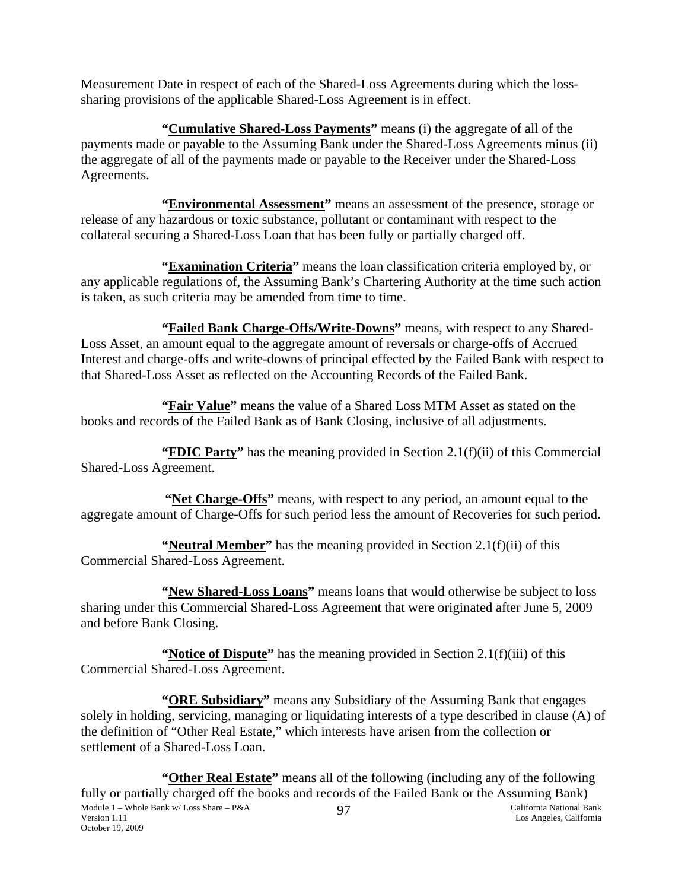Measurement Date in respect of each of the Shared-Loss Agreements during which the loss-sharing provisions of the applicable Shared-Loss Agreement is in effect.

**"Cumulative Shared-Loss Payments"** means (i) the aggregate of all of the payments made or payable to the Assuming Bank under the Shared-Loss Agreements minus (ii) the aggregate of all of the payments made or payable to the Receiver under the Shared-Loss Agreements.

**"Environmental Assessment"** means an assessment of the presence, storage or release of any hazardous or toxic substance, pollutant or contaminant with respect to the collateral securing a Shared-Loss Loan that has been fully or partially charged off.

**"Examination Criteria"** means the loan classification criteria employed by, or any applicable regulations of, the Assuming Bank's Chartering Authority at the time such action is taken, as such criteria may be amended from time to time.

**"Failed Bank Charge-Offs/Write-Downs"** means, with respect to any Shared-Loss Asset, an amount equal to the aggregate amount of reversals or charge-offs of Accrued Interest and charge-offs and write-downs of principal effected by the Failed Bank with respect to that Shared-Loss Asset as reflected on the Accounting Records of the Failed Bank.

**"Fair Value"** means the value of a Shared Loss MTM Asset as stated on the books and records of the Failed Bank as of Bank Closing, inclusive of all adjustments.

**"FDIC Party"** has the meaning provided in Section 2.1(f)(ii) of this Commercial Shared-Loss Agreement.

**"Net Charge-Offs"** means, with respect to any period, an amount equal to the aggregate amount of Charge-Offs for such period less the amount of Recoveries for such period.

**"Neutral Member"** has the meaning provided in Section 2.1(f)(ii) of this Commercial Shared-Loss Agreement.

**"New Shared-Loss Loans"** means loans that would otherwise be subject to loss sharing under this Commercial Shared-Loss Agreement that were originated after June 5, 2009 and before Bank Closing.

**"Notice of Dispute"** has the meaning provided in Section 2.1(f)(iii) of this Commercial Shared-Loss Agreement.

**"ORE Subsidiary"** means any Subsidiary of the Assuming Bank that engages solely in holding, servicing, managing or liquidating interests of a type described in clause (A) of the definition of "Other Real Estate," which interests have arisen from the collection or settlement of a Shared-Loss Loan.

**"Other Real Estate"** means all of the following (including any of the following fully or partially charged off the books and records of the Failed Bank or the Assuming Bank)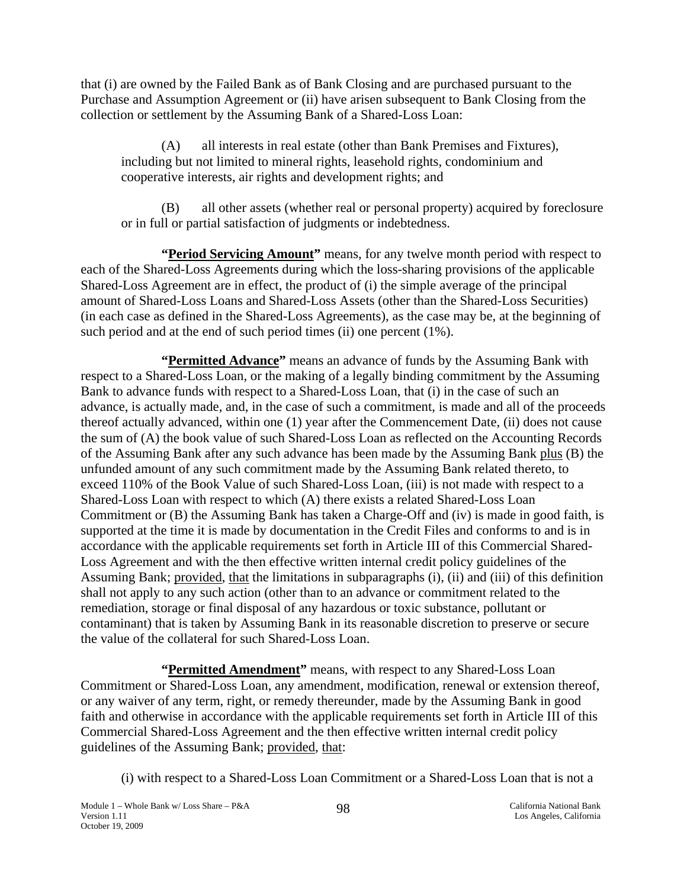that (i) are owned by the Failed Bank as of Bank Closing and are purchased pursuant to the Purchase and Assumption Agreement or (ii) have arisen subsequent to Bank Closing from the collection or settlement by the Assuming Bank of a Shared-Loss Loan:

(A) all interests in real estate (other than Bank Premises and Fixtures), including but not limited to mineral rights, leasehold rights, condominium and cooperative interests, air rights and development rights; and

(B) all other assets (whether real or personal property) acquired by foreclosure or in full or partial satisfaction of judgments or indebtedness.

**"Period Servicing Amount"** means, for any twelve month period with respect to each of the Shared-Loss Agreements during which the loss-sharing provisions of the applicable Shared-Loss Agreement are in effect, the product of (i) the simple average of the principal amount of Shared-Loss Loans and Shared-Loss Assets (other than the Shared-Loss Securities) (in each case as defined in the Shared-Loss Agreements), as the case may be, at the beginning of such period and at the end of such period times (ii) one percent (1%).

**"Permitted Advance"** means an advance of funds by the Assuming Bank with respect to a Shared-Loss Loan, or the making of a legally binding commitment by the Assuming Bank to advance funds with respect to a Shared-Loss Loan, that (i) in the case of such an advance, is actually made, and, in the case of such a commitment, is made and all of the proceeds thereof actually advanced, within one (1) year after the Commencement Date, (ii) does not cause the sum of (A) the book value of such Shared-Loss Loan as reflected on the Accounting Records of the Assuming Bank after any such advance has been made by the Assuming Bank plus (B) the unfunded amount of any such commitment made by the Assuming Bank related thereto, to exceed 110% of the Book Value of such Shared-Loss Loan, (iii) is not made with respect to a Shared-Loss Loan with respect to which (A) there exists a related Shared-Loss Loan Commitment or (B) the Assuming Bank has taken a Charge-Off and (iv) is made in good faith, is supported at the time it is made by documentation in the Credit Files and conforms to and is in accordance with the applicable requirements set forth in Article III of this Commercial Shared-Loss Agreement and with the then effective written internal credit policy guidelines of the Assuming Bank; provided, that the limitations in subparagraphs (i), (ii) and (iii) of this definition shall not apply to any such action (other than to an advance or commitment related to the remediation, storage or final disposal of any hazardous or toxic substance, pollutant or contaminant) that is taken by Assuming Bank in its reasonable discretion to preserve or secure the value of the collateral for such Shared-Loss Loan.

**"Permitted Amendment"** means, with respect to any Shared-Loss Loan Commitment or Shared-Loss Loan, any amendment, modification, renewal or extension thereof, or any waiver of any term, right, or remedy thereunder, made by the Assuming Bank in good faith and otherwise in accordance with the applicable requirements set forth in Article III of this Commercial Shared-Loss Agreement and the then effective written internal credit policy guidelines of the Assuming Bank; provided, that:

(i) with respect to a Shared-Loss Loan Commitment or a Shared-Loss Loan that is not a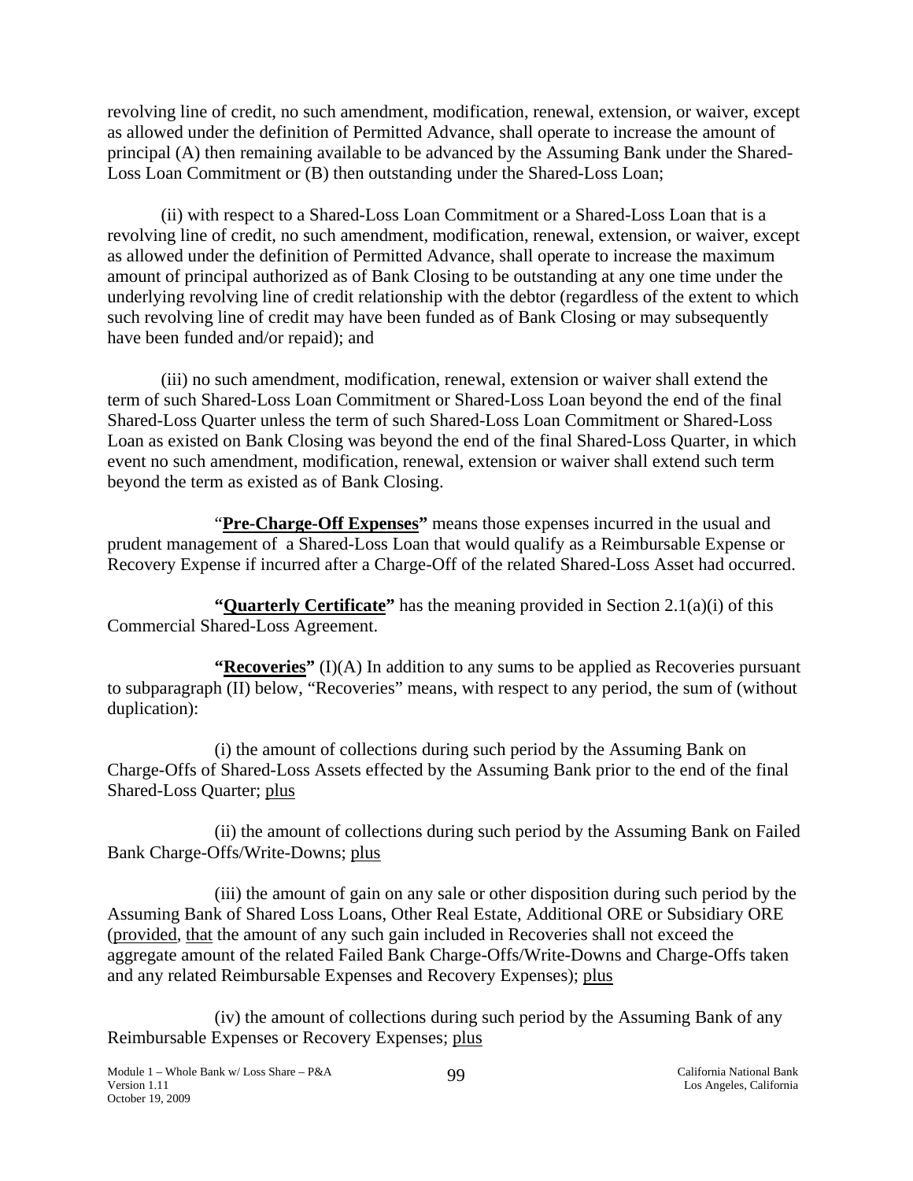revolving line of credit, no such amendment, modification, renewal, extension, or waiver, except as allowed under the definition of Permitted Advance, shall operate to increase the amount of principal (A) then remaining available to be advanced by the Assuming Bank under the Shared-Loss Loan Commitment or (B) then outstanding under the Shared-Loss Loan;

(ii) with respect to a Shared-Loss Loan Commitment or a Shared-Loss Loan that is a revolving line of credit, no such amendment, modification, renewal, extension, or waiver, except as allowed under the definition of Permitted Advance, shall operate to increase the maximum amount of principal authorized as of Bank Closing to be outstanding at any one time under the underlying revolving line of credit relationship with the debtor (regardless of the extent to which such revolving line of credit may have been funded as of Bank Closing or may subsequently have been funded and/or repaid); and

(iii) no such amendment, modification, renewal, extension or waiver shall extend the term of such Shared-Loss Loan Commitment or Shared-Loss Loan beyond the end of the final Shared-Loss Quarter unless the term of such Shared-Loss Loan Commitment or Shared-Loss Loan as existed on Bank Closing was beyond the end of the final Shared-Loss Quarter, in which event no such amendment, modification, renewal, extension or waiver shall extend such term beyond the term as existed as of Bank Closing.

"**Pre-Charge-Off Expenses"** means those expenses incurred in the usual and prudent management of a Shared-Loss Loan that would qualify as a Reimbursable Expense or Recovery Expense if incurred after a Charge-Off of the related Shared-Loss Asset had occurred.

**"Quarterly Certificate"** has the meaning provided in Section 2.1(a)(i) of this Commercial Shared-Loss Agreement.

**"Recoveries"** (I)(A) In addition to any sums to be applied as Recoveries pursuant to subparagraph (II) below, "Recoveries" means, with respect to any period, the sum of (without duplication):

(i) the amount of collections during such period by the Assuming Bank on Charge-Offs of Shared-Loss Assets effected by the Assuming Bank prior to the end of the final Shared-Loss Quarter; plus

(ii) the amount of collections during such period by the Assuming Bank on Failed Bank Charge-Offs/Write-Downs; plus

(iii) the amount of gain on any sale or other disposition during such period by the Assuming Bank of Shared Loss Loans, Other Real Estate, Additional ORE or Subsidiary ORE (provided, that the amount of any such gain included in Recoveries shall not exceed the aggregate amount of the related Failed Bank Charge-Offs/Write-Downs and Charge-Offs taken and any related Reimbursable Expenses and Recovery Expenses); plus

(iv) the amount of collections during such period by the Assuming Bank of any Reimbursable Expenses or Recovery Expenses; plus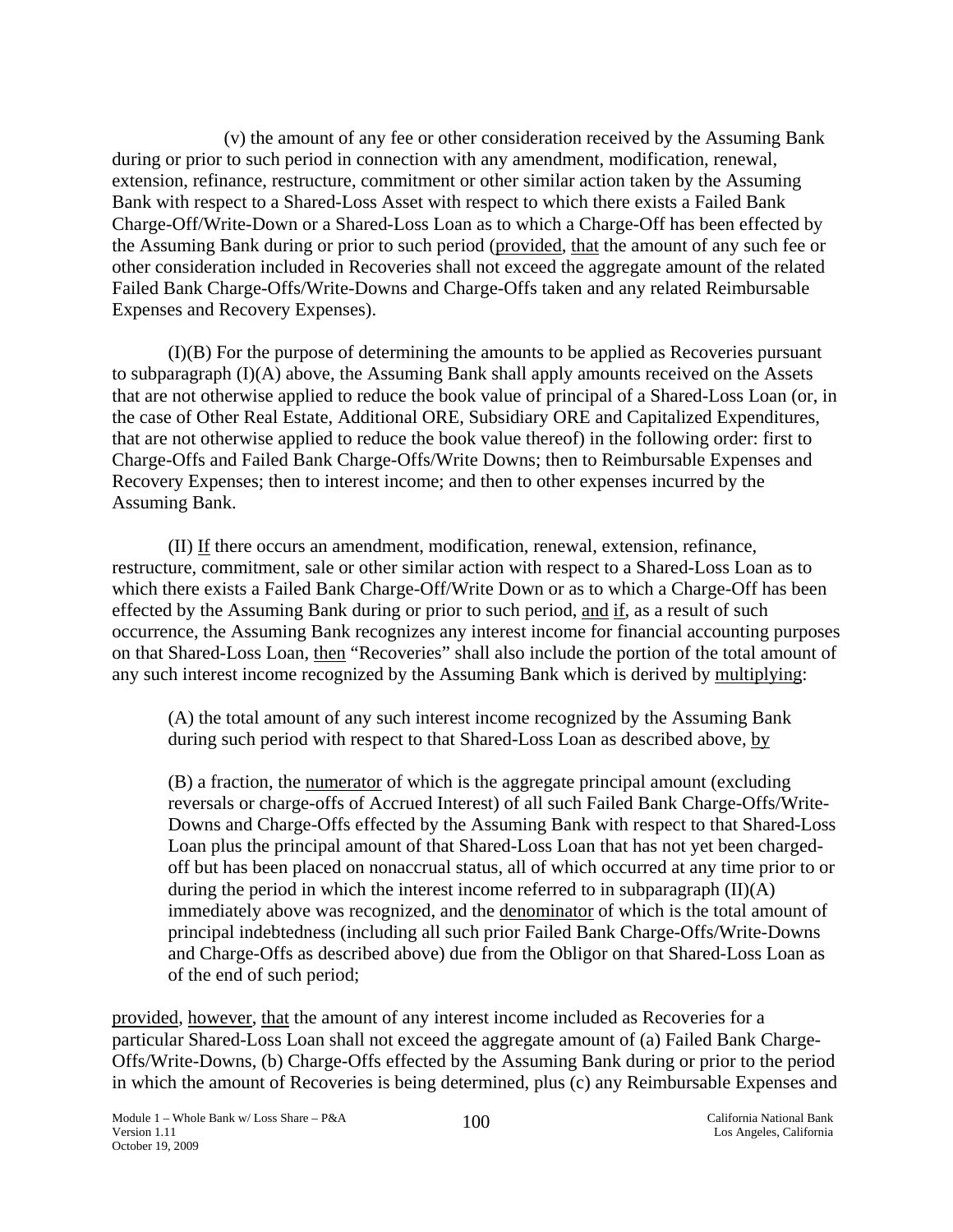(v) the amount of any fee or other consideration received by the Assuming Bank during or prior to such period in connection with any amendment, modification, renewal, extension, refinance, restructure, commitment or other similar action taken by the Assuming Bank with respect to a Shared-Loss Asset with respect to which there exists a Failed Bank Charge-Off/Write-Down or a Shared-Loss Loan as to which a Charge-Off has been effected by the Assuming Bank during or prior to such period (provided, that the amount of any such fee or other consideration included in Recoveries shall not exceed the aggregate amount of the related Failed Bank Charge-Offs/Write-Downs and Charge-Offs taken and any related Reimbursable Expenses and Recovery Expenses).

(I)(B) For the purpose of determining the amounts to be applied as Recoveries pursuant to subparagraph (I)(A) above, the Assuming Bank shall apply amounts received on the Assets that are not otherwise applied to reduce the book value of principal of a Shared-Loss Loan (or, in the case of Other Real Estate, Additional ORE, Subsidiary ORE and Capitalized Expenditures, that are not otherwise applied to reduce the book value thereof) in the following order: first to Charge-Offs and Failed Bank Charge-Offs/Write Downs; then to Reimbursable Expenses and Recovery Expenses; then to interest income; and then to other expenses incurred by the Assuming Bank.

(II) If there occurs an amendment, modification, renewal, extension, refinance, restructure, commitment, sale or other similar action with respect to a Shared-Loss Loan as to which there exists a Failed Bank Charge-Off/Write Down or as to which a Charge-Off has been effected by the Assuming Bank during or prior to such period, and if, as a result of such occurrence, the Assuming Bank recognizes any interest income for financial accounting purposes on that Shared-Loss Loan, then "Recoveries" shall also include the portion of the total amount of any such interest income recognized by the Assuming Bank which is derived by multiplying:

(A) the total amount of any such interest income recognized by the Assuming Bank during such period with respect to that Shared-Loss Loan as described above, by

(B) a fraction, the numerator of which is the aggregate principal amount (excluding reversals or charge-offs of Accrued Interest) of all such Failed Bank Charge-Offs/Write-Downs and Charge-Offs effected by the Assuming Bank with respect to that Shared-Loss Loan plus the principal amount of that Shared-Loss Loan that has not yet been charged-off but has been placed on nonaccrual status, all of which occurred at any time prior to or during the period in which the interest income referred to in subparagraph (II)(A) immediately above was recognized, and the denominator of which is the total amount of principal indebtedness (including all such prior Failed Bank Charge-Offs/Write-Downs and Charge-Offs as described above) due from the Obligor on that Shared-Loss Loan as of the end of such period;

provided, however, that the amount of any interest income included as Recoveries for a particular Shared-Loss Loan shall not exceed the aggregate amount of (a) Failed Bank Charge-Offs/Write-Downs, (b) Charge-Offs effected by the Assuming Bank during or prior to the period in which the amount of Recoveries is being determined, plus (c) any Reimbursable Expenses and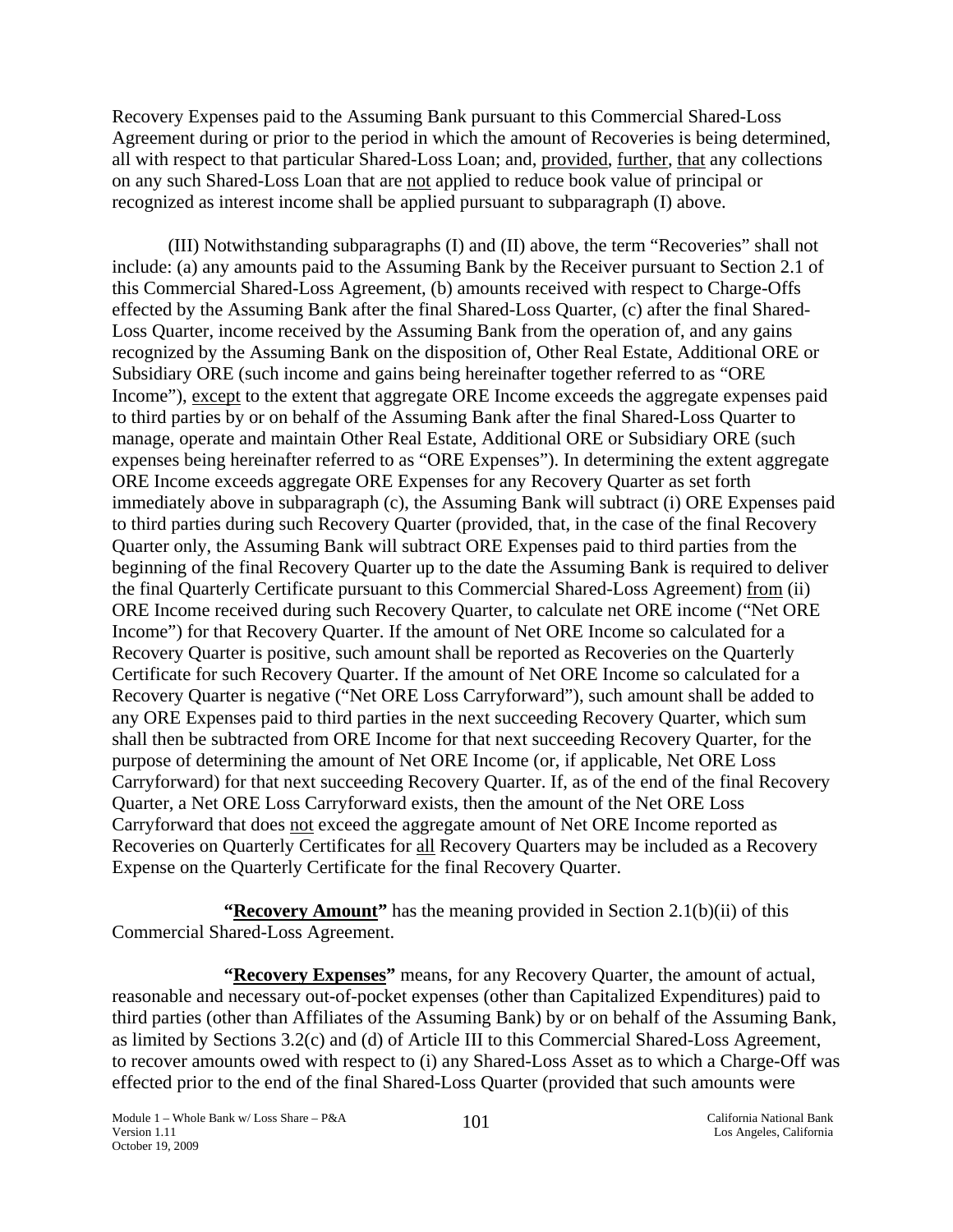Recovery Expenses paid to the Assuming Bank pursuant to this Commercial Shared-Loss Agreement during or prior to the period in which the amount of Recoveries is being determined, all with respect to that particular Shared-Loss Loan; and, provided, further, that any collections on any such Shared-Loss Loan that are not applied to reduce book value of principal or recognized as interest income shall be applied pursuant to subparagraph (I) above.

(III) Notwithstanding subparagraphs (I) and (II) above, the term "Recoveries" shall not include: (a) any amounts paid to the Assuming Bank by the Receiver pursuant to Section 2.1 of this Commercial Shared-Loss Agreement, (b) amounts received with respect to Charge-Offs effected by the Assuming Bank after the final Shared-Loss Quarter, (c) after the final Shared-Loss Quarter, income received by the Assuming Bank from the operation of, and any gains recognized by the Assuming Bank on the disposition of, Other Real Estate, Additional ORE or Subsidiary ORE (such income and gains being hereinafter together referred to as "ORE Income"), except to the extent that aggregate ORE Income exceeds the aggregate expenses paid to third parties by or on behalf of the Assuming Bank after the final Shared-Loss Quarter to manage, operate and maintain Other Real Estate, Additional ORE or Subsidiary ORE (such expenses being hereinafter referred to as "ORE Expenses"). In determining the extent aggregate ORE Income exceeds aggregate ORE Expenses for any Recovery Quarter as set forth immediately above in subparagraph (c), the Assuming Bank will subtract (i) ORE Expenses paid to third parties during such Recovery Quarter (provided, that, in the case of the final Recovery Quarter only, the Assuming Bank will subtract ORE Expenses paid to third parties from the beginning of the final Recovery Quarter up to the date the Assuming Bank is required to deliver the final Quarterly Certificate pursuant to this Commercial Shared-Loss Agreement) from (ii) ORE Income received during such Recovery Quarter, to calculate net ORE income ("Net ORE Income") for that Recovery Quarter. If the amount of Net ORE Income so calculated for a Recovery Quarter is positive, such amount shall be reported as Recoveries on the Quarterly Certificate for such Recovery Quarter. If the amount of Net ORE Income so calculated for a Recovery Quarter is negative ("Net ORE Loss Carryforward"), such amount shall be added to any ORE Expenses paid to third parties in the next succeeding Recovery Quarter, which sum shall then be subtracted from ORE Income for that next succeeding Recovery Quarter, for the purpose of determining the amount of Net ORE Income (or, if applicable, Net ORE Loss Carryforward) for that next succeeding Recovery Quarter. If, as of the end of the final Recovery Quarter, a Net ORE Loss Carryforward exists, then the amount of the Net ORE Loss Carryforward that does not exceed the aggregate amount of Net ORE Income reported as Recoveries on Quarterly Certificates for all Recovery Quarters may be included as a Recovery Expense on the Quarterly Certificate for the final Recovery Quarter.

**"Recovery Amount"** has the meaning provided in Section 2.1(b)(ii) of this Commercial Shared-Loss Agreement.

**"Recovery Expenses"** means, for any Recovery Quarter, the amount of actual, reasonable and necessary out-of-pocket expenses (other than Capitalized Expenditures) paid to third parties (other than Affiliates of the Assuming Bank) by or on behalf of the Assuming Bank, as limited by Sections 3.2(c) and (d) of Article III to this Commercial Shared-Loss Agreement, to recover amounts owed with respect to (i) any Shared-Loss Asset as to which a Charge-Off was effected prior to the end of the final Shared-Loss Quarter (provided that such amounts were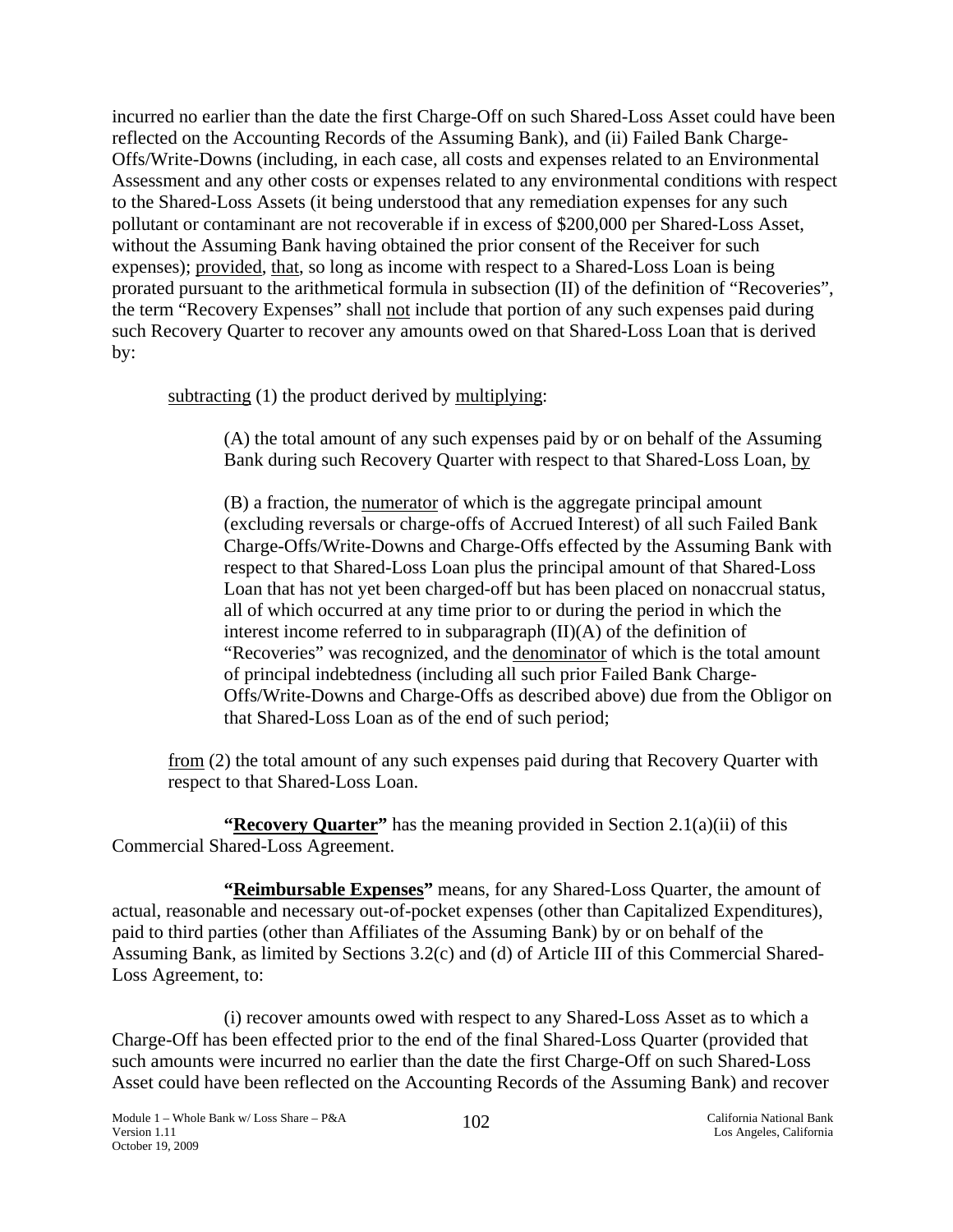incurred no earlier than the date the first Charge-Off on such Shared-Loss Asset could have been reflected on the Accounting Records of the Assuming Bank), and (ii) Failed Bank Charge-Offs/Write-Downs (including, in each case, all costs and expenses related to an Environmental Assessment and any other costs or expenses related to any environmental conditions with respect to the Shared-Loss Assets (it being understood that any remediation expenses for any such pollutant or contaminant are not recoverable if in excess of $200,000 per Shared-Loss Asset, without the Assuming Bank having obtained the prior consent of the Receiver for such expenses); provided, that, so long as income with respect to a Shared-Loss Loan is being prorated pursuant to the arithmetical formula in subsection (II) of the definition of "Recoveries", the term "Recovery Expenses" shall not include that portion of any such expenses paid during such Recovery Quarter to recover any amounts owed on that Shared-Loss Loan that is derived by:

> subtracting (1) the product derived by multiplying:
>
> > (A) the total amount of any such expenses paid by or on behalf of the Assuming Bank during such Recovery Quarter with respect to that Shared-Loss Loan, by
> >
> > (B) a fraction, the numerator of which is the aggregate principal amount (excluding reversals or charge-offs of Accrued Interest) of all such Failed Bank Charge-Offs/Write-Downs and Charge-Offs effected by the Assuming Bank with respect to that Shared-Loss Loan plus the principal amount of that Shared-Loss Loan that has not yet been charged-off but has been placed on nonaccrual status, all of which occurred at any time prior to or during the period in which the interest income referred to in subparagraph (II)(A) of the definition of "Recoveries" was recognized, and the denominator of which is the total amount of principal indebtedness (including all such prior Failed Bank Charge-Offs/Write-Downs and Charge-Offs as described above) due from the Obligor on that Shared-Loss Loan as of the end of such period;
>
> from (2) the total amount of any such expenses paid during that Recovery Quarter with respect to that Shared-Loss Loan.

**"Recovery Quarter"** has the meaning provided in Section 2.1(a)(ii) of this Commercial Shared-Loss Agreement.

**"Reimbursable Expenses"** means, for any Shared-Loss Quarter, the amount of actual, reasonable and necessary out-of-pocket expenses (other than Capitalized Expenditures), paid to third parties (other than Affiliates of the Assuming Bank) by or on behalf of the Assuming Bank, as limited by Sections 3.2(c) and (d) of Article III of this Commercial Shared-Loss Agreement, to:

(i) recover amounts owed with respect to any Shared-Loss Asset as to which a Charge-Off has been effected prior to the end of the final Shared-Loss Quarter (provided that such amounts were incurred no earlier than the date the first Charge-Off on such Shared-Loss Asset could have been reflected on the Accounting Records of the Assuming Bank) and recover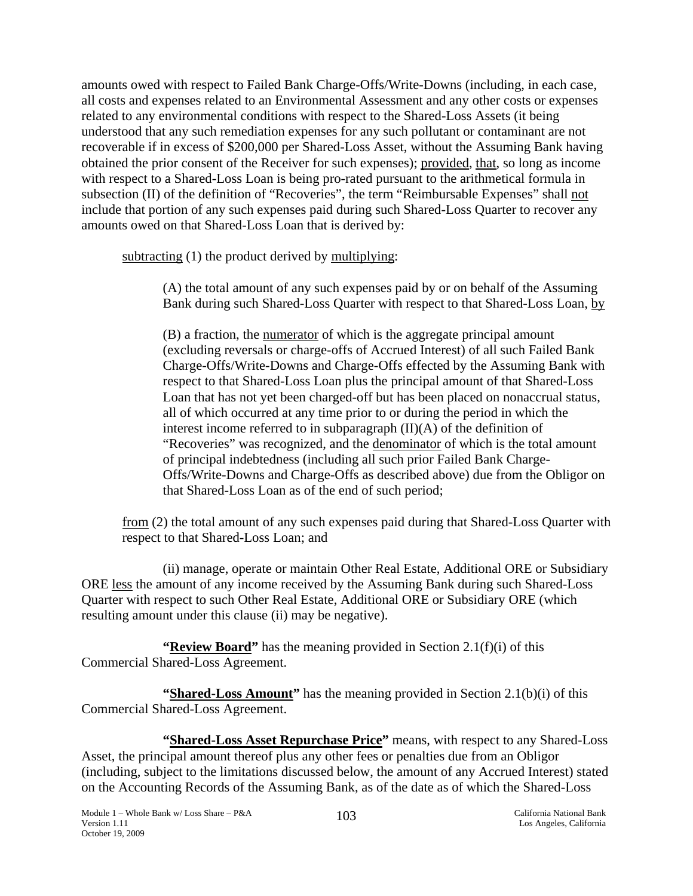amounts owed with respect to Failed Bank Charge-Offs/Write-Downs (including, in each case, all costs and expenses related to an Environmental Assessment and any other costs or expenses related to any environmental conditions with respect to the Shared-Loss Assets (it being understood that any such remediation expenses for any such pollutant or contaminant are not recoverable if in excess of $200,000 per Shared-Loss Asset, without the Assuming Bank having obtained the prior consent of the Receiver for such expenses); provided, that, so long as income with respect to a Shared-Loss Loan is being pro-rated pursuant to the arithmetical formula in subsection (II) of the definition of "Recoveries", the term "Reimbursable Expenses" shall not include that portion of any such expenses paid during such Shared-Loss Quarter to recover any amounts owed on that Shared-Loss Loan that is derived by:

subtracting (1) the product derived by multiplying:

(A) the total amount of any such expenses paid by or on behalf of the Assuming Bank during such Shared-Loss Quarter with respect to that Shared-Loss Loan, by

(B) a fraction, the numerator of which is the aggregate principal amount (excluding reversals or charge-offs of Accrued Interest) of all such Failed Bank Charge-Offs/Write-Downs and Charge-Offs effected by the Assuming Bank with respect to that Shared-Loss Loan plus the principal amount of that Shared-Loss Loan that has not yet been charged-off but has been placed on nonaccrual status, all of which occurred at any time prior to or during the period in which the interest income referred to in subparagraph (II)(A) of the definition of "Recoveries" was recognized, and the denominator of which is the total amount of principal indebtedness (including all such prior Failed Bank Charge-Offs/Write-Downs and Charge-Offs as described above) due from the Obligor on that Shared-Loss Loan as of the end of such period;

from (2) the total amount of any such expenses paid during that Shared-Loss Quarter with respect to that Shared-Loss Loan; and

(ii) manage, operate or maintain Other Real Estate, Additional ORE or Subsidiary ORE less the amount of any income received by the Assuming Bank during such Shared-Loss Quarter with respect to such Other Real Estate, Additional ORE or Subsidiary ORE (which resulting amount under this clause (ii) may be negative).

**"Review Board"** has the meaning provided in Section 2.1(f)(i) of this Commercial Shared-Loss Agreement.

**"Shared-Loss Amount"** has the meaning provided in Section 2.1(b)(i) of this Commercial Shared-Loss Agreement.

**"Shared-Loss Asset Repurchase Price"** means, with respect to any Shared-Loss Asset, the principal amount thereof plus any other fees or penalties due from an Obligor (including, subject to the limitations discussed below, the amount of any Accrued Interest) stated on the Accounting Records of the Assuming Bank, as of the date as of which the Shared-Loss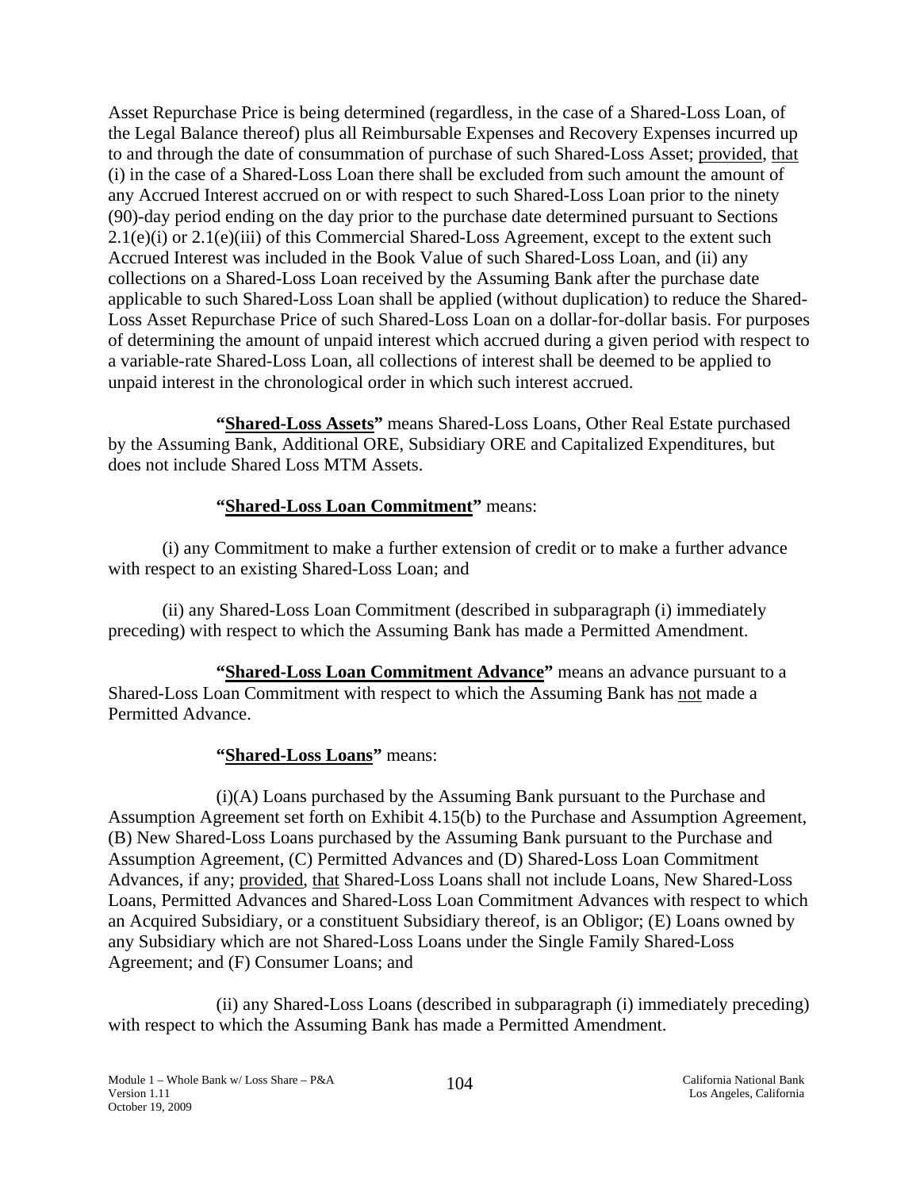Asset Repurchase Price is being determined (regardless, in the case of a Shared-Loss Loan, of the Legal Balance thereof) plus all Reimbursable Expenses and Recovery Expenses incurred up to and through the date of consummation of purchase of such Shared-Loss Asset; provided, that (i) in the case of a Shared-Loss Loan there shall be excluded from such amount the amount of any Accrued Interest accrued on or with respect to such Shared-Loss Loan prior to the ninety (90)-day period ending on the day prior to the purchase date determined pursuant to Sections 2.1(e)(i) or 2.1(e)(iii) of this Commercial Shared-Loss Agreement, except to the extent such Accrued Interest was included in the Book Value of such Shared-Loss Loan, and (ii) any collections on a Shared-Loss Loan received by the Assuming Bank after the purchase date applicable to such Shared-Loss Loan shall be applied (without duplication) to reduce the Shared-Loss Asset Repurchase Price of such Shared-Loss Loan on a dollar-for-dollar basis. For purposes of determining the amount of unpaid interest which accrued during a given period with respect to a variable-rate Shared-Loss Loan, all collections of interest shall be deemed to be applied to unpaid interest in the chronological order in which such interest accrued.

**"Shared-Loss Assets"** means Shared-Loss Loans, Other Real Estate purchased by the Assuming Bank, Additional ORE, Subsidiary ORE and Capitalized Expenditures, but does not include Shared Loss MTM Assets.

**"Shared-Loss Loan Commitment"** means:

(i) any Commitment to make a further extension of credit or to make a further advance with respect to an existing Shared-Loss Loan; and

(ii) any Shared-Loss Loan Commitment (described in subparagraph (i) immediately preceding) with respect to which the Assuming Bank has made a Permitted Amendment.

**"Shared-Loss Loan Commitment Advance"** means an advance pursuant to a Shared-Loss Loan Commitment with respect to which the Assuming Bank has not made a Permitted Advance.

**"Shared-Loss Loans"** means:

(i)(A) Loans purchased by the Assuming Bank pursuant to the Purchase and Assumption Agreement set forth on Exhibit 4.15(b) to the Purchase and Assumption Agreement, (B) New Shared-Loss Loans purchased by the Assuming Bank pursuant to the Purchase and Assumption Agreement, (C) Permitted Advances and (D) Shared-Loss Loan Commitment Advances, if any; provided, that Shared-Loss Loans shall not include Loans, New Shared-Loss Loans, Permitted Advances and Shared-Loss Loan Commitment Advances with respect to which an Acquired Subsidiary, or a constituent Subsidiary thereof, is an Obligor; (E) Loans owned by any Subsidiary which are not Shared-Loss Loans under the Single Family Shared-Loss Agreement; and (F) Consumer Loans; and

(ii) any Shared-Loss Loans (described in subparagraph (i) immediately preceding) with respect to which the Assuming Bank has made a Permitted Amendment.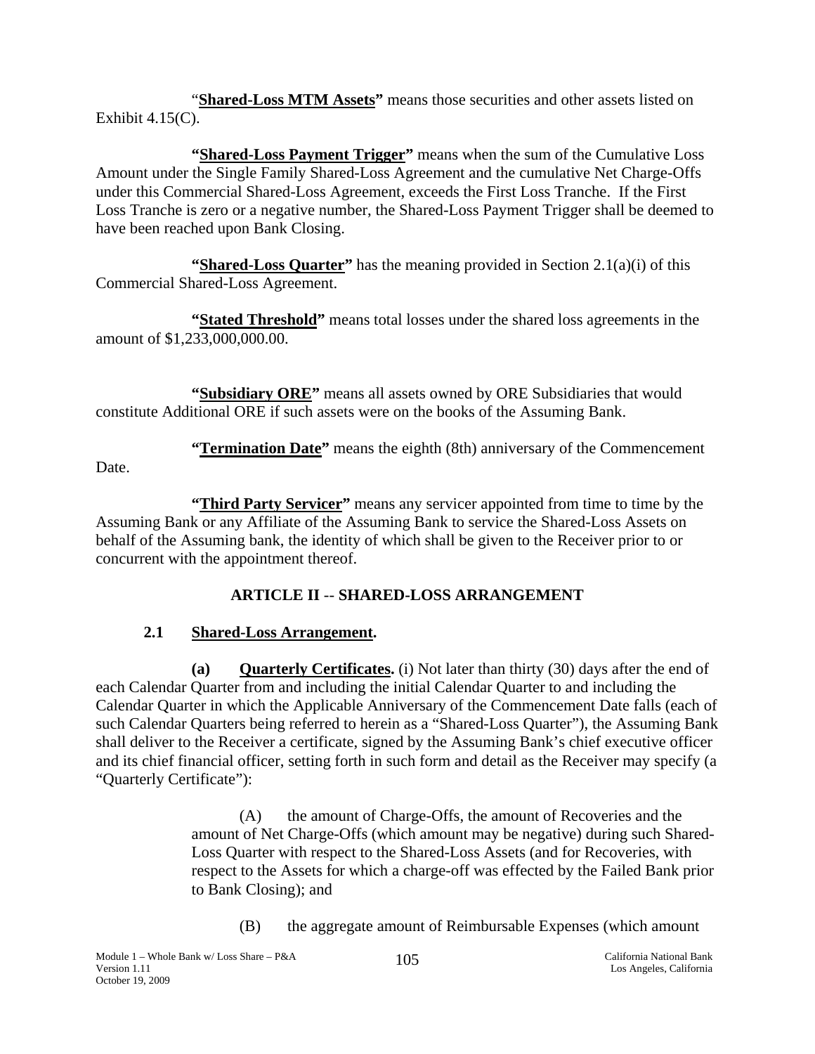"**Shared-Loss MTM Assets"** means those securities and other assets listed on Exhibit 4.15(C).

**"Shared-Loss Payment Trigger"** means when the sum of the Cumulative Loss Amount under the Single Family Shared-Loss Agreement and the cumulative Net Charge-Offs under this Commercial Shared-Loss Agreement, exceeds the First Loss Tranche. If the First Loss Tranche is zero or a negative number, the Shared-Loss Payment Trigger shall be deemed to have been reached upon Bank Closing.

**"Shared-Loss Quarter"** has the meaning provided in Section 2.1(a)(i) of this Commercial Shared-Loss Agreement.

**"Stated Threshold"** means total losses under the shared loss agreements in the amount of $1,233,000,000.00.

**"Subsidiary ORE"** means all assets owned by ORE Subsidiaries that would constitute Additional ORE if such assets were on the books of the Assuming Bank.

**"Termination Date"** means the eighth (8th) anniversary of the Commencement Date.

**"Third Party Servicer"** means any servicer appointed from time to time by the Assuming Bank or any Affiliate of the Assuming Bank to service the Shared-Loss Assets on behalf of the Assuming bank, the identity of which shall be given to the Receiver prior to or concurrent with the appointment thereof.

## ARTICLE II -- SHARED-LOSS ARRANGEMENT

### 2.1 Shared-Loss Arrangement.

**(a) Quarterly Certificates.** (i) Not later than thirty (30) days after the end of each Calendar Quarter from and including the initial Calendar Quarter to and including the Calendar Quarter in which the Applicable Anniversary of the Commencement Date falls (each of such Calendar Quarters being referred to herein as a "Shared-Loss Quarter"), the Assuming Bank shall deliver to the Receiver a certificate, signed by the Assuming Bank's chief executive officer and its chief financial officer, setting forth in such form and detail as the Receiver may specify (a "Quarterly Certificate"):

(A) the amount of Charge-Offs, the amount of Recoveries and the amount of Net Charge-Offs (which amount may be negative) during such Shared-Loss Quarter with respect to the Shared-Loss Assets (and for Recoveries, with respect to the Assets for which a charge-off was effected by the Failed Bank prior to Bank Closing); and

(B) the aggregate amount of Reimbursable Expenses (which amount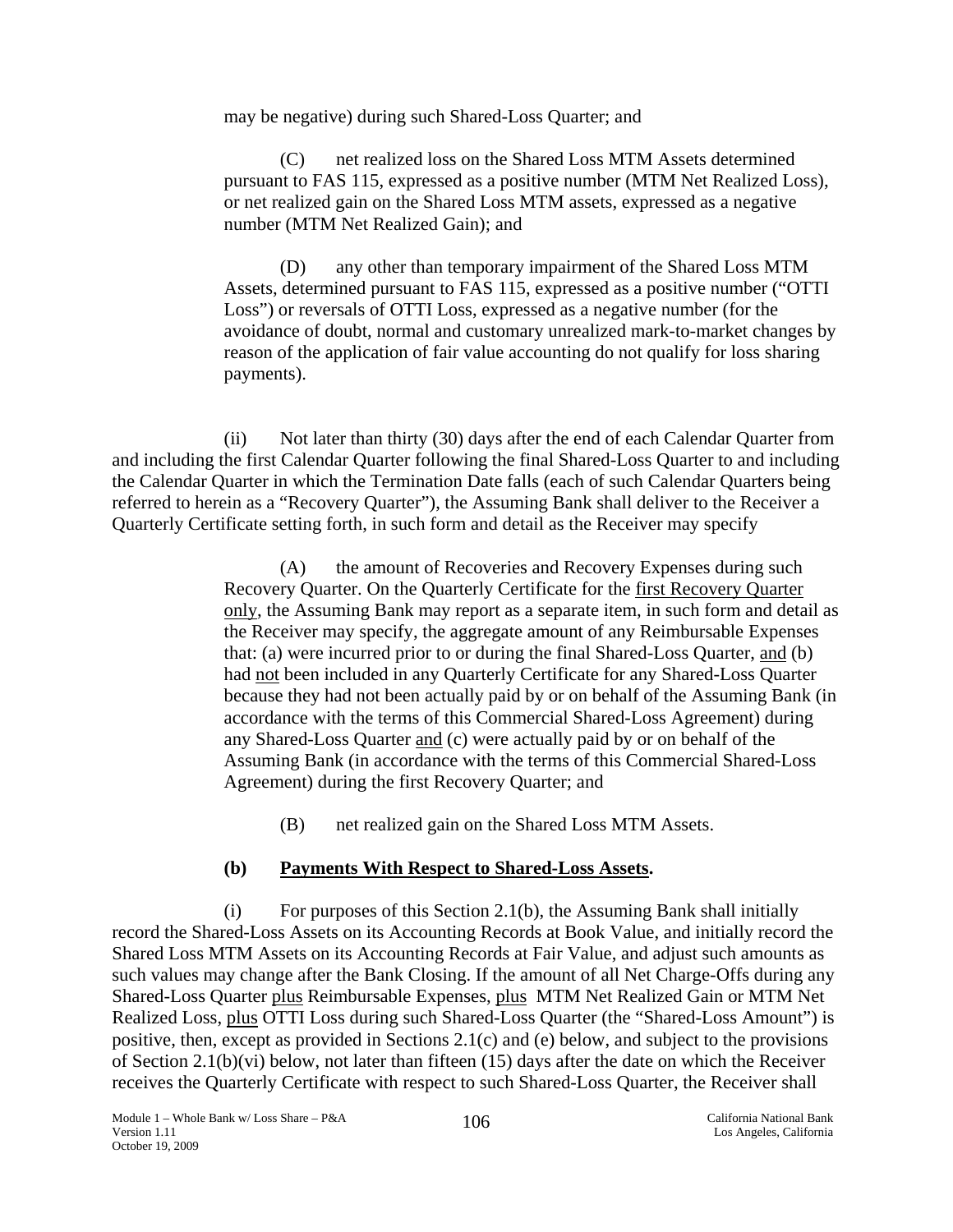may be negative) during such Shared-Loss Quarter; and

(C) net realized loss on the Shared Loss MTM Assets determined pursuant to FAS 115, expressed as a positive number (MTM Net Realized Loss), or net realized gain on the Shared Loss MTM assets, expressed as a negative number (MTM Net Realized Gain); and

(D) any other than temporary impairment of the Shared Loss MTM Assets, determined pursuant to FAS 115, expressed as a positive number ("OTTI Loss") or reversals of OTTI Loss, expressed as a negative number (for the avoidance of doubt, normal and customary unrealized mark-to-market changes by reason of the application of fair value accounting do not qualify for loss sharing payments).

(ii) Not later than thirty (30) days after the end of each Calendar Quarter from and including the first Calendar Quarter following the final Shared-Loss Quarter to and including the Calendar Quarter in which the Termination Date falls (each of such Calendar Quarters being referred to herein as a "Recovery Quarter"), the Assuming Bank shall deliver to the Receiver a Quarterly Certificate setting forth, in such form and detail as the Receiver may specify

(A) the amount of Recoveries and Recovery Expenses during such Recovery Quarter. On the Quarterly Certificate for the first Recovery Quarter only, the Assuming Bank may report as a separate item, in such form and detail as the Receiver may specify, the aggregate amount of any Reimbursable Expenses that: (a) were incurred prior to or during the final Shared-Loss Quarter, and (b) had not been included in any Quarterly Certificate for any Shared-Loss Quarter because they had not been actually paid by or on behalf of the Assuming Bank (in accordance with the terms of this Commercial Shared-Loss Agreement) during any Shared-Loss Quarter and (c) were actually paid by or on behalf of the Assuming Bank (in accordance with the terms of this Commercial Shared-Loss Agreement) during the first Recovery Quarter; and

(B) net realized gain on the Shared Loss MTM Assets.

### (b) Payments With Respect to Shared-Loss Assets.

(i) For purposes of this Section 2.1(b), the Assuming Bank shall initially record the Shared-Loss Assets on its Accounting Records at Book Value, and initially record the Shared Loss MTM Assets on its Accounting Records at Fair Value, and adjust such amounts as such values may change after the Bank Closing. If the amount of all Net Charge-Offs during any Shared-Loss Quarter plus Reimbursable Expenses, plus MTM Net Realized Gain or MTM Net Realized Loss, plus OTTI Loss during such Shared-Loss Quarter (the "Shared-Loss Amount") is positive, then, except as provided in Sections 2.1(c) and (e) below, and subject to the provisions of Section 2.1(b)(vi) below, not later than fifteen (15) days after the date on which the Receiver receives the Quarterly Certificate with respect to such Shared-Loss Quarter, the Receiver shall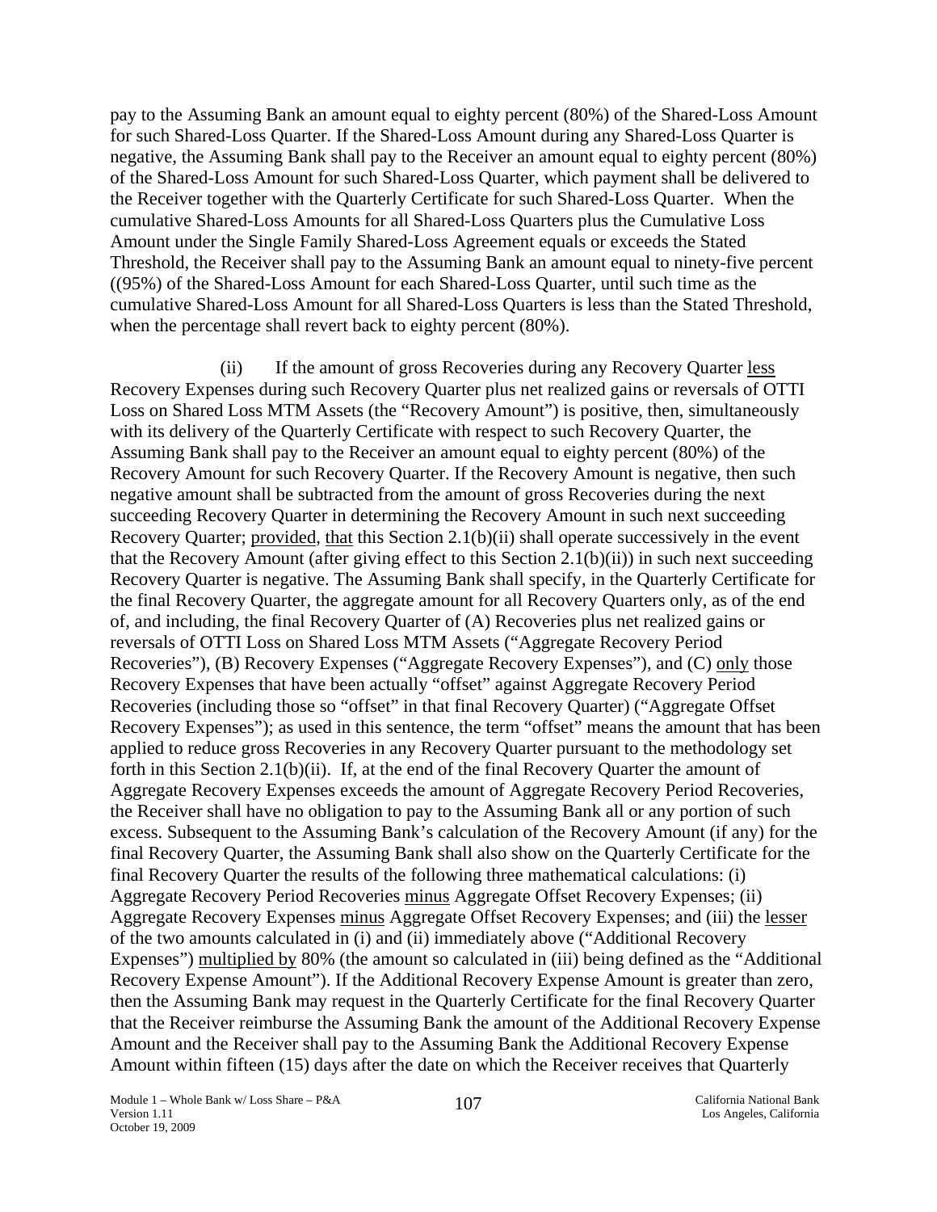pay to the Assuming Bank an amount equal to eighty percent (80%) of the Shared-Loss Amount for such Shared-Loss Quarter. If the Shared-Loss Amount during any Shared-Loss Quarter is negative, the Assuming Bank shall pay to the Receiver an amount equal to eighty percent (80%) of the Shared-Loss Amount for such Shared-Loss Quarter, which payment shall be delivered to the Receiver together with the Quarterly Certificate for such Shared-Loss Quarter. When the cumulative Shared-Loss Amounts for all Shared-Loss Quarters plus the Cumulative Loss Amount under the Single Family Shared-Loss Agreement equals or exceeds the Stated Threshold, the Receiver shall pay to the Assuming Bank an amount equal to ninety-five percent ((95%) of the Shared-Loss Amount for each Shared-Loss Quarter, until such time as the cumulative Shared-Loss Amount for all Shared-Loss Quarters is less than the Stated Threshold, when the percentage shall revert back to eighty percent (80%).

(ii) If the amount of gross Recoveries during any Recovery Quarter less Recovery Expenses during such Recovery Quarter plus net realized gains or reversals of OTTI Loss on Shared Loss MTM Assets (the "Recovery Amount") is positive, then, simultaneously with its delivery of the Quarterly Certificate with respect to such Recovery Quarter, the Assuming Bank shall pay to the Receiver an amount equal to eighty percent (80%) of the Recovery Amount for such Recovery Quarter. If the Recovery Amount is negative, then such negative amount shall be subtracted from the amount of gross Recoveries during the next succeeding Recovery Quarter in determining the Recovery Amount in such next succeeding Recovery Quarter; provided, that this Section 2.1(b)(ii) shall operate successively in the event that the Recovery Amount (after giving effect to this Section 2.1(b)(ii)) in such next succeeding Recovery Quarter is negative. The Assuming Bank shall specify, in the Quarterly Certificate for the final Recovery Quarter, the aggregate amount for all Recovery Quarters only, as of the end of, and including, the final Recovery Quarter of (A) Recoveries plus net realized gains or reversals of OTTI Loss on Shared Loss MTM Assets ("Aggregate Recovery Period Recoveries"), (B) Recovery Expenses ("Aggregate Recovery Expenses"), and (C) only those Recovery Expenses that have been actually "offset" against Aggregate Recovery Period Recoveries (including those so "offset" in that final Recovery Quarter) ("Aggregate Offset Recovery Expenses"); as used in this sentence, the term "offset" means the amount that has been applied to reduce gross Recoveries in any Recovery Quarter pursuant to the methodology set forth in this Section 2.1(b)(ii). If, at the end of the final Recovery Quarter the amount of Aggregate Recovery Expenses exceeds the amount of Aggregate Recovery Period Recoveries, the Receiver shall have no obligation to pay to the Assuming Bank all or any portion of such excess. Subsequent to the Assuming Bank's calculation of the Recovery Amount (if any) for the final Recovery Quarter, the Assuming Bank shall also show on the Quarterly Certificate for the final Recovery Quarter the results of the following three mathematical calculations: (i) Aggregate Recovery Period Recoveries minus Aggregate Offset Recovery Expenses; (ii) Aggregate Recovery Expenses minus Aggregate Offset Recovery Expenses; and (iii) the lesser of the two amounts calculated in (i) and (ii) immediately above ("Additional Recovery Expenses") multiplied by 80% (the amount so calculated in (iii) being defined as the "Additional Recovery Expense Amount"). If the Additional Recovery Expense Amount is greater than zero, then the Assuming Bank may request in the Quarterly Certificate for the final Recovery Quarter that the Receiver reimburse the Assuming Bank the amount of the Additional Recovery Expense Amount and the Receiver shall pay to the Assuming Bank the Additional Recovery Expense Amount within fifteen (15) days after the date on which the Receiver receives that Quarterly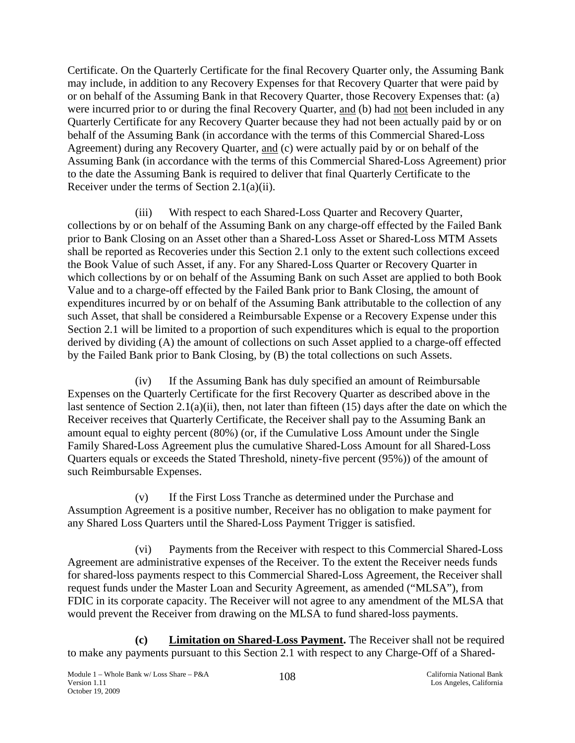Certificate. On the Quarterly Certificate for the final Recovery Quarter only, the Assuming Bank may include, in addition to any Recovery Expenses for that Recovery Quarter that were paid by or on behalf of the Assuming Bank in that Recovery Quarter, those Recovery Expenses that: (a) were incurred prior to or during the final Recovery Quarter, and (b) had not been included in any Quarterly Certificate for any Recovery Quarter because they had not been actually paid by or on behalf of the Assuming Bank (in accordance with the terms of this Commercial Shared-Loss Agreement) during any Recovery Quarter, and (c) were actually paid by or on behalf of the Assuming Bank (in accordance with the terms of this Commercial Shared-Loss Agreement) prior to the date the Assuming Bank is required to deliver that final Quarterly Certificate to the Receiver under the terms of Section 2.1(a)(ii).

(iii) With respect to each Shared-Loss Quarter and Recovery Quarter, collections by or on behalf of the Assuming Bank on any charge-off effected by the Failed Bank prior to Bank Closing on an Asset other than a Shared-Loss Asset or Shared-Loss MTM Assets shall be reported as Recoveries under this Section 2.1 only to the extent such collections exceed the Book Value of such Asset, if any. For any Shared-Loss Quarter or Recovery Quarter in which collections by or on behalf of the Assuming Bank on such Asset are applied to both Book Value and to a charge-off effected by the Failed Bank prior to Bank Closing, the amount of expenditures incurred by or on behalf of the Assuming Bank attributable to the collection of any such Asset, that shall be considered a Reimbursable Expense or a Recovery Expense under this Section 2.1 will be limited to a proportion of such expenditures which is equal to the proportion derived by dividing (A) the amount of collections on such Asset applied to a charge-off effected by the Failed Bank prior to Bank Closing, by (B) the total collections on such Assets.

(iv) If the Assuming Bank has duly specified an amount of Reimbursable Expenses on the Quarterly Certificate for the first Recovery Quarter as described above in the last sentence of Section 2.1(a)(ii), then, not later than fifteen (15) days after the date on which the Receiver receives that Quarterly Certificate, the Receiver shall pay to the Assuming Bank an amount equal to eighty percent (80%) (or, if the Cumulative Loss Amount under the Single Family Shared-Loss Agreement plus the cumulative Shared-Loss Amount for all Shared-Loss Quarters equals or exceeds the Stated Threshold, ninety-five percent (95%)) of the amount of such Reimbursable Expenses.

(v) If the First Loss Tranche as determined under the Purchase and Assumption Agreement is a positive number, Receiver has no obligation to make payment for any Shared Loss Quarters until the Shared-Loss Payment Trigger is satisfied.

(vi) Payments from the Receiver with respect to this Commercial Shared-Loss Agreement are administrative expenses of the Receiver. To the extent the Receiver needs funds for shared-loss payments respect to this Commercial Shared-Loss Agreement, the Receiver shall request funds under the Master Loan and Security Agreement, as amended ("MLSA"), from FDIC in its corporate capacity. The Receiver will not agree to any amendment of the MLSA that would prevent the Receiver from drawing on the MLSA to fund shared-loss payments.

**(c) Limitation on Shared-Loss Payment.** The Receiver shall not be required to make any payments pursuant to this Section 2.1 with respect to any Charge-Off of a Shared-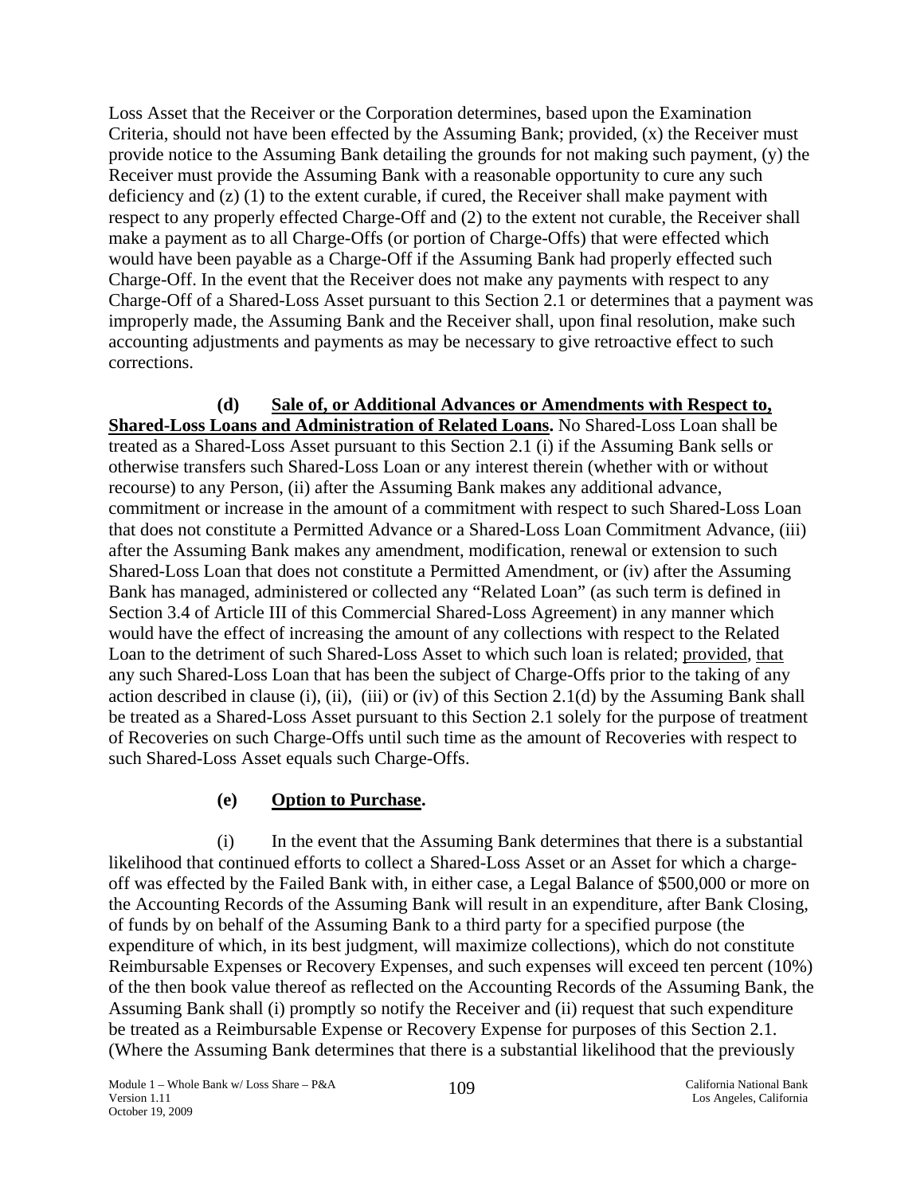Loss Asset that the Receiver or the Corporation determines, based upon the Examination Criteria, should not have been effected by the Assuming Bank; provided, (x) the Receiver must provide notice to the Assuming Bank detailing the grounds for not making such payment, (y) the Receiver must provide the Assuming Bank with a reasonable opportunity to cure any such deficiency and (z) (1) to the extent curable, if cured, the Receiver shall make payment with respect to any properly effected Charge-Off and (2) to the extent not curable, the Receiver shall make a payment as to all Charge-Offs (or portion of Charge-Offs) that were effected which would have been payable as a Charge-Off if the Assuming Bank had properly effected such Charge-Off. In the event that the Receiver does not make any payments with respect to any Charge-Off of a Shared-Loss Asset pursuant to this Section 2.1 or determines that a payment was improperly made, the Assuming Bank and the Receiver shall, upon final resolution, make such accounting adjustments and payments as may be necessary to give retroactive effect to such corrections.

**(d) Sale of, or Additional Advances or Amendments with Respect to, Shared-Loss Loans and Administration of Related Loans.** No Shared-Loss Loan shall be treated as a Shared-Loss Asset pursuant to this Section 2.1 (i) if the Assuming Bank sells or otherwise transfers such Shared-Loss Loan or any interest therein (whether with or without recourse) to any Person, (ii) after the Assuming Bank makes any additional advance, commitment or increase in the amount of a commitment with respect to such Shared-Loss Loan that does not constitute a Permitted Advance or a Shared-Loss Loan Commitment Advance, (iii) after the Assuming Bank makes any amendment, modification, renewal or extension to such Shared-Loss Loan that does not constitute a Permitted Amendment, or (iv) after the Assuming Bank has managed, administered or collected any "Related Loan" (as such term is defined in Section 3.4 of Article III of this Commercial Shared-Loss Agreement) in any manner which would have the effect of increasing the amount of any collections with respect to the Related Loan to the detriment of such Shared-Loss Asset to which such loan is related; provided, that any such Shared-Loss Loan that has been the subject of Charge-Offs prior to the taking of any action described in clause (i), (ii), (iii) or (iv) of this Section 2.1(d) by the Assuming Bank shall be treated as a Shared-Loss Asset pursuant to this Section 2.1 solely for the purpose of treatment of Recoveries on such Charge-Offs until such time as the amount of Recoveries with respect to such Shared-Loss Asset equals such Charge-Offs.

**(e) Option to Purchase.**

(i) In the event that the Assuming Bank determines that there is a substantial likelihood that continued efforts to collect a Shared-Loss Asset or an Asset for which a charge-off was effected by the Failed Bank with, in either case, a Legal Balance of $500,000 or more on the Accounting Records of the Assuming Bank will result in an expenditure, after Bank Closing, of funds by on behalf of the Assuming Bank to a third party for a specified purpose (the expenditure of which, in its best judgment, will maximize collections), which do not constitute Reimbursable Expenses or Recovery Expenses, and such expenses will exceed ten percent (10%) of the then book value thereof as reflected on the Accounting Records of the Assuming Bank, the Assuming Bank shall (i) promptly so notify the Receiver and (ii) request that such expenditure be treated as a Reimbursable Expense or Recovery Expense for purposes of this Section 2.1. (Where the Assuming Bank determines that there is a substantial likelihood that the previously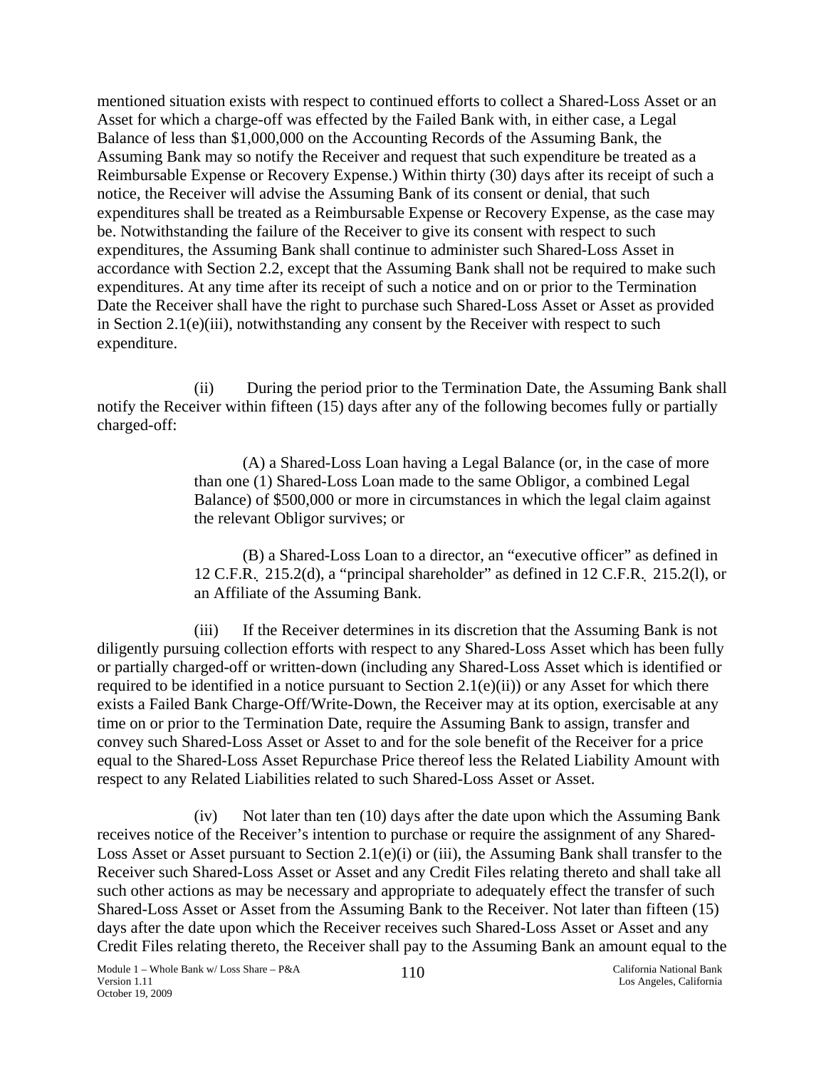mentioned situation exists with respect to continued efforts to collect a Shared-Loss Asset or an Asset for which a charge-off was effected by the Failed Bank with, in either case, a Legal Balance of less than $1,000,000 on the Accounting Records of the Assuming Bank, the Assuming Bank may so notify the Receiver and request that such expenditure be treated as a Reimbursable Expense or Recovery Expense.) Within thirty (30) days after its receipt of such a notice, the Receiver will advise the Assuming Bank of its consent or denial, that such expenditures shall be treated as a Reimbursable Expense or Recovery Expense, as the case may be. Notwithstanding the failure of the Receiver to give its consent with respect to such expenditures, the Assuming Bank shall continue to administer such Shared-Loss Asset in accordance with Section 2.2, except that the Assuming Bank shall not be required to make such expenditures. At any time after its receipt of such a notice and on or prior to the Termination Date the Receiver shall have the right to purchase such Shared-Loss Asset or Asset as provided in Section 2.1(e)(iii), notwithstanding any consent by the Receiver with respect to such expenditure.

(ii) During the period prior to the Termination Date, the Assuming Bank shall notify the Receiver within fifteen (15) days after any of the following becomes fully or partially charged-off:

> (A) a Shared-Loss Loan having a Legal Balance (or, in the case of more than one (1) Shared-Loss Loan made to the same Obligor, a combined Legal Balance) of $500,000 or more in circumstances in which the legal claim against the relevant Obligor survives; or
>
> (B) a Shared-Loss Loan to a director, an "executive officer" as defined in 12 C.F.R. 215.2(d), a "principal shareholder" as defined in 12 C.F.R. 215.2(l), or an Affiliate of the Assuming Bank.

(iii) If the Receiver determines in its discretion that the Assuming Bank is not diligently pursuing collection efforts with respect to any Shared-Loss Asset which has been fully or partially charged-off or written-down (including any Shared-Loss Asset which is identified or required to be identified in a notice pursuant to Section 2.1(e)(ii)) or any Asset for which there exists a Failed Bank Charge-Off/Write-Down, the Receiver may at its option, exercisable at any time on or prior to the Termination Date, require the Assuming Bank to assign, transfer and convey such Shared-Loss Asset or Asset to and for the sole benefit of the Receiver for a price equal to the Shared-Loss Asset Repurchase Price thereof less the Related Liability Amount with respect to any Related Liabilities related to such Shared-Loss Asset or Asset.

(iv) Not later than ten (10) days after the date upon which the Assuming Bank receives notice of the Receiver's intention to purchase or require the assignment of any Shared-Loss Asset or Asset pursuant to Section 2.1(e)(i) or (iii), the Assuming Bank shall transfer to the Receiver such Shared-Loss Asset or Asset and any Credit Files relating thereto and shall take all such other actions as may be necessary and appropriate to adequately effect the transfer of such Shared-Loss Asset or Asset from the Assuming Bank to the Receiver. Not later than fifteen (15) days after the date upon which the Receiver receives such Shared-Loss Asset or Asset and any Credit Files relating thereto, the Receiver shall pay to the Assuming Bank an amount equal to the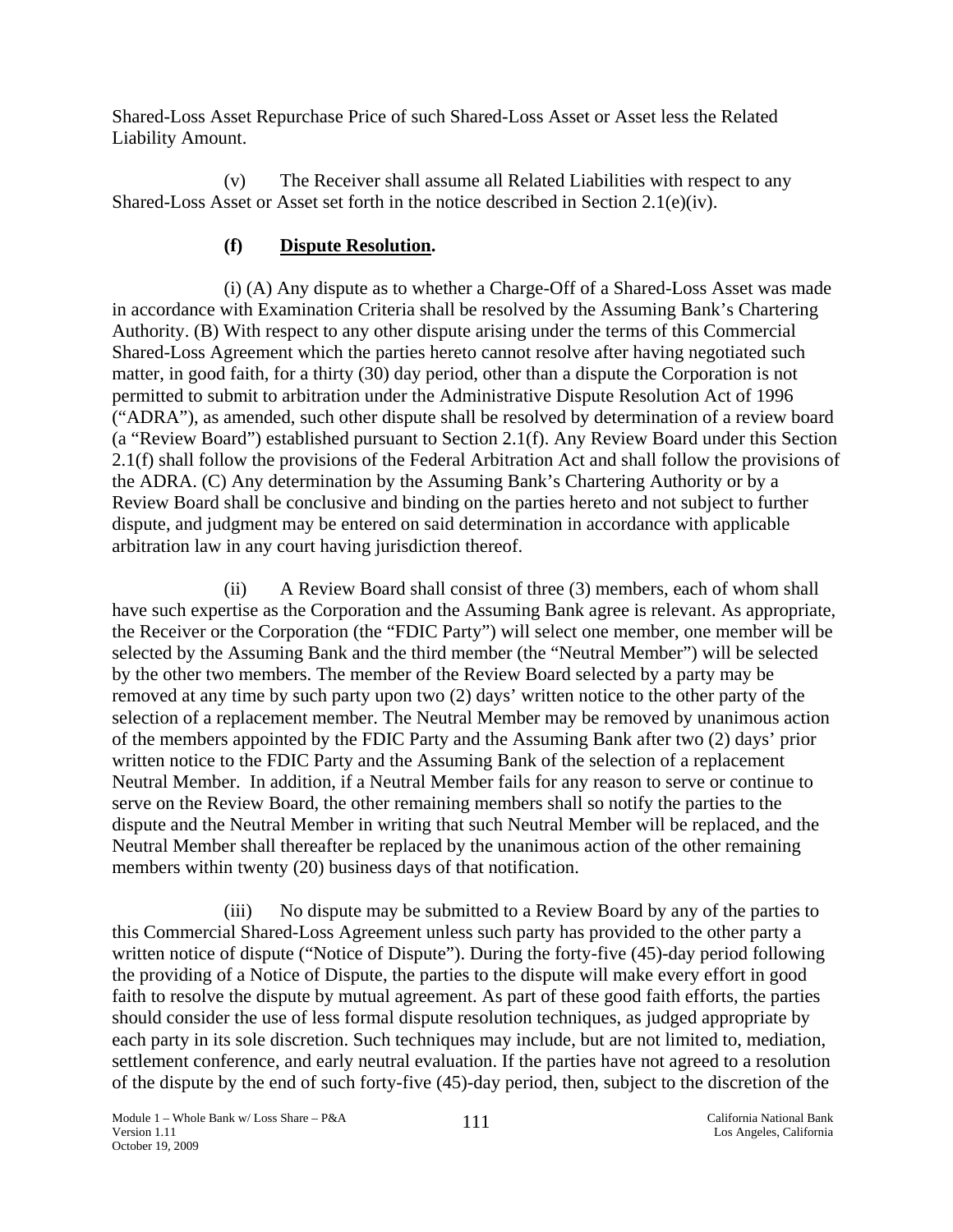Shared-Loss Asset Repurchase Price of such Shared-Loss Asset or Asset less the Related Liability Amount.

(v) The Receiver shall assume all Related Liabilities with respect to any Shared-Loss Asset or Asset set forth in the notice described in Section 2.1(e)(iv).

**(f) <u>Dispute Resolution</u>.**

(i) (A) Any dispute as to whether a Charge-Off of a Shared-Loss Asset was made in accordance with Examination Criteria shall be resolved by the Assuming Bank's Chartering Authority. (B) With respect to any other dispute arising under the terms of this Commercial Shared-Loss Agreement which the parties hereto cannot resolve after having negotiated such matter, in good faith, for a thirty (30) day period, other than a dispute the Corporation is not permitted to submit to arbitration under the Administrative Dispute Resolution Act of 1996 ("ADRA"), as amended, such other dispute shall be resolved by determination of a review board (a "Review Board") established pursuant to Section 2.1(f). Any Review Board under this Section 2.1(f) shall follow the provisions of the Federal Arbitration Act and shall follow the provisions of the ADRA. (C) Any determination by the Assuming Bank's Chartering Authority or by a Review Board shall be conclusive and binding on the parties hereto and not subject to further dispute, and judgment may be entered on said determination in accordance with applicable arbitration law in any court having jurisdiction thereof.

(ii) A Review Board shall consist of three (3) members, each of whom shall have such expertise as the Corporation and the Assuming Bank agree is relevant. As appropriate, the Receiver or the Corporation (the "FDIC Party") will select one member, one member will be selected by the Assuming Bank and the third member (the "Neutral Member") will be selected by the other two members. The member of the Review Board selected by a party may be removed at any time by such party upon two (2) days' written notice to the other party of the selection of a replacement member. The Neutral Member may be removed by unanimous action of the members appointed by the FDIC Party and the Assuming Bank after two (2) days' prior written notice to the FDIC Party and the Assuming Bank of the selection of a replacement Neutral Member. In addition, if a Neutral Member fails for any reason to serve or continue to serve on the Review Board, the other remaining members shall so notify the parties to the dispute and the Neutral Member in writing that such Neutral Member will be replaced, and the Neutral Member shall thereafter be replaced by the unanimous action of the other remaining members within twenty (20) business days of that notification.

(iii) No dispute may be submitted to a Review Board by any of the parties to this Commercial Shared-Loss Agreement unless such party has provided to the other party a written notice of dispute ("Notice of Dispute"). During the forty-five (45)-day period following the providing of a Notice of Dispute, the parties to the dispute will make every effort in good faith to resolve the dispute by mutual agreement. As part of these good faith efforts, the parties should consider the use of less formal dispute resolution techniques, as judged appropriate by each party in its sole discretion. Such techniques may include, but are not limited to, mediation, settlement conference, and early neutral evaluation. If the parties have not agreed to a resolution of the dispute by the end of such forty-five (45)-day period, then, subject to the discretion of the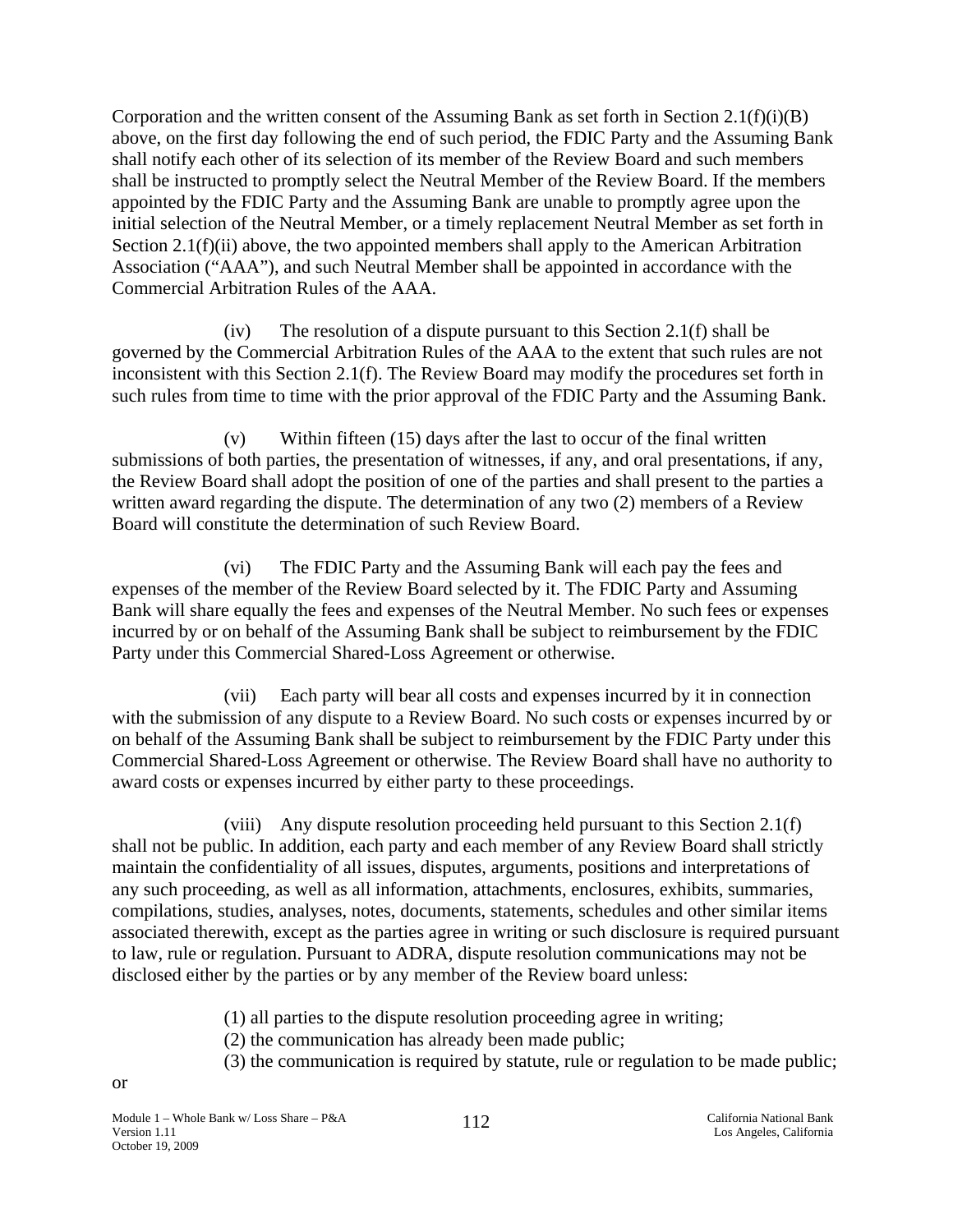Corporation and the written consent of the Assuming Bank as set forth in Section 2.1(f)(i)(B) above, on the first day following the end of such period, the FDIC Party and the Assuming Bank shall notify each other of its selection of its member of the Review Board and such members shall be instructed to promptly select the Neutral Member of the Review Board. If the members appointed by the FDIC Party and the Assuming Bank are unable to promptly agree upon the initial selection of the Neutral Member, or a timely replacement Neutral Member as set forth in Section 2.1(f)(ii) above, the two appointed members shall apply to the American Arbitration Association ("AAA"), and such Neutral Member shall be appointed in accordance with the Commercial Arbitration Rules of the AAA.

(iv) The resolution of a dispute pursuant to this Section 2.1(f) shall be governed by the Commercial Arbitration Rules of the AAA to the extent that such rules are not inconsistent with this Section 2.1(f). The Review Board may modify the procedures set forth in such rules from time to time with the prior approval of the FDIC Party and the Assuming Bank.

(v) Within fifteen (15) days after the last to occur of the final written submissions of both parties, the presentation of witnesses, if any, and oral presentations, if any, the Review Board shall adopt the position of one of the parties and shall present to the parties a written award regarding the dispute. The determination of any two (2) members of a Review Board will constitute the determination of such Review Board.

(vi) The FDIC Party and the Assuming Bank will each pay the fees and expenses of the member of the Review Board selected by it. The FDIC Party and Assuming Bank will share equally the fees and expenses of the Neutral Member. No such fees or expenses incurred by or on behalf of the Assuming Bank shall be subject to reimbursement by the FDIC Party under this Commercial Shared-Loss Agreement or otherwise.

(vii) Each party will bear all costs and expenses incurred by it in connection with the submission of any dispute to a Review Board. No such costs or expenses incurred by or on behalf of the Assuming Bank shall be subject to reimbursement by the FDIC Party under this Commercial Shared-Loss Agreement or otherwise. The Review Board shall have no authority to award costs or expenses incurred by either party to these proceedings.

(viii) Any dispute resolution proceeding held pursuant to this Section 2.1(f) shall not be public. In addition, each party and each member of any Review Board shall strictly maintain the confidentiality of all issues, disputes, arguments, positions and interpretations of any such proceeding, as well as all information, attachments, enclosures, exhibits, summaries, compilations, studies, analyses, notes, documents, statements, schedules and other similar items associated therewith, except as the parties agree in writing or such disclosure is required pursuant to law, rule or regulation. Pursuant to ADRA, dispute resolution communications may not be disclosed either by the parties or by any member of the Review board unless:

(1) all parties to the dispute resolution proceeding agree in writing;
(2) the communication has already been made public;
(3) the communication is required by statute, rule or regulation to be made public;

or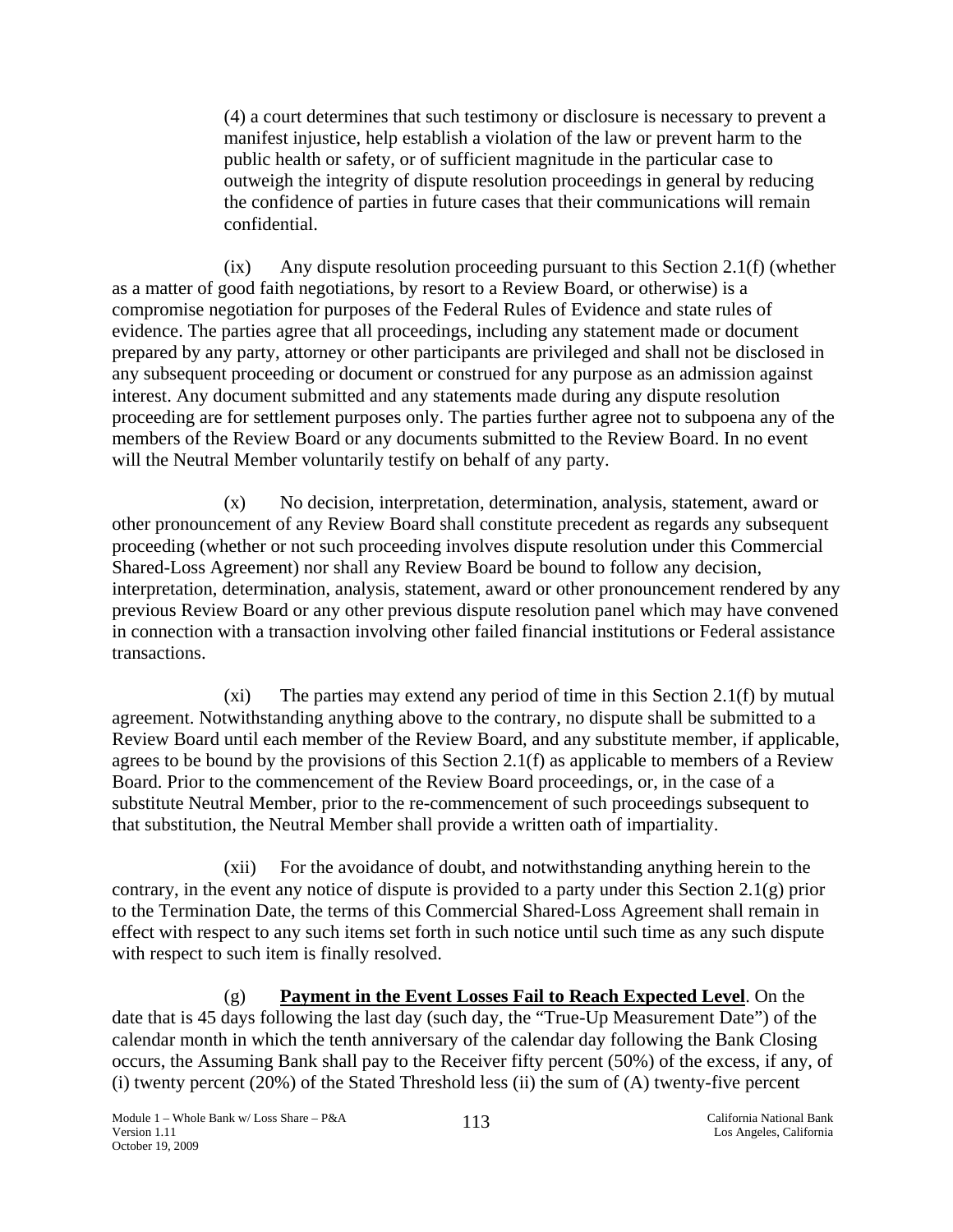(4) a court determines that such testimony or disclosure is necessary to prevent a manifest injustice, help establish a violation of the law or prevent harm to the public health or safety, or of sufficient magnitude in the particular case to outweigh the integrity of dispute resolution proceedings in general by reducing the confidence of parties in future cases that their communications will remain confidential.

(ix) Any dispute resolution proceeding pursuant to this Section 2.1(f) (whether as a matter of good faith negotiations, by resort to a Review Board, or otherwise) is a compromise negotiation for purposes of the Federal Rules of Evidence and state rules of evidence. The parties agree that all proceedings, including any statement made or document prepared by any party, attorney or other participants are privileged and shall not be disclosed in any subsequent proceeding or document or construed for any purpose as an admission against interest. Any document submitted and any statements made during any dispute resolution proceeding are for settlement purposes only. The parties further agree not to subpoena any of the members of the Review Board or any documents submitted to the Review Board. In no event will the Neutral Member voluntarily testify on behalf of any party.

(x) No decision, interpretation, determination, analysis, statement, award or other pronouncement of any Review Board shall constitute precedent as regards any subsequent proceeding (whether or not such proceeding involves dispute resolution under this Commercial Shared-Loss Agreement) nor shall any Review Board be bound to follow any decision, interpretation, determination, analysis, statement, award or other pronouncement rendered by any previous Review Board or any other previous dispute resolution panel which may have convened in connection with a transaction involving other failed financial institutions or Federal assistance transactions.

(xi) The parties may extend any period of time in this Section 2.1(f) by mutual agreement. Notwithstanding anything above to the contrary, no dispute shall be submitted to a Review Board until each member of the Review Board, and any substitute member, if applicable, agrees to be bound by the provisions of this Section 2.1(f) as applicable to members of a Review Board. Prior to the commencement of the Review Board proceedings, or, in the case of a substitute Neutral Member, prior to the re-commencement of such proceedings subsequent to that substitution, the Neutral Member shall provide a written oath of impartiality.

(xii) For the avoidance of doubt, and notwithstanding anything herein to the contrary, in the event any notice of dispute is provided to a party under this Section 2.1(g) prior to the Termination Date, the terms of this Commercial Shared-Loss Agreement shall remain in effect with respect to any such items set forth in such notice until such time as any such dispute with respect to such item is finally resolved.

(g) **Payment in the Event Losses Fail to Reach Expected Level**. On the date that is 45 days following the last day (such day, the "True-Up Measurement Date") of the calendar month in which the tenth anniversary of the calendar day following the Bank Closing occurs, the Assuming Bank shall pay to the Receiver fifty percent (50%) of the excess, if any, of (i) twenty percent (20%) of the Stated Threshold less (ii) the sum of (A) twenty-five percent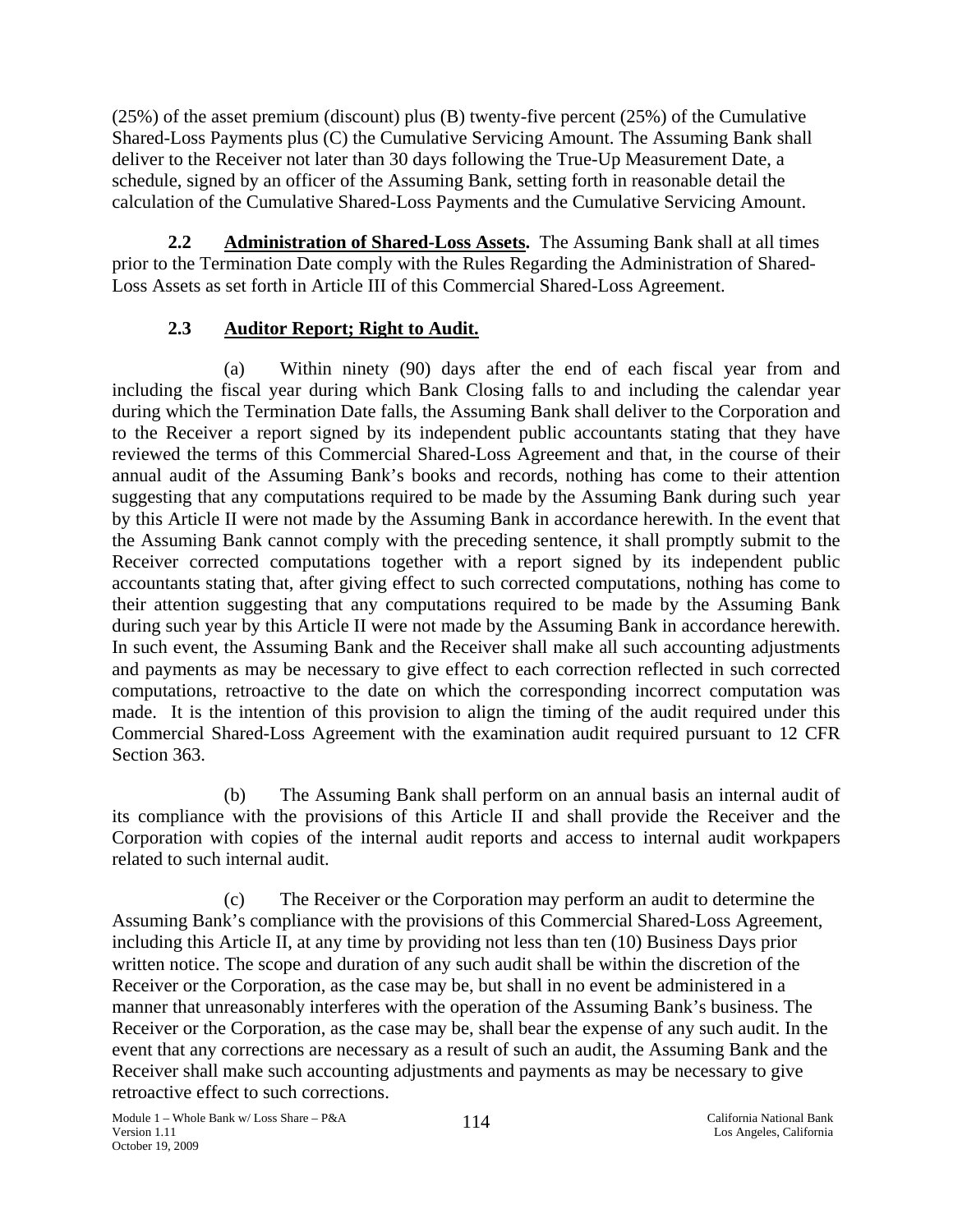(25%) of the asset premium (discount) plus (B) twenty-five percent (25%) of the Cumulative Shared-Loss Payments plus (C) the Cumulative Servicing Amount. The Assuming Bank shall deliver to the Receiver not later than 30 days following the True-Up Measurement Date, a schedule, signed by an officer of the Assuming Bank, setting forth in reasonable detail the calculation of the Cumulative Shared-Loss Payments and the Cumulative Servicing Amount.

**2.2 Administration of Shared-Loss Assets.** The Assuming Bank shall at all times prior to the Termination Date comply with the Rules Regarding the Administration of Shared-Loss Assets as set forth in Article III of this Commercial Shared-Loss Agreement.

**2.3 Auditor Report; Right to Audit.**

(a) Within ninety (90) days after the end of each fiscal year from and including the fiscal year during which Bank Closing falls to and including the calendar year during which the Termination Date falls, the Assuming Bank shall deliver to the Corporation and to the Receiver a report signed by its independent public accountants stating that they have reviewed the terms of this Commercial Shared-Loss Agreement and that, in the course of their annual audit of the Assuming Bank's books and records, nothing has come to their attention suggesting that any computations required to be made by the Assuming Bank during such year by this Article II were not made by the Assuming Bank in accordance herewith. In the event that the Assuming Bank cannot comply with the preceding sentence, it shall promptly submit to the Receiver corrected computations together with a report signed by its independent public accountants stating that, after giving effect to such corrected computations, nothing has come to their attention suggesting that any computations required to be made by the Assuming Bank during such year by this Article II were not made by the Assuming Bank in accordance herewith. In such event, the Assuming Bank and the Receiver shall make all such accounting adjustments and payments as may be necessary to give effect to each correction reflected in such corrected computations, retroactive to the date on which the corresponding incorrect computation was made. It is the intention of this provision to align the timing of the audit required under this Commercial Shared-Loss Agreement with the examination audit required pursuant to 12 CFR Section 363.

(b) The Assuming Bank shall perform on an annual basis an internal audit of its compliance with the provisions of this Article II and shall provide the Receiver and the Corporation with copies of the internal audit reports and access to internal audit workpapers related to such internal audit.

(c) The Receiver or the Corporation may perform an audit to determine the Assuming Bank's compliance with the provisions of this Commercial Shared-Loss Agreement, including this Article II, at any time by providing not less than ten (10) Business Days prior written notice. The scope and duration of any such audit shall be within the discretion of the Receiver or the Corporation, as the case may be, but shall in no event be administered in a manner that unreasonably interferes with the operation of the Assuming Bank's business. The Receiver or the Corporation, as the case may be, shall bear the expense of any such audit. In the event that any corrections are necessary as a result of such an audit, the Assuming Bank and the Receiver shall make such accounting adjustments and payments as may be necessary to give retroactive effect to such corrections.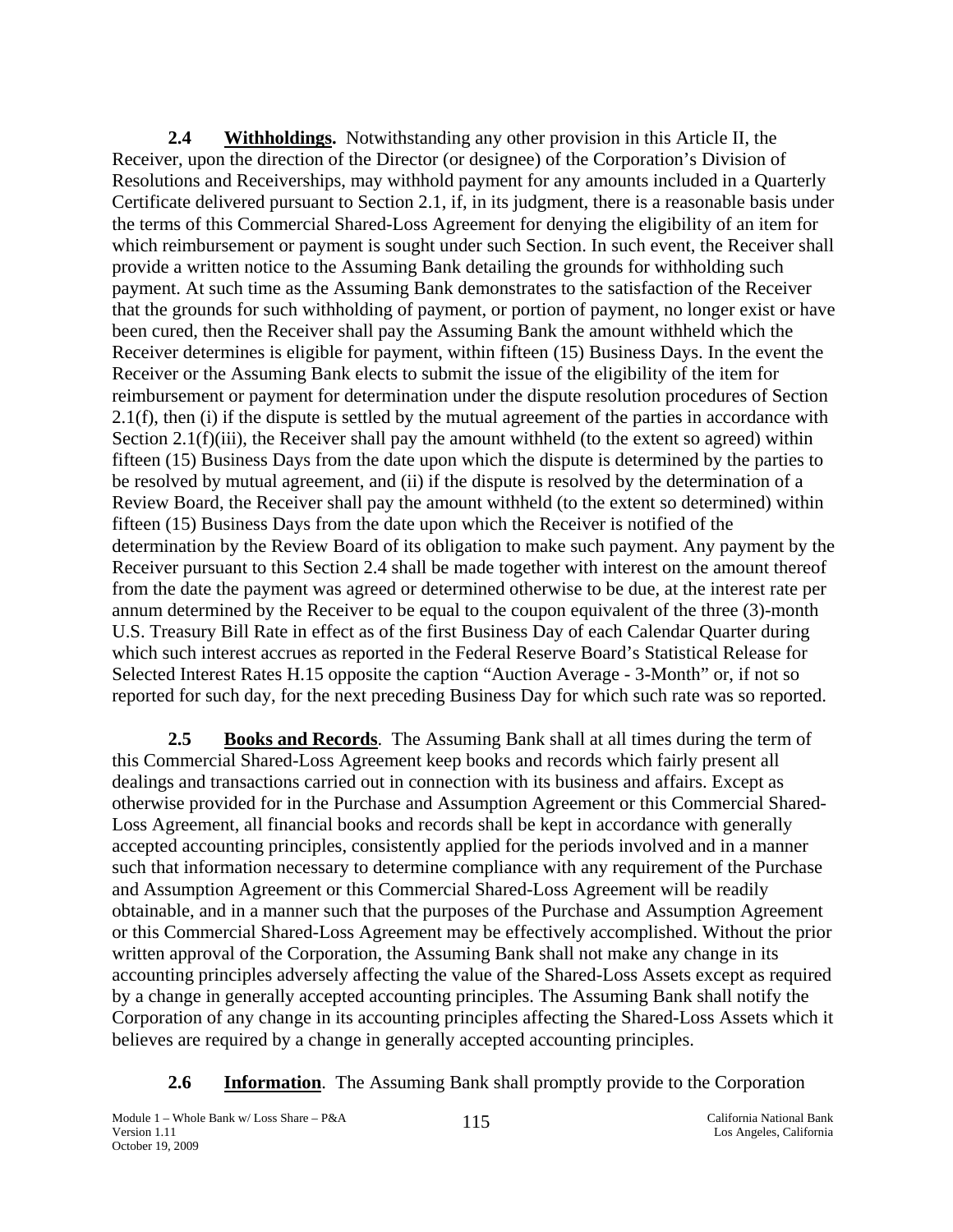**2.4 Withholdings.** Notwithstanding any other provision in this Article II, the Receiver, upon the direction of the Director (or designee) of the Corporation's Division of Resolutions and Receiverships, may withhold payment for any amounts included in a Quarterly Certificate delivered pursuant to Section 2.1, if, in its judgment, there is a reasonable basis under the terms of this Commercial Shared-Loss Agreement for denying the eligibility of an item for which reimbursement or payment is sought under such Section. In such event, the Receiver shall provide a written notice to the Assuming Bank detailing the grounds for withholding such payment. At such time as the Assuming Bank demonstrates to the satisfaction of the Receiver that the grounds for such withholding of payment, or portion of payment, no longer exist or have been cured, then the Receiver shall pay the Assuming Bank the amount withheld which the Receiver determines is eligible for payment, within fifteen (15) Business Days. In the event the Receiver or the Assuming Bank elects to submit the issue of the eligibility of the item for reimbursement or payment for determination under the dispute resolution procedures of Section 2.1(f), then (i) if the dispute is settled by the mutual agreement of the parties in accordance with Section 2.1(f)(iii), the Receiver shall pay the amount withheld (to the extent so agreed) within fifteen (15) Business Days from the date upon which the dispute is determined by the parties to be resolved by mutual agreement, and (ii) if the dispute is resolved by the determination of a Review Board, the Receiver shall pay the amount withheld (to the extent so determined) within fifteen (15) Business Days from the date upon which the Receiver is notified of the determination by the Review Board of its obligation to make such payment. Any payment by the Receiver pursuant to this Section 2.4 shall be made together with interest on the amount thereof from the date the payment was agreed or determined otherwise to be due, at the interest rate per annum determined by the Receiver to be equal to the coupon equivalent of the three (3)-month U.S. Treasury Bill Rate in effect as of the first Business Day of each Calendar Quarter during which such interest accrues as reported in the Federal Reserve Board's Statistical Release for Selected Interest Rates H.15 opposite the caption "Auction Average - 3-Month" or, if not so reported for such day, for the next preceding Business Day for which such rate was so reported.

**2.5 Books and Records**. The Assuming Bank shall at all times during the term of this Commercial Shared-Loss Agreement keep books and records which fairly present all dealings and transactions carried out in connection with its business and affairs. Except as otherwise provided for in the Purchase and Assumption Agreement or this Commercial Shared-Loss Agreement, all financial books and records shall be kept in accordance with generally accepted accounting principles, consistently applied for the periods involved and in a manner such that information necessary to determine compliance with any requirement of the Purchase and Assumption Agreement or this Commercial Shared-Loss Agreement will be readily obtainable, and in a manner such that the purposes of the Purchase and Assumption Agreement or this Commercial Shared-Loss Agreement may be effectively accomplished. Without the prior written approval of the Corporation, the Assuming Bank shall not make any change in its accounting principles adversely affecting the value of the Shared-Loss Assets except as required by a change in generally accepted accounting principles. The Assuming Bank shall notify the Corporation of any change in its accounting principles affecting the Shared-Loss Assets which it believes are required by a change in generally accepted accounting principles.

**2.6 Information**. The Assuming Bank shall promptly provide to the Corporation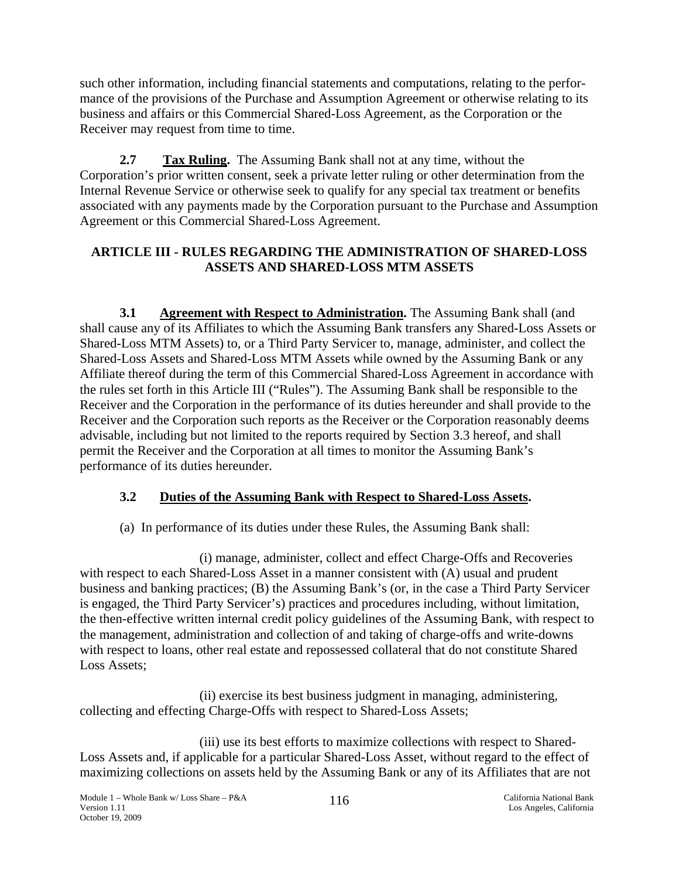such other information, including financial statements and computations, relating to the performance of the provisions of the Purchase and Assumption Agreement or otherwise relating to its business and affairs or this Commercial Shared-Loss Agreement, as the Corporation or the Receiver may request from time to time.

**2.7** **Tax Ruling.** The Assuming Bank shall not at any time, without the Corporation's prior written consent, seek a private letter ruling or other determination from the Internal Revenue Service or otherwise seek to qualify for any special tax treatment or benefits associated with any payments made by the Corporation pursuant to the Purchase and Assumption Agreement or this Commercial Shared-Loss Agreement.

## ARTICLE III - RULES REGARDING THE ADMINISTRATION OF SHARED-LOSS ASSETS AND SHARED-LOSS MTM ASSETS

**3.1** **Agreement with Respect to Administration.** The Assuming Bank shall (and shall cause any of its Affiliates to which the Assuming Bank transfers any Shared-Loss Assets or Shared-Loss MTM Assets) to, or a Third Party Servicer to, manage, administer, and collect the Shared-Loss Assets and Shared-Loss MTM Assets while owned by the Assuming Bank or any Affiliate thereof during the term of this Commercial Shared-Loss Agreement in accordance with the rules set forth in this Article III ("Rules"). The Assuming Bank shall be responsible to the Receiver and the Corporation in the performance of its duties hereunder and shall provide to the Receiver and the Corporation such reports as the Receiver or the Corporation reasonably deems advisable, including but not limited to the reports required by Section 3.3 hereof, and shall permit the Receiver and the Corporation at all times to monitor the Assuming Bank's performance of its duties hereunder.

**3.2** **Duties of the Assuming Bank with Respect to Shared-Loss Assets.**

(a) In performance of its duties under these Rules, the Assuming Bank shall:

(i) manage, administer, collect and effect Charge-Offs and Recoveries with respect to each Shared-Loss Asset in a manner consistent with (A) usual and prudent business and banking practices; (B) the Assuming Bank's (or, in the case a Third Party Servicer is engaged, the Third Party Servicer's) practices and procedures including, without limitation, the then-effective written internal credit policy guidelines of the Assuming Bank, with respect to the management, administration and collection of and taking of charge-offs and write-downs with respect to loans, other real estate and repossessed collateral that do not constitute Shared Loss Assets;

(ii) exercise its best business judgment in managing, administering, collecting and effecting Charge-Offs with respect to Shared-Loss Assets;

(iii) use its best efforts to maximize collections with respect to Shared-Loss Assets and, if applicable for a particular Shared-Loss Asset, without regard to the effect of maximizing collections on assets held by the Assuming Bank or any of its Affiliates that are not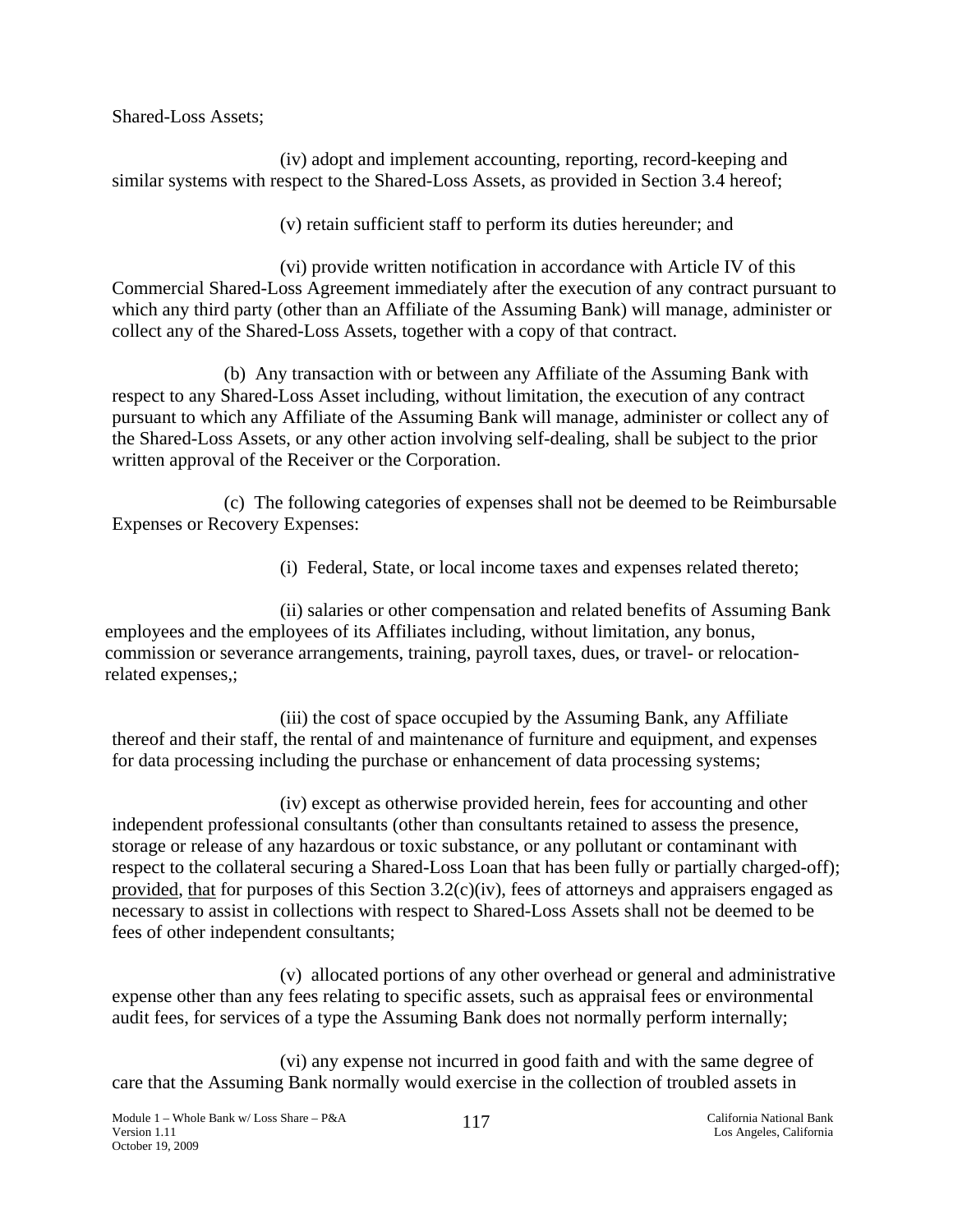Shared-Loss Assets;

(iv) adopt and implement accounting, reporting, record-keeping and similar systems with respect to the Shared-Loss Assets, as provided in Section 3.4 hereof;

(v) retain sufficient staff to perform its duties hereunder; and

(vi) provide written notification in accordance with Article IV of this Commercial Shared-Loss Agreement immediately after the execution of any contract pursuant to which any third party (other than an Affiliate of the Assuming Bank) will manage, administer or collect any of the Shared-Loss Assets, together with a copy of that contract.

(b) Any transaction with or between any Affiliate of the Assuming Bank with respect to any Shared-Loss Asset including, without limitation, the execution of any contract pursuant to which any Affiliate of the Assuming Bank will manage, administer or collect any of the Shared-Loss Assets, or any other action involving self-dealing, shall be subject to the prior written approval of the Receiver or the Corporation.

(c) The following categories of expenses shall not be deemed to be Reimbursable Expenses or Recovery Expenses:

(i) Federal, State, or local income taxes and expenses related thereto;

(ii) salaries or other compensation and related benefits of Assuming Bank employees and the employees of its Affiliates including, without limitation, any bonus, commission or severance arrangements, training, payroll taxes, dues, or travel- or relocation-related expenses,;

(iii) the cost of space occupied by the Assuming Bank, any Affiliate thereof and their staff, the rental of and maintenance of furniture and equipment, and expenses for data processing including the purchase or enhancement of data processing systems;

(iv) except as otherwise provided herein, fees for accounting and other independent professional consultants (other than consultants retained to assess the presence, storage or release of any hazardous or toxic substance, or any pollutant or contaminant with respect to the collateral securing a Shared-Loss Loan that has been fully or partially charged-off); provided, that for purposes of this Section 3.2(c)(iv), fees of attorneys and appraisers engaged as necessary to assist in collections with respect to Shared-Loss Assets shall not be deemed to be fees of other independent consultants;

(v) allocated portions of any other overhead or general and administrative expense other than any fees relating to specific assets, such as appraisal fees or environmental audit fees, for services of a type the Assuming Bank does not normally perform internally;

(vi) any expense not incurred in good faith and with the same degree of care that the Assuming Bank normally would exercise in the collection of troubled assets in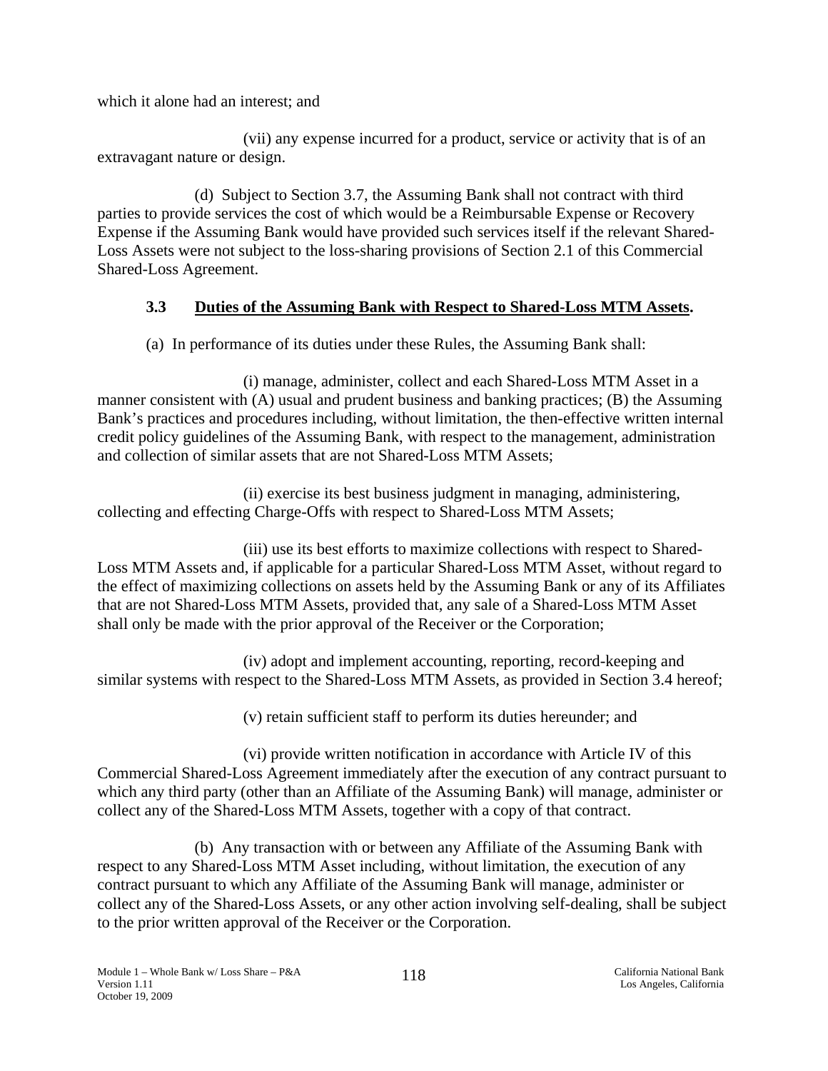which it alone had an interest; and

(vii) any expense incurred for a product, service or activity that is of an extravagant nature or design.

(d) Subject to Section 3.7, the Assuming Bank shall not contract with third parties to provide services the cost of which would be a Reimbursable Expense or Recovery Expense if the Assuming Bank would have provided such services itself if the relevant Shared-Loss Assets were not subject to the loss-sharing provisions of Section 2.1 of this Commercial Shared-Loss Agreement.

### 3.3 Duties of the Assuming Bank with Respect to Shared-Loss MTM Assets.

(a) In performance of its duties under these Rules, the Assuming Bank shall:

(i) manage, administer, collect and each Shared-Loss MTM Asset in a manner consistent with (A) usual and prudent business and banking practices; (B) the Assuming Bank's practices and procedures including, without limitation, the then-effective written internal credit policy guidelines of the Assuming Bank, with respect to the management, administration and collection of similar assets that are not Shared-Loss MTM Assets;

(ii) exercise its best business judgment in managing, administering, collecting and effecting Charge-Offs with respect to Shared-Loss MTM Assets;

(iii) use its best efforts to maximize collections with respect to Shared-Loss MTM Assets and, if applicable for a particular Shared-Loss MTM Asset, without regard to the effect of maximizing collections on assets held by the Assuming Bank or any of its Affiliates that are not Shared-Loss MTM Assets, provided that, any sale of a Shared-Loss MTM Asset shall only be made with the prior approval of the Receiver or the Corporation;

(iv) adopt and implement accounting, reporting, record-keeping and similar systems with respect to the Shared-Loss MTM Assets, as provided in Section 3.4 hereof;

(v) retain sufficient staff to perform its duties hereunder; and

(vi) provide written notification in accordance with Article IV of this Commercial Shared-Loss Agreement immediately after the execution of any contract pursuant to which any third party (other than an Affiliate of the Assuming Bank) will manage, administer or collect any of the Shared-Loss MTM Assets, together with a copy of that contract.

(b) Any transaction with or between any Affiliate of the Assuming Bank with respect to any Shared-Loss MTM Asset including, without limitation, the execution of any contract pursuant to which any Affiliate of the Assuming Bank will manage, administer or collect any of the Shared-Loss Assets, or any other action involving self-dealing, shall be subject to the prior written approval of the Receiver or the Corporation.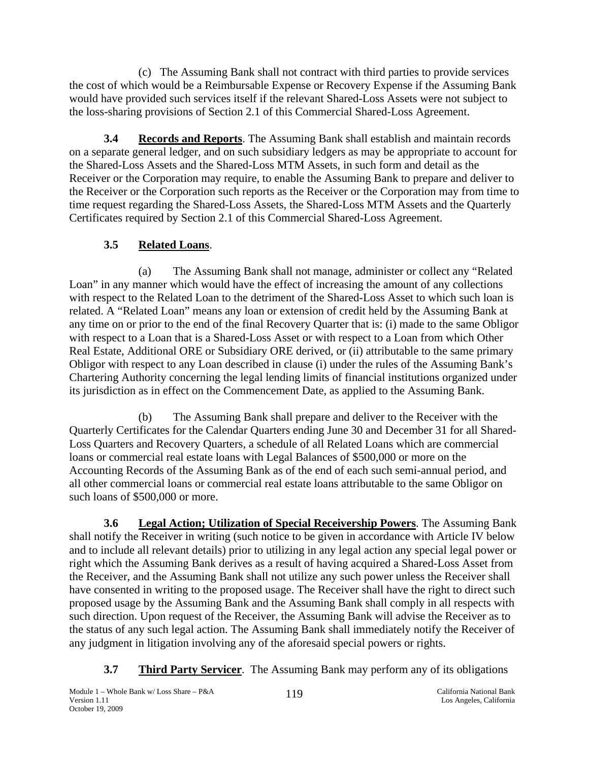(c) The Assuming Bank shall not contract with third parties to provide services the cost of which would be a Reimbursable Expense or Recovery Expense if the Assuming Bank would have provided such services itself if the relevant Shared-Loss Assets were not subject to the loss-sharing provisions of Section 2.1 of this Commercial Shared-Loss Agreement.

**3.4 Records and Reports**. The Assuming Bank shall establish and maintain records on a separate general ledger, and on such subsidiary ledgers as may be appropriate to account for the Shared-Loss Assets and the Shared-Loss MTM Assets, in such form and detail as the Receiver or the Corporation may require, to enable the Assuming Bank to prepare and deliver to the Receiver or the Corporation such reports as the Receiver or the Corporation may from time to time request regarding the Shared-Loss Assets, the Shared-Loss MTM Assets and the Quarterly Certificates required by Section 2.1 of this Commercial Shared-Loss Agreement.

**3.5 Related Loans**.

(a) The Assuming Bank shall not manage, administer or collect any "Related Loan" in any manner which would have the effect of increasing the amount of any collections with respect to the Related Loan to the detriment of the Shared-Loss Asset to which such loan is related. A "Related Loan" means any loan or extension of credit held by the Assuming Bank at any time on or prior to the end of the final Recovery Quarter that is: (i) made to the same Obligor with respect to a Loan that is a Shared-Loss Asset or with respect to a Loan from which Other Real Estate, Additional ORE or Subsidiary ORE derived, or (ii) attributable to the same primary Obligor with respect to any Loan described in clause (i) under the rules of the Assuming Bank's Chartering Authority concerning the legal lending limits of financial institutions organized under its jurisdiction as in effect on the Commencement Date, as applied to the Assuming Bank.

(b) The Assuming Bank shall prepare and deliver to the Receiver with the Quarterly Certificates for the Calendar Quarters ending June 30 and December 31 for all Shared-Loss Quarters and Recovery Quarters, a schedule of all Related Loans which are commercial loans or commercial real estate loans with Legal Balances of $500,000 or more on the Accounting Records of the Assuming Bank as of the end of each such semi-annual period, and all other commercial loans or commercial real estate loans attributable to the same Obligor on such loans of $500,000 or more.

**3.6 Legal Action; Utilization of Special Receivership Powers**. The Assuming Bank shall notify the Receiver in writing (such notice to be given in accordance with Article IV below and to include all relevant details) prior to utilizing in any legal action any special legal power or right which the Assuming Bank derives as a result of having acquired a Shared-Loss Asset from the Receiver, and the Assuming Bank shall not utilize any such power unless the Receiver shall have consented in writing to the proposed usage. The Receiver shall have the right to direct such proposed usage by the Assuming Bank and the Assuming Bank shall comply in all respects with such direction. Upon request of the Receiver, the Assuming Bank will advise the Receiver as to the status of any such legal action. The Assuming Bank shall immediately notify the Receiver of any judgment in litigation involving any of the aforesaid special powers or rights.

**3.7 Third Party Servicer**. The Assuming Bank may perform any of its obligations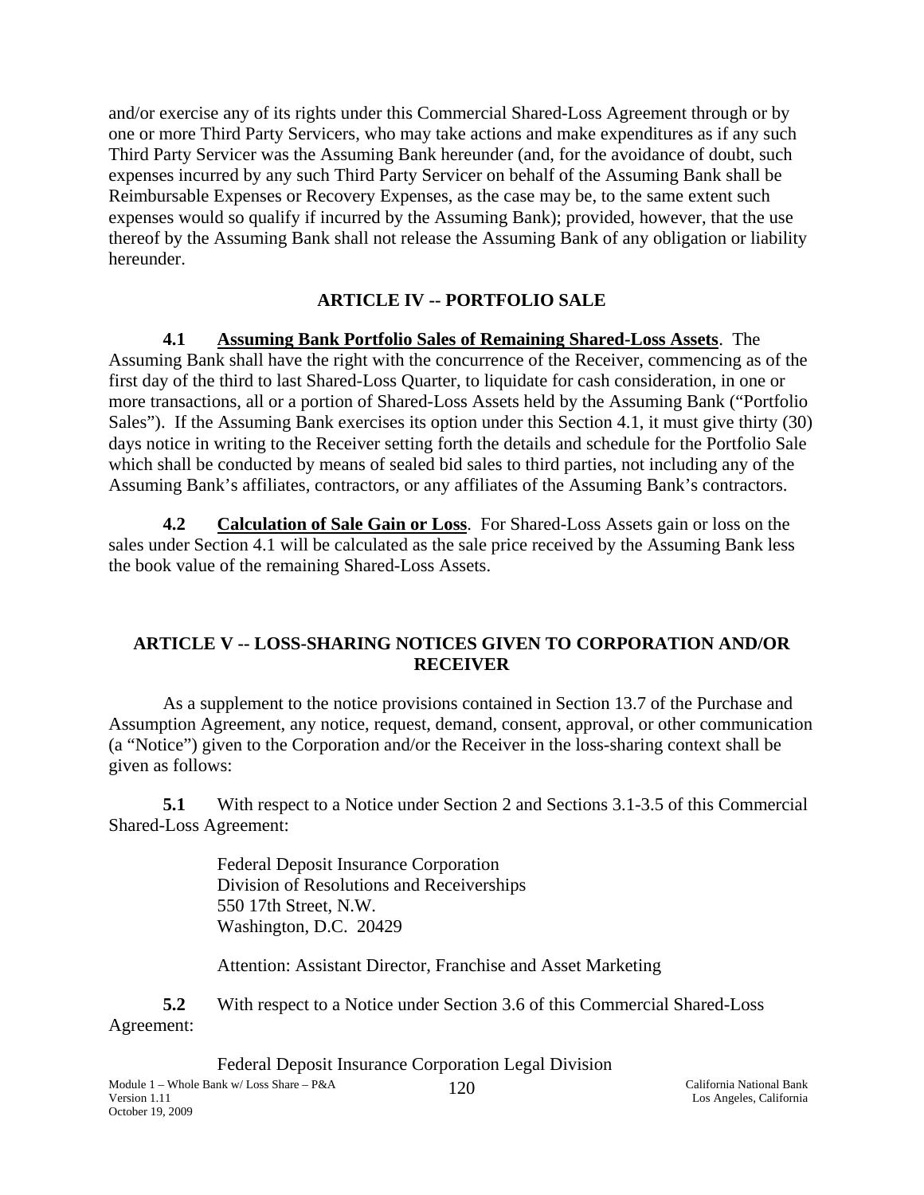and/or exercise any of its rights under this Commercial Shared-Loss Agreement through or by one or more Third Party Servicers, who may take actions and make expenditures as if any such Third Party Servicer was the Assuming Bank hereunder (and, for the avoidance of doubt, such expenses incurred by any such Third Party Servicer on behalf of the Assuming Bank shall be Reimbursable Expenses or Recovery Expenses, as the case may be, to the same extent such expenses would so qualify if incurred by the Assuming Bank); provided, however, that the use thereof by the Assuming Bank shall not release the Assuming Bank of any obligation or liability hereunder.

## ARTICLE IV -- PORTFOLIO SALE

**4.1 <u>Assuming Bank Portfolio Sales of Remaining Shared-Loss Assets</u>**. The Assuming Bank shall have the right with the concurrence of the Receiver, commencing as of the first day of the third to last Shared-Loss Quarter, to liquidate for cash consideration, in one or more transactions, all or a portion of Shared-Loss Assets held by the Assuming Bank ("Portfolio Sales"). If the Assuming Bank exercises its option under this Section 4.1, it must give thirty (30) days notice in writing to the Receiver setting forth the details and schedule for the Portfolio Sale which shall be conducted by means of sealed bid sales to third parties, not including any of the Assuming Bank's affiliates, contractors, or any affiliates of the Assuming Bank's contractors.

**4.2 <u>Calculation of Sale Gain or Loss</u>**. For Shared-Loss Assets gain or loss on the sales under Section 4.1 will be calculated as the sale price received by the Assuming Bank less the book value of the remaining Shared-Loss Assets.

## ARTICLE V -- LOSS-SHARING NOTICES GIVEN TO CORPORATION AND/OR RECEIVER

As a supplement to the notice provisions contained in Section 13.7 of the Purchase and Assumption Agreement, any notice, request, demand, consent, approval, or other communication (a "Notice") given to the Corporation and/or the Receiver in the loss-sharing context shall be given as follows:

**5.1** With respect to a Notice under Section 2 and Sections 3.1-3.5 of this Commercial Shared-Loss Agreement:

Federal Deposit Insurance Corporation
Division of Resolutions and Receiverships
550 17th Street, N.W.
Washington, D.C. 20429

Attention: Assistant Director, Franchise and Asset Marketing

**5.2** With respect to a Notice under Section 3.6 of this Commercial Shared-Loss Agreement:

Federal Deposit Insurance Corporation Legal Division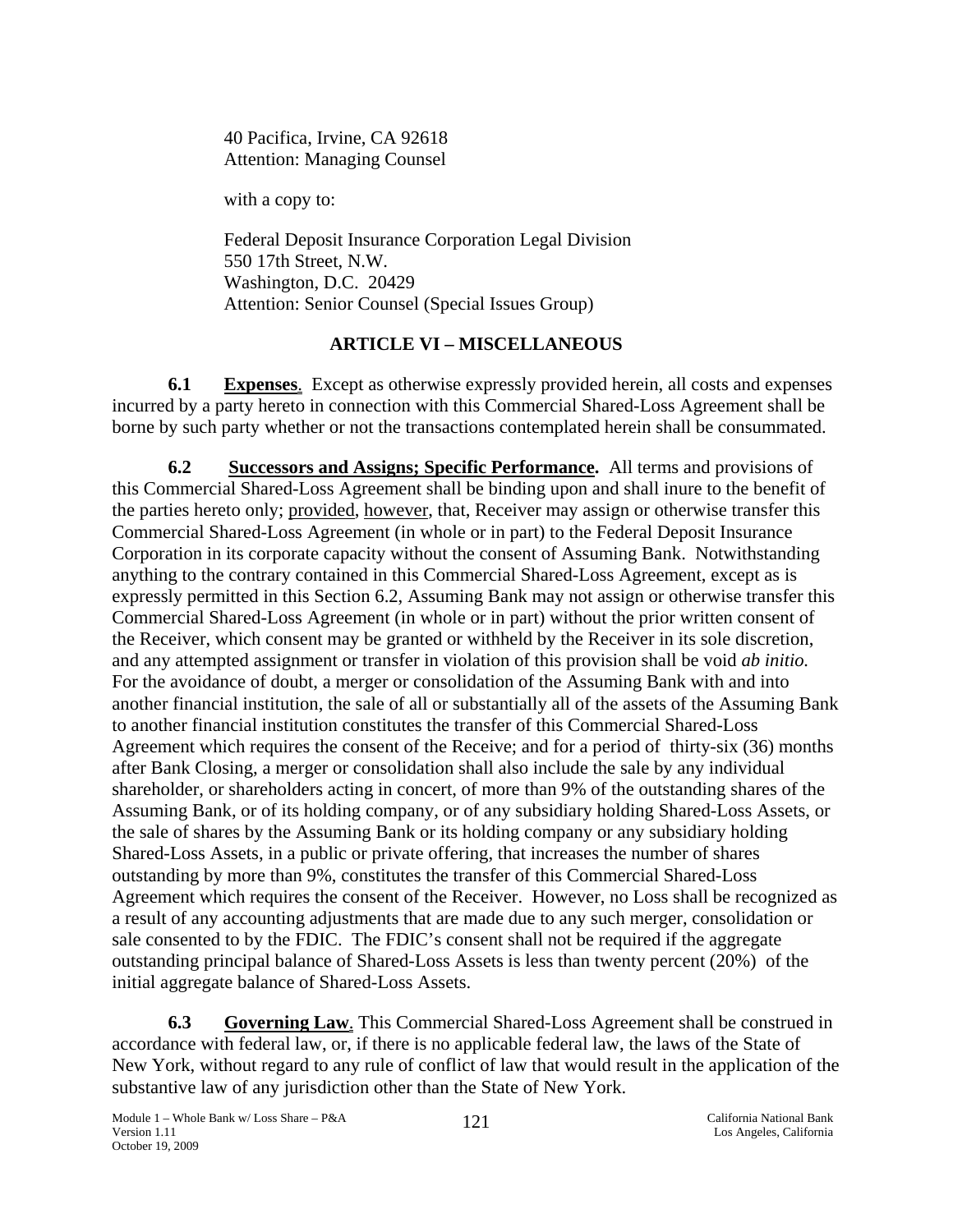40 Pacifica, Irvine, CA 92618
Attention: Managing Counsel

with a copy to:

Federal Deposit Insurance Corporation Legal Division
550 17th Street, N.W.
Washington, D.C. 20429
Attention: Senior Counsel (Special Issues Group)

## ARTICLE VI – MISCELLANEOUS

**6.1 Expenses**. Except as otherwise expressly provided herein, all costs and expenses incurred by a party hereto in connection with this Commercial Shared-Loss Agreement shall be borne by such party whether or not the transactions contemplated herein shall be consummated.

**6.2 Successors and Assigns; Specific Performance.** All terms and provisions of this Commercial Shared-Loss Agreement shall be binding upon and shall inure to the benefit of the parties hereto only; provided, however, that, Receiver may assign or otherwise transfer this Commercial Shared-Loss Agreement (in whole or in part) to the Federal Deposit Insurance Corporation in its corporate capacity without the consent of Assuming Bank. Notwithstanding anything to the contrary contained in this Commercial Shared-Loss Agreement, except as is expressly permitted in this Section 6.2, Assuming Bank may not assign or otherwise transfer this Commercial Shared-Loss Agreement (in whole or in part) without the prior written consent of the Receiver, which consent may be granted or withheld by the Receiver in its sole discretion, and any attempted assignment or transfer in violation of this provision shall be void *ab initio.* For the avoidance of doubt, a merger or consolidation of the Assuming Bank with and into another financial institution, the sale of all or substantially all of the assets of the Assuming Bank to another financial institution constitutes the transfer of this Commercial Shared-Loss Agreement which requires the consent of the Receive; and for a period of thirty-six (36) months after Bank Closing, a merger or consolidation shall also include the sale by any individual shareholder, or shareholders acting in concert, of more than 9% of the outstanding shares of the Assuming Bank, or of its holding company, or of any subsidiary holding Shared-Loss Assets, or the sale of shares by the Assuming Bank or its holding company or any subsidiary holding Shared-Loss Assets, in a public or private offering, that increases the number of shares outstanding by more than 9%, constitutes the transfer of this Commercial Shared-Loss Agreement which requires the consent of the Receiver. However, no Loss shall be recognized as a result of any accounting adjustments that are made due to any such merger, consolidation or sale consented to by the FDIC. The FDIC's consent shall not be required if the aggregate outstanding principal balance of Shared-Loss Assets is less than twenty percent (20%) of the initial aggregate balance of Shared-Loss Assets.

**6.3 Governing Law**. This Commercial Shared-Loss Agreement shall be construed in accordance with federal law, or, if there is no applicable federal law, the laws of the State of New York, without regard to any rule of conflict of law that would result in the application of the substantive law of any jurisdiction other than the State of New York.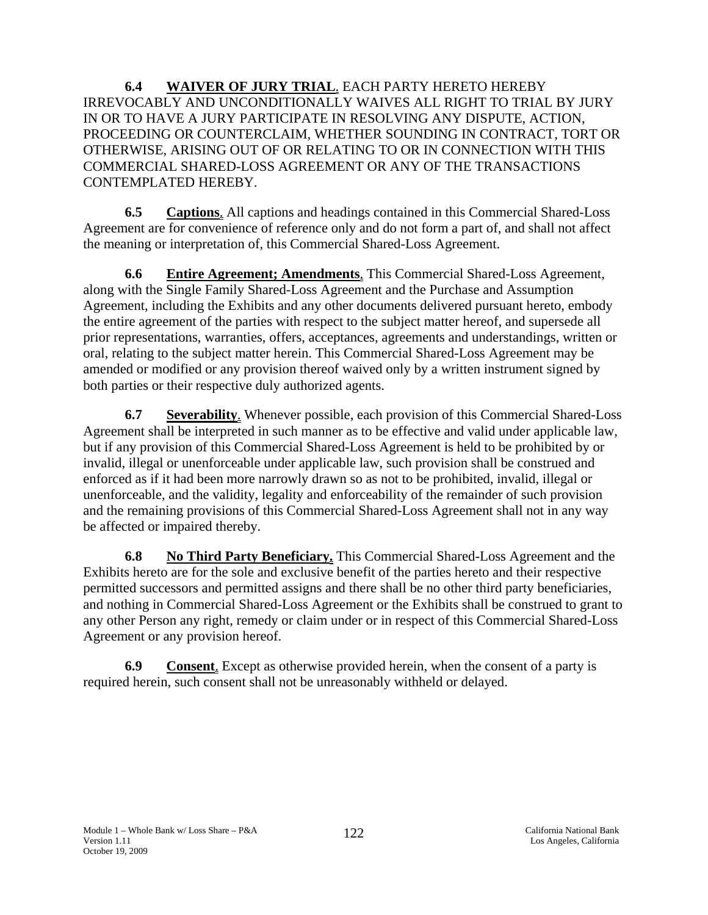**6.4 WAIVER OF JURY TRIAL**. EACH PARTY HERETO HEREBY IRREVOCABLY AND UNCONDITIONALLY WAIVES ALL RIGHT TO TRIAL BY JURY IN OR TO HAVE A JURY PARTICIPATE IN RESOLVING ANY DISPUTE, ACTION, PROCEEDING OR COUNTERCLAIM, WHETHER SOUNDING IN CONTRACT, TORT OR OTHERWISE, ARISING OUT OF OR RELATING TO OR IN CONNECTION WITH THIS COMMERCIAL SHARED-LOSS AGREEMENT OR ANY OF THE TRANSACTIONS CONTEMPLATED HEREBY.

**6.5 Captions**. All captions and headings contained in this Commercial Shared-Loss Agreement are for convenience of reference only and do not form a part of, and shall not affect the meaning or interpretation of, this Commercial Shared-Loss Agreement.

**6.6 Entire Agreement; Amendments**. This Commercial Shared-Loss Agreement, along with the Single Family Shared-Loss Agreement and the Purchase and Assumption Agreement, including the Exhibits and any other documents delivered pursuant hereto, embody the entire agreement of the parties with respect to the subject matter hereof, and supersede all prior representations, warranties, offers, acceptances, agreements and understandings, written or oral, relating to the subject matter herein. This Commercial Shared-Loss Agreement may be amended or modified or any provision thereof waived only by a written instrument signed by both parties or their respective duly authorized agents.

**6.7 Severability**. Whenever possible, each provision of this Commercial Shared-Loss Agreement shall be interpreted in such manner as to be effective and valid under applicable law, but if any provision of this Commercial Shared-Loss Agreement is held to be prohibited by or invalid, illegal or unenforceable under applicable law, such provision shall be construed and enforced as if it had been more narrowly drawn so as not to be prohibited, invalid, illegal or unenforceable, and the validity, legality and enforceability of the remainder of such provision and the remaining provisions of this Commercial Shared-Loss Agreement shall not in any way be affected or impaired thereby.

**6.8 No Third Party Beneficiary.** This Commercial Shared-Loss Agreement and the Exhibits hereto are for the sole and exclusive benefit of the parties hereto and their respective permitted successors and permitted assigns and there shall be no other third party beneficiaries, and nothing in Commercial Shared-Loss Agreement or the Exhibits shall be construed to grant to any other Person any right, remedy or claim under or in respect of this Commercial Shared-Loss Agreement or any provision hereof.

**6.9 Consent**. Except as otherwise provided herein, when the consent of a party is required herein, such consent shall not be unreasonably withheld or delayed.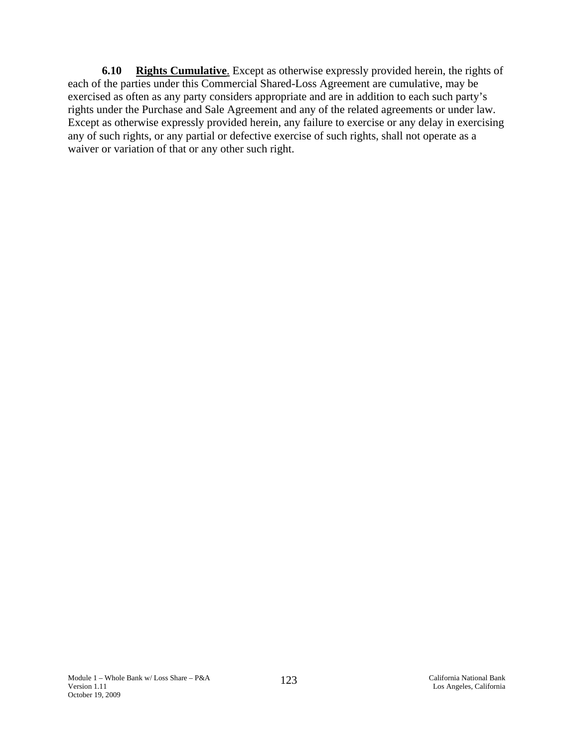**6.10 Rights Cumulative**. Except as otherwise expressly provided herein, the rights of each of the parties under this Commercial Shared-Loss Agreement are cumulative, may be exercised as often as any party considers appropriate and are in addition to each such party's rights under the Purchase and Sale Agreement and any of the related agreements or under law. Except as otherwise expressly provided herein, any failure to exercise or any delay in exercising any of such rights, or any partial or defective exercise of such rights, shall not operate as a waiver or variation of that or any other such right.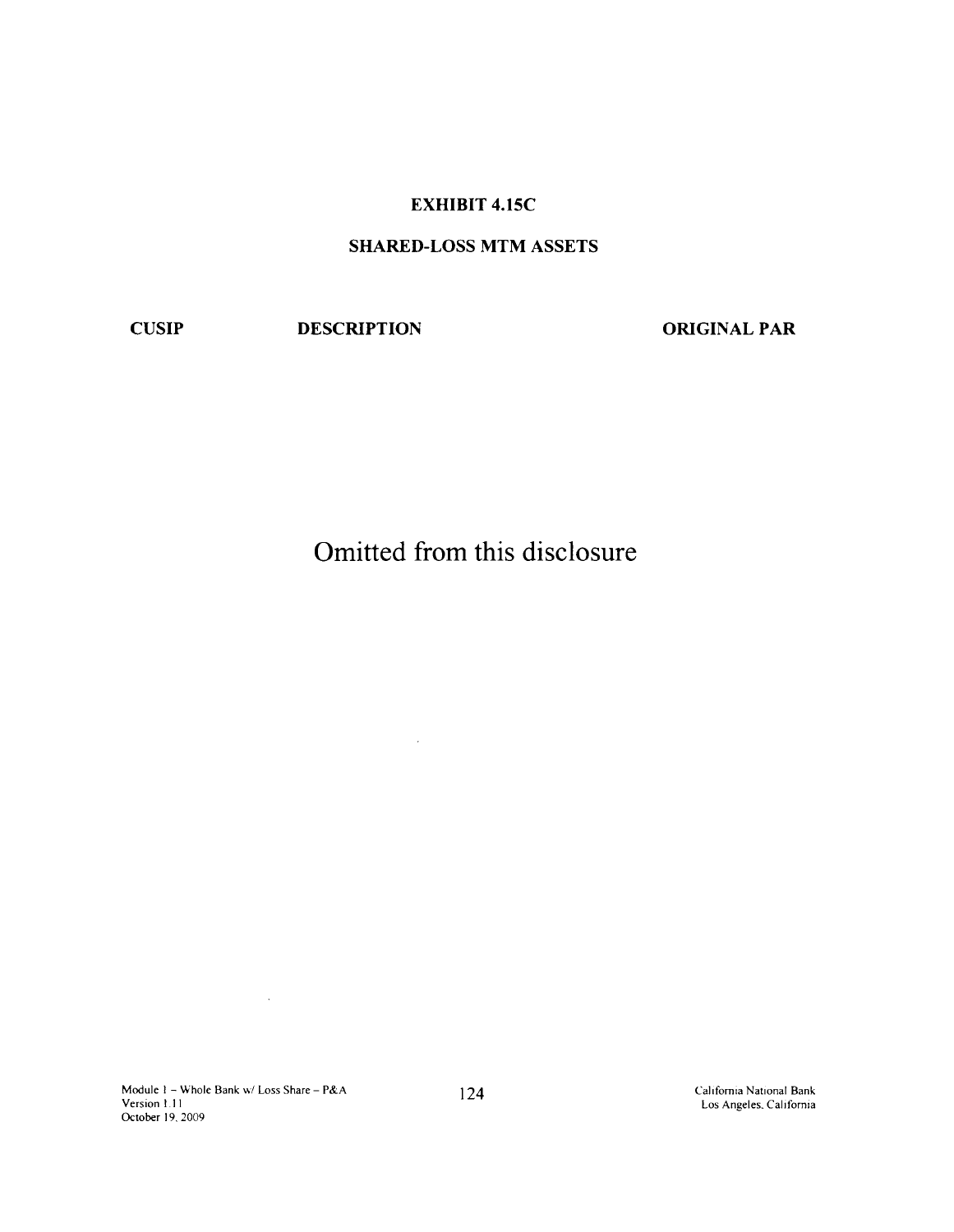# EXHIBIT 4.15C

## SHARED-LOSS MTM ASSETS

| CUSIP | DESCRIPTION | ORIGINAL PAR |
|---|---|---|

Omitted from this disclosure